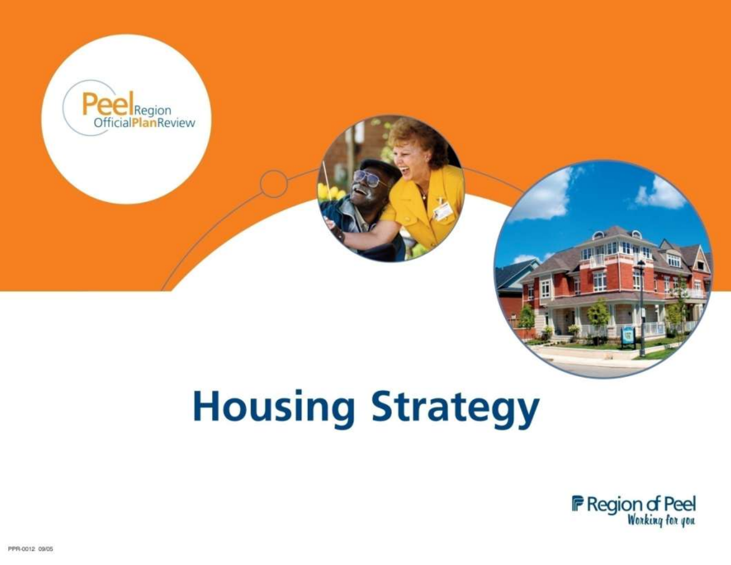Peel Region Official Plan Review

# Housing Strategy

Region of Peel
*Working for you*

PPR-0012 09/05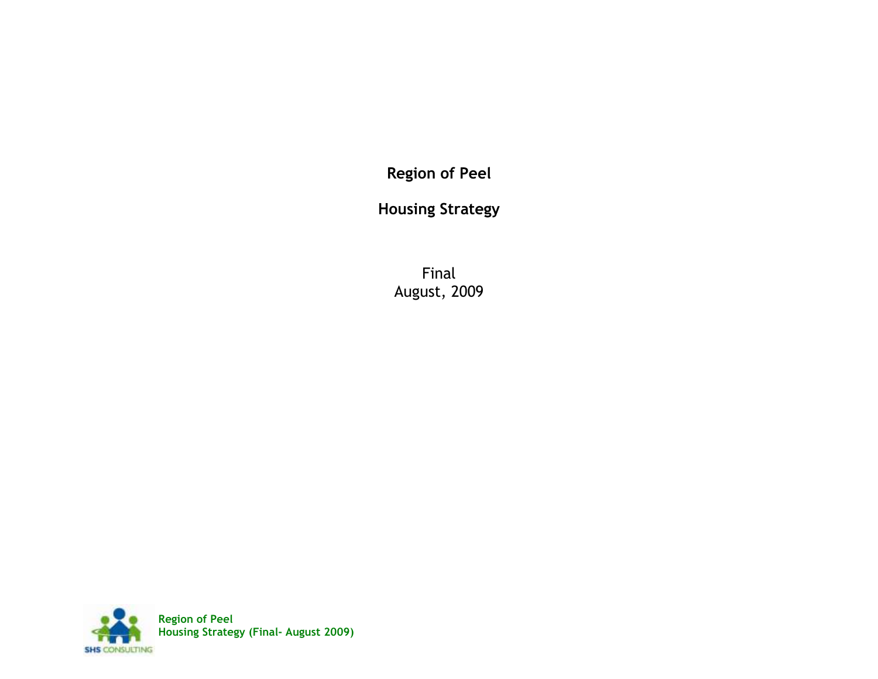**Region of Peel**

**Housing Strategy**

Final
August, 2009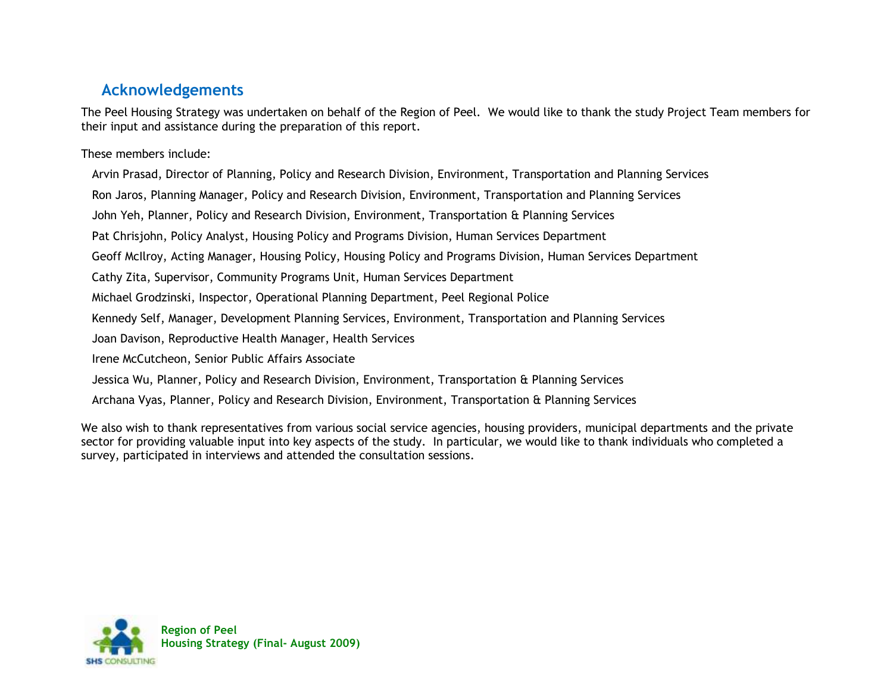## Acknowledgements

The Peel Housing Strategy was undertaken on behalf of the Region of Peel. We would like to thank the study Project Team members for their input and assistance during the preparation of this report.

These members include:

Arvin Prasad, Director of Planning, Policy and Research Division, Environment, Transportation and Planning Services

Ron Jaros, Planning Manager, Policy and Research Division, Environment, Transportation and Planning Services

John Yeh, Planner, Policy and Research Division, Environment, Transportation & Planning Services

Pat Chrisjohn, Policy Analyst, Housing Policy and Programs Division, Human Services Department

Geoff McIlroy, Acting Manager, Housing Policy, Housing Policy and Programs Division, Human Services Department

Cathy Zita, Supervisor, Community Programs Unit, Human Services Department

Michael Grodzinski, Inspector, Operational Planning Department, Peel Regional Police

Kennedy Self, Manager, Development Planning Services, Environment, Transportation and Planning Services

Joan Davison, Reproductive Health Manager, Health Services

Irene McCutcheon, Senior Public Affairs Associate

Jessica Wu, Planner, Policy and Research Division, Environment, Transportation & Planning Services

Archana Vyas, Planner, Policy and Research Division, Environment, Transportation & Planning Services

We also wish to thank representatives from various social service agencies, housing providers, municipal departments and the private sector for providing valuable input into key aspects of the study. In particular, we would like to thank individuals who completed a survey, participated in interviews and attended the consultation sessions.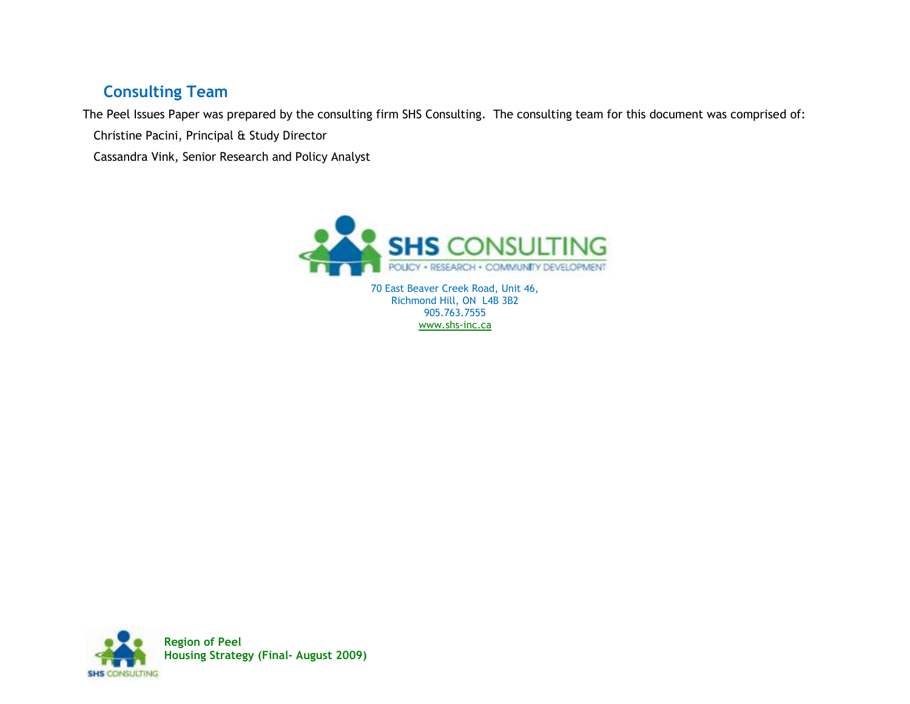## Consulting Team

The Peel Issues Paper was prepared by the consulting firm SHS Consulting. The consulting team for this document was comprised of:

Christine Pacini, Principal & Study Director

Cassandra Vink, Senior Research and Policy Analyst

SHS CONSULTING

POLICY • RESEARCH • COMMUNITY DEVELOPMENT

70 East Beaver Creek Road, Unit 46,
Richmond Hill, ON L4B 3B2
905.763.7555
www.shs-inc.ca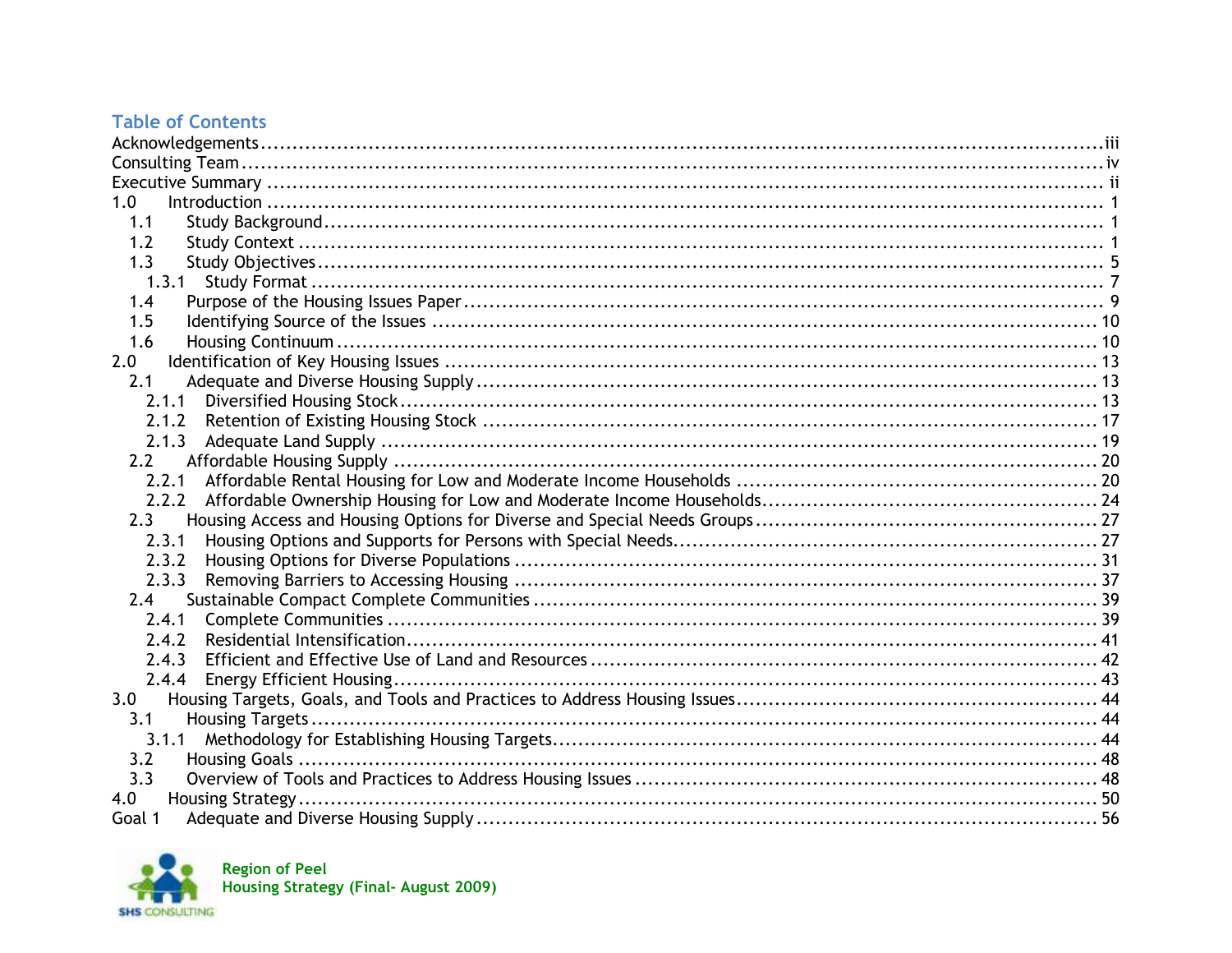## Table of Contents

Acknowledgements ... iii
Consulting Team ... iv
Executive Summary ... ii
1.0 Introduction ... 1
- 1.1 Study Background ... 1
- 1.2 Study Context ... 1
- 1.3 Study Objectives ... 5
  - 1.3.1 Study Format ... 7
- 1.4 Purpose of the Housing Issues Paper ... 9
- 1.5 Identifying Source of the Issues ... 10
- 1.6 Housing Continuum ... 10

2.0 Identification of Key Housing Issues ... 13
- 2.1 Adequate and Diverse Housing Supply ... 13
  - 2.1.1 Diversified Housing Stock ... 13
  - 2.1.2 Retention of Existing Housing Stock ... 17
  - 2.1.3 Adequate Land Supply ... 19
- 2.2 Affordable Housing Supply ... 20
  - 2.2.1 Affordable Rental Housing for Low and Moderate Income Households ... 20
  - 2.2.2 Affordable Ownership Housing for Low and Moderate Income Households ... 24
- 2.3 Housing Access and Housing Options for Diverse and Special Needs Groups ... 27
  - 2.3.1 Housing Options and Supports for Persons with Special Needs ... 27
  - 2.3.2 Housing Options for Diverse Populations ... 31
  - 2.3.3 Removing Barriers to Accessing Housing ... 37
- 2.4 Sustainable Compact Complete Communities ... 39
  - 2.4.1 Complete Communities ... 39
  - 2.4.2 Residential Intensification ... 41
  - 2.4.3 Efficient and Effective Use of Land and Resources ... 42
  - 2.4.4 Energy Efficient Housing ... 43

3.0 Housing Targets, Goals, and Tools and Practices to Address Housing Issues ... 44
- 3.1 Housing Targets ... 44
  - 3.1.1 Methodology for Establishing Housing Targets ... 44
- 3.2 Housing Goals ... 48
- 3.3 Overview of Tools and Practices to Address Housing Issues ... 48

4.0 Housing Strategy ... 50

Goal 1 Adequate and Diverse Housing Supply ... 56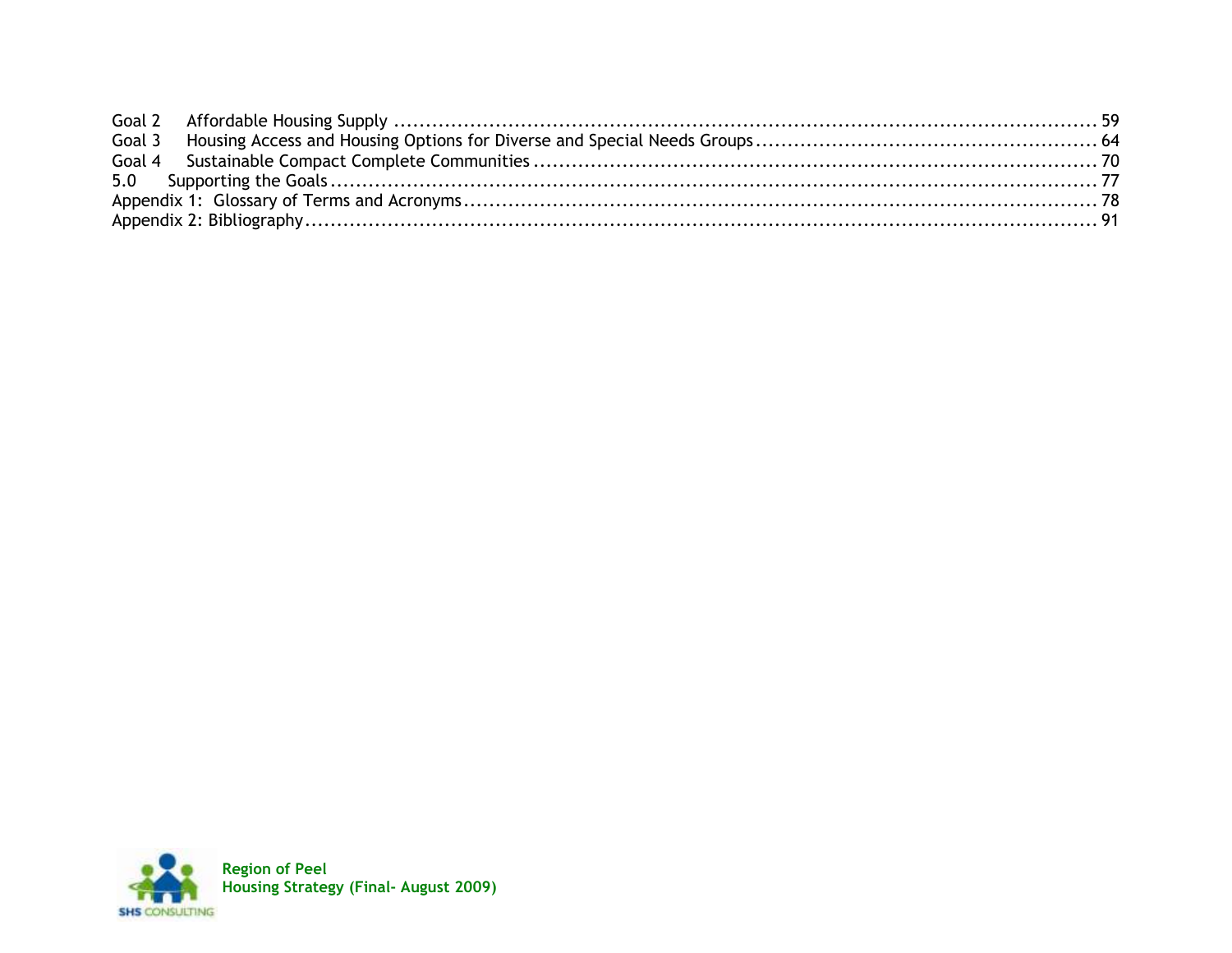Goal 2 Affordable Housing Supply ........................................................................................................... 59
Goal 3 Housing Access and Housing Options for Diverse and Special Needs Groups ........................................... 64
Goal 4 Sustainable Compact Complete Communities ....................................................................................... 70
5.0 Supporting the Goals ................................................................................................................................ 77
Appendix 1: Glossary of Terms and Acronyms ................................................................................................. 78
Appendix 2: Bibliography ................................................................................................................................ 91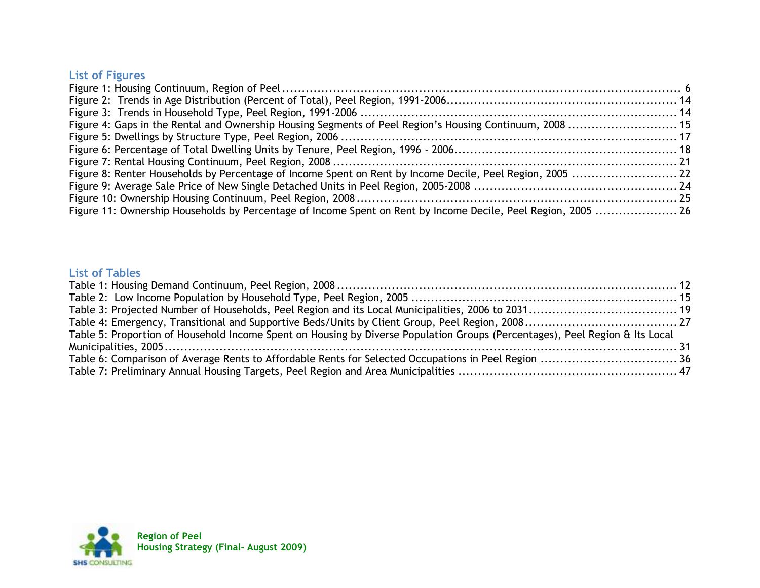## List of Figures

Figure 1: Housing Continuum, Region of Peel ........................................................................................................ 6
Figure 2: Trends in Age Distribution (Percent of Total), Peel Region, 1991-2006 ............................................... 14
Figure 3: Trends in Household Type, Peel Region, 1991-2006 ........................................................................... 14
Figure 4: Gaps in the Rental and Ownership Housing Segments of Peel Region's Housing Continuum, 2008 ........................... 15
Figure 5: Dwellings by Structure Type, Peel Region, 2006 .............................................................................. 17
Figure 6: Percentage of Total Dwelling Units by Tenure, Peel Region, 1996 - 2006 ................................................ 18
Figure 7: Rental Housing Continuum, Peel Region, 2008 ................................................................................. 21
Figure 8: Renter Households by Percentage of Income Spent on Rent by Income Decile, Peel Region, 2005 ........................... 22
Figure 9: Average Sale Price of New Single Detached Units in Peel Region, 2005-2008 ............................................ 24
Figure 10: Ownership Housing Continuum, Peel Region, 2008 ............................................................................ 25
Figure 11: Ownership Households by Percentage of Income Spent on Rent by Income Decile, Peel Region, 2005 ..................... 26

## List of Tables

Table 1: Housing Demand Continuum, Peel Region, 2008 ................................................................................. 12
Table 2: Low Income Population by Household Type, Peel Region, 2005 ............................................................ 15
Table 3: Projected Number of Households, Peel Region and its Local Municipalities, 2006 to 2031 ................................ 19
Table 4: Emergency, Transitional and Supportive Beds/Units by Client Group, Peel Region, 2008 ................................. 27
Table 5: Proportion of Household Income Spent on Housing by Diverse Population Groups (Percentages), Peel Region & Its Local Municipalities, 2005 ........................................................................................................................ 31
Table 6: Comparison of Average Rents to Affordable Rents for Selected Occupations in Peel Region .............................. 36
Table 7: Preliminary Annual Housing Targets, Peel Region and Area Municipalities .................................................. 47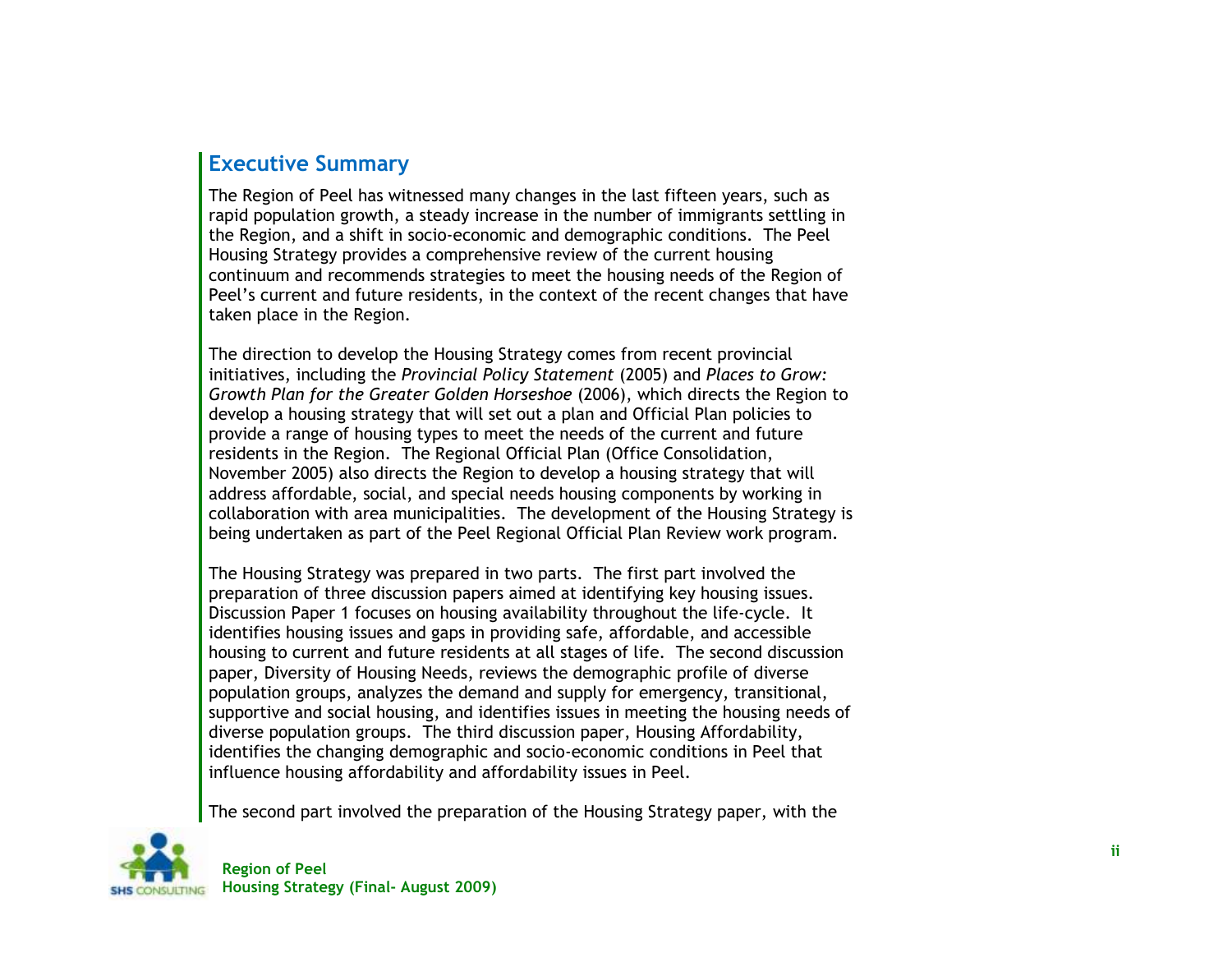## Executive Summary

The Region of Peel has witnessed many changes in the last fifteen years, such as rapid population growth, a steady increase in the number of immigrants settling in the Region, and a shift in socio-economic and demographic conditions. The Peel Housing Strategy provides a comprehensive review of the current housing continuum and recommends strategies to meet the housing needs of the Region of Peel's current and future residents, in the context of the recent changes that have taken place in the Region.

The direction to develop the Housing Strategy comes from recent provincial initiatives, including the *Provincial Policy Statement* (2005) and *Places to Grow: Growth Plan for the Greater Golden Horseshoe* (2006), which directs the Region to develop a housing strategy that will set out a plan and Official Plan policies to provide a range of housing types to meet the needs of the current and future residents in the Region. The Regional Official Plan (Office Consolidation, November 2005) also directs the Region to develop a housing strategy that will address affordable, social, and special needs housing components by working in collaboration with area municipalities. The development of the Housing Strategy is being undertaken as part of the Peel Regional Official Plan Review work program.

The Housing Strategy was prepared in two parts. The first part involved the preparation of three discussion papers aimed at identifying key housing issues. Discussion Paper 1 focuses on housing availability throughout the life-cycle. It identifies housing issues and gaps in providing safe, affordable, and accessible housing to current and future residents at all stages of life. The second discussion paper, Diversity of Housing Needs, reviews the demographic profile of diverse population groups, analyzes the demand and supply for emergency, transitional, supportive and social housing, and identifies issues in meeting the housing needs of diverse population groups. The third discussion paper, Housing Affordability, identifies the changing demographic and socio-economic conditions in Peel that influence housing affordability and affordability issues in Peel.

The second part involved the preparation of the Housing Strategy paper, with the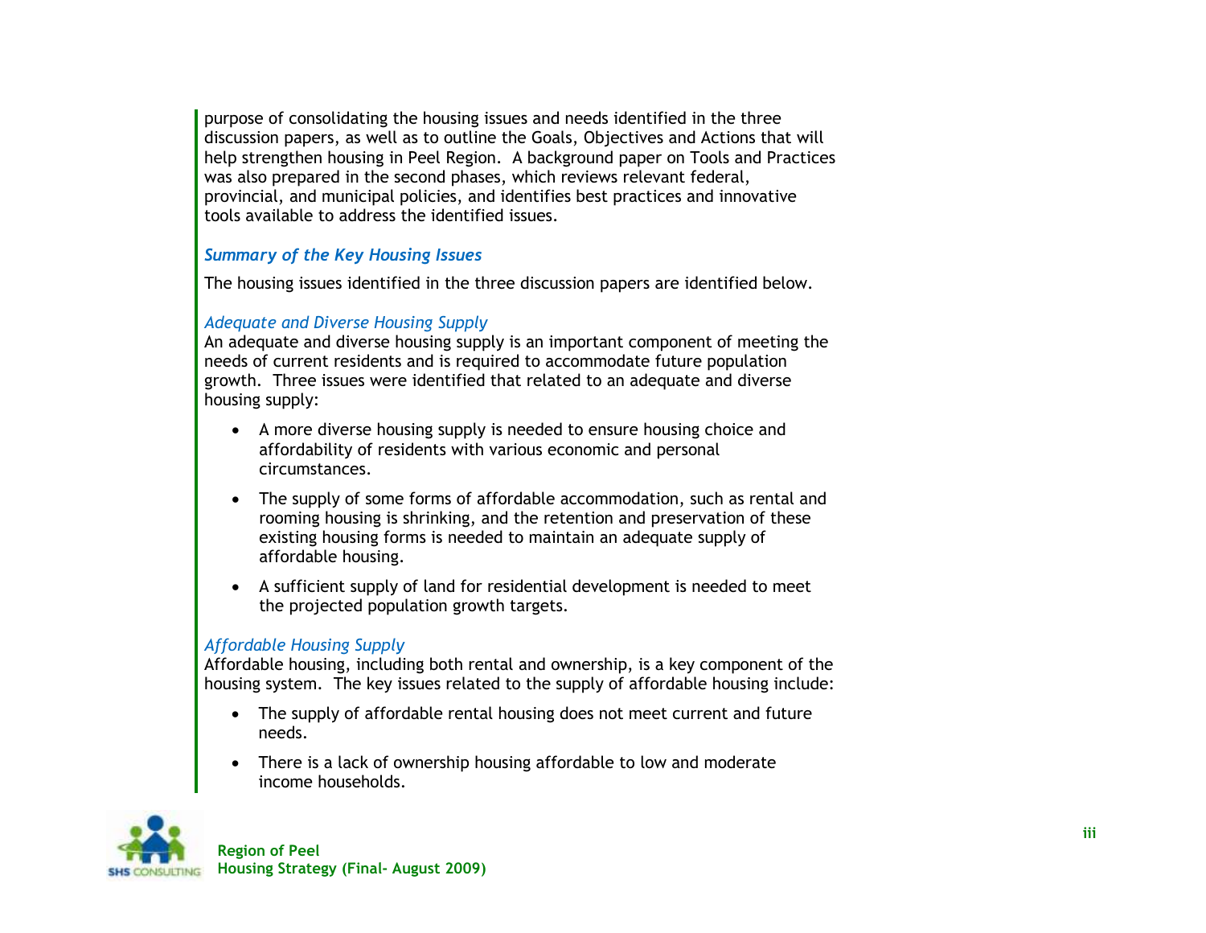purpose of consolidating the housing issues and needs identified in the three discussion papers, as well as to outline the Goals, Objectives and Actions that will help strengthen housing in Peel Region. A background paper on Tools and Practices was also prepared in the second phases, which reviews relevant federal, provincial, and municipal policies, and identifies best practices and innovative tools available to address the identified issues.

### *Summary of the Key Housing Issues*

The housing issues identified in the three discussion papers are identified below.

#### *Adequate and Diverse Housing Supply*

An adequate and diverse housing supply is an important component of meeting the needs of current residents and is required to accommodate future population growth. Three issues were identified that related to an adequate and diverse housing supply:

- A more diverse housing supply is needed to ensure housing choice and affordability of residents with various economic and personal circumstances.
- The supply of some forms of affordable accommodation, such as rental and rooming housing is shrinking, and the retention and preservation of these existing housing forms is needed to maintain an adequate supply of affordable housing.
- A sufficient supply of land for residential development is needed to meet the projected population growth targets.

#### *Affordable Housing Supply*

Affordable housing, including both rental and ownership, is a key component of the housing system. The key issues related to the supply of affordable housing include:

- The supply of affordable rental housing does not meet current and future needs.
- There is a lack of ownership housing affordable to low and moderate income households.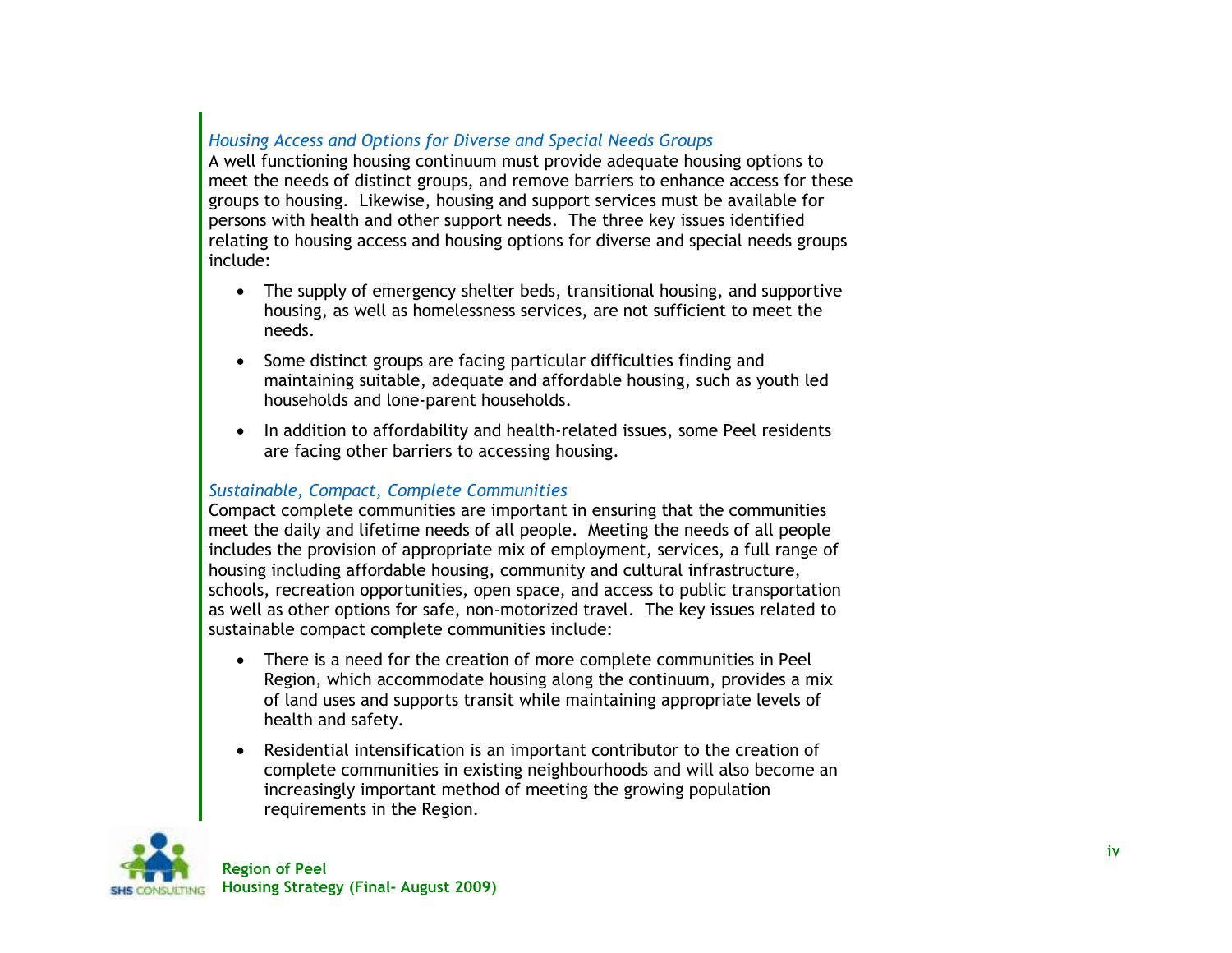*Housing Access and Options for Diverse and Special Needs Groups*

A well functioning housing continuum must provide adequate housing options to meet the needs of distinct groups, and remove barriers to enhance access for these groups to housing. Likewise, housing and support services must be available for persons with health and other support needs. The three key issues identified relating to housing access and housing options for diverse and special needs groups include:

- The supply of emergency shelter beds, transitional housing, and supportive housing, as well as homelessness services, are not sufficient to meet the needs.
- Some distinct groups are facing particular difficulties finding and maintaining suitable, adequate and affordable housing, such as youth led households and lone-parent households.
- In addition to affordability and health-related issues, some Peel residents are facing other barriers to accessing housing.

*Sustainable, Compact, Complete Communities*

Compact complete communities are important in ensuring that the communities meet the daily and lifetime needs of all people. Meeting the needs of all people includes the provision of appropriate mix of employment, services, a full range of housing including affordable housing, community and cultural infrastructure, schools, recreation opportunities, open space, and access to public transportation as well as other options for safe, non-motorized travel. The key issues related to sustainable compact complete communities include:

- There is a need for the creation of more complete communities in Peel Region, which accommodate housing along the continuum, provides a mix of land uses and supports transit while maintaining appropriate levels of health and safety.
- Residential intensification is an important contributor to the creation of complete communities in existing neighbourhoods and will also become an increasingly important method of meeting the growing population requirements in the Region.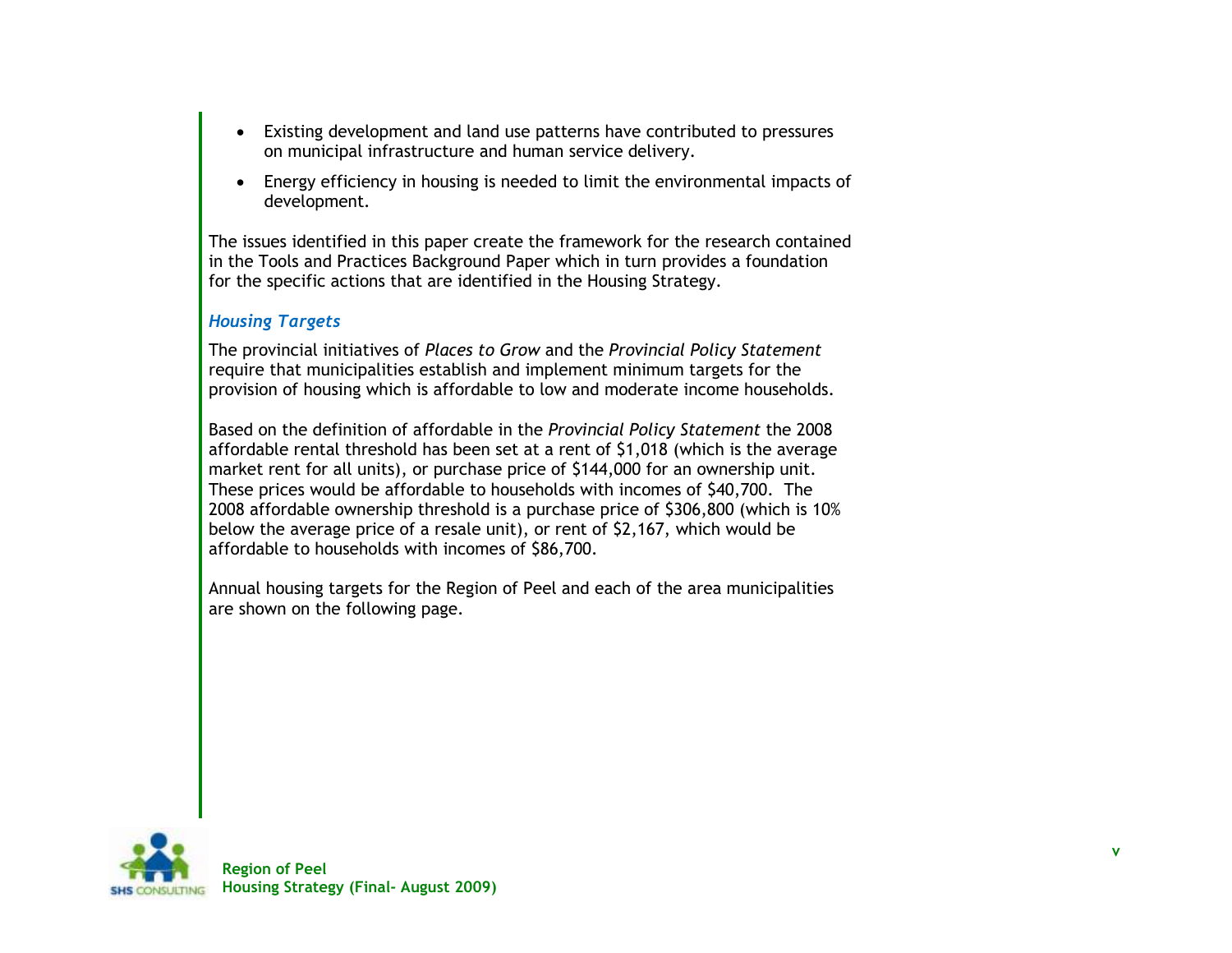- Existing development and land use patterns have contributed to pressures on municipal infrastructure and human service delivery.
- Energy efficiency in housing is needed to limit the environmental impacts of development.

The issues identified in this paper create the framework for the research contained in the Tools and Practices Background Paper which in turn provides a foundation for the specific actions that are identified in the Housing Strategy.

### *Housing Targets*

The provincial initiatives of *Places to Grow* and the *Provincial Policy Statement* require that municipalities establish and implement minimum targets for the provision of housing which is affordable to low and moderate income households.

Based on the definition of affordable in the *Provincial Policy Statement* the 2008 affordable rental threshold has been set at a rent of $1,018 (which is the average market rent for all units), or purchase price of $144,000 for an ownership unit. These prices would be affordable to households with incomes of $40,700. The 2008 affordable ownership threshold is a purchase price of $306,800 (which is 10% below the average price of a resale unit), or rent of $2,167, which would be affordable to households with incomes of $86,700.

Annual housing targets for the Region of Peel and each of the area municipalities are shown on the following page.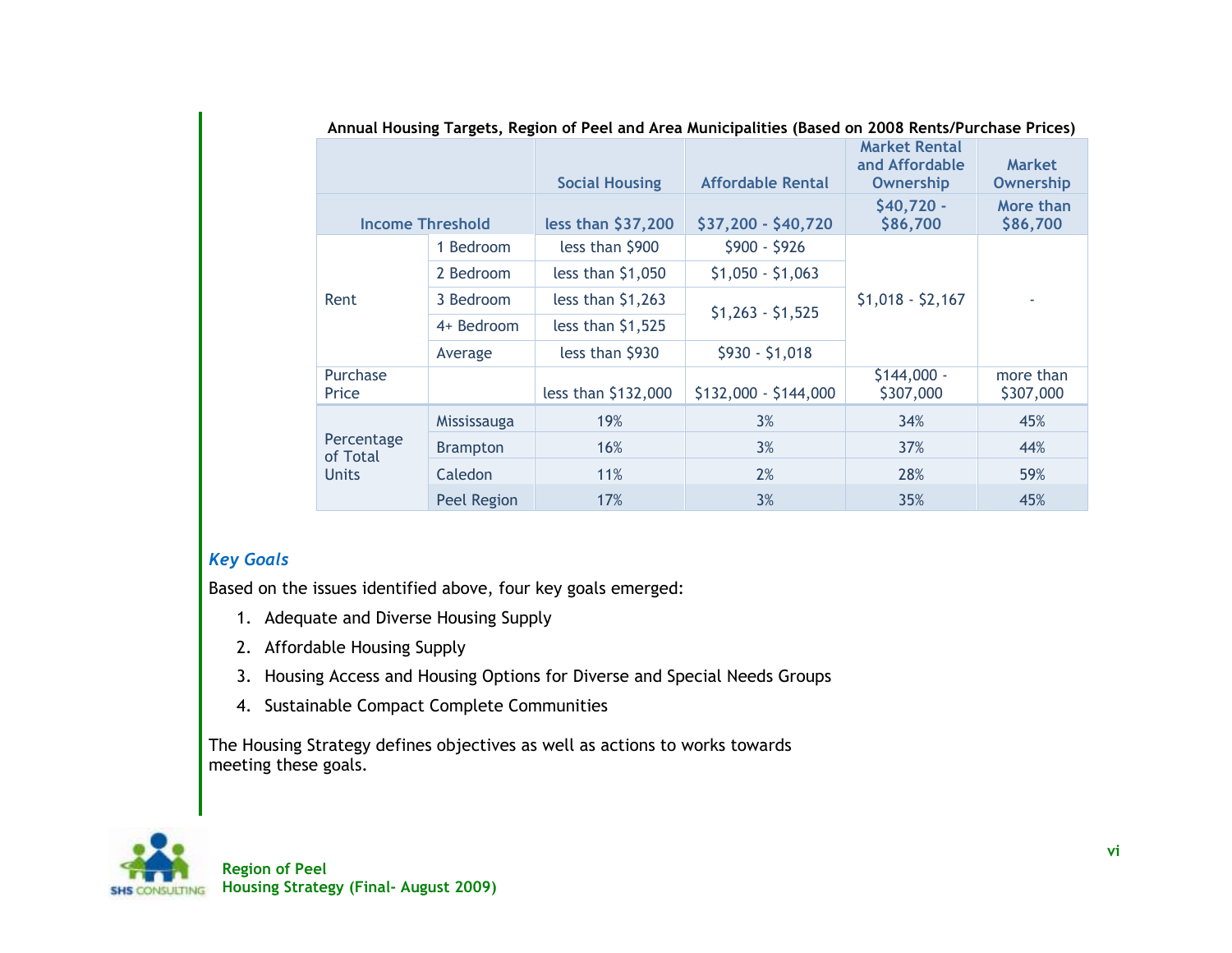**Annual Housing Targets, Region of Peel and Area Municipalities (Based on 2008 Rents/Purchase Prices)**

| | | Social Housing | Affordable Rental | Market Rental and Affordable Ownership | Market Ownership |
|---|---|---|---|---|---|
| Income Threshold | | less than $37,200 | $37,200 - $40,720 | $40,720 - $86,700 | More than $86,700 |
| Rent | 1 Bedroom | less than $900 | $900 - $926 | $1,018 - $2,167 | - |
| | 2 Bedroom | less than $1,050 | $1,050 - $1,063 | | |
| | 3 Bedroom | less than $1,263 | $1,263 - $1,525 | | |
| | 4+ Bedroom | less than $1,525 | | | |
| | Average | less than $930 | $930 - $1,018 | | |
| Purchase Price | | less than $132,000 | $132,000 - $144,000 | $144,000 - $307,000 | more than $307,000 |
| Percentage of Total Units | Mississauga | 19% | 3% | 34% | 45% |
| | Brampton | 16% | 3% | 37% | 44% |
| | Caledon | 11% | 2% | 28% | 59% |
| | Peel Region | 17% | 3% | 35% | 45% |

### *Key Goals*

Based on the issues identified above, four key goals emerged:

1. Adequate and Diverse Housing Supply
2. Affordable Housing Supply
3. Housing Access and Housing Options for Diverse and Special Needs Groups
4. Sustainable Compact Complete Communities

The Housing Strategy defines objectives as well as actions to works towards meeting these goals.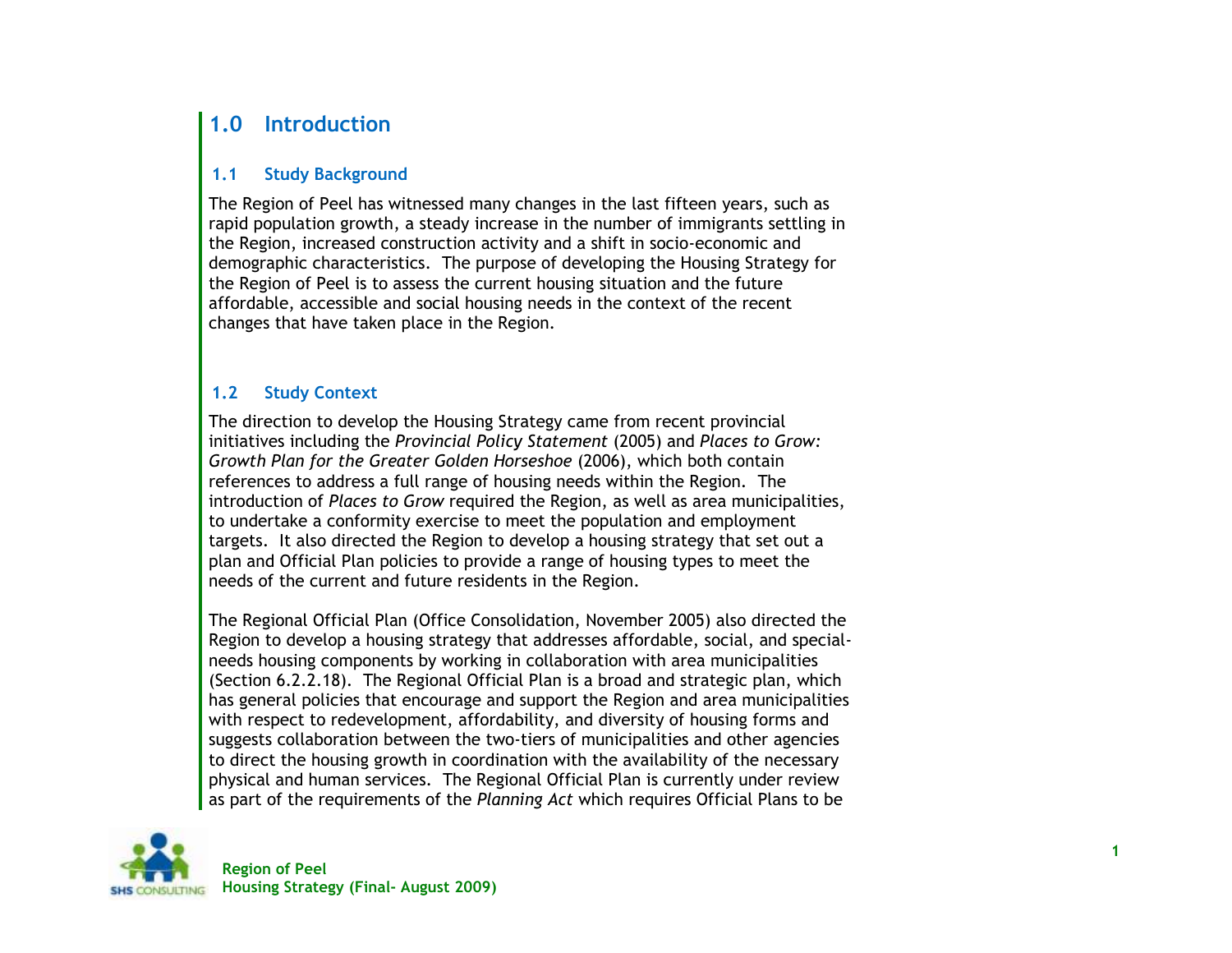# 1.0 Introduction

## 1.1 Study Background

The Region of Peel has witnessed many changes in the last fifteen years, such as rapid population growth, a steady increase in the number of immigrants settling in the Region, increased construction activity and a shift in socio-economic and demographic characteristics. The purpose of developing the Housing Strategy for the Region of Peel is to assess the current housing situation and the future affordable, accessible and social housing needs in the context of the recent changes that have taken place in the Region.

## 1.2 Study Context

The direction to develop the Housing Strategy came from recent provincial initiatives including the *Provincial Policy Statement* (2005) and *Places to Grow: Growth Plan for the Greater Golden Horseshoe* (2006), which both contain references to address a full range of housing needs within the Region. The introduction of *Places to Grow* required the Region, as well as area municipalities, to undertake a conformity exercise to meet the population and employment targets. It also directed the Region to develop a housing strategy that set out a plan and Official Plan policies to provide a range of housing types to meet the needs of the current and future residents in the Region.

The Regional Official Plan (Office Consolidation, November 2005) also directed the Region to develop a housing strategy that addresses affordable, social, and special-needs housing components by working in collaboration with area municipalities (Section 6.2.2.18). The Regional Official Plan is a broad and strategic plan, which has general policies that encourage and support the Region and area municipalities with respect to redevelopment, affordability, and diversity of housing forms and suggests collaboration between the two-tiers of municipalities and other agencies to direct the housing growth in coordination with the availability of the necessary physical and human services. The Regional Official Plan is currently under review as part of the requirements of the *Planning Act* which requires Official Plans to be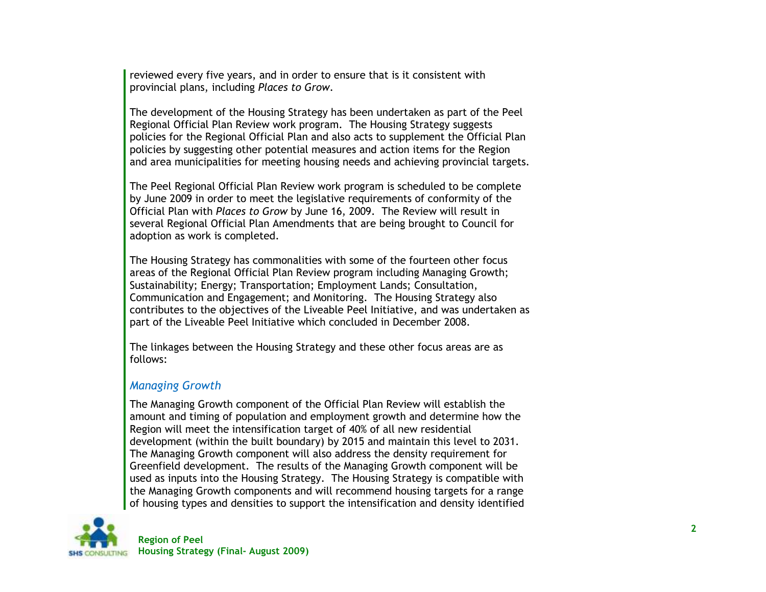reviewed every five years, and in order to ensure that is it consistent with provincial plans, including *Places to Grow*.

The development of the Housing Strategy has been undertaken as part of the Peel Regional Official Plan Review work program. The Housing Strategy suggests policies for the Regional Official Plan and also acts to supplement the Official Plan policies by suggesting other potential measures and action items for the Region and area municipalities for meeting housing needs and achieving provincial targets.

The Peel Regional Official Plan Review work program is scheduled to be complete by June 2009 in order to meet the legislative requirements of conformity of the Official Plan with *Places to Grow* by June 16, 2009. The Review will result in several Regional Official Plan Amendments that are being brought to Council for adoption as work is completed.

The Housing Strategy has commonalities with some of the fourteen other focus areas of the Regional Official Plan Review program including Managing Growth; Sustainability; Energy; Transportation; Employment Lands; Consultation, Communication and Engagement; and Monitoring. The Housing Strategy also contributes to the objectives of the Liveable Peel Initiative, and was undertaken as part of the Liveable Peel Initiative which concluded in December 2008.

The linkages between the Housing Strategy and these other focus areas are as follows:

### *Managing Growth*

The Managing Growth component of the Official Plan Review will establish the amount and timing of population and employment growth and determine how the Region will meet the intensification target of 40% of all new residential development (within the built boundary) by 2015 and maintain this level to 2031. The Managing Growth component will also address the density requirement for Greenfield development. The results of the Managing Growth component will be used as inputs into the Housing Strategy. The Housing Strategy is compatible with the Managing Growth components and will recommend housing targets for a range of housing types and densities to support the intensification and density identified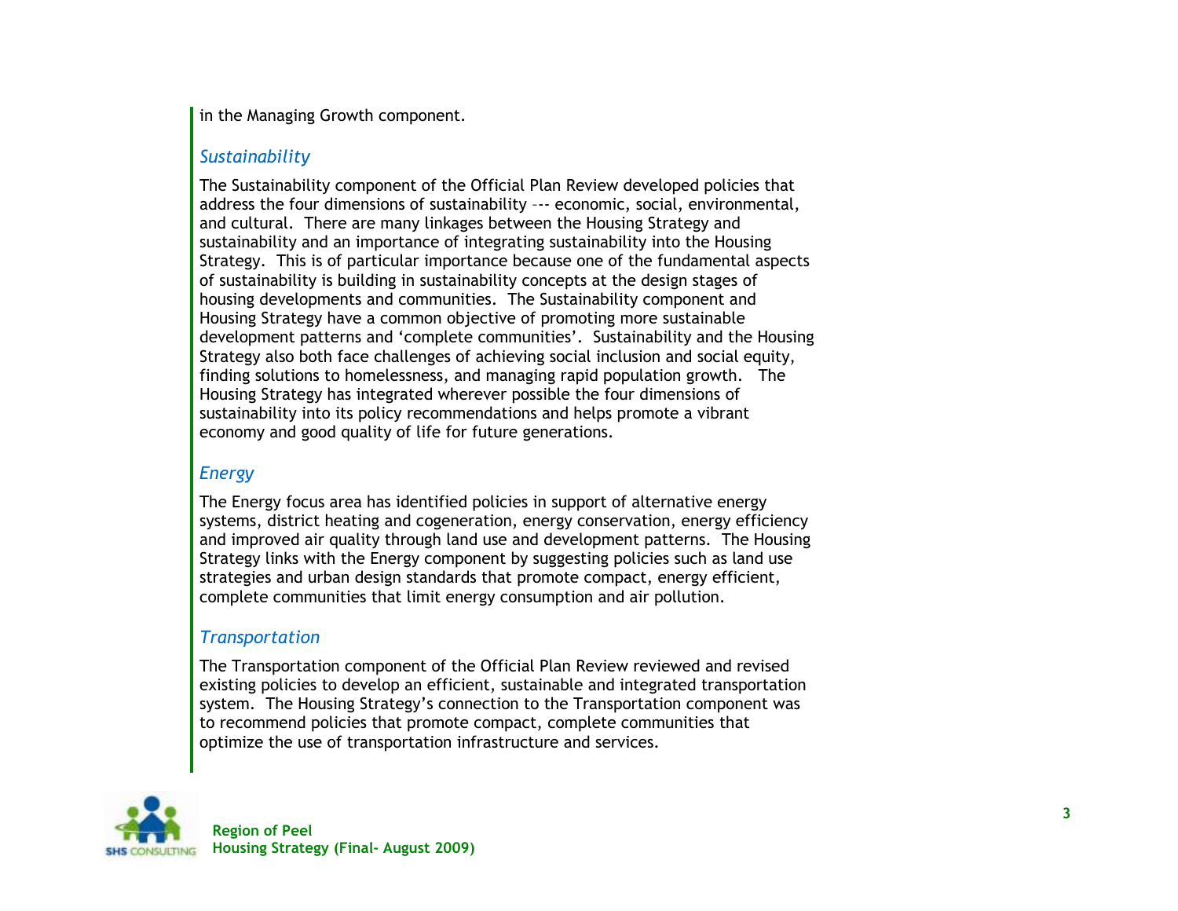in the Managing Growth component.

### *Sustainability*

The Sustainability component of the Official Plan Review developed policies that address the four dimensions of sustainability --- economic, social, environmental, and cultural. There are many linkages between the Housing Strategy and sustainability and an importance of integrating sustainability into the Housing Strategy. This is of particular importance because one of the fundamental aspects of sustainability is building in sustainability concepts at the design stages of housing developments and communities. The Sustainability component and Housing Strategy have a common objective of promoting more sustainable development patterns and 'complete communities'. Sustainability and the Housing Strategy also both face challenges of achieving social inclusion and social equity, finding solutions to homelessness, and managing rapid population growth. The Housing Strategy has integrated wherever possible the four dimensions of sustainability into its policy recommendations and helps promote a vibrant economy and good quality of life for future generations.

### *Energy*

The Energy focus area has identified policies in support of alternative energy systems, district heating and cogeneration, energy conservation, energy efficiency and improved air quality through land use and development patterns. The Housing Strategy links with the Energy component by suggesting policies such as land use strategies and urban design standards that promote compact, energy efficient, complete communities that limit energy consumption and air pollution.

### *Transportation*

The Transportation component of the Official Plan Review reviewed and revised existing policies to develop an efficient, sustainable and integrated transportation system. The Housing Strategy's connection to the Transportation component was to recommend policies that promote compact, complete communities that optimize the use of transportation infrastructure and services.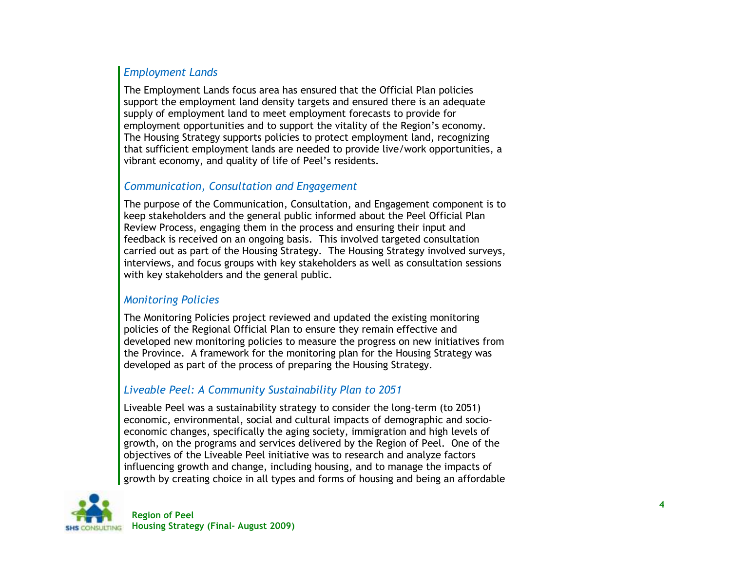### *Employment Lands*

The Employment Lands focus area has ensured that the Official Plan policies support the employment land density targets and ensured there is an adequate supply of employment land to meet employment forecasts to provide for employment opportunities and to support the vitality of the Region's economy. The Housing Strategy supports policies to protect employment land, recognizing that sufficient employment lands are needed to provide live/work opportunities, a vibrant economy, and quality of life of Peel's residents.

### *Communication, Consultation and Engagement*

The purpose of the Communication, Consultation, and Engagement component is to keep stakeholders and the general public informed about the Peel Official Plan Review Process, engaging them in the process and ensuring their input and feedback is received on an ongoing basis. This involved targeted consultation carried out as part of the Housing Strategy. The Housing Strategy involved surveys, interviews, and focus groups with key stakeholders as well as consultation sessions with key stakeholders and the general public.

### *Monitoring Policies*

The Monitoring Policies project reviewed and updated the existing monitoring policies of the Regional Official Plan to ensure they remain effective and developed new monitoring policies to measure the progress on new initiatives from the Province. A framework for the monitoring plan for the Housing Strategy was developed as part of the process of preparing the Housing Strategy.

### *Liveable Peel: A Community Sustainability Plan to 2051*

Liveable Peel was a sustainability strategy to consider the long-term (to 2051) economic, environmental, social and cultural impacts of demographic and socio-economic changes, specifically the aging society, immigration and high levels of growth, on the programs and services delivered by the Region of Peel. One of the objectives of the Liveable Peel initiative was to research and analyze factors influencing growth and change, including housing, and to manage the impacts of growth by creating choice in all types and forms of housing and being an affordable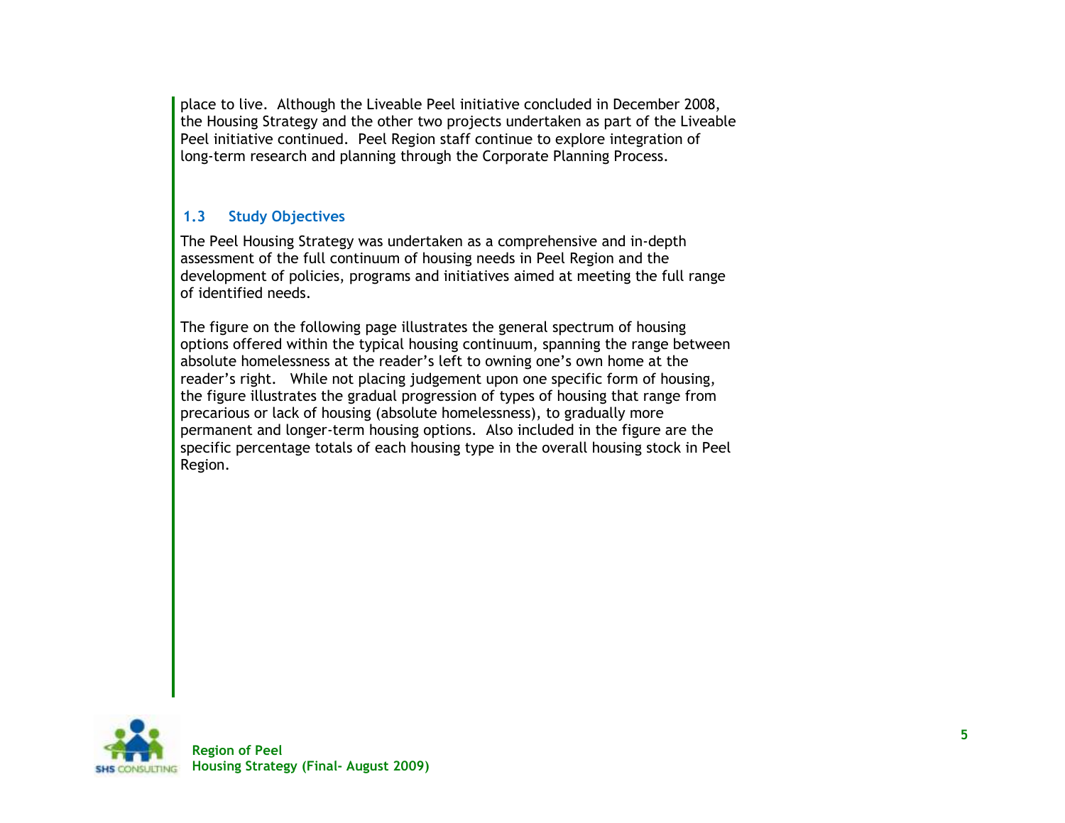place to live.  Although the Liveable Peel initiative concluded in December 2008, the Housing Strategy and the other two projects undertaken as part of the Liveable Peel initiative continued.  Peel Region staff continue to explore integration of long-term research and planning through the Corporate Planning Process.

### 1.3 Study Objectives

The Peel Housing Strategy was undertaken as a comprehensive and in-depth assessment of the full continuum of housing needs in Peel Region and the development of policies, programs and initiatives aimed at meeting the full range of identified needs.

The figure on the following page illustrates the general spectrum of housing options offered within the typical housing continuum, spanning the range between absolute homelessness at the reader's left to owning one's own home at the reader's right.   While not placing judgement upon one specific form of housing, the figure illustrates the gradual progression of types of housing that range from precarious or lack of housing (absolute homelessness), to gradually more permanent and longer-term housing options.  Also included in the figure are the specific percentage totals of each housing type in the overall housing stock in Peel Region.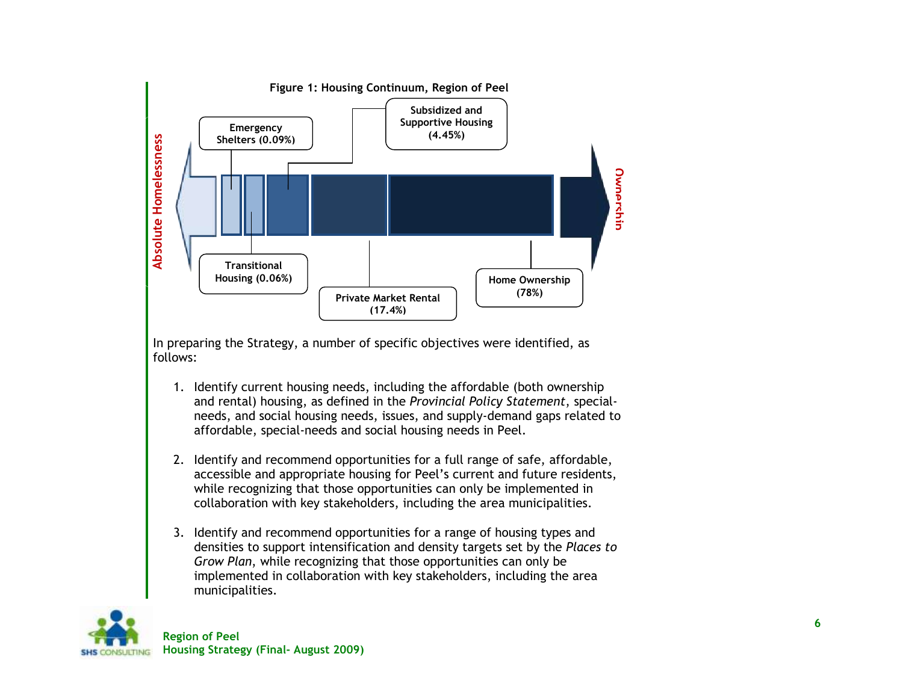**Figure 1: Housing Continuum, Region of Peel**

Absolute Homelessness — Emergency Shelters (0.09%) — Transitional Housing (0.06%) — Subsidized and Supportive Housing (4.45%) — Private Market Rental (17.4%) — Home Ownership (78%) — Ownership

In preparing the Strategy, a number of specific objectives were identified, as follows:

1. Identify current housing needs, including the affordable (both ownership and rental) housing, as defined in the *Provincial Policy Statement*, special-needs, and social housing needs, issues, and supply-demand gaps related to affordable, special-needs and social housing needs in Peel.

2. Identify and recommend opportunities for a full range of safe, affordable, accessible and appropriate housing for Peel's current and future residents, while recognizing that those opportunities can only be implemented in collaboration with key stakeholders, including the area municipalities.

3. Identify and recommend opportunities for a range of housing types and densities to support intensification and density targets set by the *Places to Grow Plan*, while recognizing that those opportunities can only be implemented in collaboration with key stakeholders, including the area municipalities.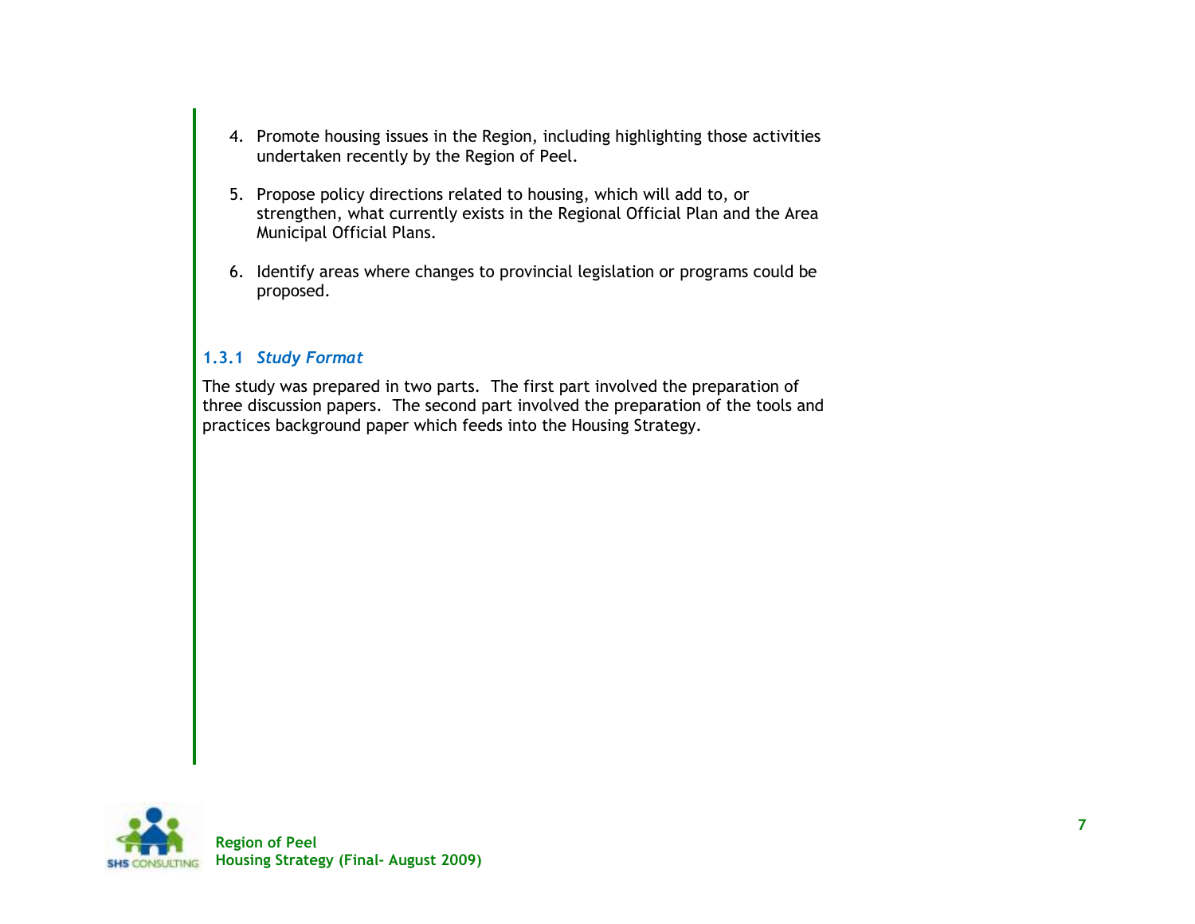4. Promote housing issues in the Region, including highlighting those activities undertaken recently by the Region of Peel.

5. Propose policy directions related to housing, which will add to, or strengthen, what currently exists in the Regional Official Plan and the Area Municipal Official Plans.

6. Identify areas where changes to provincial legislation or programs could be proposed.

### 1.3.1 *Study Format*

The study was prepared in two parts. The first part involved the preparation of three discussion papers. The second part involved the preparation of the tools and practices background paper which feeds into the Housing Strategy.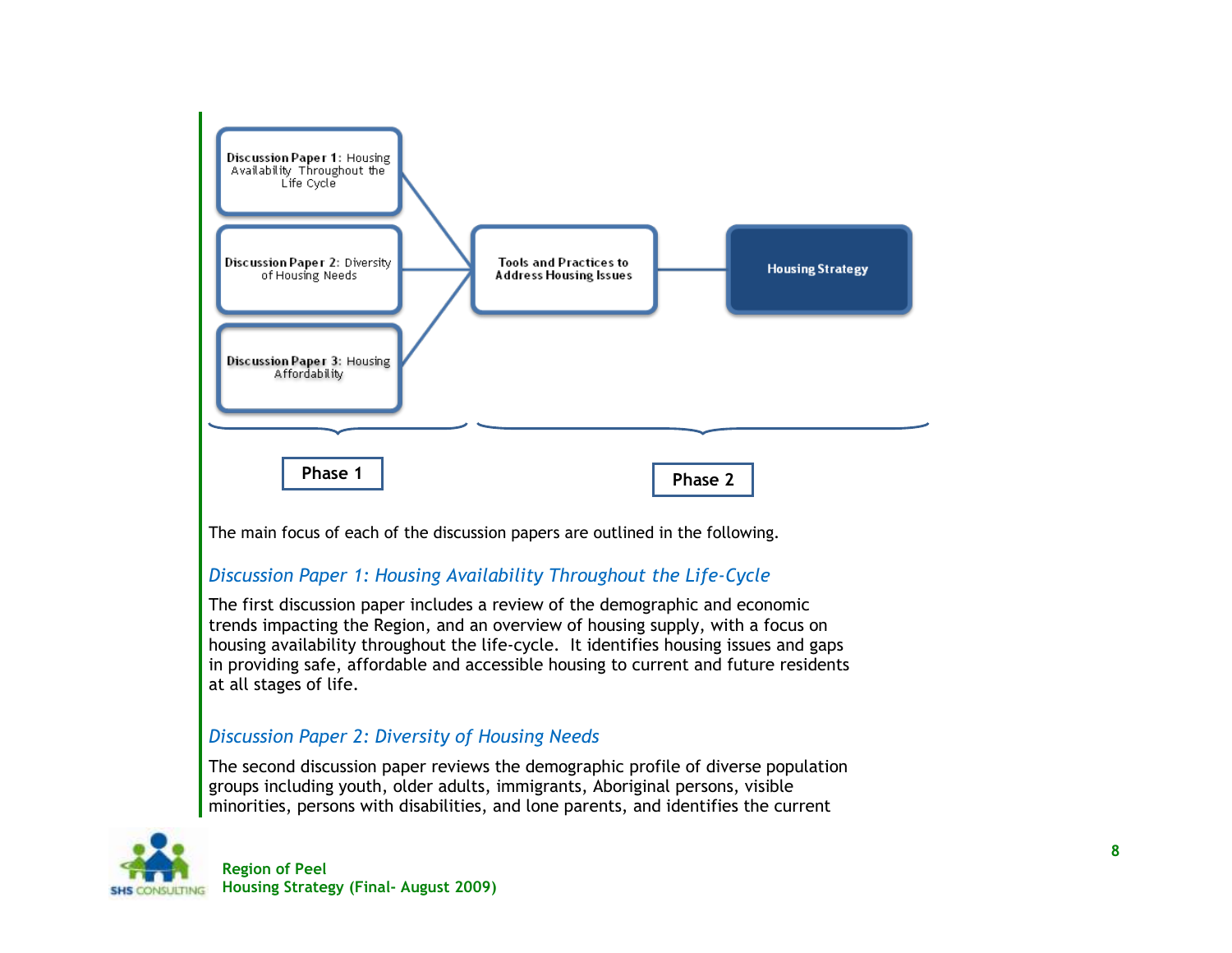Discussion Paper 1: Housing Availability Throughout the Life Cycle

Discussion Paper 2: Diversity of Housing Needs

Discussion Paper 3: Housing Affordability

Tools and Practices to Address Housing Issues

Housing Strategy

Phase 1

Phase 2

The main focus of each of the discussion papers are outlined in the following.

### *Discussion Paper 1: Housing Availability Throughout the Life-Cycle*

The first discussion paper includes a review of the demographic and economic trends impacting the Region, and an overview of housing supply, with a focus on housing availability throughout the life-cycle. It identifies housing issues and gaps in providing safe, affordable and accessible housing to current and future residents at all stages of life.

### *Discussion Paper 2: Diversity of Housing Needs*

The second discussion paper reviews the demographic profile of diverse population groups including youth, older adults, immigrants, Aboriginal persons, visible minorities, persons with disabilities, and lone parents, and identifies the current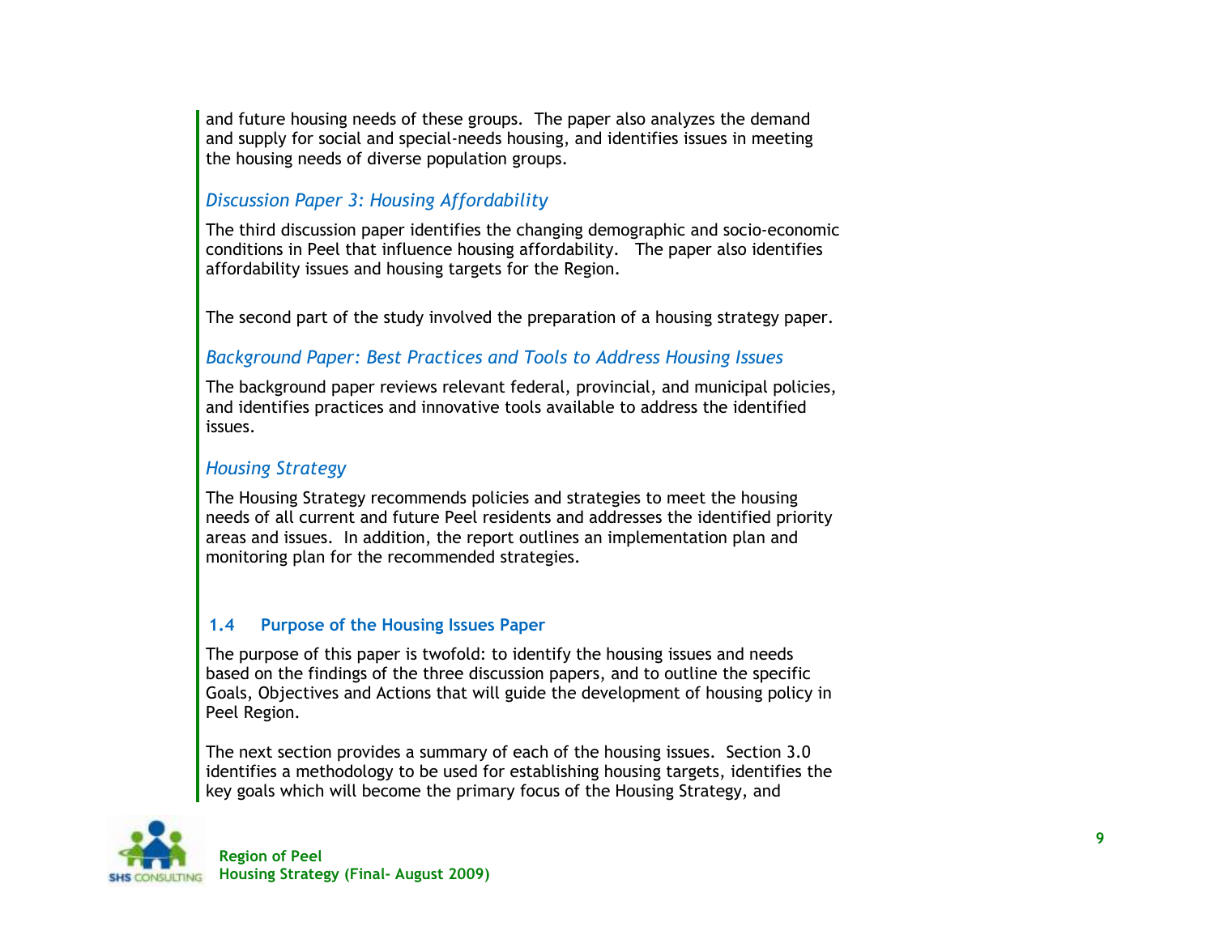and future housing needs of these groups. The paper also analyzes the demand and supply for social and special-needs housing, and identifies issues in meeting the housing needs of diverse population groups.

*Discussion Paper 3: Housing Affordability*

The third discussion paper identifies the changing demographic and socio-economic conditions in Peel that influence housing affordability. The paper also identifies affordability issues and housing targets for the Region.

The second part of the study involved the preparation of a housing strategy paper.

*Background Paper: Best Practices and Tools to Address Housing Issues*

The background paper reviews relevant federal, provincial, and municipal policies, and identifies practices and innovative tools available to address the identified issues.

*Housing Strategy*

The Housing Strategy recommends policies and strategies to meet the housing needs of all current and future Peel residents and addresses the identified priority areas and issues. In addition, the report outlines an implementation plan and monitoring plan for the recommended strategies.

### 1.4 Purpose of the Housing Issues Paper

The purpose of this paper is twofold: to identify the housing issues and needs based on the findings of the three discussion papers, and to outline the specific Goals, Objectives and Actions that will guide the development of housing policy in Peel Region.

The next section provides a summary of each of the housing issues. Section 3.0 identifies a methodology to be used for establishing housing targets, identifies the key goals which will become the primary focus of the Housing Strategy, and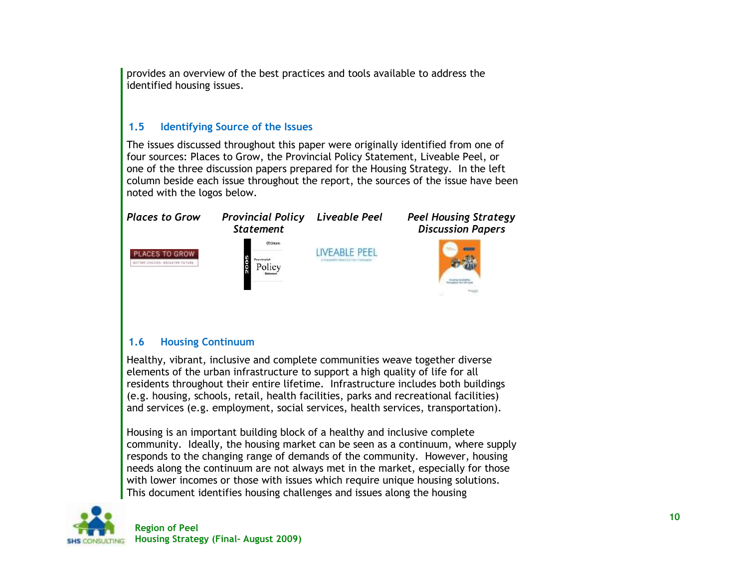provides an overview of the best practices and tools available to address the identified housing issues.

## 1.5 Identifying Source of the Issues

The issues discussed throughout this paper were originally identified from one of four sources: Places to Grow, the Provincial Policy Statement, Liveable Peel, or one of the three discussion papers prepared for the Housing Strategy. In the left column beside each issue throughout the report, the sources of the issue have been noted with the logos below.

| *Places to Grow* | *Provincial Policy Statement* | *Liveable Peel* | *Peel Housing Strategy Discussion Papers* |
|---|---|---|---|

## 1.6 Housing Continuum

Healthy, vibrant, inclusive and complete communities weave together diverse elements of the urban infrastructure to support a high quality of life for all residents throughout their entire lifetime. Infrastructure includes both buildings (e.g. housing, schools, retail, health facilities, parks and recreational facilities) and services (e.g. employment, social services, health services, transportation).

Housing is an important building block of a healthy and inclusive complete community. Ideally, the housing market can be seen as a continuum, where supply responds to the changing range of demands of the community. However, housing needs along the continuum are not always met in the market, especially for those with lower incomes or those with issues which require unique housing solutions. This document identifies housing challenges and issues along the housing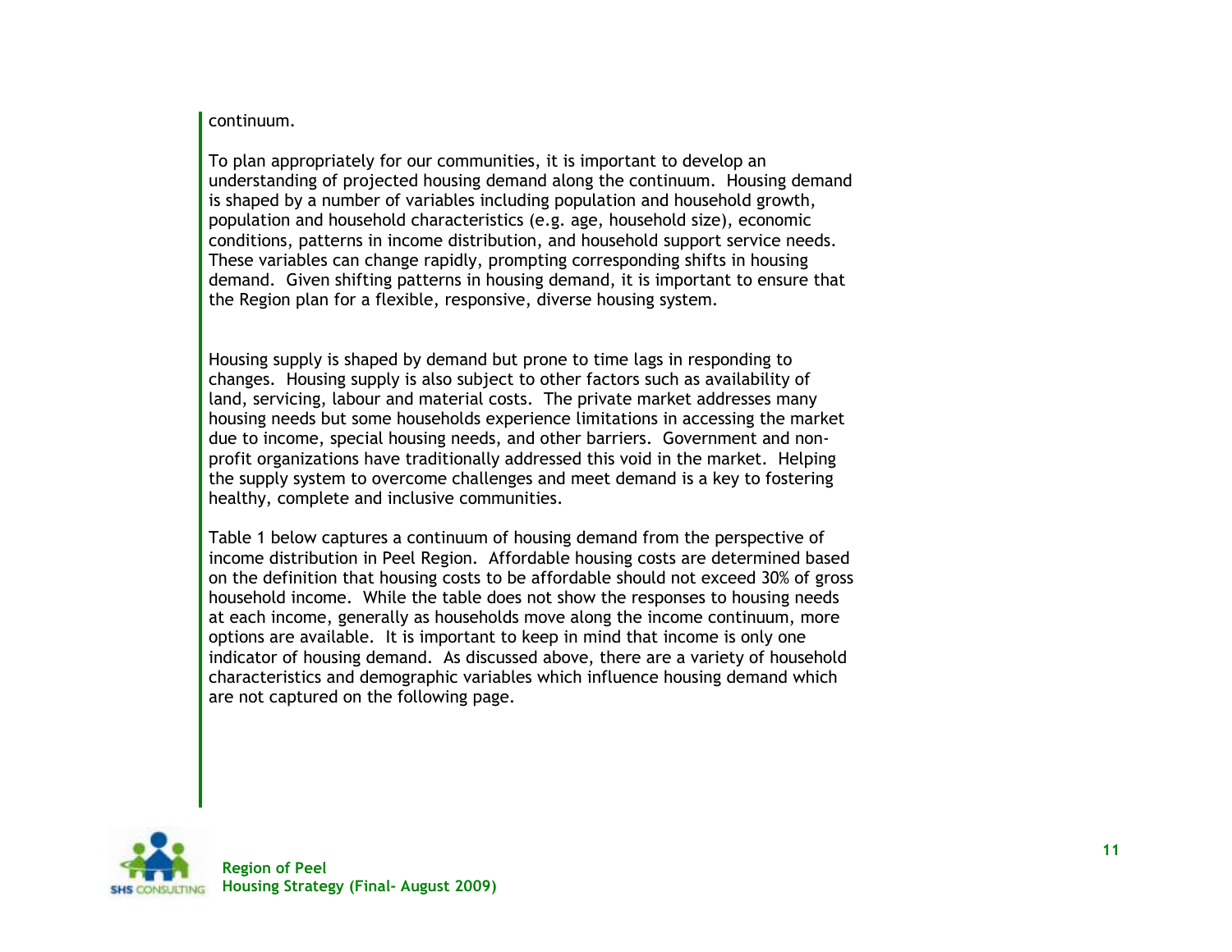continuum.

To plan appropriately for our communities, it is important to develop an understanding of projected housing demand along the continuum. Housing demand is shaped by a number of variables including population and household growth, population and household characteristics (e.g. age, household size), economic conditions, patterns in income distribution, and household support service needs. These variables can change rapidly, prompting corresponding shifts in housing demand. Given shifting patterns in housing demand, it is important to ensure that the Region plan for a flexible, responsive, diverse housing system.

Housing supply is shaped by demand but prone to time lags in responding to changes. Housing supply is also subject to other factors such as availability of land, servicing, labour and material costs. The private market addresses many housing needs but some households experience limitations in accessing the market due to income, special housing needs, and other barriers. Government and non-profit organizations have traditionally addressed this void in the market. Helping the supply system to overcome challenges and meet demand is a key to fostering healthy, complete and inclusive communities.

Table 1 below captures a continuum of housing demand from the perspective of income distribution in Peel Region. Affordable housing costs are determined based on the definition that housing costs to be affordable should not exceed 30% of gross household income. While the table does not show the responses to housing needs at each income, generally as households move along the income continuum, more options are available. It is important to keep in mind that income is only one indicator of housing demand. As discussed above, there are a variety of household characteristics and demographic variables which influence housing demand which are not captured on the following page.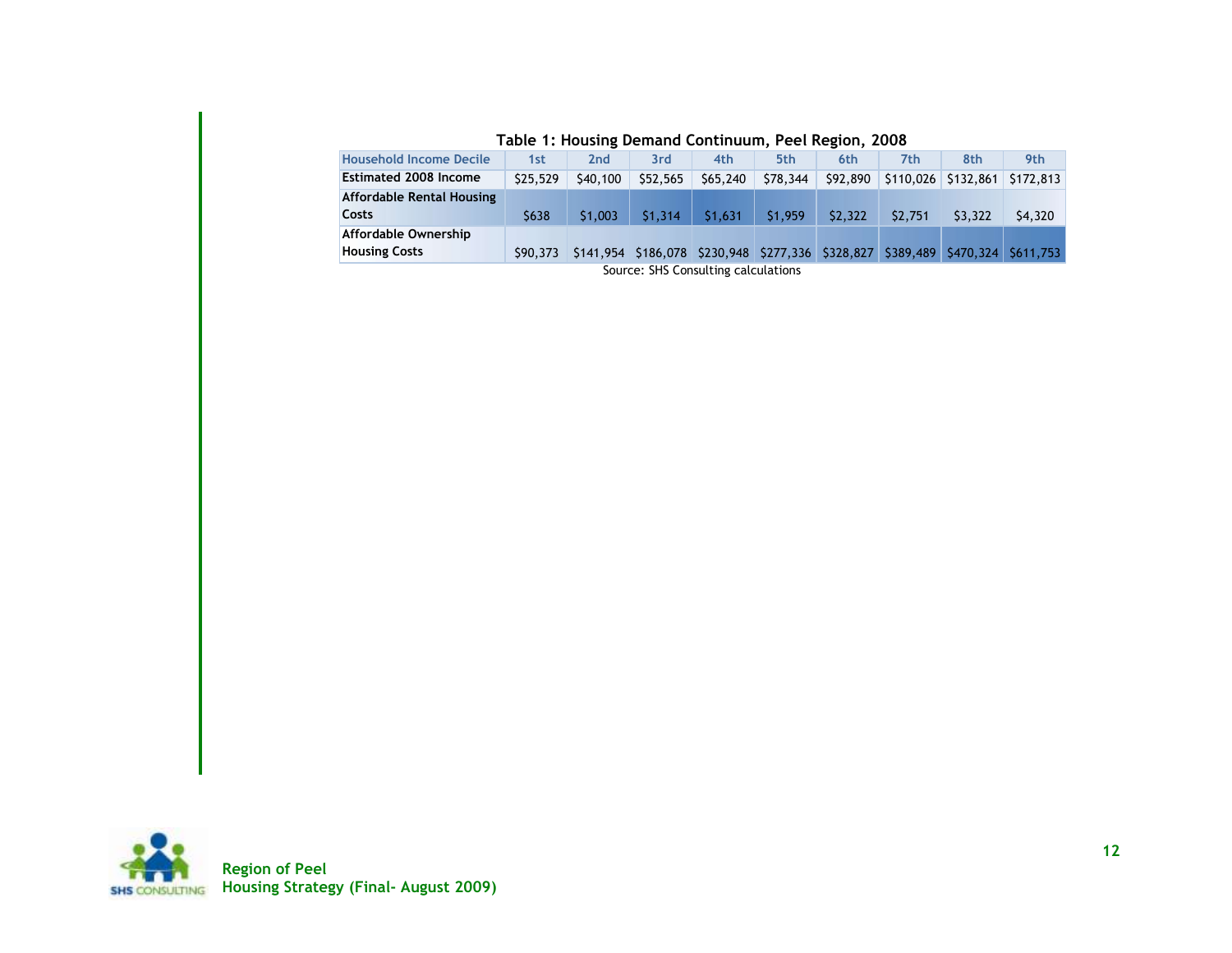**Table 1: Housing Demand Continuum, Peel Region, 2008**

| Household Income Decile | 1st | 2nd | 3rd | 4th | 5th | 6th | 7th | 8th | 9th |
|---|---|---|---|---|---|---|---|---|---|
| Estimated 2008 Income | $25,529 | $40,100 | $52,565 | $65,240 | $78,344 | $92,890 | $110,026 | $132,861 | $172,813 |
| Affordable Rental Housing Costs | $638 | $1,003 | $1,314 | $1,631 | $1,959 | $2,322 | $2,751 | $3,322 | $4,320 |
| Affordable Ownership Housing Costs | $90,373 | $141,954 | $186,078 | $230,948 | $277,336 | $328,827 | $389,489 | $470,324 | $611,753 |

Source: SHS Consulting calculations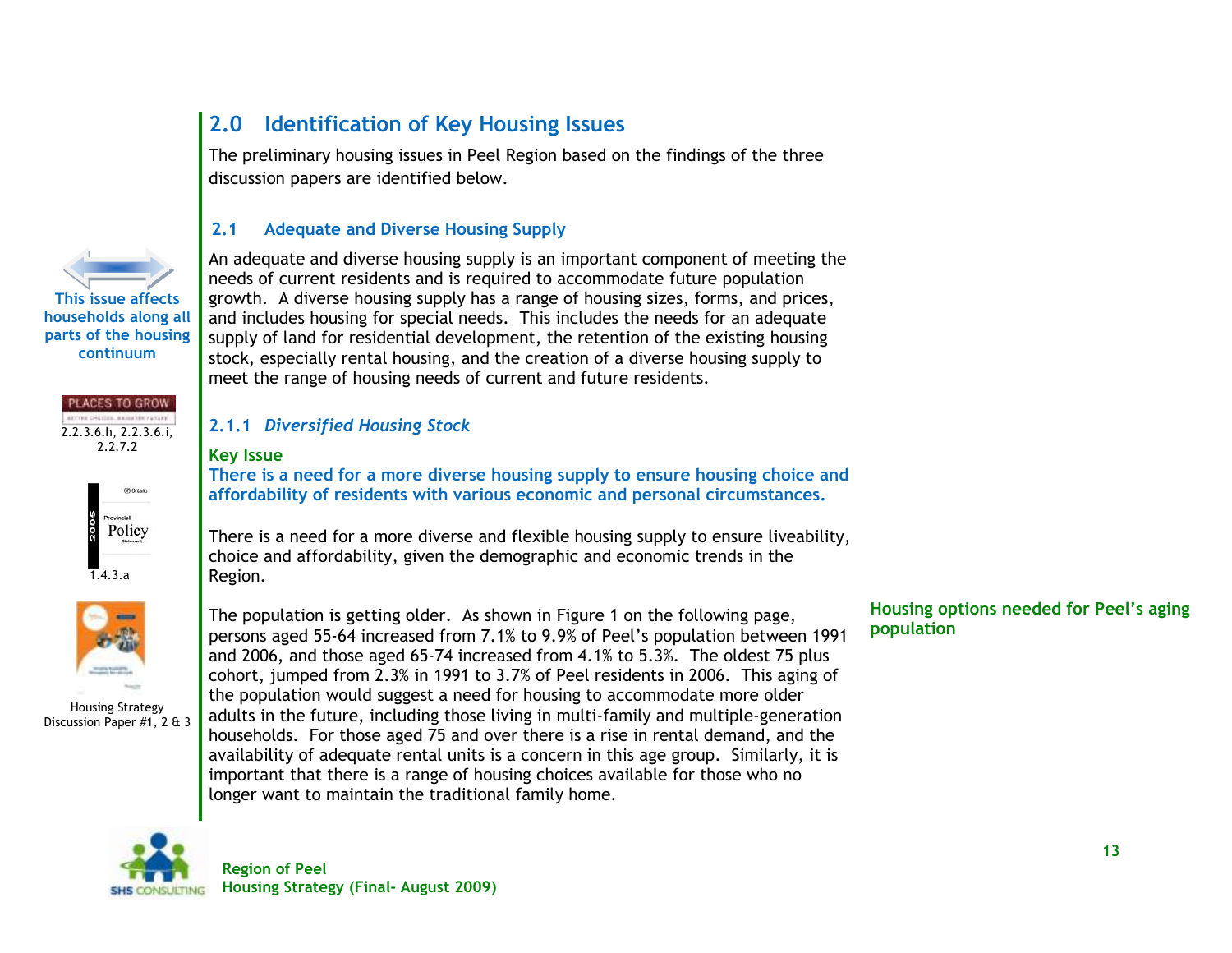## 2.0 Identification of Key Housing Issues

The preliminary housing issues in Peel Region based on the findings of the three discussion papers are identified below.

### 2.1 Adequate and Diverse Housing Supply

This issue affects households along all parts of the housing continuum

PLACES TO GROW
2.2.3.6.h, 2.2.3.6.i, 2.2.7.2

2005 Provincial Policy Statement
1.4.3.a

Housing Strategy Discussion Paper #1, 2 & 3

An adequate and diverse housing supply is an important component of meeting the needs of current residents and is required to accommodate future population growth. A diverse housing supply has a range of housing sizes, forms, and prices, and includes housing for special needs. This includes the needs for an adequate supply of land for residential development, the retention of the existing housing stock, especially rental housing, and the creation of a diverse housing supply to meet the range of housing needs of current and future residents.

#### 2.1.1 *Diversified Housing Stock*

**Key Issue**

**There is a need for a more diverse housing supply to ensure housing choice and affordability of residents with various economic and personal circumstances.**

There is a need for a more diverse and flexible housing supply to ensure liveability, choice and affordability, given the demographic and economic trends in the Region.

**Housing options needed for Peel's aging population**

The population is getting older. As shown in Figure 1 on the following page, persons aged 55-64 increased from 7.1% to 9.9% of Peel's population between 1991 and 2006, and those aged 65-74 increased from 4.1% to 5.3%. The oldest 75 plus cohort, jumped from 2.3% in 1991 to 3.7% of Peel residents in 2006. This aging of the population would suggest a need for housing to accommodate more older adults in the future, including those living in multi-family and multiple-generation households. For those aged 75 and over there is a rise in rental demand, and the availability of adequate rental units is a concern in this age group. Similarly, it is important that there is a range of housing choices available for those who no longer want to maintain the traditional family home.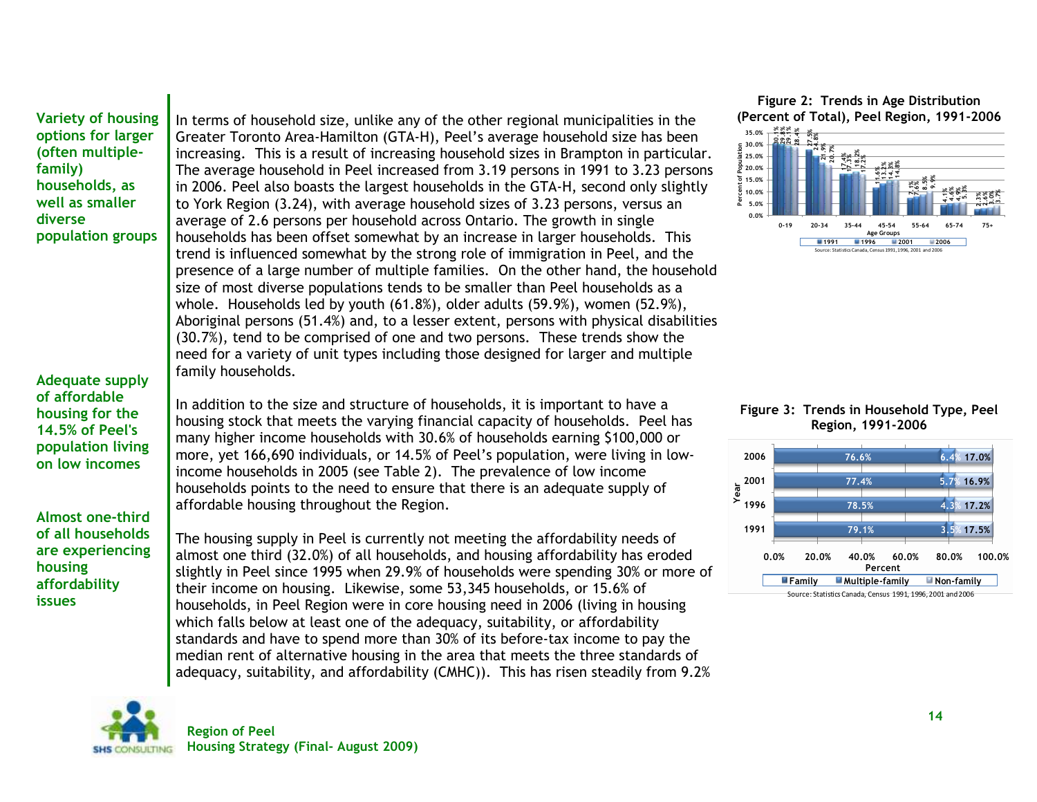**Variety of housing options for larger (often multiple-family) households, as well as smaller diverse population groups**

In terms of household size, unlike any of the other regional municipalities in the Greater Toronto Area-Hamilton (GTA-H), Peel's average household size has been increasing. This is a result of increasing household sizes in Brampton in particular. The average household in Peel increased from 3.19 persons in 1991 to 3.23 persons in 2006. Peel also boasts the largest households in the GTA-H, second only slightly to York Region (3.24), with average household sizes of 3.23 persons, versus an average of 2.6 persons per household across Ontario. The growth in single households has been offset somewhat by an increase in larger households. This trend is influenced somewhat by the strong role of immigration in Peel, and the presence of a large number of multiple families. On the other hand, the household size of most diverse populations tends to be smaller than Peel households as a whole. Households led by youth (61.8%), older adults (59.9%), women (52.9%), Aboriginal persons (51.4%) and, to a lesser extent, persons with physical disabilities (30.7%), tend to be comprised of one and two persons. These trends show the need for a variety of unit types including those designed for larger and multiple family households.

**Adequate supply of affordable housing for the 14.5% of Peel's population living on low incomes**

In addition to the size and structure of households, it is important to have a housing stock that meets the varying financial capacity of households. Peel has many higher income households with 30.6% of households earning $100,000 or more, yet 166,690 individuals, or 14.5% of Peel's population, were living in low-income households in 2005 (see Table 2). The prevalence of low income households points to the need to ensure that there is an adequate supply of affordable housing throughout the Region.

**Almost one-third of all households are experiencing housing affordability issues**

The housing supply in Peel is currently not meeting the affordability needs of almost one third (32.0%) of all households, and housing affordability has eroded slightly in Peel since 1995 when 29.9% of households were spending 30% or more of their income on housing. Likewise, some 53,345 households, or 15.6% of households, in Peel Region were in core housing need in 2006 (living in housing which falls below at least one of the adequacy, suitability, or affordability standards and have to spend more than 30% of its before-tax income to pay the median rent of alternative housing in the area that meets the three standards of adequacy, suitability, and affordability (CMHC)). This has risen steadily from 9.2%

**Figure 2: Trends in Age Distribution (Percent of Total), Peel Region, 1991-2006**

| Age Groups | 1991 | 1996 | 2001 | 2006 |
|---|---|---|---|---|
| 0-19 | 30.1% | 29.8% | 29.1% | 28.4% |
| 20-34 | 27.5% | 24.8% | 21.9% | 20.7% |
| 35-44 | 17.4% | 17.3% | 18.2% | 17.2% |
| 45-54 | 11.6% | 13.2% | 14.3% | 14.8% |
| 55-64 | 7.1% | 7.6% | 8.5% | 9.9% |
| 65-74 | 4.1% | 4.6% | 4.9% | 5.3% |
| 75+ | 2.3% | 2.6% | 3.0% | 3.7% |

Source: Statistics Canada, Census 1991, 1996, 2001 and 2006

**Figure 3: Trends in Household Type, Peel Region, 1991-2006**

| Year | Family | Multiple-family | Non-family |
|---|---|---|---|
| 2006 | 76.6% | 6.4% | 17.0% |
| 2001 | 77.4% | 5.7% | 16.9% |
| 1996 | 78.5% | 4.3% | 17.2% |
| 1991 | 79.1% | 3.5% | 17.5% |

Source: Statistics Canada, Census 1991, 1996, 2001 and 2006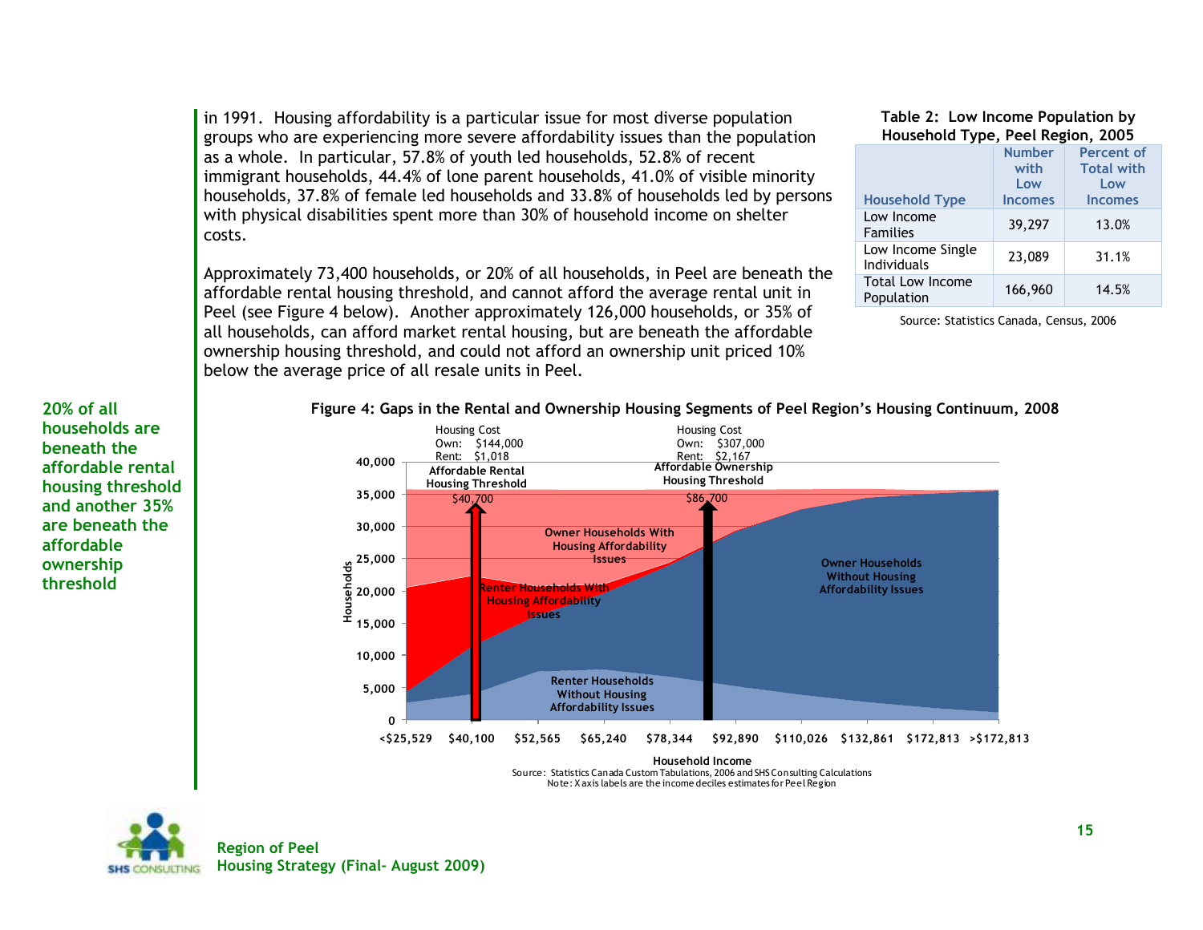in 1991. Housing affordability is a particular issue for most diverse population groups who are experiencing more severe affordability issues than the population as a whole. In particular, 57.8% of youth led households, 52.8% of recent immigrant households, 44.4% of lone parent households, 41.0% of visible minority households, 37.8% of female led households and 33.8% of households led by persons with physical disabilities spent more than 30% of household income on shelter costs.

**Table 2: Low Income Population by Household Type, Peel Region, 2005**

| Household Type | Number with Low Incomes | Percent of Total with Low Incomes |
|---|---|---|
| Low Income Families | 39,297 | 13.0% |
| Low Income Single Individuals | 23,089 | 31.1% |
| Total Low Income Population | 166,960 | 14.5% |

Source: Statistics Canada, Census, 2006

Approximately 73,400 households, or 20% of all households, in Peel are beneath the affordable rental housing threshold, and cannot afford the average rental unit in Peel (see Figure 4 below). Another approximately 126,000 households, or 35% of all households, can afford market rental housing, but are beneath the affordable ownership housing threshold, and could not afford an ownership unit priced 10% below the average price of all resale units in Peel.

**20% of all households are beneath the affordable rental housing threshold and another 35% are beneath the affordable ownership threshold**

**Figure 4: Gaps in the Rental and Ownership Housing Segments of Peel Region's Housing Continuum, 2008**

Source: Statistics Canada Custom Tabulations, 2006 and SHS Consulting Calculations
Note: X axis labels are the income deciles estimates for Peel Region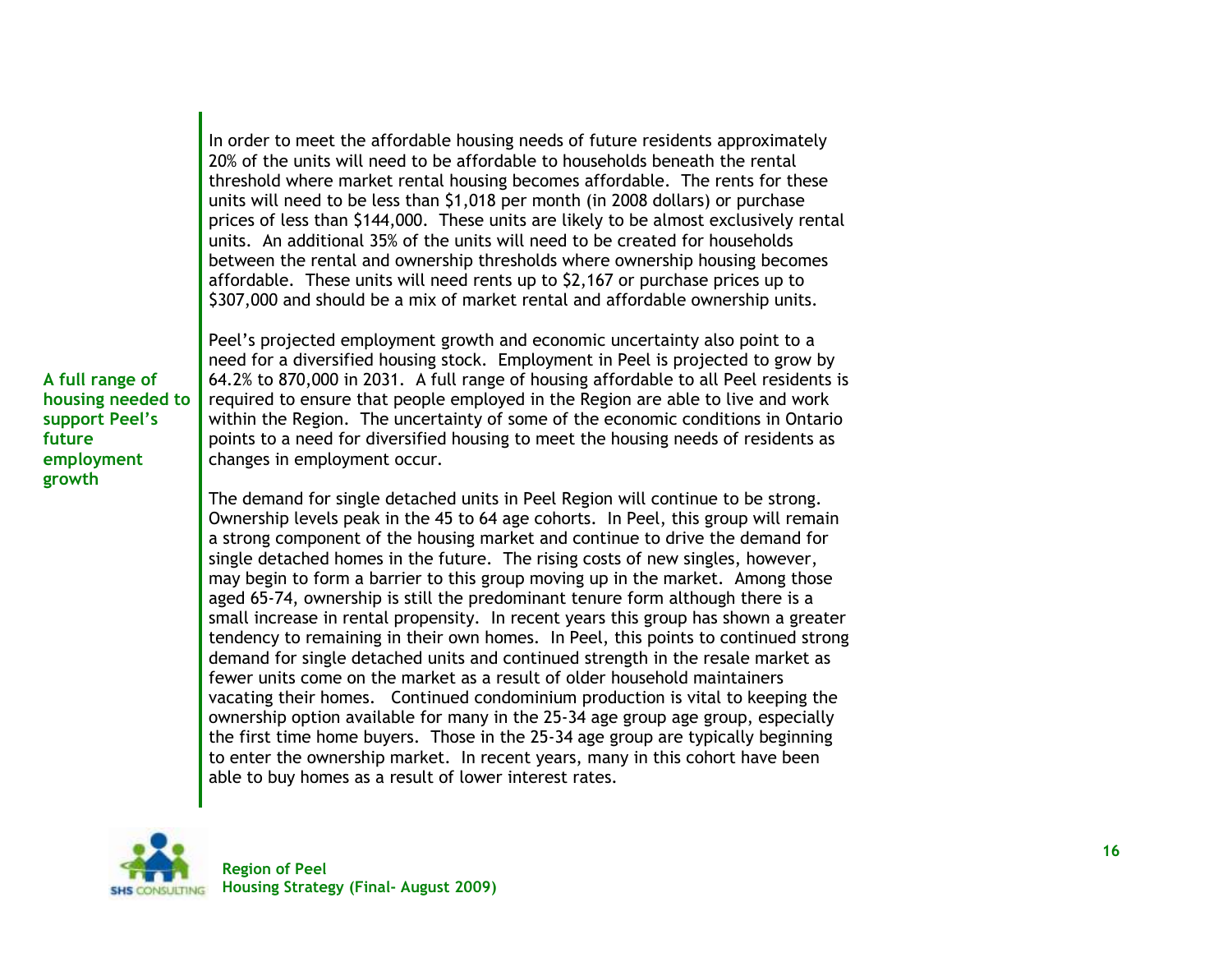In order to meet the affordable housing needs of future residents approximately 20% of the units will need to be affordable to households beneath the rental threshold where market rental housing becomes affordable. The rents for these units will need to be less than $1,018 per month (in 2008 dollars) or purchase prices of less than $144,000. These units are likely to be almost exclusively rental units. An additional 35% of the units will need to be created for households between the rental and ownership thresholds where ownership housing becomes affordable. These units will need rents up to $2,167 or purchase prices up to $307,000 and should be a mix of market rental and affordable ownership units.

**A full range of housing needed to support Peel's future employment growth**

Peel's projected employment growth and economic uncertainty also point to a need for a diversified housing stock. Employment in Peel is projected to grow by 64.2% to 870,000 in 2031. A full range of housing affordable to all Peel residents is required to ensure that people employed in the Region are able to live and work within the Region. The uncertainty of some of the economic conditions in Ontario points to a need for diversified housing to meet the housing needs of residents as changes in employment occur.

The demand for single detached units in Peel Region will continue to be strong. Ownership levels peak in the 45 to 64 age cohorts. In Peel, this group will remain a strong component of the housing market and continue to drive the demand for single detached homes in the future. The rising costs of new singles, however, may begin to form a barrier to this group moving up in the market. Among those aged 65-74, ownership is still the predominant tenure form although there is a small increase in rental propensity. In recent years this group has shown a greater tendency to remaining in their own homes. In Peel, this points to continued strong demand for single detached units and continued strength in the resale market as fewer units come on the market as a result of older household maintainers vacating their homes. Continued condominium production is vital to keeping the ownership option available for many in the 25-34 age group age group, especially the first time home buyers. Those in the 25-34 age group are typically beginning to enter the ownership market. In recent years, many in this cohort have been able to buy homes as a result of lower interest rates.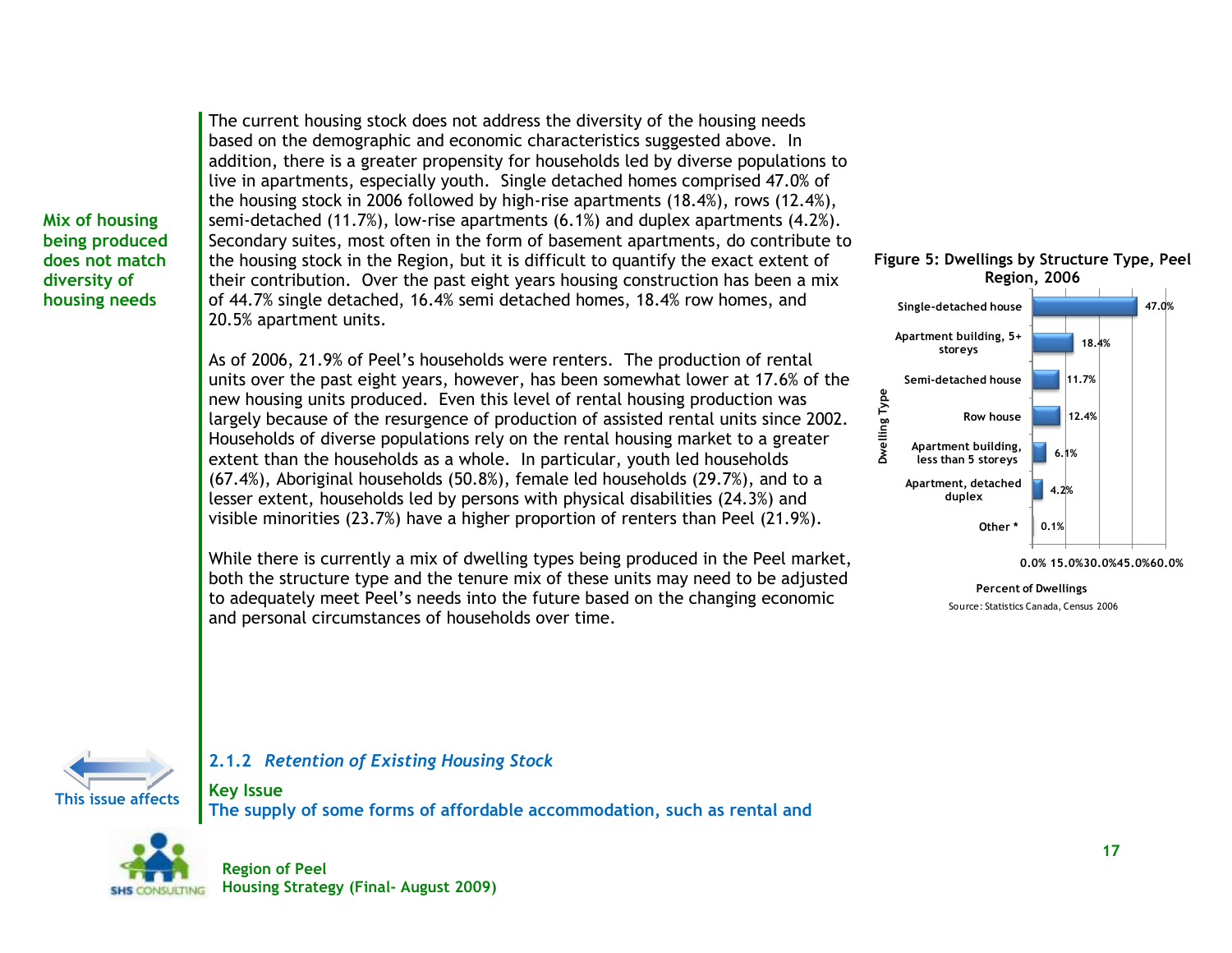**Mix of housing being produced does not match diversity of housing needs**

The current housing stock does not address the diversity of the housing needs based on the demographic and economic characteristics suggested above. In addition, there is a greater propensity for households led by diverse populations to live in apartments, especially youth. Single detached homes comprised 47.0% of the housing stock in 2006 followed by high-rise apartments (18.4%), rows (12.4%), semi-detached (11.7%), low-rise apartments (6.1%) and duplex apartments (4.2%). Secondary suites, most often in the form of basement apartments, do contribute to the housing stock in the Region, but it is difficult to quantify the exact extent of their contribution. Over the past eight years housing construction has been a mix of 44.7% single detached, 16.4% semi detached homes, 18.4% row homes, and 20.5% apartment units.

As of 2006, 21.9% of Peel's households were renters. The production of rental units over the past eight years, however, has been somewhat lower at 17.6% of the new housing units produced. Even this level of rental housing production was largely because of the resurgence of production of assisted rental units since 2002. Households of diverse populations rely on the rental housing market to a greater extent than the households as a whole. In particular, youth led households (67.4%), Aboriginal households (50.8%), female led households (29.7%), and to a lesser extent, households led by persons with physical disabilities (24.3%) and visible minorities (23.7%) have a higher proportion of renters than Peel (21.9%).

While there is currently a mix of dwelling types being produced in the Peel market, both the structure type and the tenure mix of these units may need to be adjusted to adequately meet Peel's needs into the future based on the changing economic and personal circumstances of households over time.

**Figure 5: Dwellings by Structure Type, Peel Region, 2006**

| Dwelling Type | Percent of Dwellings |
|---|---|
| Single-detached house | 47.0% |
| Apartment building, 5+ storeys | 18.4% |
| Semi-detached house | 11.7% |
| Row house | 12.4% |
| Apartment building, less than 5 storeys | 6.1% |
| Apartment, detached duplex | 4.2% |
| Other * | 0.1% |

Source: Statistics Canada, Census 2006

### 2.1.2 *Retention of Existing Housing Stock*

This issue affects

**Key Issue**

**The supply of some forms of affordable accommodation, such as rental and**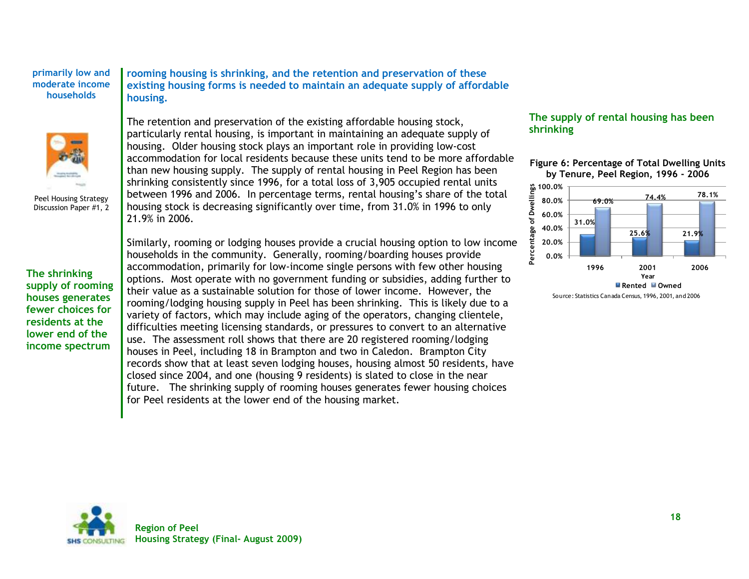primarily low and moderate income households

Peel Housing Strategy Discussion Paper #1, 2

**rooming housing is shrinking, and the retention and preservation of these existing housing forms is needed to maintain an adequate supply of affordable housing.**

The retention and preservation of the existing affordable housing stock, particularly rental housing, is important in maintaining an adequate supply of housing. Older housing stock plays an important role in providing low-cost accommodation for local residents because these units tend to be more affordable than new housing supply. The supply of rental housing in Peel Region has been shrinking consistently since 1996, for a total loss of 3,905 occupied rental units between 1996 and 2006. In percentage terms, rental housing's share of the total housing stock is decreasing significantly over time, from 31.0% in 1996 to only 21.9% in 2006.

**The supply of rental housing has been shrinking**

**Figure 6: Percentage of Total Dwelling Units by Tenure, Peel Region, 1996 - 2006**

| Year | Rented | Owned |
|---|---|---|
| 1996 | 31.0% | 69.0% |
| 2001 | 25.6% | 74.4% |
| 2006 | 21.9% | 78.1% |

Source: Statistics Canada Census, 1996, 2001, and 2006

**The shrinking supply of rooming houses generates fewer choices for residents at the lower end of the income spectrum**

Similarly, rooming or lodging houses provide a crucial housing option to low income households in the community. Generally, rooming/boarding houses provide accommodation, primarily for low-income single persons with few other housing options. Most operate with no government funding or subsidies, adding further to their value as a sustainable solution for those of lower income. However, the rooming/lodging housing supply in Peel has been shrinking. This is likely due to a variety of factors, which may include aging of the operators, changing clientele, difficulties meeting licensing standards, or pressures to convert to an alternative use. The assessment roll shows that there are 20 registered rooming/lodging houses in Peel, including 18 in Brampton and two in Caledon. Brampton City records show that at least seven lodging houses, housing almost 50 residents, have closed since 2004, and one (housing 9 residents) is slated to close in the near future. The shrinking supply of rooming houses generates fewer housing choices for Peel residents at the lower end of the housing market.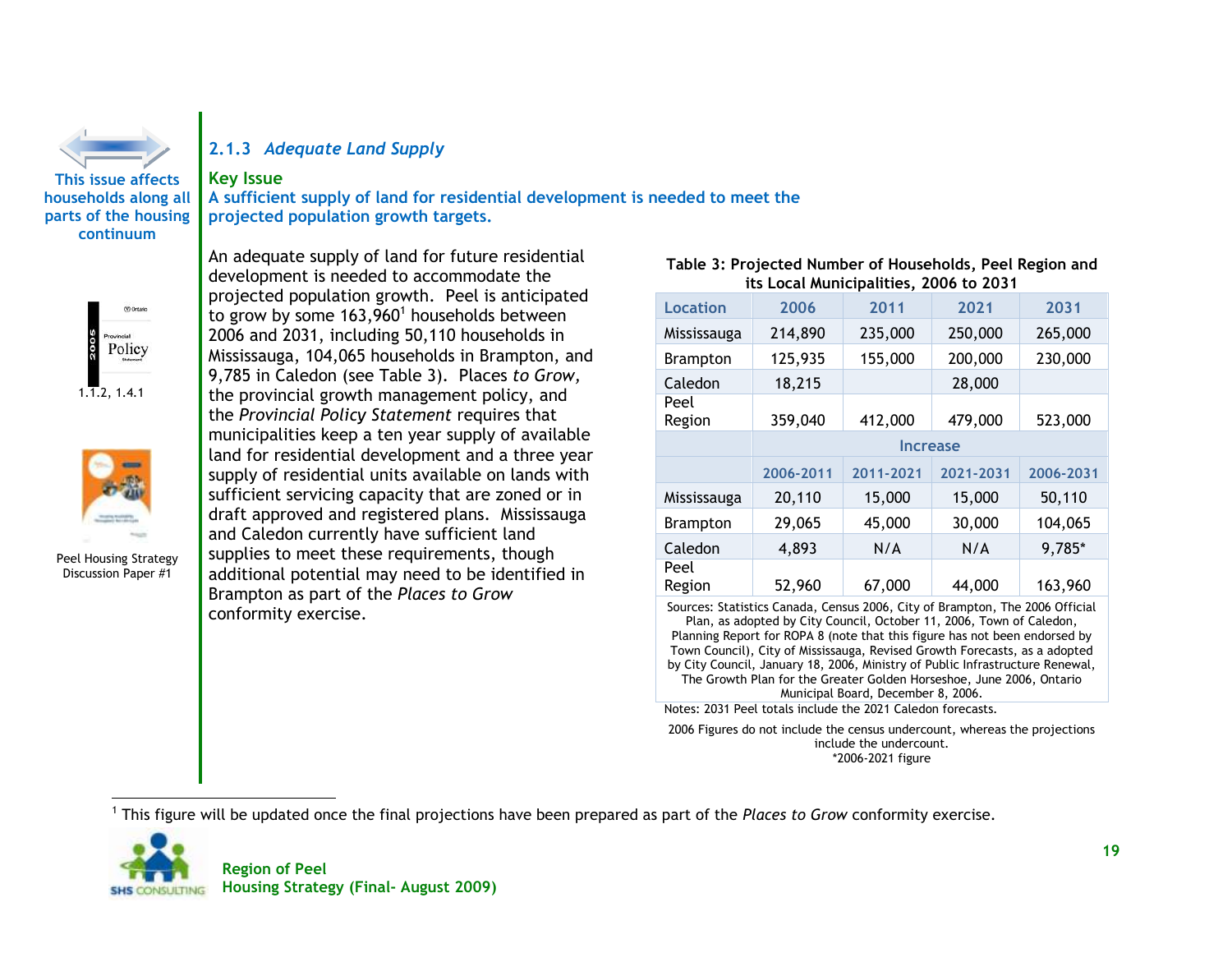This issue affects households along all parts of the housing continuum

1.1.2, 1.4.1

Peel Housing Strategy Discussion Paper #1

### 2.1.3 *Adequate Land Supply*

**Key Issue**

**A sufficient supply of land for residential development is needed to meet the projected population growth targets.**

An adequate supply of land for future residential development is needed to accommodate the projected population growth. Peel is anticipated to grow by some 163,960[1] households between 2006 and 2031, including 50,110 households in Mississauga, 104,065 households in Brampton, and 9,785 in Caledon (see Table 3). Places *to Grow*, the provincial growth management policy, and the *Provincial Policy Statement* requires that municipalities keep a ten year supply of available land for residential development and a three year supply of residential units available on lands with sufficient servicing capacity that are zoned or in draft approved and registered plans. Mississauga and Caledon currently have sufficient land supplies to meet these requirements, though additional potential may need to be identified in Brampton as part of the *Places to Grow* conformity exercise.

**Table 3: Projected Number of Households, Peel Region and its Local Municipalities, 2006 to 2031**

| Location | 2006 | 2011 | 2021 | 2031 |
|---|---|---|---|---|
| Mississauga | 214,890 | 235,000 | 250,000 | 265,000 |
| Brampton | 125,935 | 155,000 | 200,000 | 230,000 |
| Caledon | 18,215 | | 28,000 | |
| Peel Region | 359,040 | 412,000 | 479,000 | 523,000 |
| | Increase | | | |
| | 2006-2011 | 2011-2021 | 2021-2031 | 2006-2031 |
| Mississauga | 20,110 | 15,000 | 15,000 | 50,110 |
| Brampton | 29,065 | 45,000 | 30,000 | 104,065 |
| Caledon | 4,893 | N/A | N/A | 9,785* |
| Peel Region | 52,960 | 67,000 | 44,000 | 163,960 |

Sources: Statistics Canada, Census 2006, City of Brampton, The 2006 Official Plan, as adopted by City Council, October 11, 2006, Town of Caledon, Planning Report for ROPA 8 (note that this figure has not been endorsed by Town Council), City of Mississauga, Revised Growth Forecasts, as a adopted by City Council, January 18, 2006, Ministry of Public Infrastructure Renewal, The Growth Plan for the Greater Golden Horseshoe, June 2006, Ontario Municipal Board, December 8, 2006.

Notes: 2031 Peel totals include the 2021 Caledon forecasts.

2006 Figures do not include the census undercount, whereas the projections include the undercount.

*2006-2021 figure

[1] This figure will be updated once the final projections have been prepared as part of the *Places to Grow* conformity exercise.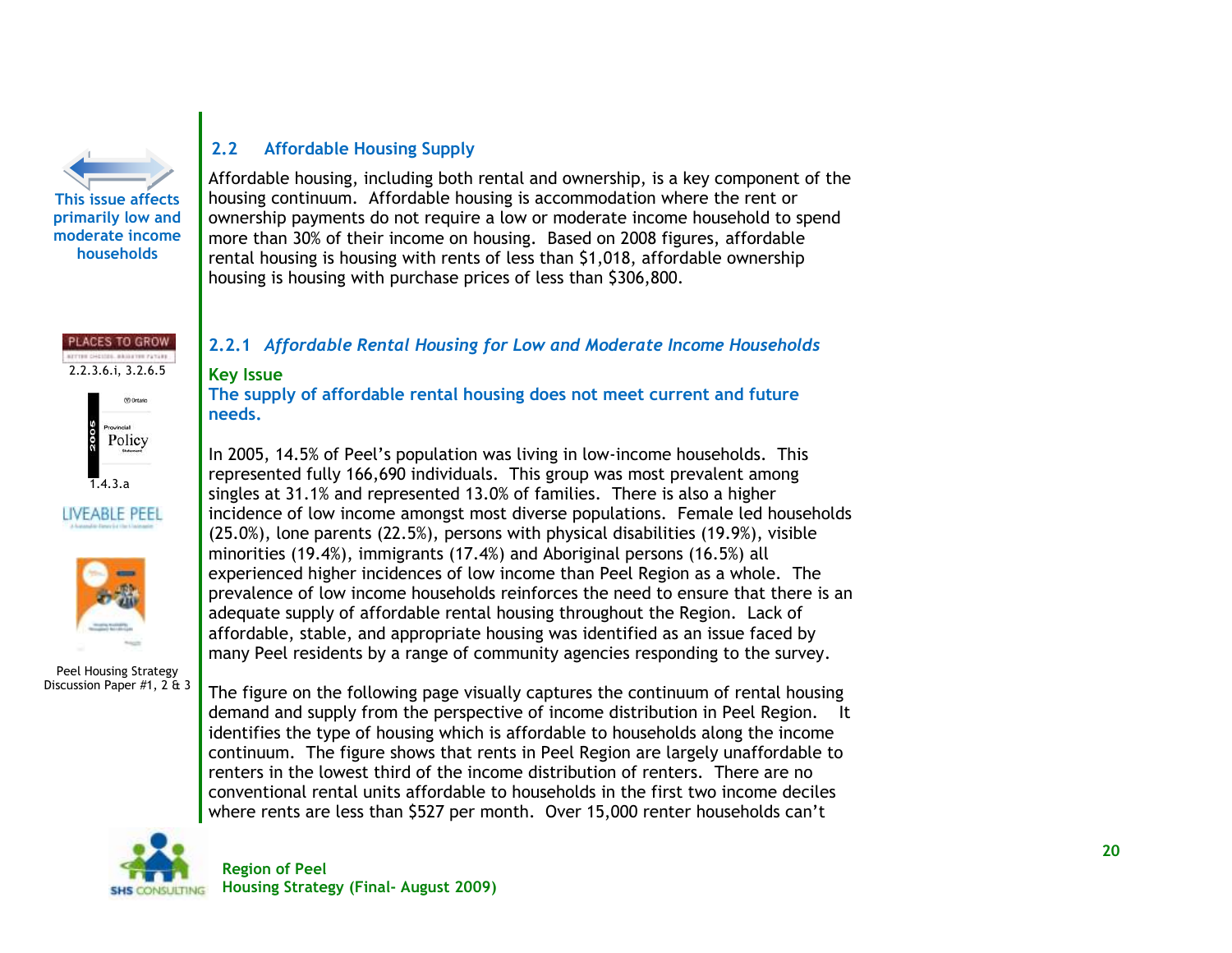## 2.2 Affordable Housing Supply

This issue affects primarily low and moderate income households

Affordable housing, including both rental and ownership, is a key component of the housing continuum. Affordable housing is accommodation where the rent or ownership payments do not require a low or moderate income household to spend more than 30% of their income on housing. Based on 2008 figures, affordable rental housing is housing with rents of less than $1,018, affordable ownership housing is housing with purchase prices of less than $306,800.

PLACES TO GROW 2.2.3.6.i, 3.2.6.5

Provincial Policy Statement 1.4.3.a

LIVEABLE PEEL

Peel Housing Strategy Discussion Paper #1, 2 & 3

### 2.2.1 *Affordable Rental Housing for Low and Moderate Income Households*

**Key Issue**

**The supply of affordable rental housing does not meet current and future needs.**

In 2005, 14.5% of Peel's population was living in low-income households. This represented fully 166,690 individuals. This group was most prevalent among singles at 31.1% and represented 13.0% of families. There is also a higher incidence of low income amongst most diverse populations. Female led households (25.0%), lone parents (22.5%), persons with physical disabilities (19.9%), visible minorities (19.4%), immigrants (17.4%) and Aboriginal persons (16.5%) all experienced higher incidences of low income than Peel Region as a whole. The prevalence of low income households reinforces the need to ensure that there is an adequate supply of affordable rental housing throughout the Region. Lack of affordable, stable, and appropriate housing was identified as an issue faced by many Peel residents by a range of community agencies responding to the survey.

The figure on the following page visually captures the continuum of rental housing demand and supply from the perspective of income distribution in Peel Region. It identifies the type of housing which is affordable to households along the income continuum. The figure shows that rents in Peel Region are largely unaffordable to renters in the lowest third of the income distribution of renters. There are no conventional rental units affordable to households in the first two income deciles where rents are less than $527 per month. Over 15,000 renter households can't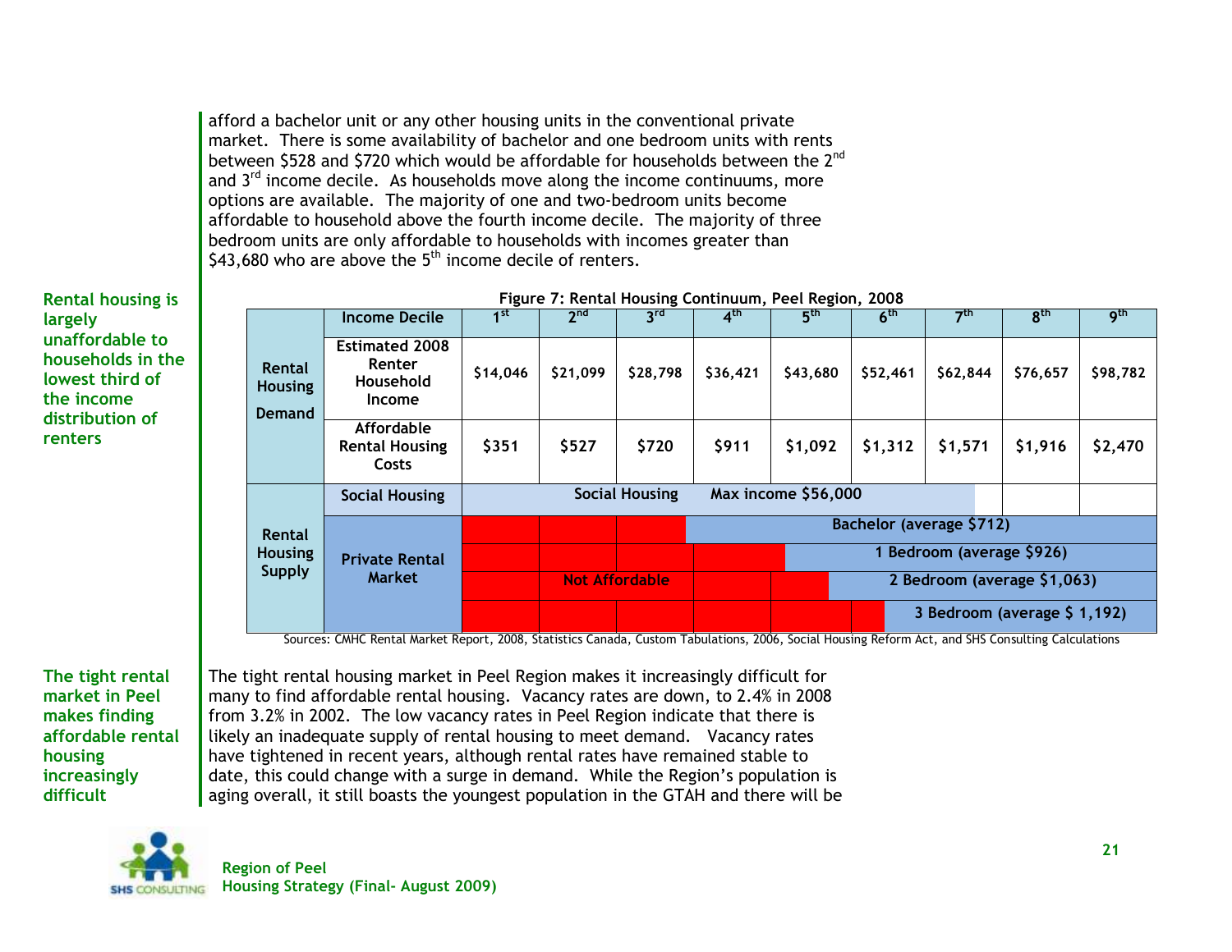afford a bachelor unit or any other housing units in the conventional private market. There is some availability of bachelor and one bedroom units with rents between $528 and $720 which would be affordable for households between the 2nd and 3rd income decile. As households move along the income continuums, more options are available. The majority of one and two-bedroom units become affordable to household above the fourth income decile. The majority of three bedroom units are only affordable to households with incomes greater than $43,680 who are above the 5th income decile of renters.

**Rental housing is largely unaffordable to households in the lowest third of the income distribution of renters**

**Figure 7: Rental Housing Continuum, Peel Region, 2008**

| | Income Decile | 1st | 2nd | 3rd | 4th | 5th | 6th | 7th | 8th | 9th |
|---|---|---|---|---|---|---|---|---|---|---|
| Rental Housing Demand | Estimated 2008 Renter Household Income | $14,046 | $21,099 | $28,798 | $36,421 | $43,680 | $52,461 | $62,844 | $76,657 | $98,782 |
| | Affordable Rental Housing Costs | $351 | $527 | $720 | $911 | $1,092 | $1,312 | $1,571 | $1,916 | $2,470 |
| Rental Housing Supply | Social Housing | Social Housing Max income $56,000 | | | | | | | | |
| | Private Rental Market | Not Affordable | Not Affordable | Not Affordable | Bachelor (average $712) | | | | | |
| | | Not Affordable | Not Affordable | Not Affordable | Not Affordable | 1 Bedroom (average $926) | | | | |
| | | Not Affordable | Not Affordable | Not Affordable | Not Affordable | Not Affordable | 2 Bedroom (average $1,063) | | | |
| | | Not Affordable | Not Affordable | Not Affordable | Not Affordable | Not Affordable | Not Affordable | 3 Bedroom (average $ 1,192) | | |

Sources: CMHC Rental Market Report, 2008, Statistics Canada, Custom Tabulations, 2006, Social Housing Reform Act, and SHS Consulting Calculations

**The tight rental market in Peel makes finding affordable rental housing increasingly difficult**

The tight rental housing market in Peel Region makes it increasingly difficult for many to find affordable rental housing. Vacancy rates are down, to 2.4% in 2008 from 3.2% in 2002. The low vacancy rates in Peel Region indicate that there is likely an inadequate supply of rental housing to meet demand. Vacancy rates have tightened in recent years, although rental rates have remained stable to date, this could change with a surge in demand. While the Region's population is aging overall, it still boasts the youngest population in the GTAH and there will be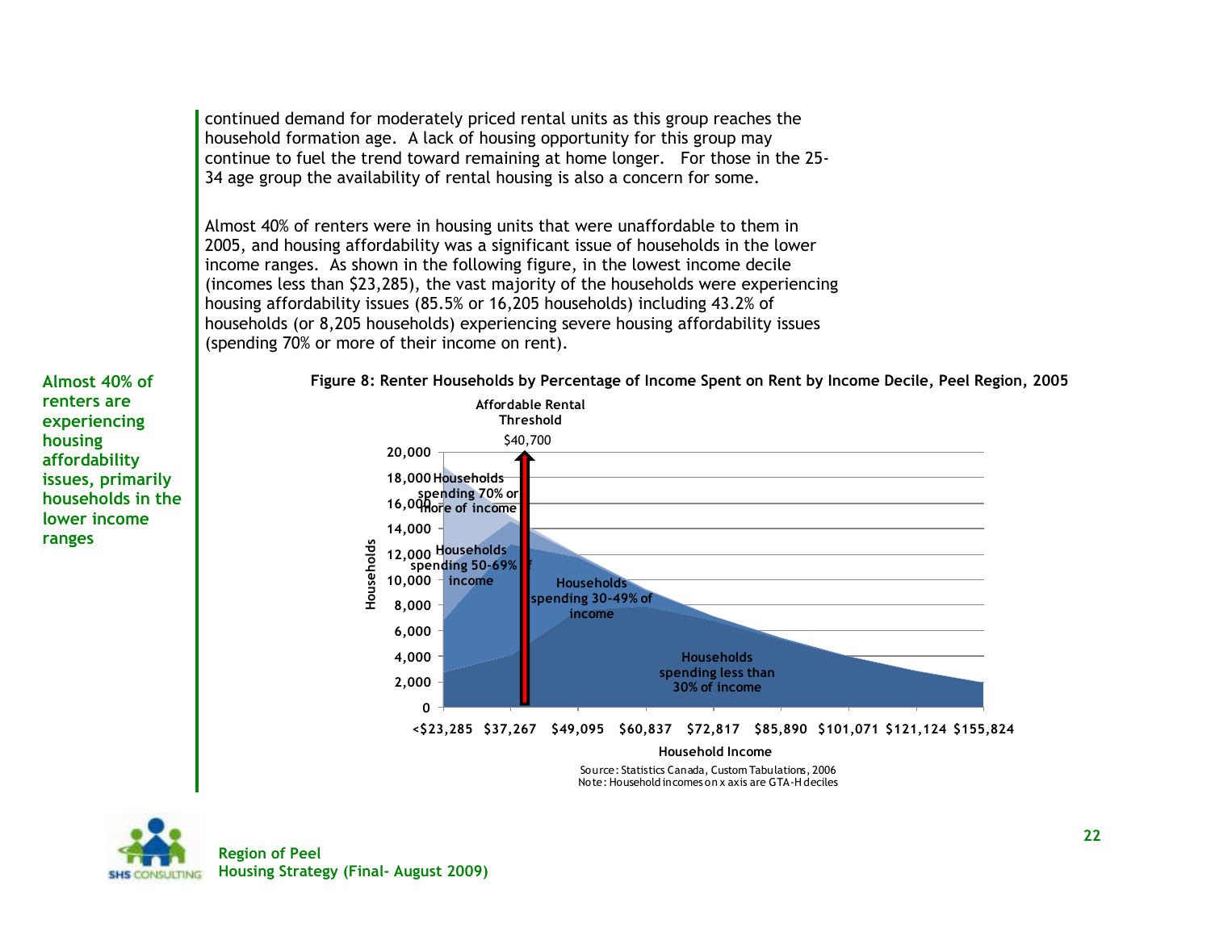continued demand for moderately priced rental units as this group reaches the household formation age. A lack of housing opportunity for this group may continue to fuel the trend toward remaining at home longer. For those in the 25-34 age group the availability of rental housing is also a concern for some.

Almost 40% of renters were in housing units that were unaffordable to them in 2005, and housing affordability was a significant issue of households in the lower income ranges. As shown in the following figure, in the lowest income decile (incomes less than $23,285), the vast majority of the households were experiencing housing affordability issues (85.5% or 16,205 households) including 43.2% of households (or 8,205 households) experiencing severe housing affordability issues (spending 70% or more of their income on rent).

**Almost 40% of renters are experiencing housing affordability issues, primarily households in the lower income ranges**

**Figure 8: Renter Households by Percentage of Income Spent on Rent by Income Decile, Peel Region, 2005**

Source: Statistics Canada, Custom Tabulations, 2006
Note: Household incomes on x axis are GTA-H deciles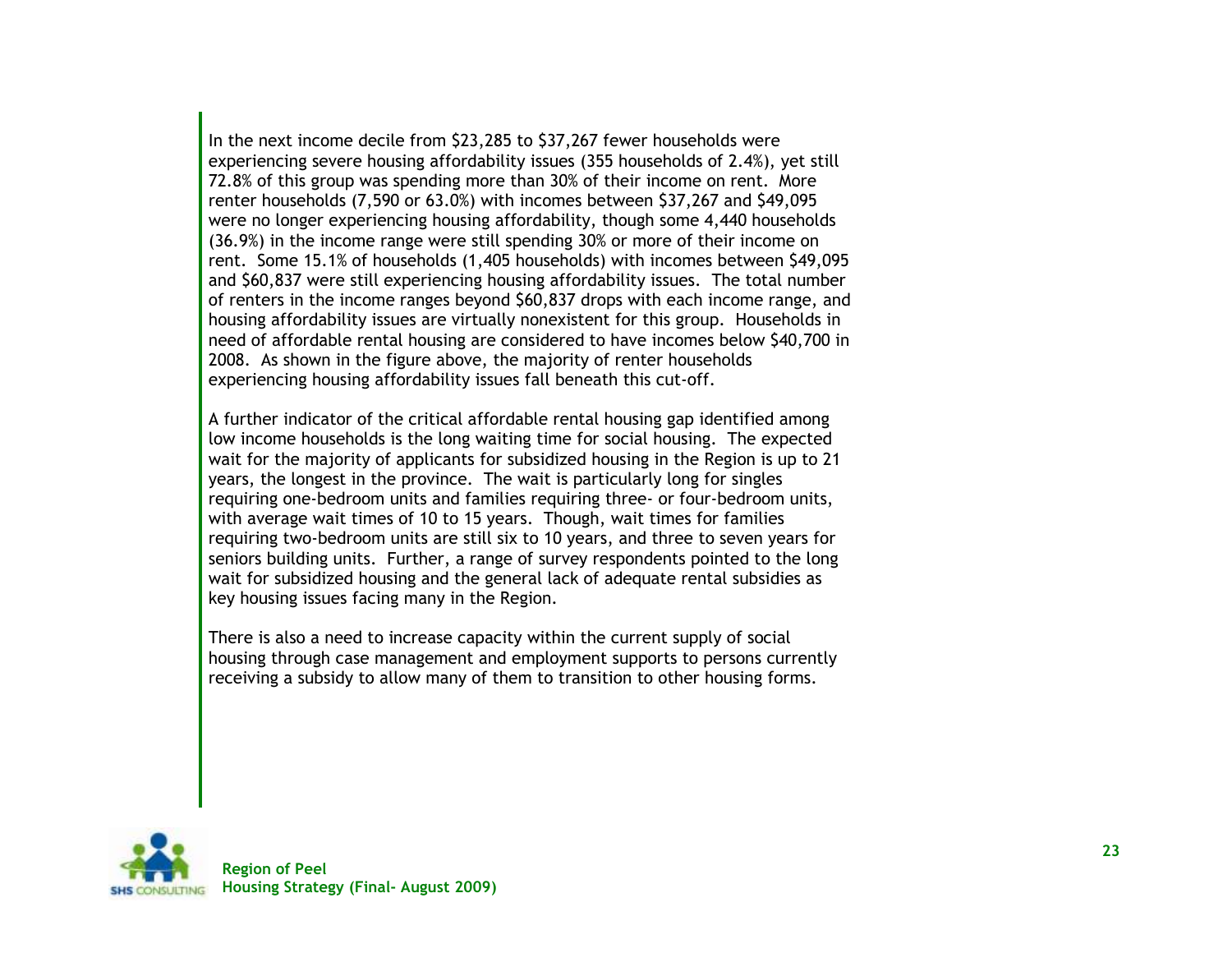In the next income decile from $23,285 to $37,267 fewer households were experiencing severe housing affordability issues (355 households of 2.4%), yet still 72.8% of this group was spending more than 30% of their income on rent. More renter households (7,590 or 63.0%) with incomes between $37,267 and $49,095 were no longer experiencing housing affordability, though some 4,440 households (36.9%) in the income range were still spending 30% or more of their income on rent. Some 15.1% of households (1,405 households) with incomes between $49,095 and $60,837 were still experiencing housing affordability issues. The total number of renters in the income ranges beyond $60,837 drops with each income range, and housing affordability issues are virtually nonexistent for this group. Households in need of affordable rental housing are considered to have incomes below $40,700 in 2008. As shown in the figure above, the majority of renter households experiencing housing affordability issues fall beneath this cut-off.

A further indicator of the critical affordable rental housing gap identified among low income households is the long waiting time for social housing. The expected wait for the majority of applicants for subsidized housing in the Region is up to 21 years, the longest in the province. The wait is particularly long for singles requiring one-bedroom units and families requiring three- or four-bedroom units, with average wait times of 10 to 15 years. Though, wait times for families requiring two-bedroom units are still six to 10 years, and three to seven years for seniors building units. Further, a range of survey respondents pointed to the long wait for subsidized housing and the general lack of adequate rental subsidies as key housing issues facing many in the Region.

There is also a need to increase capacity within the current supply of social housing through case management and employment supports to persons currently receiving a subsidy to allow many of them to transition to other housing forms.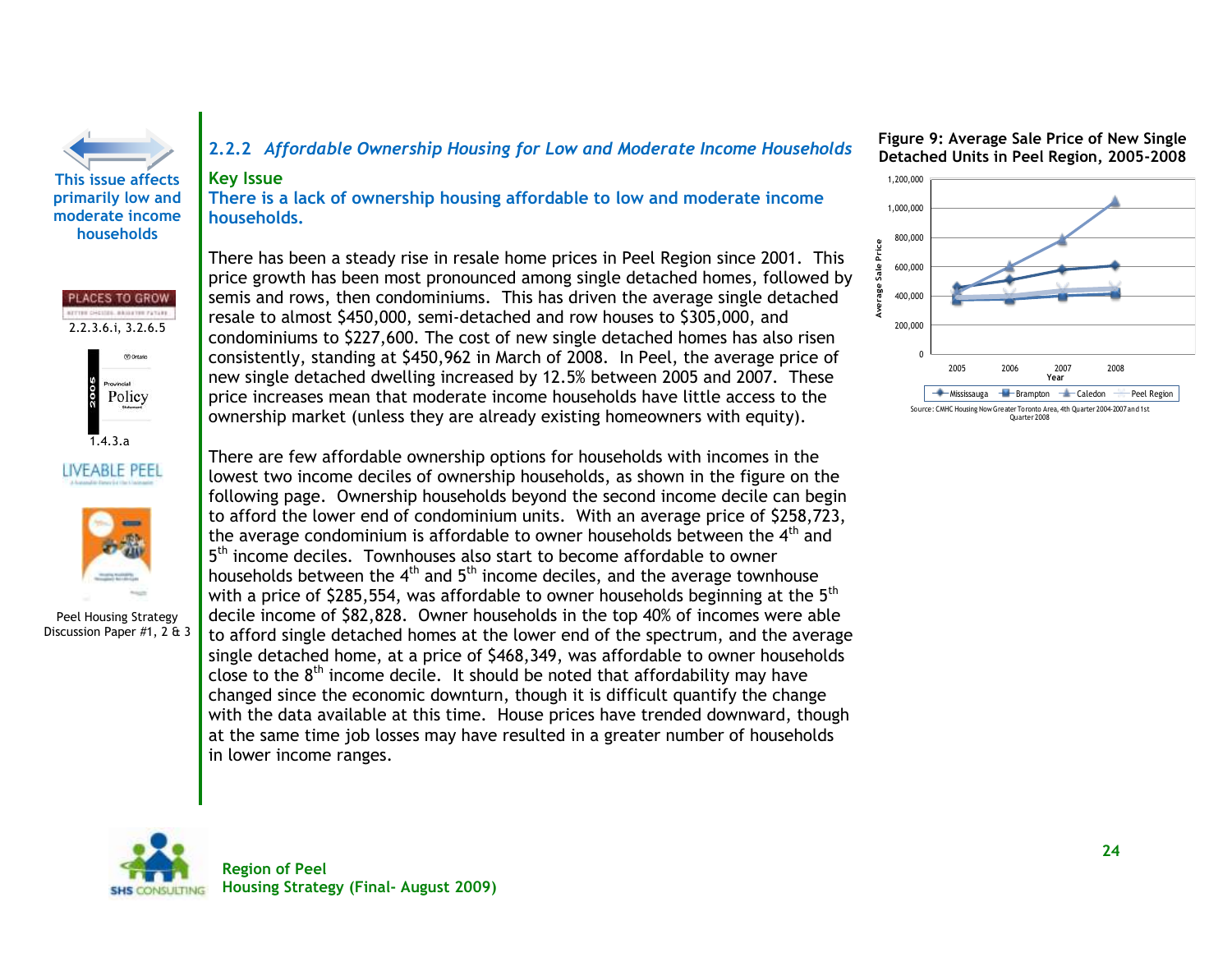This issue affects primarily low and moderate income households

PLACES TO GROW
2.2.3.6.i, 3.2.6.5

Provincial Policy Statement 2005
1.4.3.a

LIVEABLE PEEL

Peel Housing Strategy Discussion Paper #1, 2 & 3

## 2.2.2 *Affordable Ownership Housing for Low and Moderate Income Households*

**Key Issue**

**There is a lack of ownership housing affordable to low and moderate income households.**

There has been a steady rise in resale home prices in Peel Region since 2001. This price growth has been most pronounced among single detached homes, followed by semis and rows, then condominiums. This has driven the average single detached resale to almost $450,000, semi-detached and row houses to $305,000, and condominiums to $227,600. The cost of new single detached homes has also risen consistently, standing at $450,962 in March of 2008. In Peel, the average price of new single detached dwelling increased by 12.5% between 2005 and 2007. These price increases mean that moderate income households have little access to the ownership market (unless they are already existing homeowners with equity).

There are few affordable ownership options for households with incomes in the lowest two income deciles of ownership households, as shown in the figure on the following page. Ownership households beyond the second income decile can begin to afford the lower end of condominium units. With an average price of $258,723, the average condominium is affordable to owner households between the 4th and 5th income deciles. Townhouses also start to become affordable to owner households between the 4th and 5th income deciles, and the average townhouse with a price of $285,554, was affordable to owner households beginning at the 5th decile income of $82,828. Owner households in the top 40% of incomes were able to afford single detached homes at the lower end of the spectrum, and the average single detached home, at a price of $468,349, was affordable to owner households close to the 8th income decile. It should be noted that affordability may have changed since the economic downturn, though it is difficult quantify the change with the data available at this time. House prices have trended downward, though at the same time job losses may have resulted in a greater number of households in lower income ranges.

**Figure 9: Average Sale Price of New Single Detached Units in Peel Region, 2005-2008**

Source: CMHC Housing Now Greater Toronto Area, 4th Quarter 2004-2007 and 1st Quarter 2008

Region of Peel
Housing Strategy (Final- August 2009)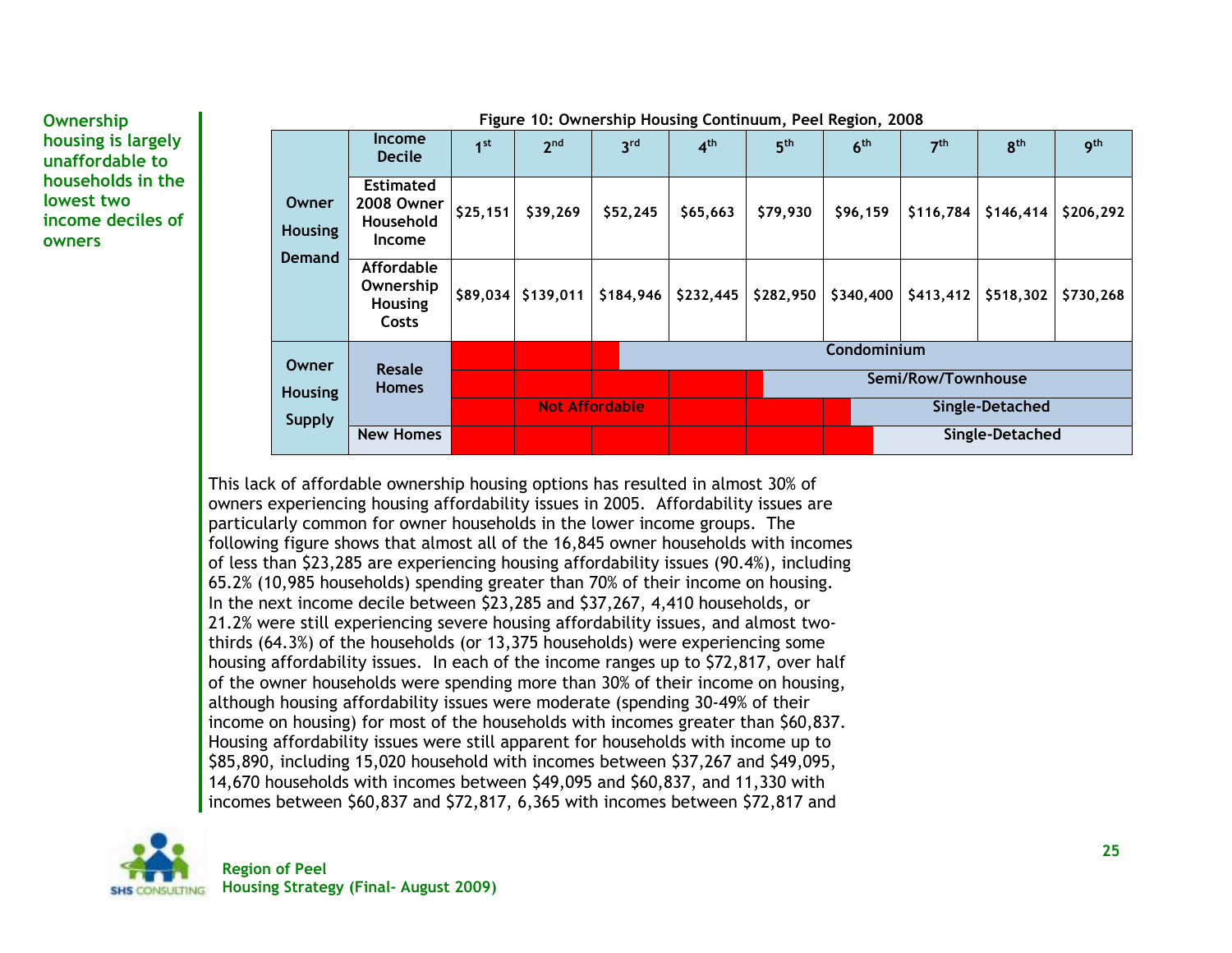**Ownership housing is largely unaffordable to households in the lowest two income deciles of owners**

**Figure 10: Ownership Housing Continuum, Peel Region, 2008**

| | | | | | | | | | | |
|---|---|---|---|---|---|---|---|---|---|---|
| **Owner Housing Demand** | **Income Decile** | 1st | 2nd | 3rd | 4th | 5th | 6th | 7th | 8th | 9th |
| | **Estimated 2008 Owner Household Income** | $25,151 | $39,269 | $52,245 | $65,663 | $79,930 | $96,159 | $116,784 | $146,414 | $206,292 |
| | **Affordable Ownership Housing Costs** | $89,034 | $139,011 | $184,946 | $232,445 | $282,950 | $340,400 | $413,412 | $518,302 | $730,268 |
| **Owner Housing Supply** | **Resale Homes** | Not Affordable (1st–3rd) | | | Condominium | | | | | |
| | | Not Affordable (1st–5th) | | | | | Semi/Row/Townhouse | | | |
| | | Not Affordable (1st–6th) | | | | | | Single-Detached | | |
| | **New Homes** | Not Affordable (1st–7th) | | | | | | | Single-Detached | |

This lack of affordable ownership housing options has resulted in almost 30% of owners experiencing housing affordability issues in 2005. Affordability issues are particularly common for owner households in the lower income groups. The following figure shows that almost all of the 16,845 owner households with incomes of less than $23,285 are experiencing housing affordability issues (90.4%), including 65.2% (10,985 households) spending greater than 70% of their income on housing. In the next income decile between $23,285 and $37,267, 4,410 households, or 21.2% were still experiencing severe housing affordability issues, and almost two-thirds (64.3%) of the households (or 13,375 households) were experiencing some housing affordability issues. In each of the income ranges up to $72,817, over half of the owner households were spending more than 30% of their income on housing, although housing affordability issues were moderate (spending 30-49% of their income on housing) for most of the households with incomes greater than $60,837. Housing affordability issues were still apparent for households with income up to $85,890, including 15,020 household with incomes between $37,267 and $49,095, 14,670 households with incomes between $49,095 and $60,837, and 11,330 with incomes between $60,837 and $72,817, 6,365 with incomes between $72,817 and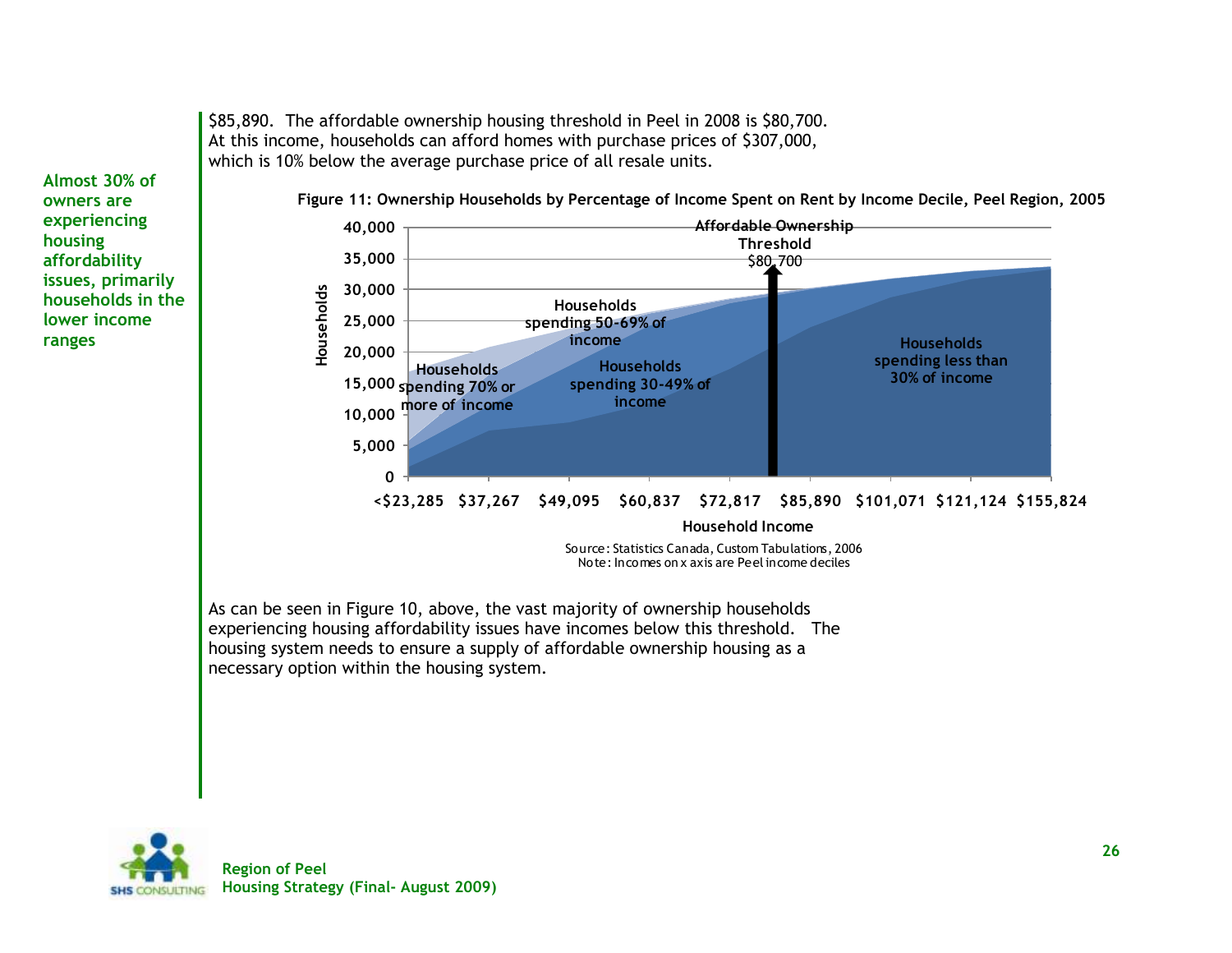$85,890. The affordable ownership housing threshold in Peel in 2008 is $80,700. At this income, households can afford homes with purchase prices of $307,000, which is 10% below the average purchase price of all resale units.

**Almost 30% of owners are experiencing housing affordability issues, primarily households in the lower income ranges**

**Figure 11: Ownership Households by Percentage of Income Spent on Rent by Income Decile, Peel Region, 2005**

Source: Statistics Canada, Custom Tabulations, 2006
Note: Incomes on x axis are Peel income deciles

As can be seen in Figure 10, above, the vast majority of ownership households experiencing housing affordability issues have incomes below this threshold. The housing system needs to ensure a supply of affordable ownership housing as a necessary option within the housing system.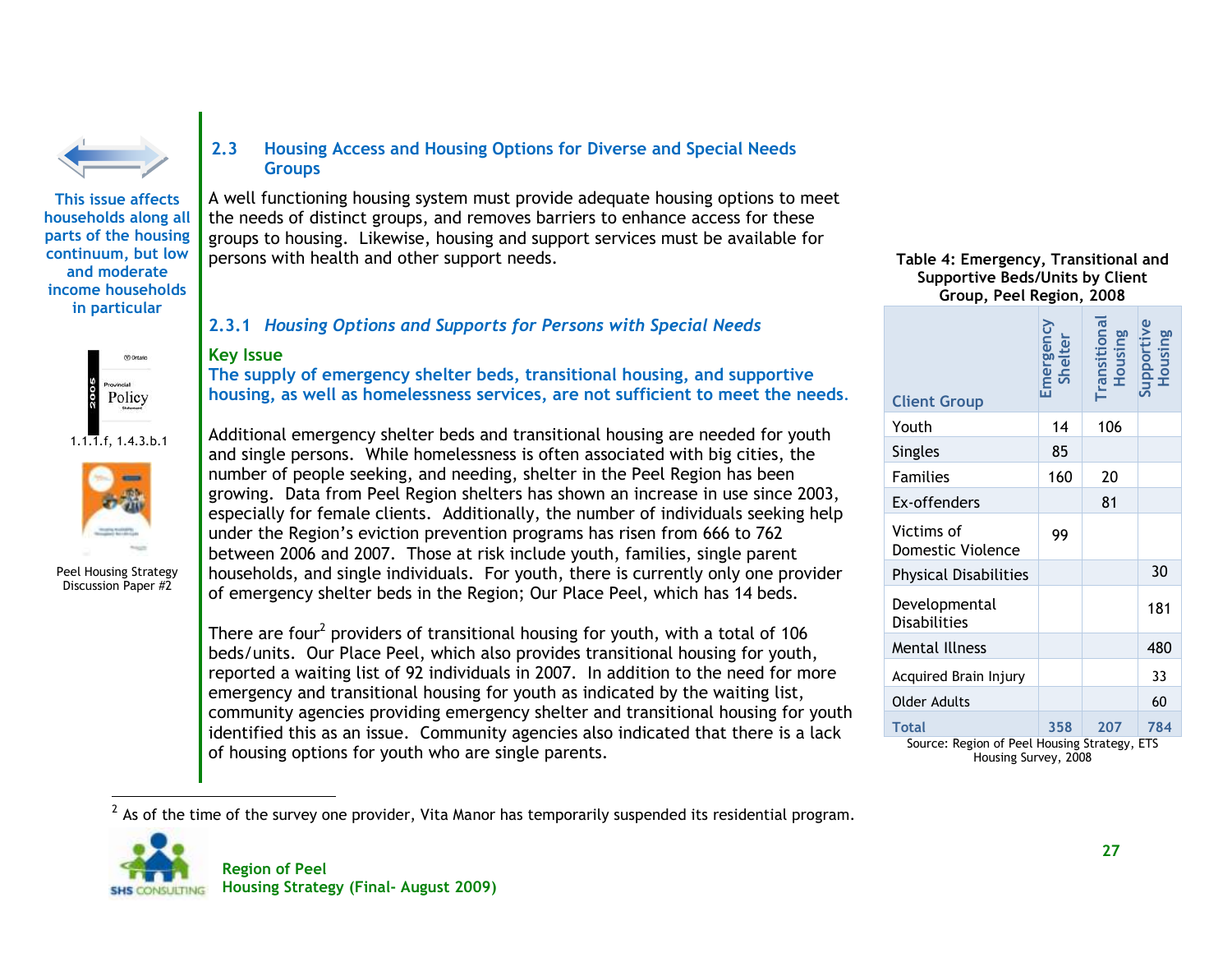This issue affects households along all parts of the housing continuum, but low and moderate income households in particular

1.1.1.f, 1.4.3.b.1

Peel Housing Strategy Discussion Paper #2

## 2.3 Housing Access and Housing Options for Diverse and Special Needs Groups

A well functioning housing system must provide adequate housing options to meet the needs of distinct groups, and removes barriers to enhance access for these groups to housing. Likewise, housing and support services must be available for persons with health and other support needs.

### 2.3.1 *Housing Options and Supports for Persons with Special Needs*

**Key Issue**

**The supply of emergency shelter beds, transitional housing, and supportive housing, as well as homelessness services, are not sufficient to meet the needs.**

Additional emergency shelter beds and transitional housing are needed for youth and single persons. While homelessness is often associated with big cities, the number of people seeking, and needing, shelter in the Peel Region has been growing. Data from Peel Region shelters has shown an increase in use since 2003, especially for female clients. Additionally, the number of individuals seeking help under the Region's eviction prevention programs has risen from 666 to 762 between 2006 and 2007. Those at risk include youth, families, single parent households, and single individuals. For youth, there is currently only one provider of emergency shelter beds in the Region; Our Place Peel, which has 14 beds.

There are four[2] providers of transitional housing for youth, with a total of 106 beds/units. Our Place Peel, which also provides transitional housing for youth, reported a waiting list of 92 individuals in 2007. In addition to the need for more emergency and transitional housing for youth as indicated by the waiting list, community agencies providing emergency shelter and transitional housing for youth identified this as an issue. Community agencies also indicated that there is a lack of housing options for youth who are single parents.

**Table 4: Emergency, Transitional and Supportive Beds/Units by Client Group, Peel Region, 2008**

| Client Group | Emergency Shelter | Transitional Housing | Supportive Housing |
|---|---|---|---|
| Youth | 14 | 106 | |
| Singles | 85 | | |
| Families | 160 | 20 | |
| Ex-offenders | | 81 | |
| Victims of Domestic Violence | 99 | | |
| Physical Disabilities | | | 30 |
| Developmental Disabilities | | | 181 |
| Mental Illness | | | 480 |
| Acquired Brain Injury | | | 33 |
| Older Adults | | | 60 |
| **Total** | **358** | **207** | **784** |

Source: Region of Peel Housing Strategy, ETS Housing Survey, 2008

[2] As of the time of the survey one provider, Vita Manor has temporarily suspended its residential program.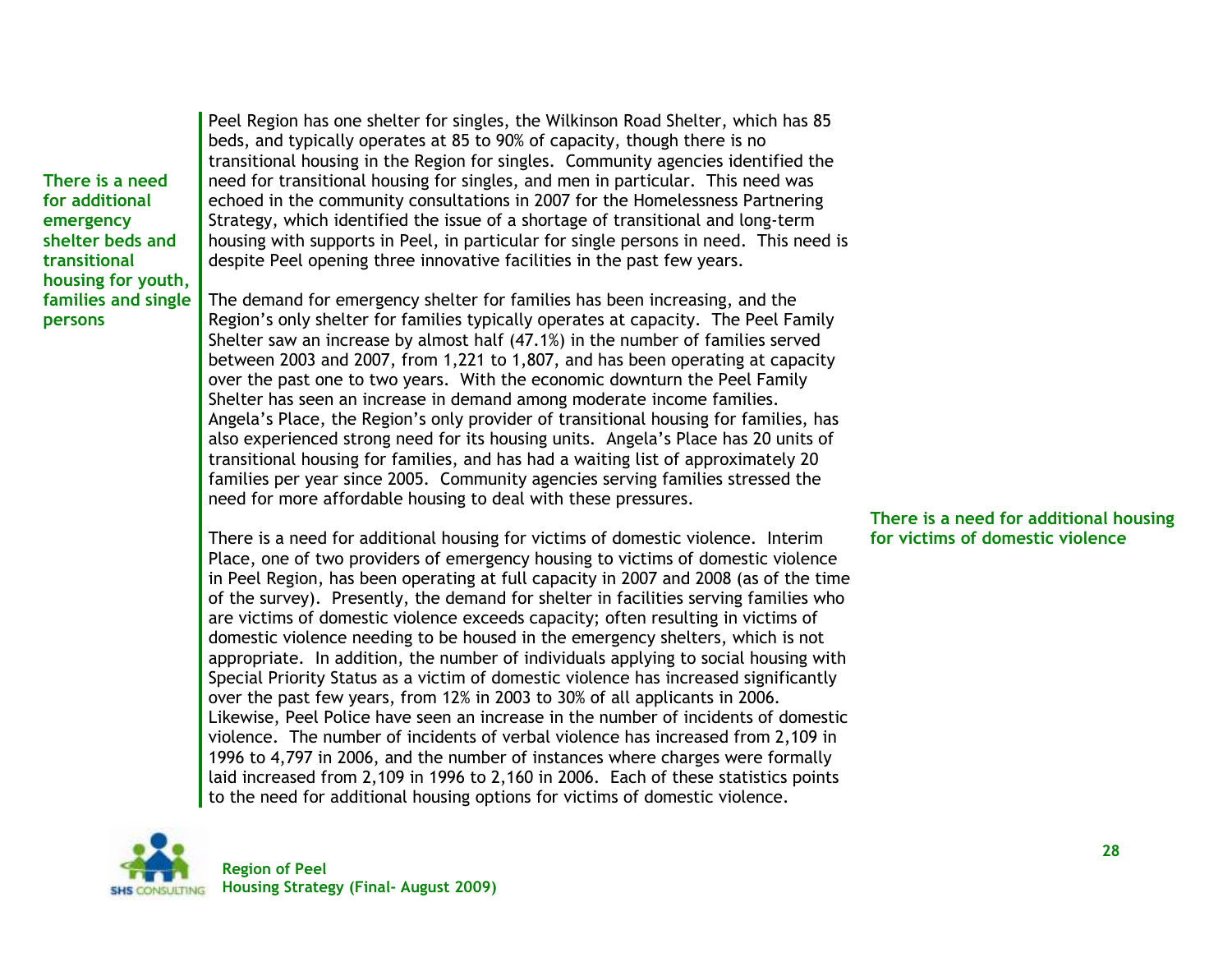**There is a need for additional emergency shelter beds and transitional housing for youth, families and single persons**

Peel Region has one shelter for singles, the Wilkinson Road Shelter, which has 85 beds, and typically operates at 85 to 90% of capacity, though there is no transitional housing in the Region for singles. Community agencies identified the need for transitional housing for singles, and men in particular. This need was echoed in the community consultations in 2007 for the Homelessness Partnering Strategy, which identified the issue of a shortage of transitional and long-term housing with supports in Peel, in particular for single persons in need. This need is despite Peel opening three innovative facilities in the past few years.

The demand for emergency shelter for families has been increasing, and the Region's only shelter for families typically operates at capacity. The Peel Family Shelter saw an increase by almost half (47.1%) in the number of families served between 2003 and 2007, from 1,221 to 1,807, and has been operating at capacity over the past one to two years. With the economic downturn the Peel Family Shelter has seen an increase in demand among moderate income families. Angela's Place, the Region's only provider of transitional housing for families, has also experienced strong need for its housing units. Angela's Place has 20 units of transitional housing for families, and has had a waiting list of approximately 20 families per year since 2005. Community agencies serving families stressed the need for more affordable housing to deal with these pressures.

**There is a need for additional housing for victims of domestic violence**

There is a need for additional housing for victims of domestic violence. Interim Place, one of two providers of emergency housing to victims of domestic violence in Peel Region, has been operating at full capacity in 2007 and 2008 (as of the time of the survey). Presently, the demand for shelter in facilities serving families who are victims of domestic violence exceeds capacity; often resulting in victims of domestic violence needing to be housed in the emergency shelters, which is not appropriate. In addition, the number of individuals applying to social housing with Special Priority Status as a victim of domestic violence has increased significantly over the past few years, from 12% in 2003 to 30% of all applicants in 2006. Likewise, Peel Police have seen an increase in the number of incidents of domestic violence. The number of incidents of verbal violence has increased from 2,109 in 1996 to 4,797 in 2006, and the number of instances where charges were formally laid increased from 2,109 in 1996 to 2,160 in 2006. Each of these statistics points to the need for additional housing options for victims of domestic violence.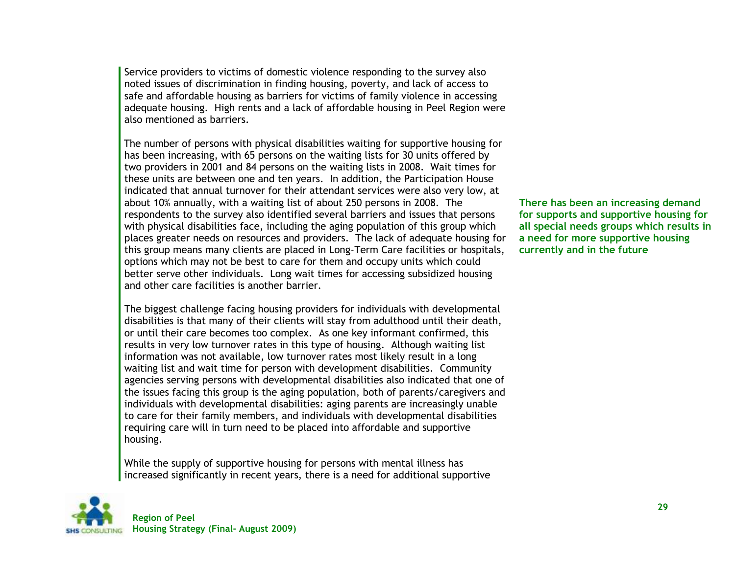Service providers to victims of domestic violence responding to the survey also noted issues of discrimination in finding housing, poverty, and lack of access to safe and affordable housing as barriers for victims of family violence in accessing adequate housing. High rents and a lack of affordable housing in Peel Region were also mentioned as barriers.

The number of persons with physical disabilities waiting for supportive housing for has been increasing, with 65 persons on the waiting lists for 30 units offered by two providers in 2001 and 84 persons on the waiting lists in 2008. Wait times for these units are between one and ten years. In addition, the Participation House indicated that annual turnover for their attendant services were also very low, at about 10% annually, with a waiting list of about 250 persons in 2008. The respondents to the survey also identified several barriers and issues that persons with physical disabilities face, including the aging population of this group which places greater needs on resources and providers. The lack of adequate housing for this group means many clients are placed in Long-Term Care facilities or hospitals, options which may not be best to care for them and occupy units which could better serve other individuals. Long wait times for accessing subsidized housing and other care facilities is another barrier.

**There has been an increasing demand for supports and supportive housing for all special needs groups which results in a need for more supportive housing currently and in the future**

The biggest challenge facing housing providers for individuals with developmental disabilities is that many of their clients will stay from adulthood until their death, or until their care becomes too complex. As one key informant confirmed, this results in very low turnover rates in this type of housing. Although waiting list information was not available, low turnover rates most likely result in a long waiting list and wait time for person with development disabilities. Community agencies serving persons with developmental disabilities also indicated that one of the issues facing this group is the aging population, both of parents/caregivers and individuals with developmental disabilities: aging parents are increasingly unable to care for their family members, and individuals with developmental disabilities requiring care will in turn need to be placed into affordable and supportive housing.

While the supply of supportive housing for persons with mental illness has increased significantly in recent years, there is a need for additional supportive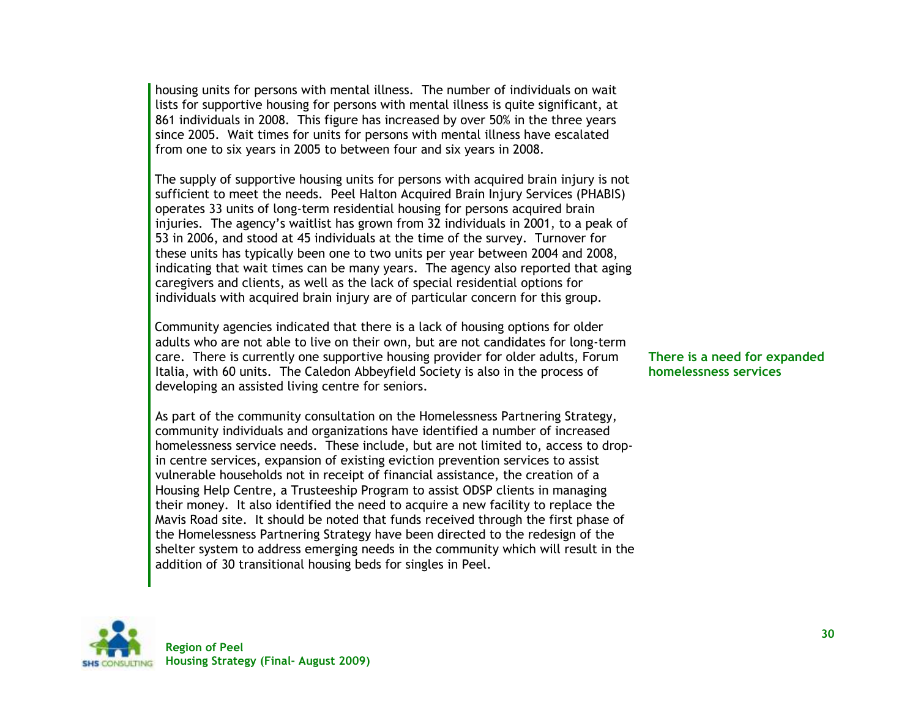housing units for persons with mental illness. The number of individuals on wait lists for supportive housing for persons with mental illness is quite significant, at 861 individuals in 2008. This figure has increased by over 50% in the three years since 2005. Wait times for units for persons with mental illness have escalated from one to six years in 2005 to between four and six years in 2008.

The supply of supportive housing units for persons with acquired brain injury is not sufficient to meet the needs. Peel Halton Acquired Brain Injury Services (PHABIS) operates 33 units of long-term residential housing for persons acquired brain injuries. The agency's waitlist has grown from 32 individuals in 2001, to a peak of 53 in 2006, and stood at 45 individuals at the time of the survey. Turnover for these units has typically been one to two units per year between 2004 and 2008, indicating that wait times can be many years. The agency also reported that aging caregivers and clients, as well as the lack of special residential options for individuals with acquired brain injury are of particular concern for this group.

Community agencies indicated that there is a lack of housing options for older adults who are not able to live on their own, but are not candidates for long-term care. There is currently one supportive housing provider for older adults, Forum Italia, with 60 units. The Caledon Abbeyfield Society is also in the process of developing an assisted living centre for seniors.

**There is a need for expanded homelessness services**

As part of the community consultation on the Homelessness Partnering Strategy, community individuals and organizations have identified a number of increased homelessness service needs. These include, but are not limited to, access to drop-in centre services, expansion of existing eviction prevention services to assist vulnerable households not in receipt of financial assistance, the creation of a Housing Help Centre, a Trusteeship Program to assist ODSP clients in managing their money. It also identified the need to acquire a new facility to replace the Mavis Road site. It should be noted that funds received through the first phase of the Homelessness Partnering Strategy have been directed to the redesign of the shelter system to address emerging needs in the community which will result in the addition of 30 transitional housing beds for singles in Peel.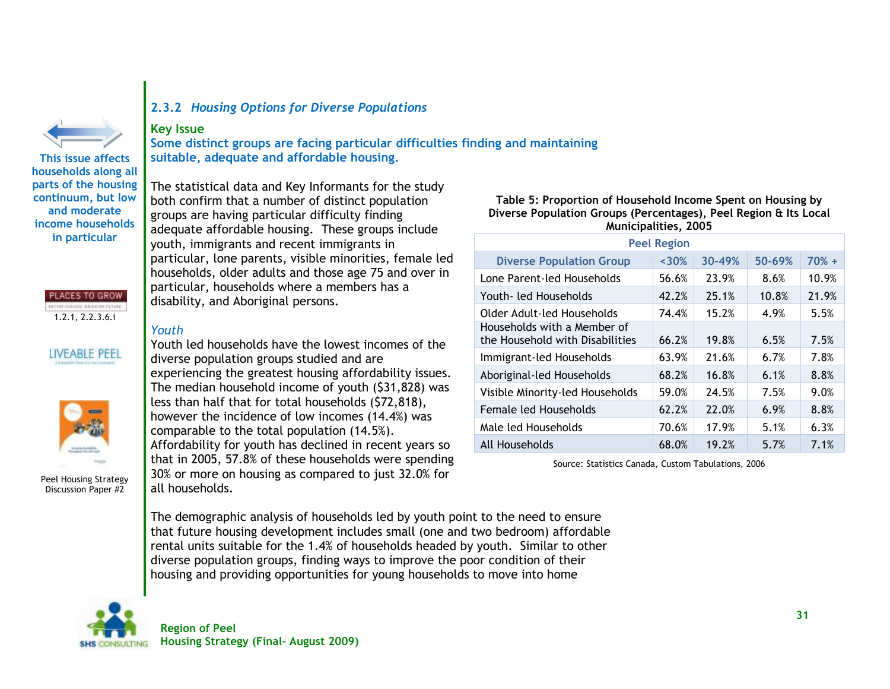### 2.3.2 *Housing Options for Diverse Populations*

This issue affects households along all parts of the housing continuum, but low and moderate income households in particular

PLACES TO GROW
1.2.1, 2.2.3.6.i

LIVEABLE PEEL

Peel Housing Strategy Discussion Paper #2

**Key Issue**

**Some distinct groups are facing particular difficulties finding and maintaining suitable, adequate and affordable housing.**

The statistical data and Key Informants for the study both confirm that a number of distinct population groups are having particular difficulty finding adequate affordable housing. These groups include youth, immigrants and recent immigrants in particular, lone parents, visible minorities, female led households, older adults and those age 75 and over in particular, households where a members has a disability, and Aboriginal persons.

*Youth*

Youth led households have the lowest incomes of the diverse population groups studied and are experiencing the greatest housing affordability issues. The median household income of youth ($31,828) was less than half that for total households ($72,818), however the incidence of low incomes (14.4%) was comparable to the total population (14.5%). Affordability for youth has declined in recent years so that in 2005, 57.8% of these households were spending 30% or more on housing as compared to just 32.0% for all households.

**Table 5: Proportion of Household Income Spent on Housing by Diverse Population Groups (Percentages), Peel Region & Its Local Municipalities, 2005**

| Peel Region | | | | |
|---|---|---|---|---|
| Diverse Population Group | <30% | 30-49% | 50-69% | 70% + |
| Lone Parent-led Households | 56.6% | 23.9% | 8.6% | 10.9% |
| Youth- led Households | 42.2% | 25.1% | 10.8% | 21.9% |
| Older Adult-led Households | 74.4% | 15.2% | 4.9% | 5.5% |
| Households with a Member of the Household with Disabilities | 66.2% | 19.8% | 6.5% | 7.5% |
| Immigrant-led Households | 63.9% | 21.6% | 6.7% | 7.8% |
| Aboriginal-led Households | 68.2% | 16.8% | 6.1% | 8.8% |
| Visible Minority-led Households | 59.0% | 24.5% | 7.5% | 9.0% |
| Female led Households | 62.2% | 22.0% | 6.9% | 8.8% |
| Male led Households | 70.6% | 17.9% | 5.1% | 6.3% |
| All Households | 68.0% | 19.2% | 5.7% | 7.1% |

Source: Statistics Canada, Custom Tabulations, 2006

The demographic analysis of households led by youth point to the need to ensure that future housing development includes small (one and two bedroom) affordable rental units suitable for the 1.4% of households headed by youth. Similar to other diverse population groups, finding ways to improve the poor condition of their housing and providing opportunities for young households to move into home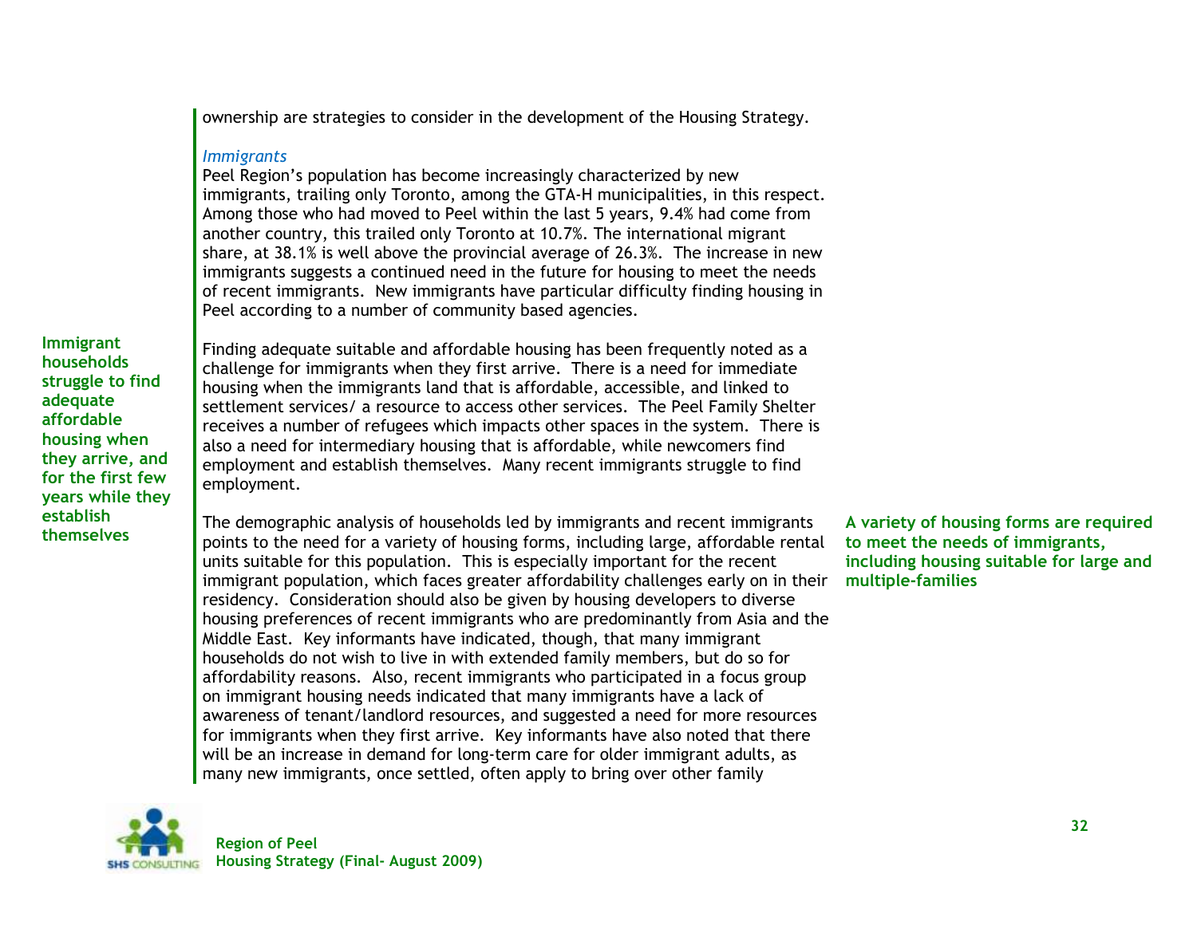ownership are strategies to consider in the development of the Housing Strategy.

*Immigrants*

Peel Region's population has become increasingly characterized by new immigrants, trailing only Toronto, among the GTA-H municipalities, in this respect. Among those who had moved to Peel within the last 5 years, 9.4% had come from another country, this trailed only Toronto at 10.7%. The international migrant share, at 38.1% is well above the provincial average of 26.3%. The increase in new immigrants suggests a continued need in the future for housing to meet the needs of recent immigrants. New immigrants have particular difficulty finding housing in Peel according to a number of community based agencies.

**Immigrant households struggle to find adequate affordable housing when they arrive, and for the first few years while they establish themselves**

Finding adequate suitable and affordable housing has been frequently noted as a challenge for immigrants when they first arrive. There is a need for immediate housing when the immigrants land that is affordable, accessible, and linked to settlement services/ a resource to access other services. The Peel Family Shelter receives a number of refugees which impacts other spaces in the system. There is also a need for intermediary housing that is affordable, while newcomers find employment and establish themselves. Many recent immigrants struggle to find employment.

**A variety of housing forms are required to meet the needs of immigrants, including housing suitable for large and multiple-families**

The demographic analysis of households led by immigrants and recent immigrants points to the need for a variety of housing forms, including large, affordable rental units suitable for this population. This is especially important for the recent immigrant population, which faces greater affordability challenges early on in their residency. Consideration should also be given by housing developers to diverse housing preferences of recent immigrants who are predominantly from Asia and the Middle East. Key informants have indicated, though, that many immigrant households do not wish to live in with extended family members, but do so for affordability reasons. Also, recent immigrants who participated in a focus group on immigrant housing needs indicated that many immigrants have a lack of awareness of tenant/landlord resources, and suggested a need for more resources for immigrants when they first arrive. Key informants have also noted that there will be an increase in demand for long-term care for older immigrant adults, as many new immigrants, once settled, often apply to bring over other family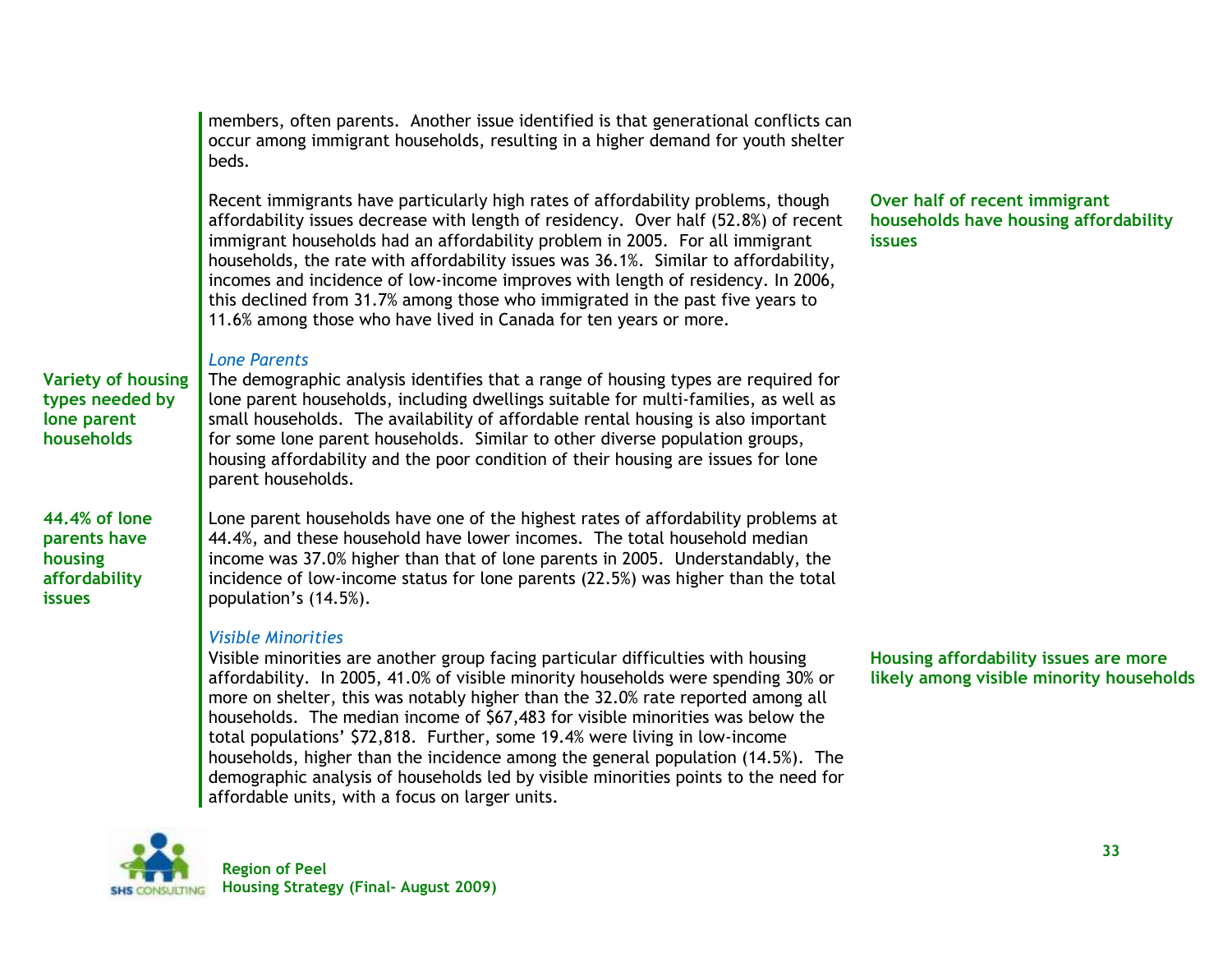members, often parents. Another issue identified is that generational conflicts can occur among immigrant households, resulting in a higher demand for youth shelter beds.

**Over half of recent immigrant households have housing affordability issues**

Recent immigrants have particularly high rates of affordability problems, though affordability issues decrease with length of residency. Over half (52.8%) of recent immigrant households had an affordability problem in 2005. For all immigrant households, the rate with affordability issues was 36.1%. Similar to affordability, incomes and incidence of low-income improves with length of residency. In 2006, this declined from 31.7% among those who immigrated in the past five years to 11.6% among those who have lived in Canada for ten years or more.

*Lone Parents*

**Variety of housing types needed by lone parent households**

The demographic analysis identifies that a range of housing types are required for lone parent households, including dwellings suitable for multi-families, as well as small households. The availability of affordable rental housing is also important for some lone parent households. Similar to other diverse population groups, housing affordability and the poor condition of their housing are issues for lone parent households.

**44.4% of lone parents have housing affordability issues**

Lone parent households have one of the highest rates of affordability problems at 44.4%, and these household have lower incomes. The total household median income was 37.0% higher than that of lone parents in 2005. Understandably, the incidence of low-income status for lone parents (22.5%) was higher than the total population's (14.5%).

*Visible Minorities*

**Housing affordability issues are more likely among visible minority households**

Visible minorities are another group facing particular difficulties with housing affordability. In 2005, 41.0% of visible minority households were spending 30% or more on shelter, this was notably higher than the 32.0% rate reported among all households. The median income of $67,483 for visible minorities was below the total populations' $72,818. Further, some 19.4% were living in low-income households, higher than the incidence among the general population (14.5%). The demographic analysis of households led by visible minorities points to the need for affordable units, with a focus on larger units.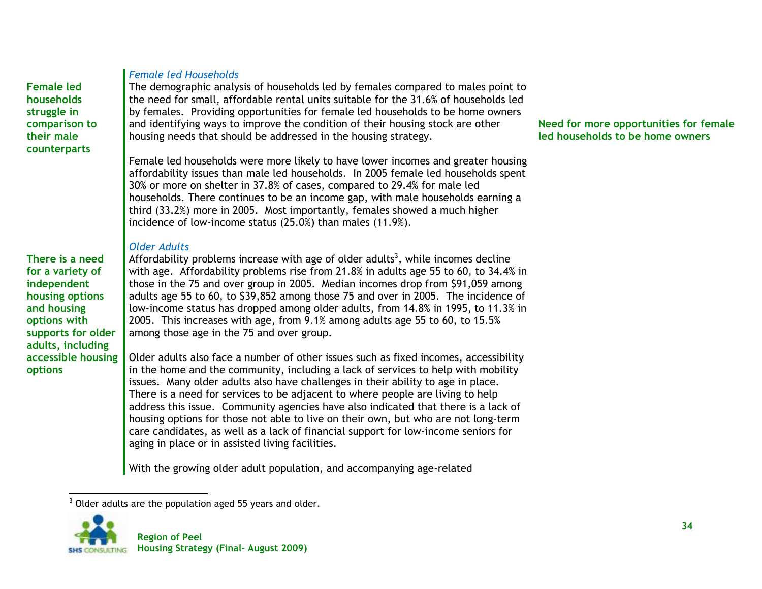**Female led households struggle in comparison to their male counterparts**

### *Female led Households*

The demographic analysis of households led by females compared to males point to the need for small, affordable rental units suitable for the 31.6% of households led by females. Providing opportunities for female led households to be home owners and identifying ways to improve the condition of their housing stock are other housing needs that should be addressed in the housing strategy.

**Need for more opportunities for female led households to be home owners**

Female led households were more likely to have lower incomes and greater housing affordability issues than male led households. In 2005 female led households spent 30% or more on shelter in 37.8% of cases, compared to 29.4% for male led households. There continues to be an income gap, with male households earning a third (33.2%) more in 2005. Most importantly, females showed a much higher incidence of low-income status (25.0%) than males (11.9%).

**There is a need for a variety of independent housing options and housing options with supports for older adults, including accessible housing options**

### *Older Adults*

Affordability problems increase with age of older adults[3], while incomes decline with age. Affordability problems rise from 21.8% in adults age 55 to 60, to 34.4% in those in the 75 and over group in 2005. Median incomes drop from $91,059 among adults age 55 to 60, to $39,852 among those 75 and over in 2005. The incidence of low-income status has dropped among older adults, from 14.8% in 1995, to 11.3% in 2005. This increases with age, from 9.1% among adults age 55 to 60, to 15.5% among those age in the 75 and over group.

Older adults also face a number of other issues such as fixed incomes, accessibility in the home and the community, including a lack of services to help with mobility issues. Many older adults also have challenges in their ability to age in place. There is a need for services to be adjacent to where people are living to help address this issue. Community agencies have also indicated that there is a lack of housing options for those not able to live on their own, but who are not long-term care candidates, as well as a lack of financial support for low-income seniors for aging in place or in assisted living facilities.

With the growing older adult population, and accompanying age-related

---

[3] Older adults are the population aged 55 years and older.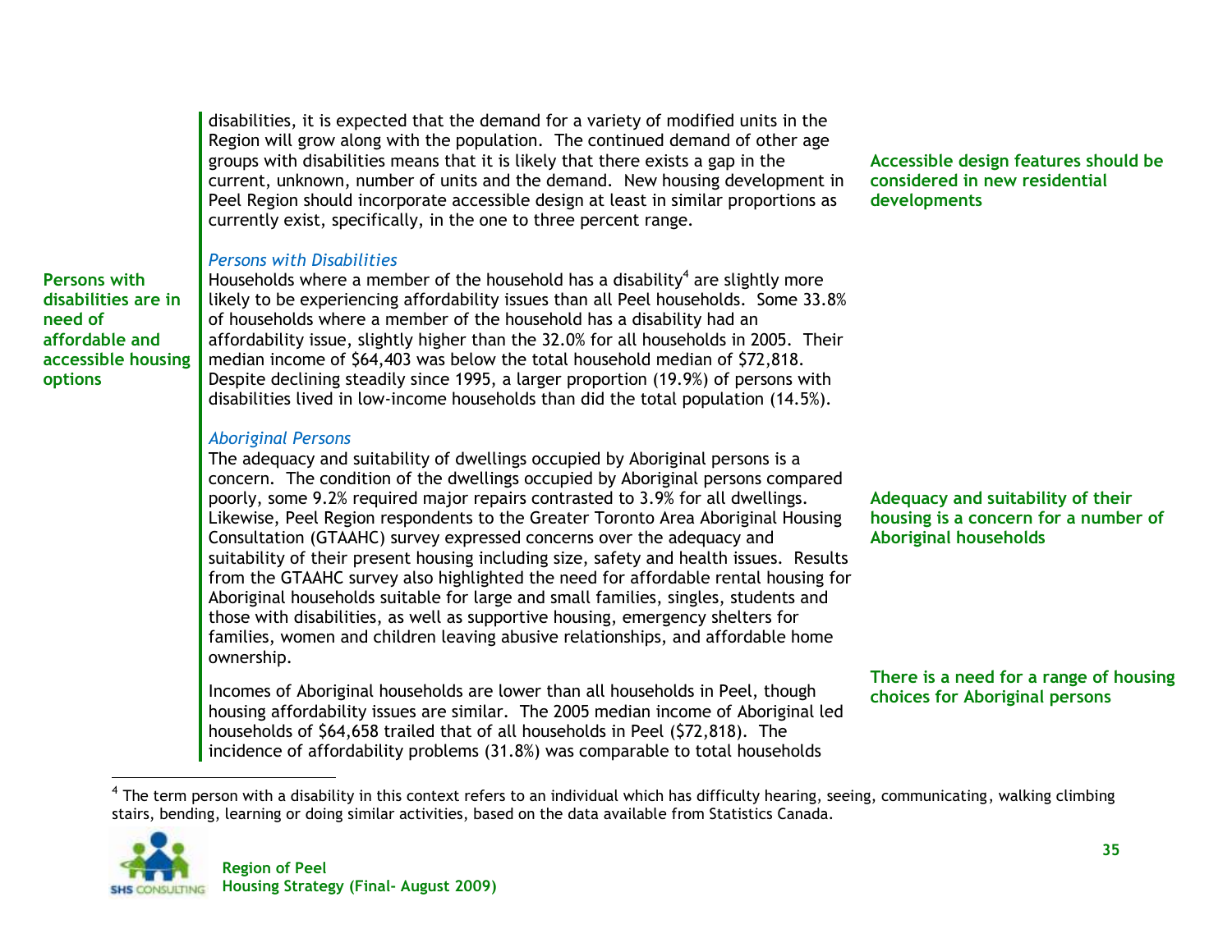disabilities, it is expected that the demand for a variety of modified units in the Region will grow along with the population. The continued demand of other age groups with disabilities means that it is likely that there exists a gap in the current, unknown, number of units and the demand. New housing development in Peel Region should incorporate accessible design at least in similar proportions as currently exist, specifically, in the one to three percent range.

**Accessible design features should be considered in new residential developments**

*Persons with Disabilities*

**Persons with disabilities are in need of affordable and accessible housing options**

Households where a member of the household has a disability[4] are slightly more likely to be experiencing affordability issues than all Peel households. Some 33.8% of households where a member of the household has a disability had an affordability issue, slightly higher than the 32.0% for all households in 2005. Their median income of $64,403 was below the total household median of $72,818. Despite declining steadily since 1995, a larger proportion (19.9%) of persons with disabilities lived in low-income households than did the total population (14.5%).

*Aboriginal Persons*

The adequacy and suitability of dwellings occupied by Aboriginal persons is a concern. The condition of the dwellings occupied by Aboriginal persons compared poorly, some 9.2% required major repairs contrasted to 3.9% for all dwellings. Likewise, Peel Region respondents to the Greater Toronto Area Aboriginal Housing Consultation (GTAAHC) survey expressed concerns over the adequacy and suitability of their present housing including size, safety and health issues. Results from the GTAAHC survey also highlighted the need for affordable rental housing for Aboriginal households suitable for large and small families, singles, students and those with disabilities, as well as supportive housing, emergency shelters for families, women and children leaving abusive relationships, and affordable home ownership.

**Adequacy and suitability of their housing is a concern for a number of Aboriginal households**

Incomes of Aboriginal households are lower than all households in Peel, though housing affordability issues are similar. The 2005 median income of Aboriginal led households of $64,658 trailed that of all households in Peel ($72,818). The incidence of affordability problems (31.8%) was comparable to total households

**There is a need for a range of housing choices for Aboriginal persons**

---

[4] The term person with a disability in this context refers to an individual which has difficulty hearing, seeing, communicating, walking climbing stairs, bending, learning or doing similar activities, based on the data available from Statistics Canada.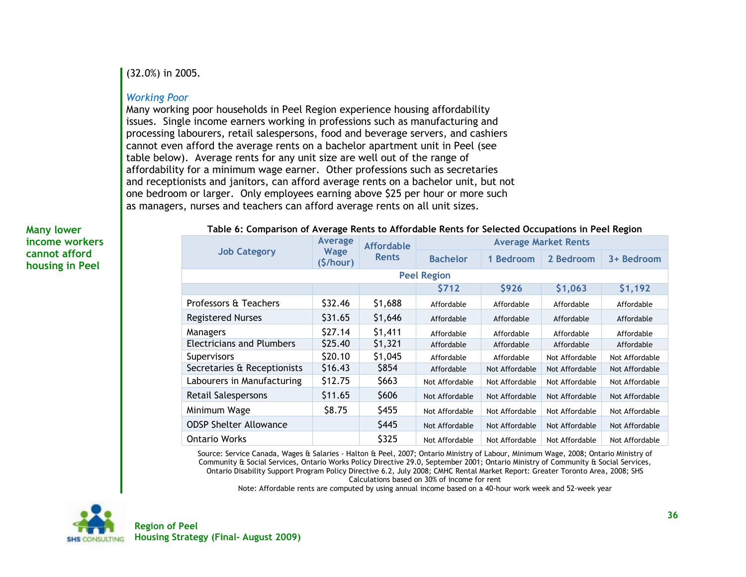(32.0%) in 2005.

*Working Poor*

Many working poor households in Peel Region experience housing affordability issues. Single income earners working in professions such as manufacturing and processing labourers, retail salespersons, food and beverage servers, and cashiers cannot even afford the average rents on a bachelor apartment unit in Peel (see table below). Average rents for any unit size are well out of the range of affordability for a minimum wage earner. Other professions such as secretaries and receptionists and janitors, can afford average rents on a bachelor unit, but not one bedroom or larger. Only employees earning above $25 per hour or more such as managers, nurses and teachers can afford average rents on all unit sizes.

**Many lower income workers cannot afford housing in Peel**

**Table 6: Comparison of Average Rents to Affordable Rents for Selected Occupations in Peel Region**

| Job Category | Average Wage ($/hour) | Affordable Rents | Average Market Rents | | | |
|---|---|---|---|---|---|---|
| | | | Bachelor | 1 Bedroom | 2 Bedroom | 3+ Bedroom |
| **Peel Region** | | | | | | |
| | | | $712 | $926 | $1,063 | $1,192 |
| Professors & Teachers | $32.46 | $1,688 | Affordable | Affordable | Affordable | Affordable |
| Registered Nurses | $31.65 | $1,646 | Affordable | Affordable | Affordable | Affordable |
| Managers | $27.14 | $1,411 | Affordable | Affordable | Affordable | Affordable |
| Electricians and Plumbers | $25.40 | $1,321 | Affordable | Affordable | Affordable | Affordable |
| Supervisors | $20.10 | $1,045 | Affordable | Affordable | Not Affordable | Not Affordable |
| Secretaries & Receptionists | $16.43 | $854 | Affordable | Not Affordable | Not Affordable | Not Affordable |
| Labourers in Manufacturing | $12.75 | $663 | Not Affordable | Not Affordable | Not Affordable | Not Affordable |
| Retail Salespersons | $11.65 | $606 | Not Affordable | Not Affordable | Not Affordable | Not Affordable |
| Minimum Wage | $8.75 | $455 | Not Affordable | Not Affordable | Not Affordable | Not Affordable |
| ODSP Shelter Allowance | | $445 | Not Affordable | Not Affordable | Not Affordable | Not Affordable |
| Ontario Works | | $325 | Not Affordable | Not Affordable | Not Affordable | Not Affordable |

Source: Service Canada, Wages & Salaries - Halton & Peel, 2007; Ontario Ministry of Labour, Minimum Wage, 2008; Ontario Ministry of Community & Social Services, Ontario Works Policy Directive 29.0, September 2001; Ontario Ministry of Community & Social Services, Ontario Disability Support Program Policy Directive 6.2, July 2008; CMHC Rental Market Report: Greater Toronto Area, 2008; SHS Calculations based on 30% of income for rent

Note: Affordable rents are computed by using annual income based on a 40-hour work week and 52-week year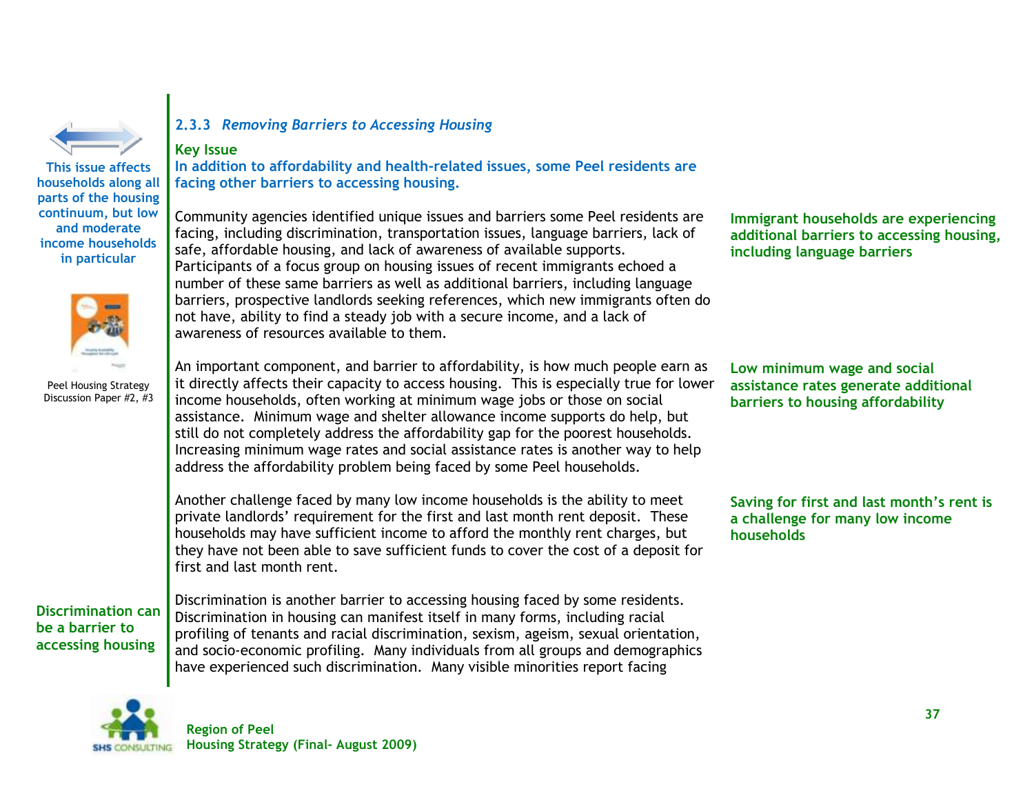### 2.3.3 *Removing Barriers to Accessing Housing*

**Key Issue**

**In addition to affordability and health-related issues, some Peel residents are facing other barriers to accessing housing.**

**This issue affects households along all parts of the housing continuum, but low and moderate income households in particular**

Peel Housing Strategy Discussion Paper #2, #3

**Immigrant households are experiencing additional barriers to accessing housing, including language barriers**

Community agencies identified unique issues and barriers some Peel residents are facing, including discrimination, transportation issues, language barriers, lack of safe, affordable housing, and lack of awareness of available supports. Participants of a focus group on housing issues of recent immigrants echoed a number of these same barriers as well as additional barriers, including language barriers, prospective landlords seeking references, which new immigrants often do not have, ability to find a steady job with a secure income, and a lack of awareness of resources available to them.

**Low minimum wage and social assistance rates generate additional barriers to housing affordability**

An important component, and barrier to affordability, is how much people earn as it directly affects their capacity to access housing. This is especially true for lower income households, often working at minimum wage jobs or those on social assistance. Minimum wage and shelter allowance income supports do help, but still do not completely address the affordability gap for the poorest households. Increasing minimum wage rates and social assistance rates is another way to help address the affordability problem being faced by some Peel households.

**Saving for first and last month's rent is a challenge for many low income households**

Another challenge faced by many low income households is the ability to meet private landlords' requirement for the first and last month rent deposit. These households may have sufficient income to afford the monthly rent charges, but they have not been able to save sufficient funds to cover the cost of a deposit for first and last month rent.

**Discrimination can be a barrier to accessing housing**

Discrimination is another barrier to accessing housing faced by some residents. Discrimination in housing can manifest itself in many forms, including racial profiling of tenants and racial discrimination, sexism, ageism, sexual orientation, and socio-economic profiling. Many individuals from all groups and demographics have experienced such discrimination. Many visible minorities report facing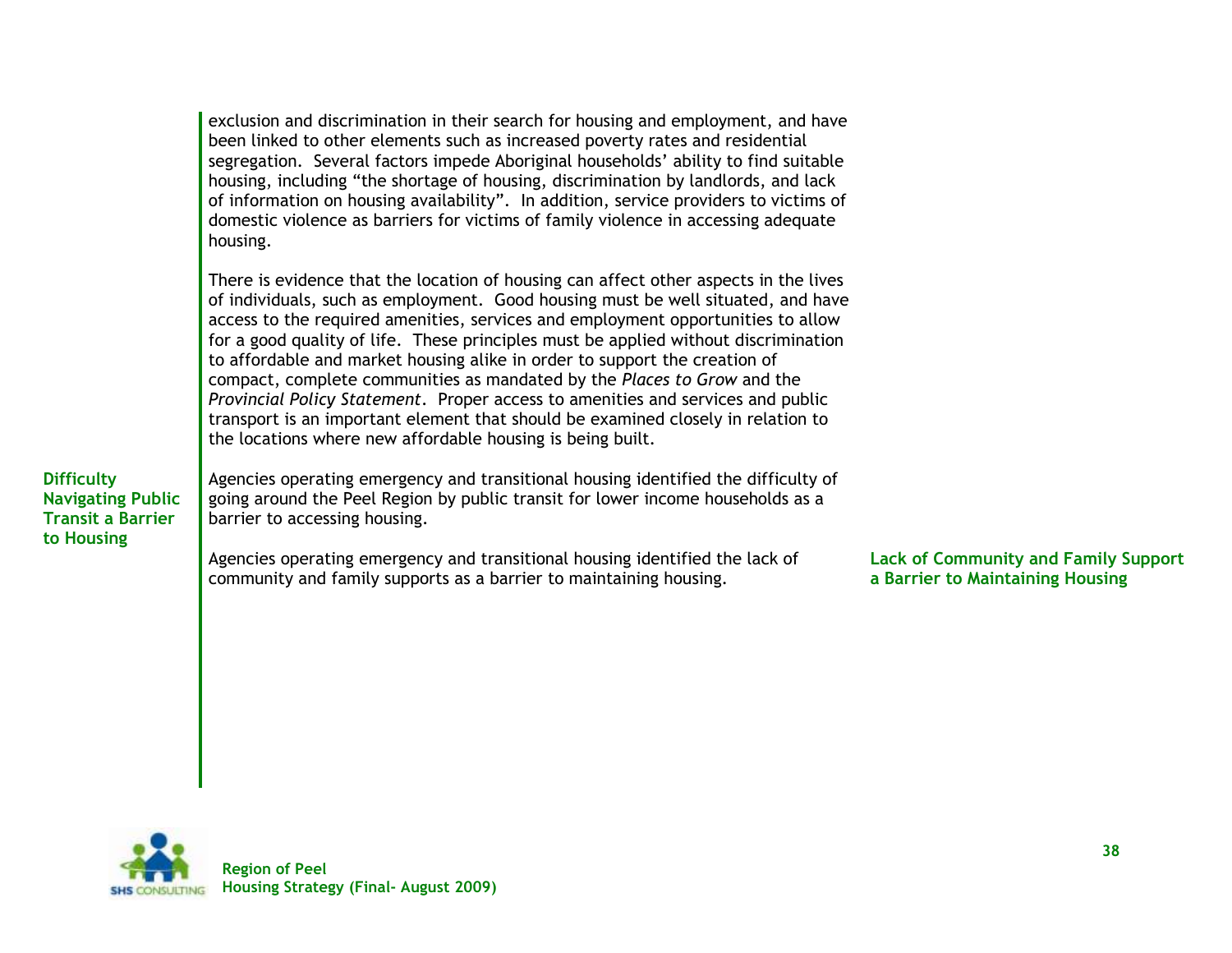exclusion and discrimination in their search for housing and employment, and have been linked to other elements such as increased poverty rates and residential segregation. Several factors impede Aboriginal households' ability to find suitable housing, including "the shortage of housing, discrimination by landlords, and lack of information on housing availability". In addition, service providers to victims of domestic violence as barriers for victims of family violence in accessing adequate housing.

There is evidence that the location of housing can affect other aspects in the lives of individuals, such as employment. Good housing must be well situated, and have access to the required amenities, services and employment opportunities to allow for a good quality of life. These principles must be applied without discrimination to affordable and market housing alike in order to support the creation of compact, complete communities as mandated by the *Places to Grow* and the *Provincial Policy Statement*. Proper access to amenities and services and public transport is an important element that should be examined closely in relation to the locations where new affordable housing is being built.

**Difficulty Navigating Public Transit a Barrier to Housing**

Agencies operating emergency and transitional housing identified the difficulty of going around the Peel Region by public transit for lower income households as a barrier to accessing housing.

**Lack of Community and Family Support a Barrier to Maintaining Housing**

Agencies operating emergency and transitional housing identified the lack of community and family supports as a barrier to maintaining housing.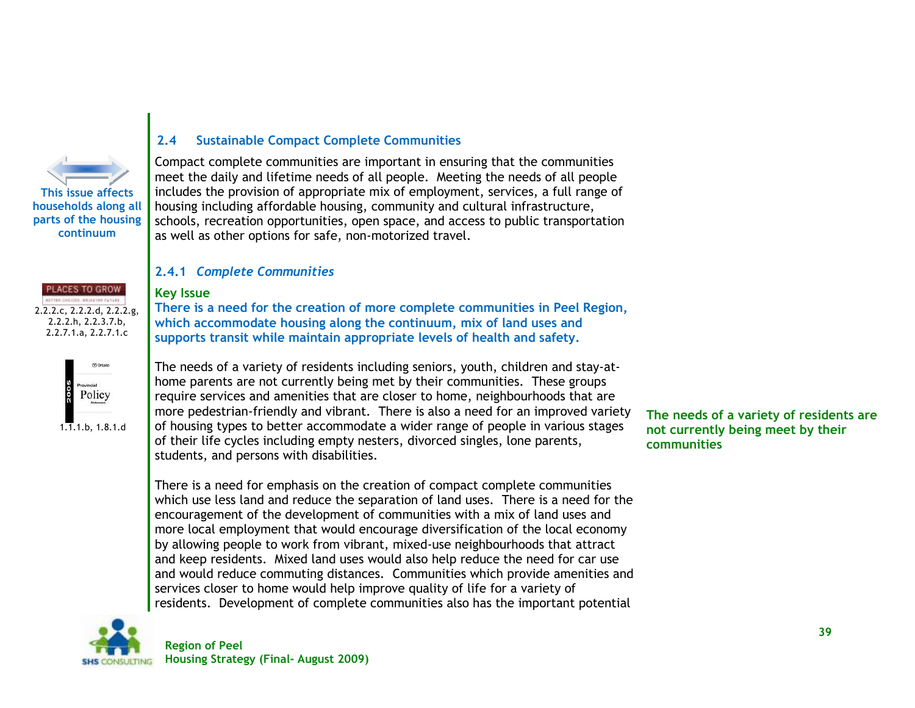## 2.4 Sustainable Compact Complete Communities

This issue affects households along all parts of the housing continuum

Compact complete communities are important in ensuring that the communities meet the daily and lifetime needs of all people. Meeting the needs of all people includes the provision of appropriate mix of employment, services, a full range of housing including affordable housing, community and cultural infrastructure, schools, recreation opportunities, open space, and access to public transportation as well as other options for safe, non-motorized travel.

### 2.4.1 *Complete Communities*

PLACES TO GROW: 2.2.2.c, 2.2.2.d, 2.2.2.g, 2.2.2.h, 2.2.3.7.b, 2.2.7.1.a, 2.2.7.1.c

Provincial Policy Statement 2005: 1.1.1.b, 1.8.1.d

**Key Issue**

**There is a need for the creation of more complete communities in Peel Region, which accommodate housing along the continuum, mix of land uses and supports transit while maintain appropriate levels of health and safety.**

The needs of a variety of residents including seniors, youth, children and stay-at-home parents are not currently being met by their communities. These groups require services and amenities that are closer to home, neighbourhoods that are more pedestrian-friendly and vibrant. There is also a need for an improved variety of housing types to better accommodate a wider range of people in various stages of their life cycles including empty nesters, divorced singles, lone parents, students, and persons with disabilities.

**The needs of a variety of residents are not currently being meet by their communities**

There is a need for emphasis on the creation of compact complete communities which use less land and reduce the separation of land uses. There is a need for the encouragement of the development of communities with a mix of land uses and more local employment that would encourage diversification of the local economy by allowing people to work from vibrant, mixed-use neighbourhoods that attract and keep residents. Mixed land uses would also help reduce the need for car use and would reduce commuting distances. Communities which provide amenities and services closer to home would help improve quality of life for a variety of residents. Development of complete communities also has the important potential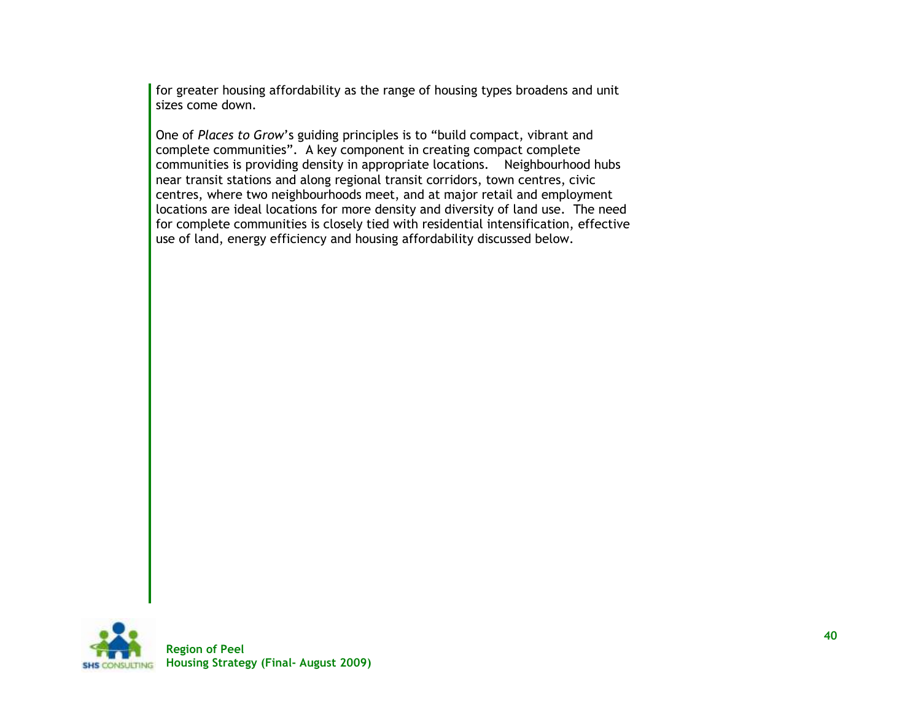for greater housing affordability as the range of housing types broadens and unit sizes come down.

One of *Places to Grow*'s guiding principles is to "build compact, vibrant and complete communities". A key component in creating compact complete communities is providing density in appropriate locations. Neighbourhood hubs near transit stations and along regional transit corridors, town centres, civic centres, where two neighbourhoods meet, and at major retail and employment locations are ideal locations for more density and diversity of land use. The need for complete communities is closely tied with residential intensification, effective use of land, energy efficiency and housing affordability discussed below.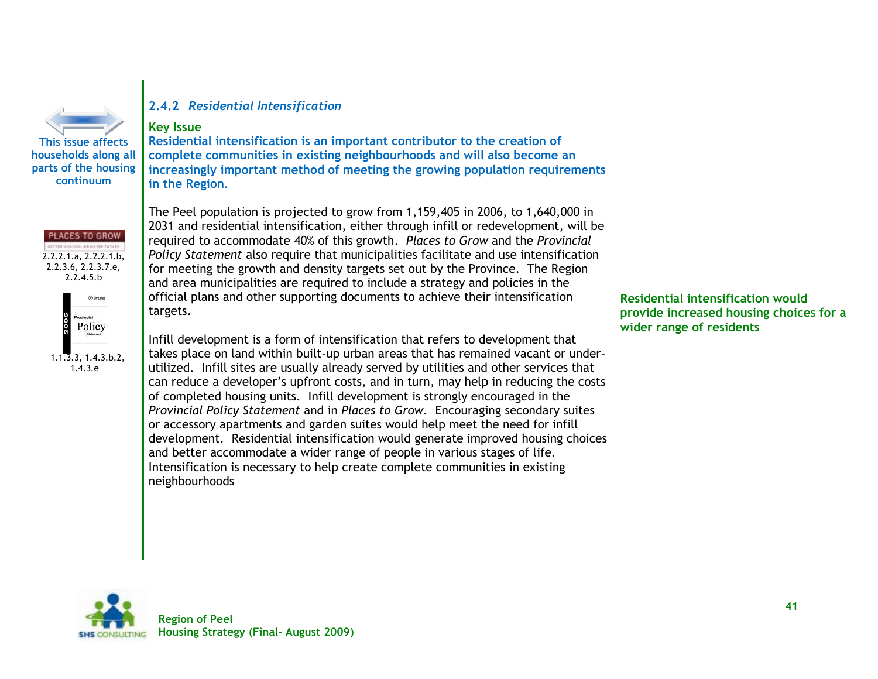This issue affects households along all parts of the housing continuum

PLACES TO GROW

2.2.2.1.a, 2.2.2.1.b, 2.2.3.6, 2.2.3.7.e, 2.2.4.5.b

2005 Provincial Policy Statement

1.1.3.3, 1.4.3.b.2, 1.4.3.e

### 2.4.2 *Residential Intensification*

**Key Issue**

**Residential intensification is an important contributor to the creation of complete communities in existing neighbourhoods and will also become an increasingly important method of meeting the growing population requirements in the Region.**

The Peel population is projected to grow from 1,159,405 in 2006, to 1,640,000 in 2031 and residential intensification, either through infill or redevelopment, will be required to accommodate 40% of this growth. *Places to Grow* and the *Provincial Policy Statement* also require that municipalities facilitate and use intensification for meeting the growth and density targets set out by the Province. The Region and area municipalities are required to include a strategy and policies in the official plans and other supporting documents to achieve their intensification targets.

**Residential intensification would provide increased housing choices for a wider range of residents**

Infill development is a form of intensification that refers to development that takes place on land within built-up urban areas that has remained vacant or under-utilized. Infill sites are usually already served by utilities and other services that can reduce a developer's upfront costs, and in turn, may help in reducing the costs of completed housing units. Infill development is strongly encouraged in the *Provincial Policy Statement* and in *Places to Grow*. Encouraging secondary suites or accessory apartments and garden suites would help meet the need for infill development. Residential intensification would generate improved housing choices and better accommodate a wider range of people in various stages of life. Intensification is necessary to help create complete communities in existing neighbourhoods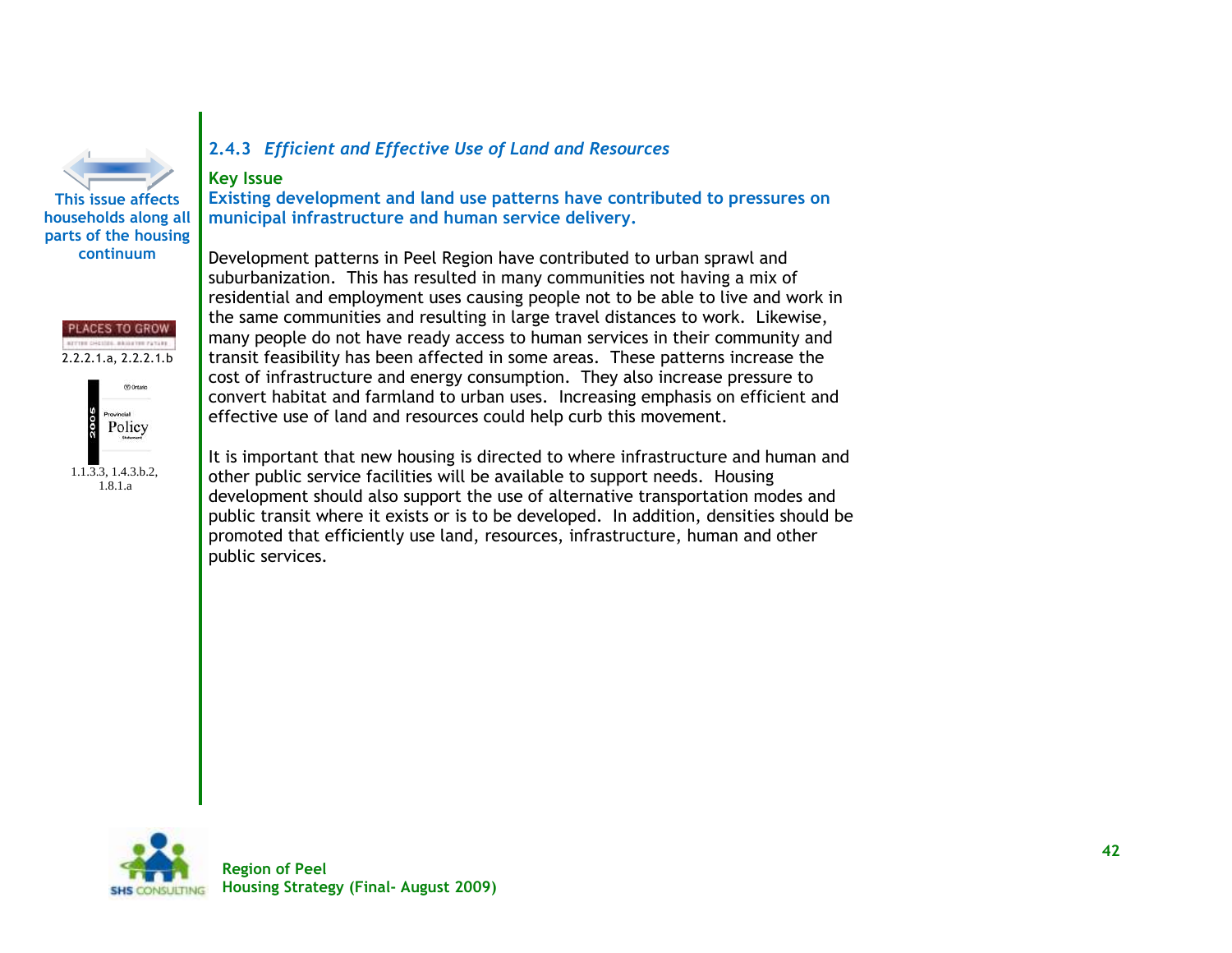This issue affects households along all parts of the housing continuum

PLACES TO GROW
2.2.2.1.a, 2.2.2.1.b

2005 Provincial Policy Statement
1.1.3.3, 1.4.3.b.2, 1.8.1.a

### 2.4.3 *Efficient and Effective Use of Land and Resources*

**Key Issue**

**Existing development and land use patterns have contributed to pressures on municipal infrastructure and human service delivery.**

Development patterns in Peel Region have contributed to urban sprawl and suburbanization. This has resulted in many communities not having a mix of residential and employment uses causing people not to be able to live and work in the same communities and resulting in large travel distances to work. Likewise, many people do not have ready access to human services in their community and transit feasibility has been affected in some areas. These patterns increase the cost of infrastructure and energy consumption. They also increase pressure to convert habitat and farmland to urban uses. Increasing emphasis on efficient and effective use of land and resources could help curb this movement.

It is important that new housing is directed to where infrastructure and human and other public service facilities will be available to support needs. Housing development should also support the use of alternative transportation modes and public transit where it exists or is to be developed. In addition, densities should be promoted that efficiently use land, resources, infrastructure, human and other public services.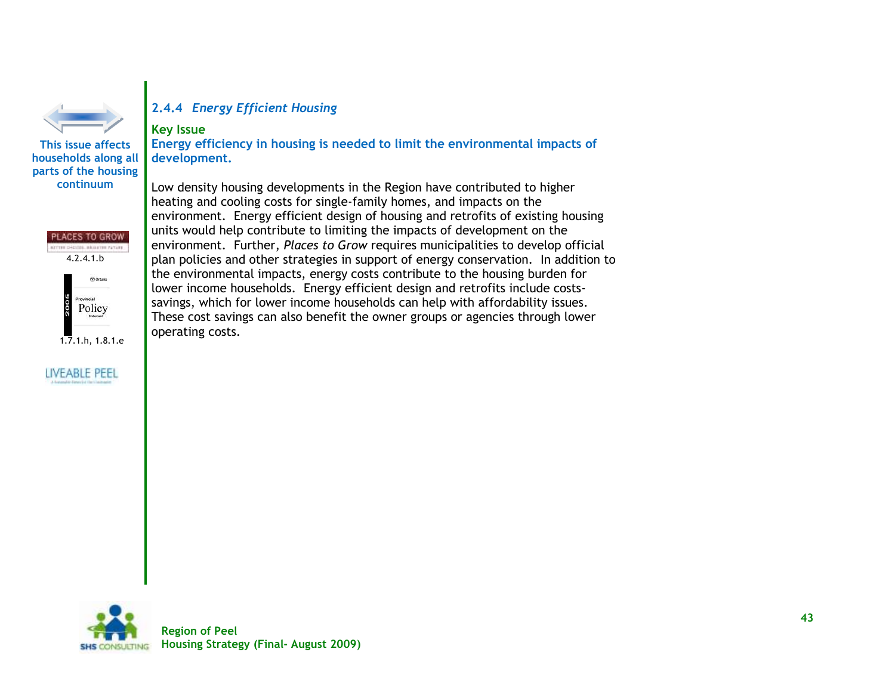This issue affects households along all parts of the housing continuum

PLACES TO GROW

4.2.4.1.b

2005 Provincial Policy Statement

1.7.1.h, 1.8.1.e

LIVEABLE PEEL

### 2.4.4 *Energy Efficient Housing*

**Key Issue**

**Energy efficiency in housing is needed to limit the environmental impacts of development.**

Low density housing developments in the Region have contributed to higher heating and cooling costs for single-family homes, and impacts on the environment. Energy efficient design of housing and retrofits of existing housing units would help contribute to limiting the impacts of development on the environment. Further, *Places to Grow* requires municipalities to develop official plan policies and other strategies in support of energy conservation. In addition to the environmental impacts, energy costs contribute to the housing burden for lower income households. Energy efficient design and retrofits include costs-savings, which for lower income households can help with affordability issues. These cost savings can also benefit the owner groups or agencies through lower operating costs.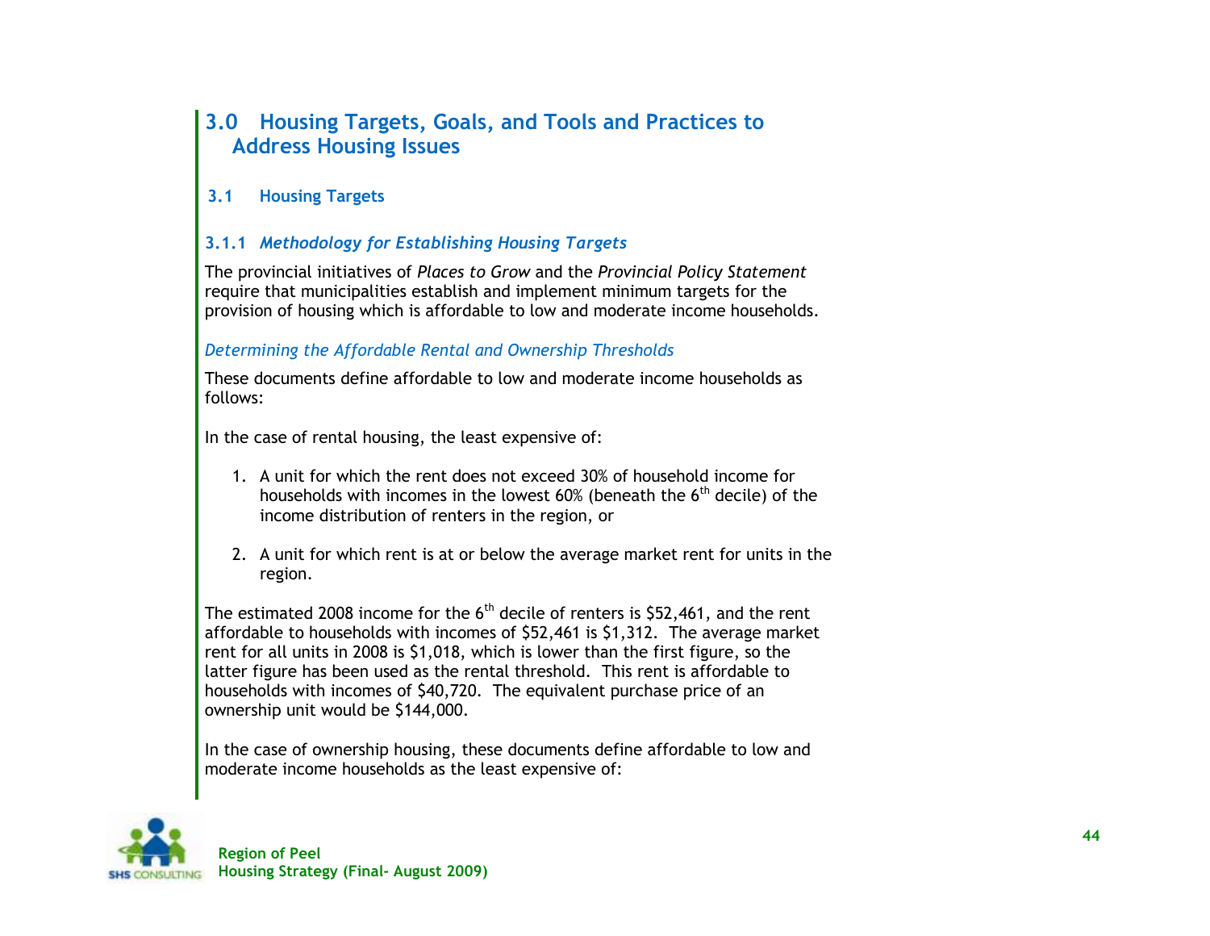# 3.0 Housing Targets, Goals, and Tools and Practices to Address Housing Issues

## 3.1 Housing Targets

### 3.1.1 *Methodology for Establishing Housing Targets*

The provincial initiatives of *Places to Grow* and the *Provincial Policy Statement* require that municipalities establish and implement minimum targets for the provision of housing which is affordable to low and moderate income households.

*Determining the Affordable Rental and Ownership Thresholds*

These documents define affordable to low and moderate income households as follows:

In the case of rental housing, the least expensive of:

1. A unit for which the rent does not exceed 30% of household income for households with incomes in the lowest 60% (beneath the 6th decile) of the income distribution of renters in the region, or

2. A unit for which rent is at or below the average market rent for units in the region.

The estimated 2008 income for the 6th decile of renters is $52,461, and the rent affordable to households with incomes of $52,461 is $1,312. The average market rent for all units in 2008 is $1,018, which is lower than the first figure, so the latter figure has been used as the rental threshold. This rent is affordable to households with incomes of $40,720. The equivalent purchase price of an ownership unit would be $144,000.

In the case of ownership housing, these documents define affordable to low and moderate income households as the least expensive of: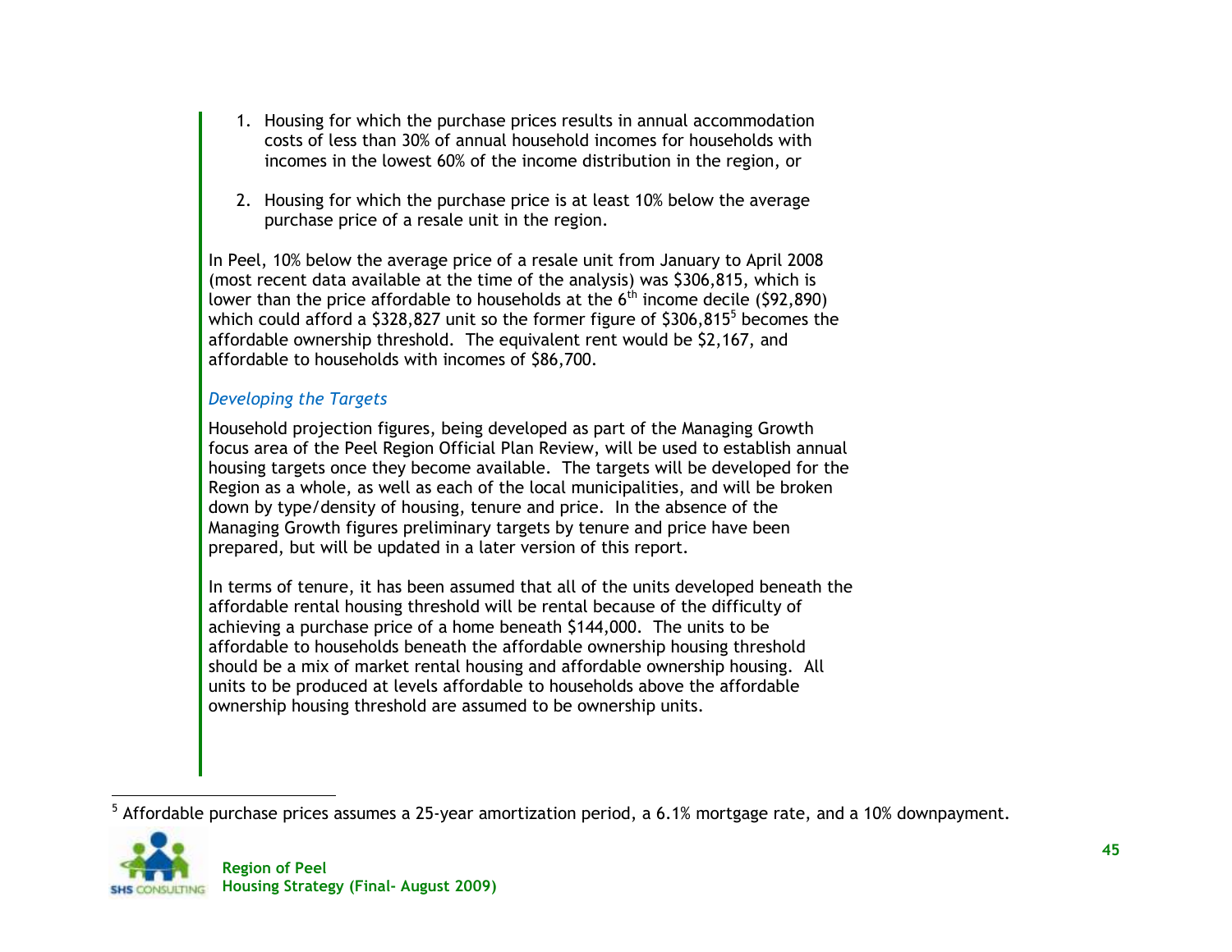1. Housing for which the purchase prices results in annual accommodation costs of less than 30% of annual household incomes for households with incomes in the lowest 60% of the income distribution in the region, or

2. Housing for which the purchase price is at least 10% below the average purchase price of a resale unit in the region.

In Peel, 10% below the average price of a resale unit from January to April 2008 (most recent data available at the time of the analysis) was $306,815, which is lower than the price affordable to households at the 6th income decile ($92,890) which could afford a $328,827 unit so the former figure of $306,815[5] becomes the affordable ownership threshold. The equivalent rent would be $2,167, and affordable to households with incomes of $86,700.

### *Developing the Targets*

Household projection figures, being developed as part of the Managing Growth focus area of the Peel Region Official Plan Review, will be used to establish annual housing targets once they become available. The targets will be developed for the Region as a whole, as well as each of the local municipalities, and will be broken down by type/density of housing, tenure and price. In the absence of the Managing Growth figures preliminary targets by tenure and price have been prepared, but will be updated in a later version of this report.

In terms of tenure, it has been assumed that all of the units developed beneath the affordable rental housing threshold will be rental because of the difficulty of achieving a purchase price of a home beneath $144,000. The units to be affordable to households beneath the affordable ownership housing threshold should be a mix of market rental housing and affordable ownership housing. All units to be produced at levels affordable to households above the affordable ownership housing threshold are assumed to be ownership units.

---

[5] Affordable purchase prices assumes a 25-year amortization period, a 6.1% mortgage rate, and a 10% downpayment.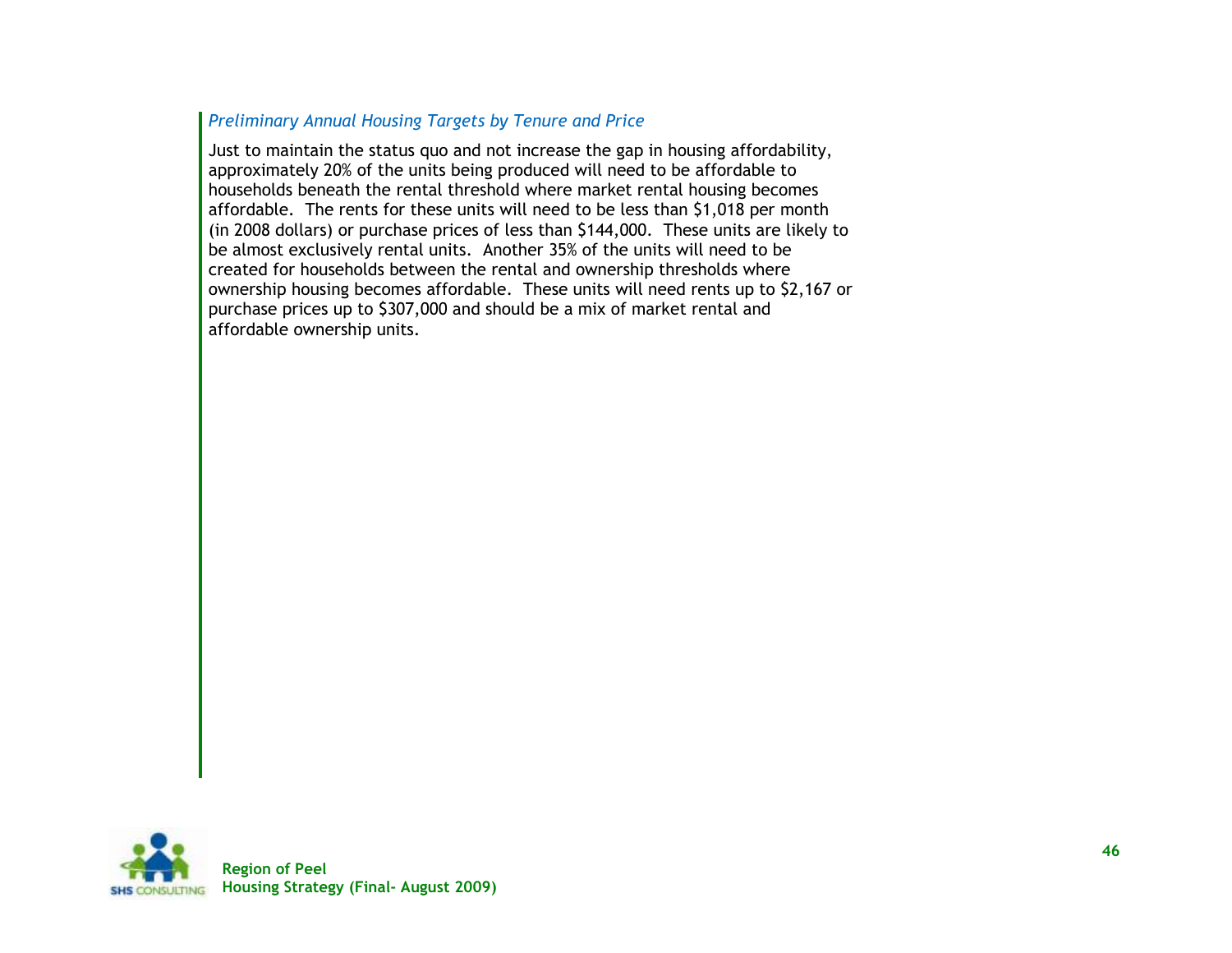*Preliminary Annual Housing Targets by Tenure and Price*

Just to maintain the status quo and not increase the gap in housing affordability, approximately 20% of the units being produced will need to be affordable to households beneath the rental threshold where market rental housing becomes affordable. The rents for these units will need to be less than $1,018 per month (in 2008 dollars) or purchase prices of less than $144,000. These units are likely to be almost exclusively rental units. Another 35% of the units will need to be created for households between the rental and ownership thresholds where ownership housing becomes affordable. These units will need rents up to $2,167 or purchase prices up to $307,000 and should be a mix of market rental and affordable ownership units.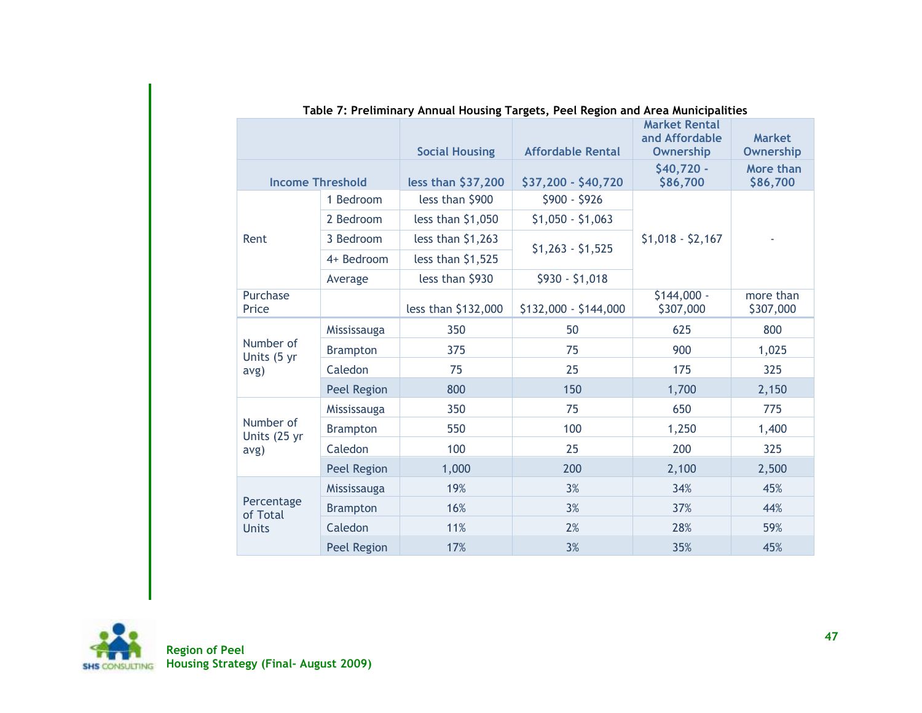**Table 7: Preliminary Annual Housing Targets, Peel Region and Area Municipalities**

| | | Social Housing | Affordable Rental | Market Rental and Affordable Ownership | Market Ownership |
|---|---|---|---|---|---|
| Income Threshold | | less than $37,200 | $37,200 - $40,720 | $40,720 - $86,700 | More than $86,700 |
| Rent | 1 Bedroom | less than $900 | $900 - $926 | $1,018 - $2,167 | - |
| | 2 Bedroom | less than $1,050 | $1,050 - $1,063 | | |
| | 3 Bedroom | less than $1,263 | $1,263 - $1,525 | | |
| | 4+ Bedroom | less than $1,525 | | | |
| | Average | less than $930 | $930 - $1,018 | | |
| Purchase Price | | less than $132,000 | $132,000 - $144,000 | $144,000 - $307,000 | more than $307,000 |
| Number of Units (5 yr avg) | Mississauga | 350 | 50 | 625 | 800 |
| | Brampton | 375 | 75 | 900 | 1,025 |
| | Caledon | 75 | 25 | 175 | 325 |
| | Peel Region | 800 | 150 | 1,700 | 2,150 |
| Number of Units (25 yr avg) | Mississauga | 350 | 75 | 650 | 775 |
| | Brampton | 550 | 100 | 1,250 | 1,400 |
| | Caledon | 100 | 25 | 200 | 325 |
| | Peel Region | 1,000 | 200 | 2,100 | 2,500 |
| Percentage of Total Units | Mississauga | 19% | 3% | 34% | 45% |
| | Brampton | 16% | 3% | 37% | 44% |
| | Caledon | 11% | 2% | 28% | 59% |
| | Peel Region | 17% | 3% | 35% | 45% |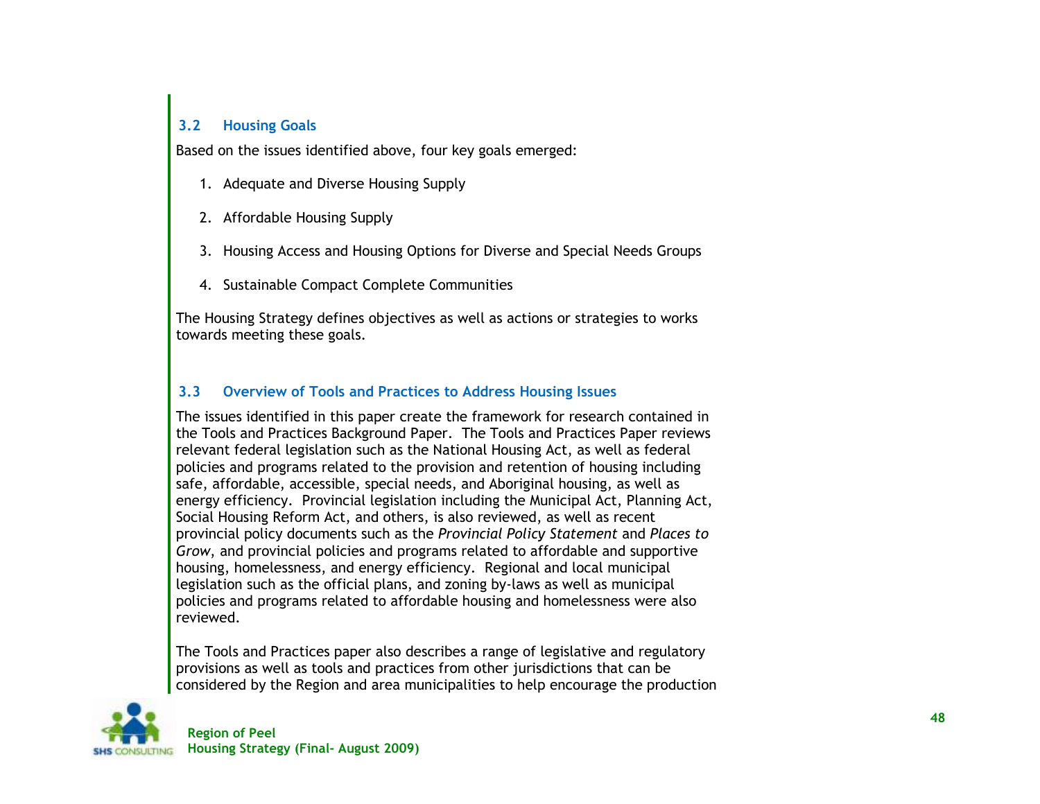### 3.2 Housing Goals

Based on the issues identified above, four key goals emerged:

1. Adequate and Diverse Housing Supply

2. Affordable Housing Supply

3. Housing Access and Housing Options for Diverse and Special Needs Groups

4. Sustainable Compact Complete Communities

The Housing Strategy defines objectives as well as actions or strategies to works towards meeting these goals.

### 3.3 Overview of Tools and Practices to Address Housing Issues

The issues identified in this paper create the framework for research contained in the Tools and Practices Background Paper. The Tools and Practices Paper reviews relevant federal legislation such as the National Housing Act, as well as federal policies and programs related to the provision and retention of housing including safe, affordable, accessible, special needs, and Aboriginal housing, as well as energy efficiency. Provincial legislation including the Municipal Act, Planning Act, Social Housing Reform Act, and others, is also reviewed, as well as recent provincial policy documents such as the *Provincial Policy Statement* and *Places to Grow*, and provincial policies and programs related to affordable and supportive housing, homelessness, and energy efficiency. Regional and local municipal legislation such as the official plans, and zoning by-laws as well as municipal policies and programs related to affordable housing and homelessness were also reviewed.

The Tools and Practices paper also describes a range of legislative and regulatory provisions as well as tools and practices from other jurisdictions that can be considered by the Region and area municipalities to help encourage the production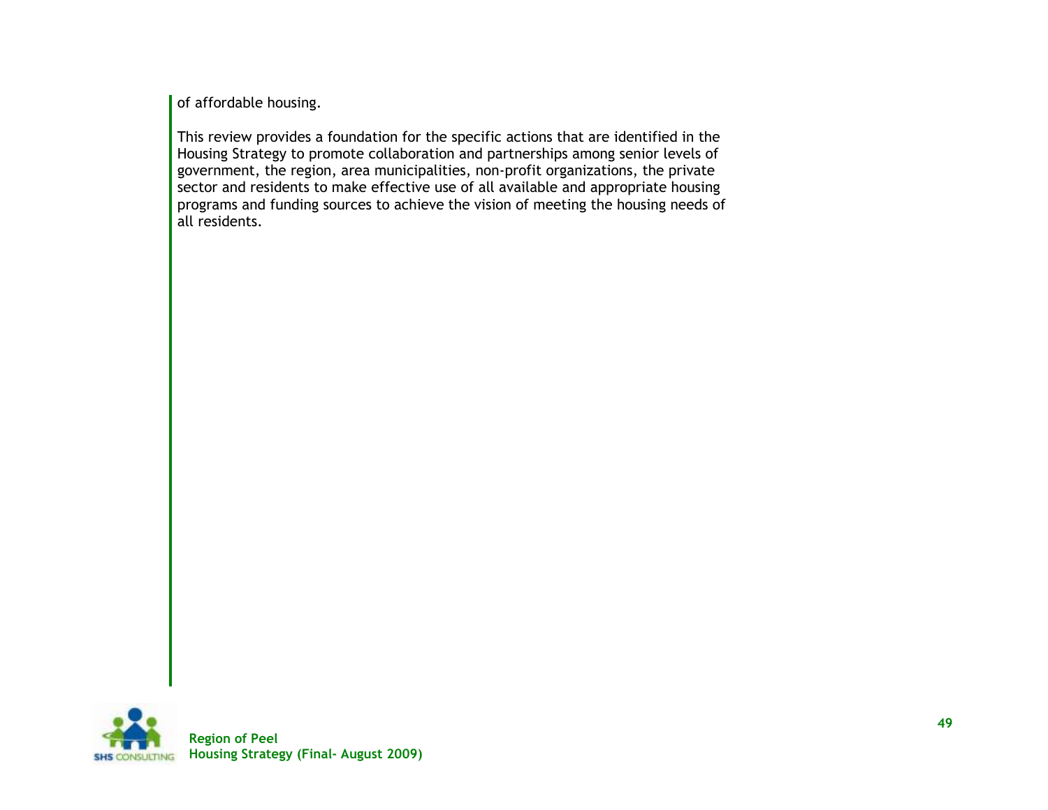of affordable housing.

This review provides a foundation for the specific actions that are identified in the Housing Strategy to promote collaboration and partnerships among senior levels of government, the region, area municipalities, non-profit organizations, the private sector and residents to make effective use of all available and appropriate housing programs and funding sources to achieve the vision of meeting the housing needs of all residents.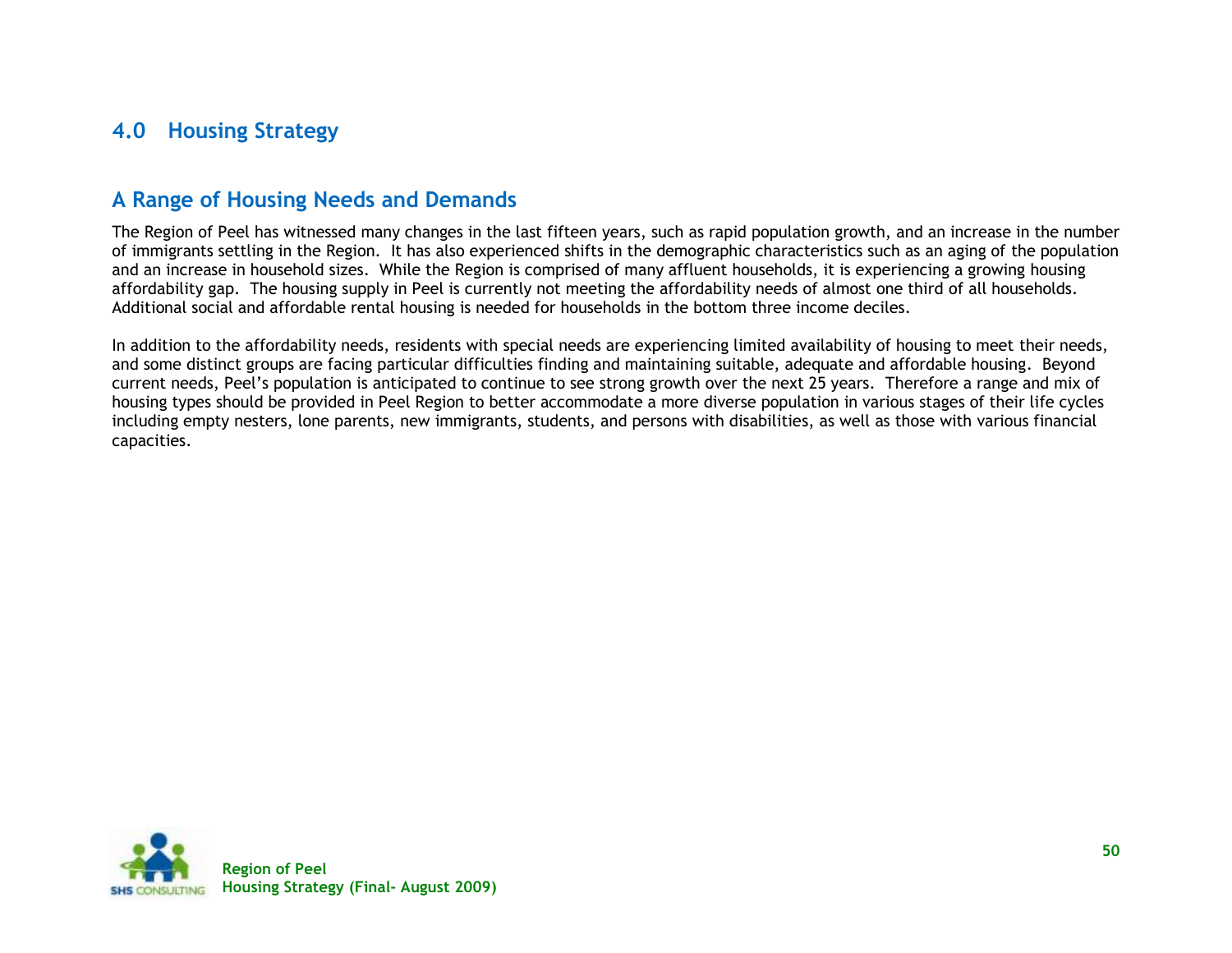# 4.0 Housing Strategy

## A Range of Housing Needs and Demands

The Region of Peel has witnessed many changes in the last fifteen years, such as rapid population growth, and an increase in the number of immigrants settling in the Region. It has also experienced shifts in the demographic characteristics such as an aging of the population and an increase in household sizes. While the Region is comprised of many affluent households, it is experiencing a growing housing affordability gap. The housing supply in Peel is currently not meeting the affordability needs of almost one third of all households. Additional social and affordable rental housing is needed for households in the bottom three income deciles.

In addition to the affordability needs, residents with special needs are experiencing limited availability of housing to meet their needs, and some distinct groups are facing particular difficulties finding and maintaining suitable, adequate and affordable housing. Beyond current needs, Peel's population is anticipated to continue to see strong growth over the next 25 years. Therefore a range and mix of housing types should be provided in Peel Region to better accommodate a more diverse population in various stages of their life cycles including empty nesters, lone parents, new immigrants, students, and persons with disabilities, as well as those with various financial capacities.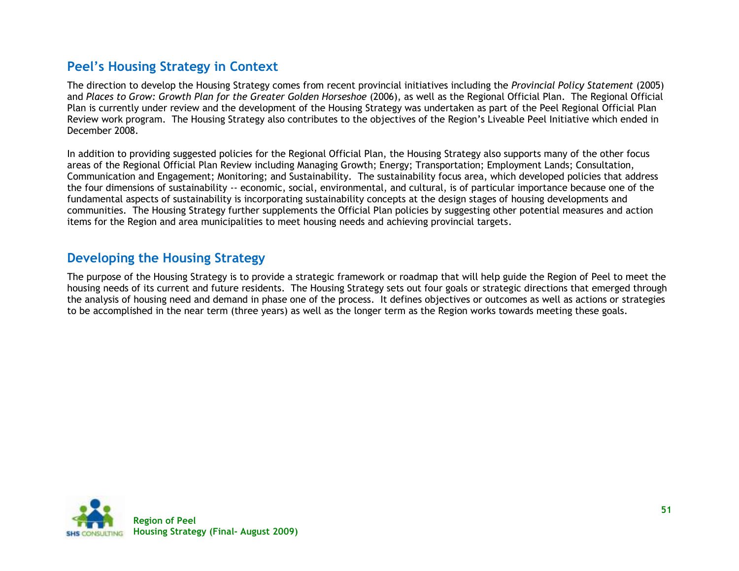## Peel's Housing Strategy in Context

The direction to develop the Housing Strategy comes from recent provincial initiatives including the *Provincial Policy Statement* (2005) and *Places to Grow: Growth Plan for the Greater Golden Horseshoe* (2006), as well as the Regional Official Plan. The Regional Official Plan is currently under review and the development of the Housing Strategy was undertaken as part of the Peel Regional Official Plan Review work program. The Housing Strategy also contributes to the objectives of the Region's Liveable Peel Initiative which ended in December 2008.

In addition to providing suggested policies for the Regional Official Plan, the Housing Strategy also supports many of the other focus areas of the Regional Official Plan Review including Managing Growth; Energy; Transportation; Employment Lands; Consultation, Communication and Engagement; Monitoring; and Sustainability. The sustainability focus area, which developed policies that address the four dimensions of sustainability -- economic, social, environmental, and cultural, is of particular importance because one of the fundamental aspects of sustainability is incorporating sustainability concepts at the design stages of housing developments and communities. The Housing Strategy further supplements the Official Plan policies by suggesting other potential measures and action items for the Region and area municipalities to meet housing needs and achieving provincial targets.

## Developing the Housing Strategy

The purpose of the Housing Strategy is to provide a strategic framework or roadmap that will help guide the Region of Peel to meet the housing needs of its current and future residents. The Housing Strategy sets out four goals or strategic directions that emerged through the analysis of housing need and demand in phase one of the process. It defines objectives or outcomes as well as actions or strategies to be accomplished in the near term (three years) as well as the longer term as the Region works towards meeting these goals.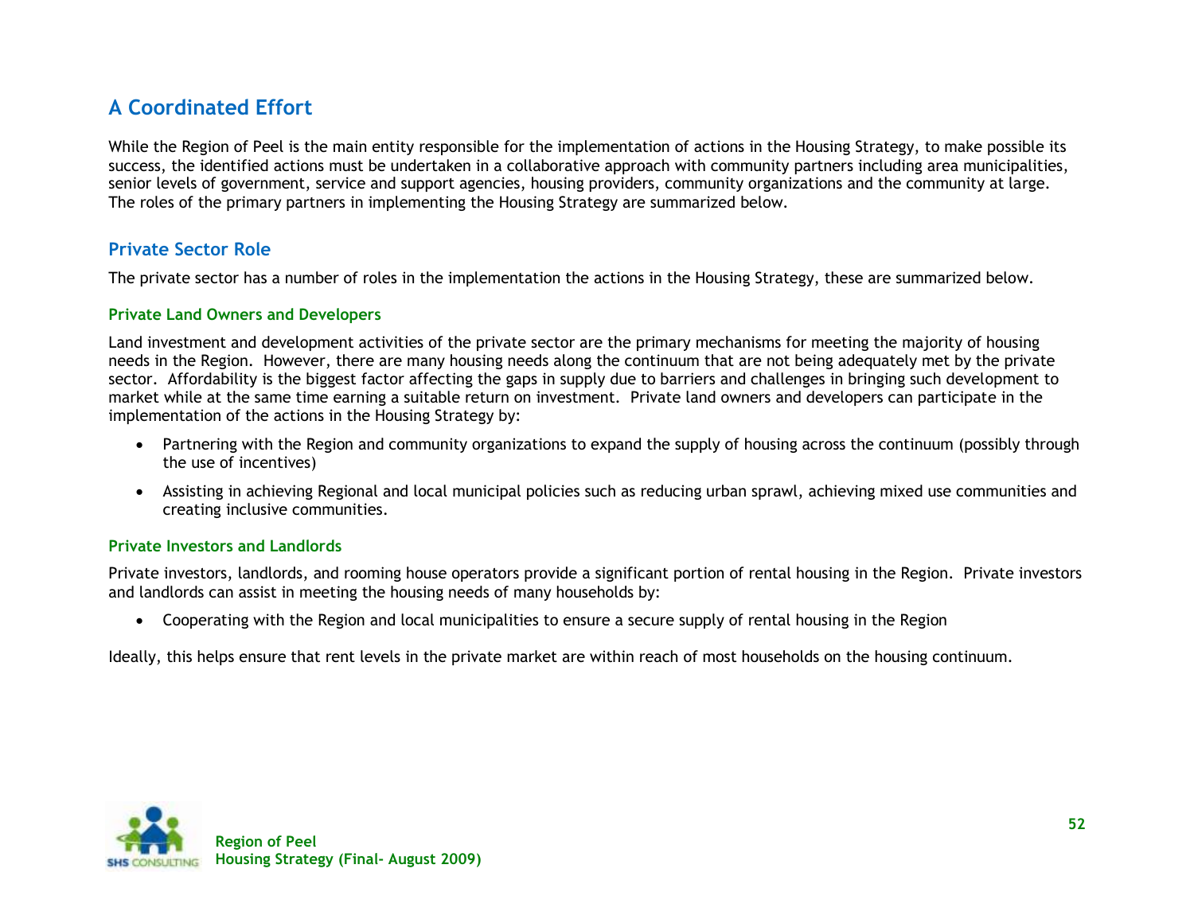## A Coordinated Effort

While the Region of Peel is the main entity responsible for the implementation of actions in the Housing Strategy, to make possible its success, the identified actions must be undertaken in a collaborative approach with community partners including area municipalities, senior levels of government, service and support agencies, housing providers, community organizations and the community at large. The roles of the primary partners in implementing the Housing Strategy are summarized below.

### Private Sector Role

The private sector has a number of roles in the implementation the actions in the Housing Strategy, these are summarized below.

#### Private Land Owners and Developers

Land investment and development activities of the private sector are the primary mechanisms for meeting the majority of housing needs in the Region. However, there are many housing needs along the continuum that are not being adequately met by the private sector. Affordability is the biggest factor affecting the gaps in supply due to barriers and challenges in bringing such development to market while at the same time earning a suitable return on investment. Private land owners and developers can participate in the implementation of the actions in the Housing Strategy by:

- Partnering with the Region and community organizations to expand the supply of housing across the continuum (possibly through the use of incentives)
- Assisting in achieving Regional and local municipal policies such as reducing urban sprawl, achieving mixed use communities and creating inclusive communities.

#### Private Investors and Landlords

Private investors, landlords, and rooming house operators provide a significant portion of rental housing in the Region. Private investors and landlords can assist in meeting the housing needs of many households by:

- Cooperating with the Region and local municipalities to ensure a secure supply of rental housing in the Region

Ideally, this helps ensure that rent levels in the private market are within reach of most households on the housing continuum.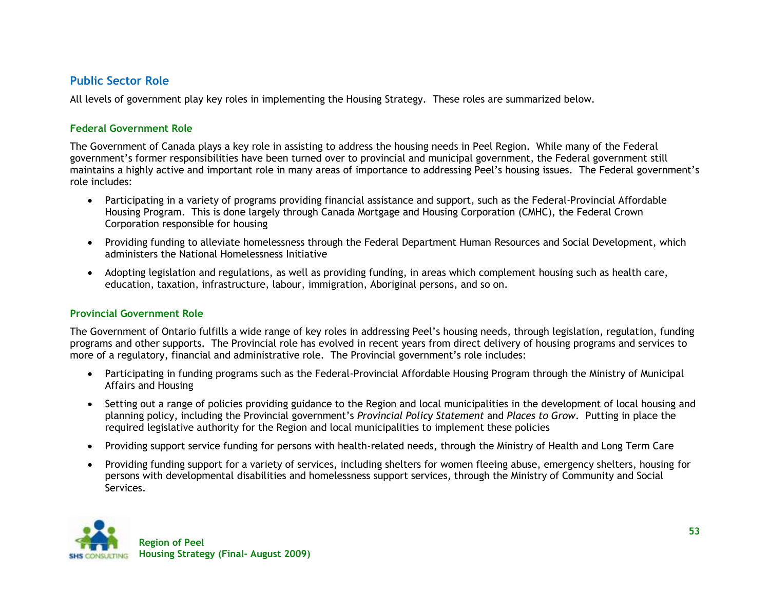## Public Sector Role

All levels of government play key roles in implementing the Housing Strategy. These roles are summarized below.

### Federal Government Role

The Government of Canada plays a key role in assisting to address the housing needs in Peel Region. While many of the Federal government's former responsibilities have been turned over to provincial and municipal government, the Federal government still maintains a highly active and important role in many areas of importance to addressing Peel's housing issues. The Federal government's role includes:

- Participating in a variety of programs providing financial assistance and support, such as the Federal-Provincial Affordable Housing Program. This is done largely through Canada Mortgage and Housing Corporation (CMHC), the Federal Crown Corporation responsible for housing
- Providing funding to alleviate homelessness through the Federal Department Human Resources and Social Development, which administers the National Homelessness Initiative
- Adopting legislation and regulations, as well as providing funding, in areas which complement housing such as health care, education, taxation, infrastructure, labour, immigration, Aboriginal persons, and so on.

### Provincial Government Role

The Government of Ontario fulfills a wide range of key roles in addressing Peel's housing needs, through legislation, regulation, funding programs and other supports. The Provincial role has evolved in recent years from direct delivery of housing programs and services to more of a regulatory, financial and administrative role. The Provincial government's role includes:

- Participating in funding programs such as the Federal-Provincial Affordable Housing Program through the Ministry of Municipal Affairs and Housing
- Setting out a range of policies providing guidance to the Region and local municipalities in the development of local housing and planning policy, including the Provincial government's *Provincial Policy Statement* and *Places to Grow*. Putting in place the required legislative authority for the Region and local municipalities to implement these policies
- Providing support service funding for persons with health-related needs, through the Ministry of Health and Long Term Care
- Providing funding support for a variety of services, including shelters for women fleeing abuse, emergency shelters, housing for persons with developmental disabilities and homelessness support services, through the Ministry of Community and Social Services.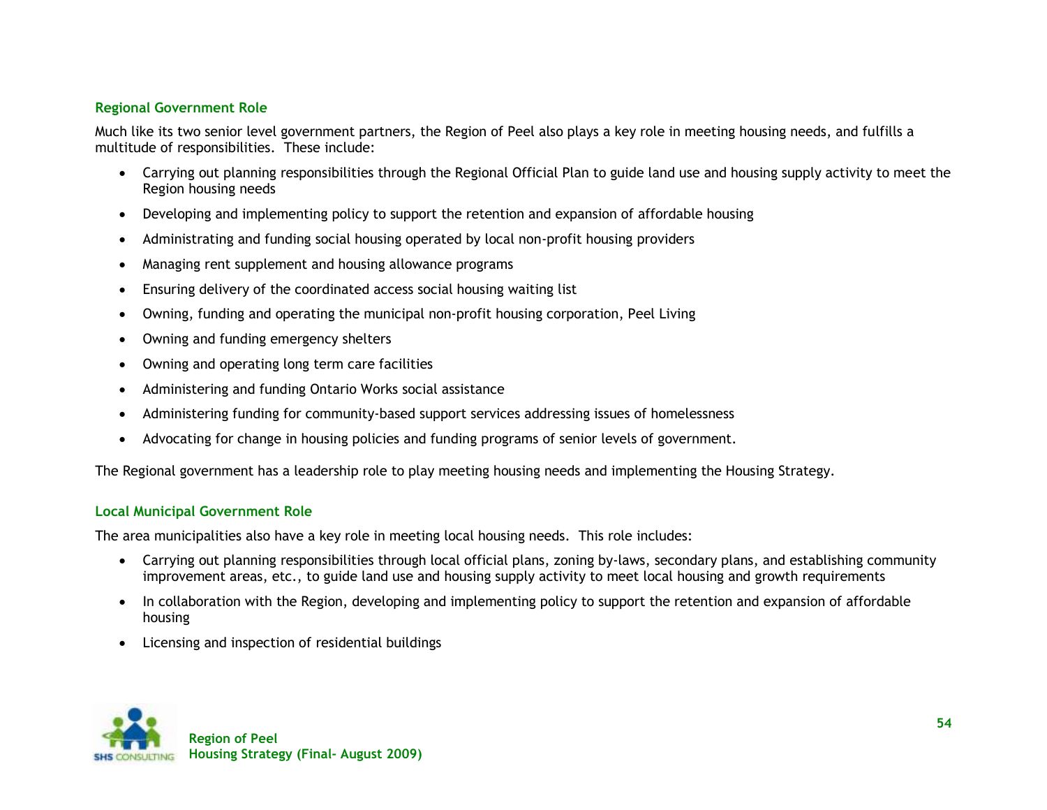### Regional Government Role

Much like its two senior level government partners, the Region of Peel also plays a key role in meeting housing needs, and fulfills a multitude of responsibilities. These include:

- Carrying out planning responsibilities through the Regional Official Plan to guide land use and housing supply activity to meet the Region housing needs
- Developing and implementing policy to support the retention and expansion of affordable housing
- Administrating and funding social housing operated by local non-profit housing providers
- Managing rent supplement and housing allowance programs
- Ensuring delivery of the coordinated access social housing waiting list
- Owning, funding and operating the municipal non-profit housing corporation, Peel Living
- Owning and funding emergency shelters
- Owning and operating long term care facilities
- Administering and funding Ontario Works social assistance
- Administering funding for community-based support services addressing issues of homelessness
- Advocating for change in housing policies and funding programs of senior levels of government.

The Regional government has a leadership role to play meeting housing needs and implementing the Housing Strategy.

### Local Municipal Government Role

The area municipalities also have a key role in meeting local housing needs. This role includes:

- Carrying out planning responsibilities through local official plans, zoning by-laws, secondary plans, and establishing community improvement areas, etc., to guide land use and housing supply activity to meet local housing and growth requirements
- In collaboration with the Region, developing and implementing policy to support the retention and expansion of affordable housing
- Licensing and inspection of residential buildings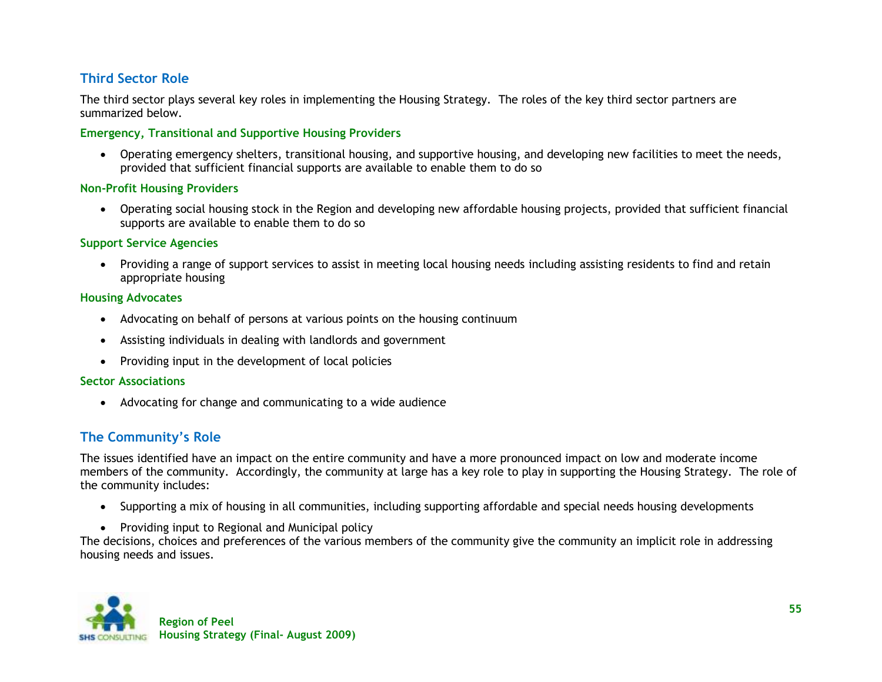## Third Sector Role

The third sector plays several key roles in implementing the Housing Strategy. The roles of the key third sector partners are summarized below.

### Emergency, Transitional and Supportive Housing Providers

- Operating emergency shelters, transitional housing, and supportive housing, and developing new facilities to meet the needs, provided that sufficient financial supports are available to enable them to do so

### Non-Profit Housing Providers

- Operating social housing stock in the Region and developing new affordable housing projects, provided that sufficient financial supports are available to enable them to do so

### Support Service Agencies

- Providing a range of support services to assist in meeting local housing needs including assisting residents to find and retain appropriate housing

### Housing Advocates

- Advocating on behalf of persons at various points on the housing continuum
- Assisting individuals in dealing with landlords and government
- Providing input in the development of local policies

### Sector Associations

- Advocating for change and communicating to a wide audience

## The Community's Role

The issues identified have an impact on the entire community and have a more pronounced impact on low and moderate income members of the community. Accordingly, the community at large has a key role to play in supporting the Housing Strategy. The role of the community includes:

- Supporting a mix of housing in all communities, including supporting affordable and special needs housing developments
- Providing input to Regional and Municipal policy

The decisions, choices and preferences of the various members of the community give the community an implicit role in addressing housing needs and issues.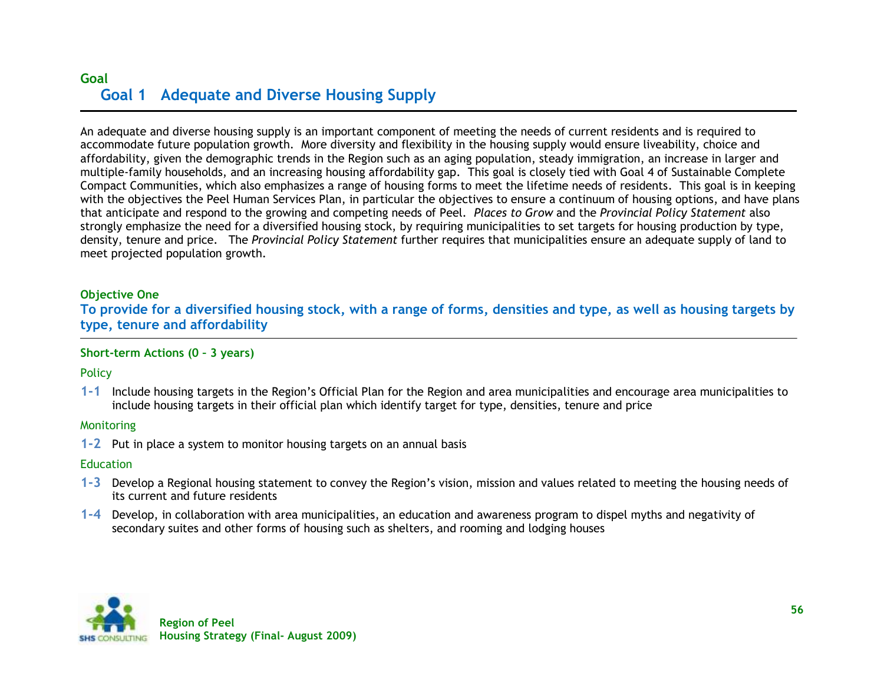Goal

# Goal 1 Adequate and Diverse Housing Supply

An adequate and diverse housing supply is an important component of meeting the needs of current residents and is required to accommodate future population growth. More diversity and flexibility in the housing supply would ensure liveability, choice and affordability, given the demographic trends in the Region such as an aging population, steady immigration, an increase in larger and multiple-family households, and an increasing housing affordability gap. This goal is closely tied with Goal 4 of Sustainable Complete Compact Communities, which also emphasizes a range of housing forms to meet the lifetime needs of residents. This goal is in keeping with the objectives the Peel Human Services Plan, in particular the objectives to ensure a continuum of housing options, and have plans that anticipate and respond to the growing and competing needs of Peel. *Places to Grow* and the *Provincial Policy Statement* also strongly emphasize the need for a diversified housing stock, by requiring municipalities to set targets for housing production by type, density, tenure and price. The *Provincial Policy Statement* further requires that municipalities ensure an adequate supply of land to meet projected population growth.

**Objective One**

## To provide for a diversified housing stock, with a range of forms, densities and type, as well as housing targets by type, tenure and affordability

**Short-term Actions (0 – 3 years)**

Policy

**1-1** Include housing targets in the Region's Official Plan for the Region and area municipalities and encourage area municipalities to include housing targets in their official plan which identify target for type, densities, tenure and price

Monitoring

**1-2** Put in place a system to monitor housing targets on an annual basis

Education

**1-3** Develop a Regional housing statement to convey the Region's vision, mission and values related to meeting the housing needs of its current and future residents

**1-4** Develop, in collaboration with area municipalities, an education and awareness program to dispel myths and negativity of secondary suites and other forms of housing such as shelters, and rooming and lodging houses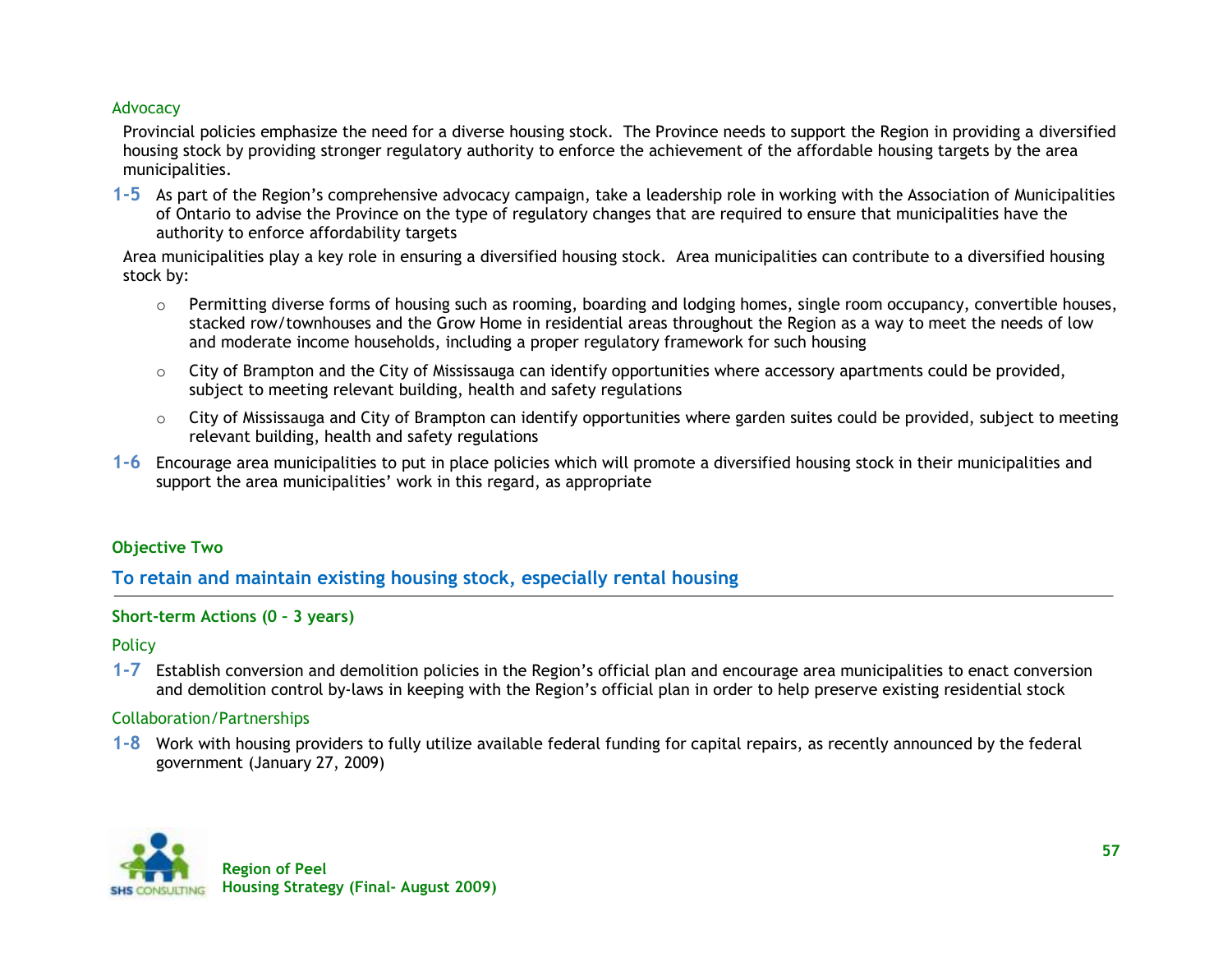#### Advocacy

Provincial policies emphasize the need for a diverse housing stock. The Province needs to support the Region in providing a diversified housing stock by providing stronger regulatory authority to enforce the achievement of the affordable housing targets by the area municipalities.

**1-5** As part of the Region's comprehensive advocacy campaign, take a leadership role in working with the Association of Municipalities of Ontario to advise the Province on the type of regulatory changes that are required to ensure that municipalities have the authority to enforce affordability targets

Area municipalities play a key role in ensuring a diversified housing stock. Area municipalities can contribute to a diversified housing stock by:

- Permitting diverse forms of housing such as rooming, boarding and lodging homes, single room occupancy, convertible houses, stacked row/townhouses and the Grow Home in residential areas throughout the Region as a way to meet the needs of low and moderate income households, including a proper regulatory framework for such housing
- City of Brampton and the City of Mississauga can identify opportunities where accessory apartments could be provided, subject to meeting relevant building, health and safety regulations
- City of Mississauga and City of Brampton can identify opportunities where garden suites could be provided, subject to meeting relevant building, health and safety regulations

**1-6** Encourage area municipalities to put in place policies which will promote a diversified housing stock in their municipalities and support the area municipalities' work in this regard, as appropriate

### Objective Two

## To retain and maintain existing housing stock, especially rental housing

### Short-term Actions (0 – 3 years)

#### Policy

**1-7** Establish conversion and demolition policies in the Region's official plan and encourage area municipalities to enact conversion and demolition control by-laws in keeping with the Region's official plan in order to help preserve existing residential stock

#### Collaboration/Partnerships

**1-8** Work with housing providers to fully utilize available federal funding for capital repairs, as recently announced by the federal government (January 27, 2009)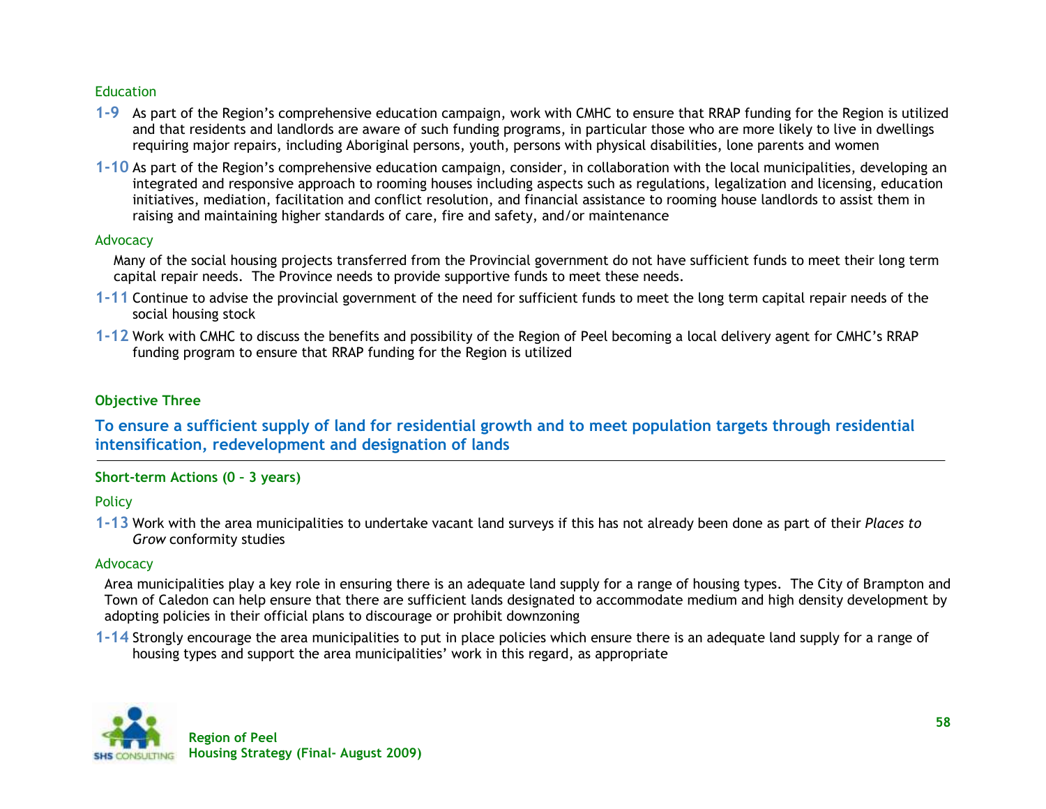### Education

**1-9** As part of the Region's comprehensive education campaign, work with CMHC to ensure that RRAP funding for the Region is utilized and that residents and landlords are aware of such funding programs, in particular those who are more likely to live in dwellings requiring major repairs, including Aboriginal persons, youth, persons with physical disabilities, lone parents and women

**1-10** As part of the Region's comprehensive education campaign, consider, in collaboration with the local municipalities, developing an integrated and responsive approach to rooming houses including aspects such as regulations, legalization and licensing, education initiatives, mediation, facilitation and conflict resolution, and financial assistance to rooming house landlords to assist them in raising and maintaining higher standards of care, fire and safety, and/or maintenance

### Advocacy

Many of the social housing projects transferred from the Provincial government do not have sufficient funds to meet their long term capital repair needs. The Province needs to provide supportive funds to meet these needs.

**1-11** Continue to advise the provincial government of the need for sufficient funds to meet the long term capital repair needs of the social housing stock

**1-12** Work with CMHC to discuss the benefits and possibility of the Region of Peel becoming a local delivery agent for CMHC's RRAP funding program to ensure that RRAP funding for the Region is utilized

## Objective Three

## To ensure a sufficient supply of land for residential growth and to meet population targets through residential intensification, redevelopment and designation of lands

### Short-term Actions (0 – 3 years)

### Policy

**1-13** Work with the area municipalities to undertake vacant land surveys if this has not already been done as part of their *Places to Grow* conformity studies

### Advocacy

Area municipalities play a key role in ensuring there is an adequate land supply for a range of housing types. The City of Brampton and Town of Caledon can help ensure that there are sufficient lands designated to accommodate medium and high density development by adopting policies in their official plans to discourage or prohibit downzoning

**1-14** Strongly encourage the area municipalities to put in place policies which ensure there is an adequate land supply for a range of housing types and support the area municipalities' work in this regard, as appropriate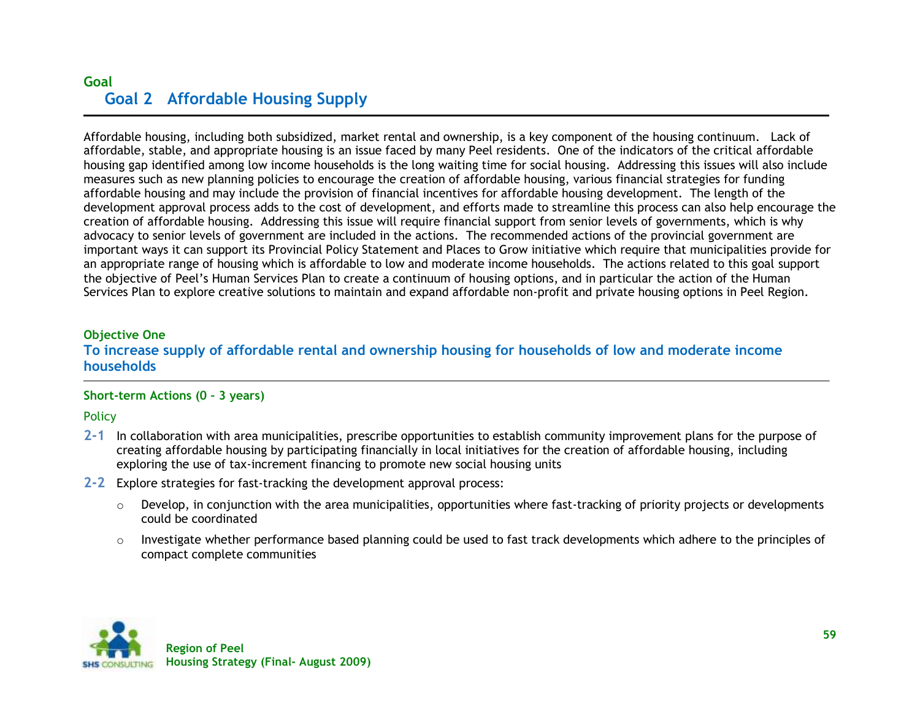Goal

## Goal 2 Affordable Housing Supply

Affordable housing, including both subsidized, market rental and ownership, is a key component of the housing continuum. Lack of affordable, stable, and appropriate housing is an issue faced by many Peel residents. One of the indicators of the critical affordable housing gap identified among low income households is the long waiting time for social housing. Addressing this issues will also include measures such as new planning policies to encourage the creation of affordable housing, various financial strategies for funding affordable housing and may include the provision of financial incentives for affordable housing development. The length of the development approval process adds to the cost of development, and efforts made to streamline this process can also help encourage the creation of affordable housing. Addressing this issue will require financial support from senior levels of governments, which is why advocacy to senior levels of government are included in the actions. The recommended actions of the provincial government are important ways it can support its Provincial Policy Statement and Places to Grow initiative which require that municipalities provide for an appropriate range of housing which is affordable to low and moderate income households. The actions related to this goal support the objective of Peel's Human Services Plan to create a continuum of housing options, and in particular the action of the Human Services Plan to explore creative solutions to maintain and expand affordable non-profit and private housing options in Peel Region.

**Objective One**

### To increase supply of affordable rental and ownership housing for households of low and moderate income households

**Short-term Actions (0 – 3 years)**

Policy

**2-1** In collaboration with area municipalities, prescribe opportunities to establish community improvement plans for the purpose of creating affordable housing by participating financially in local initiatives for the creation of affordable housing, including exploring the use of tax-increment financing to promote new social housing units

**2-2** Explore strategies for fast-tracking the development approval process:

- Develop, in conjunction with the area municipalities, opportunities where fast-tracking of priority projects or developments could be coordinated
- Investigate whether performance based planning could be used to fast track developments which adhere to the principles of compact complete communities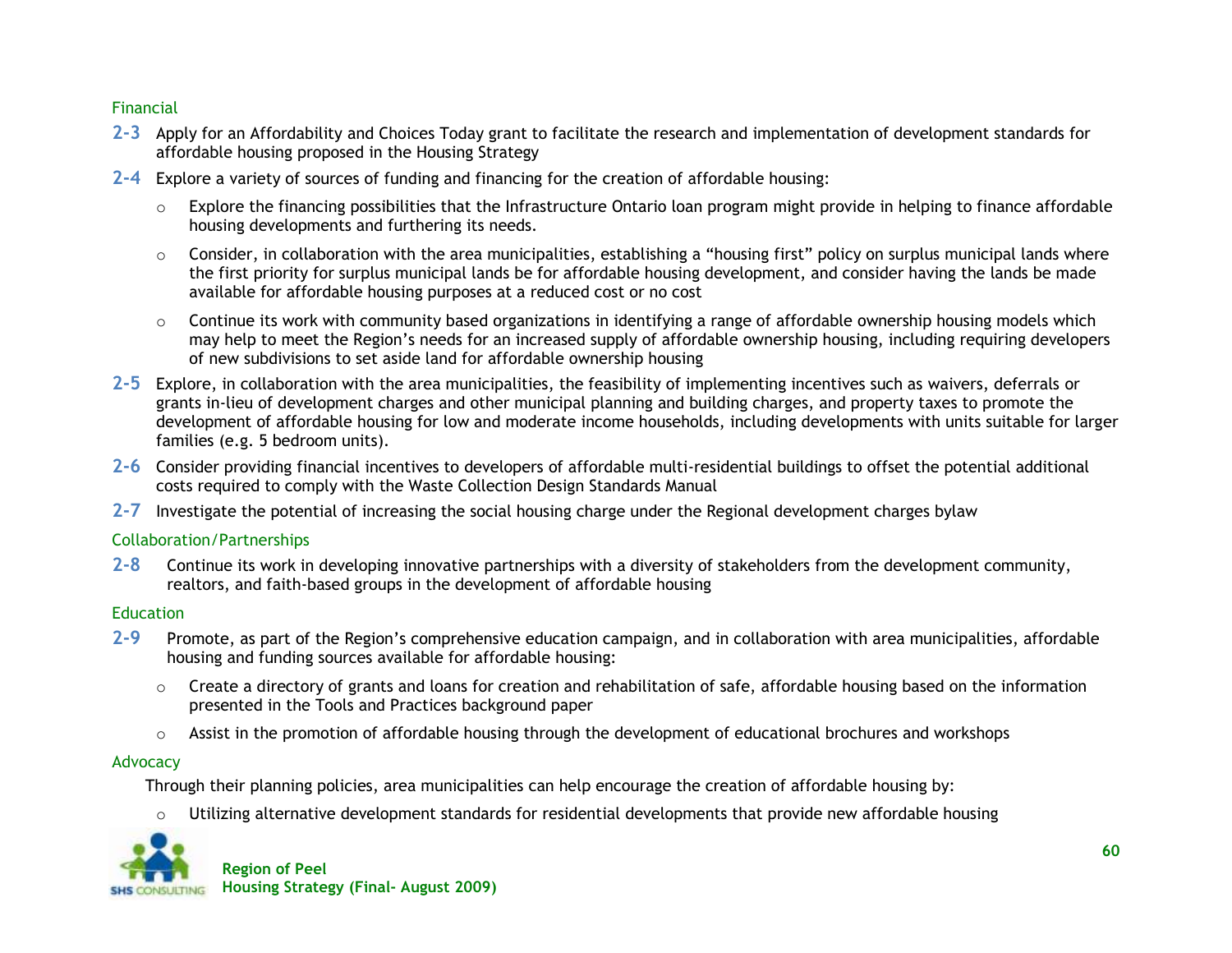### Financial

**2-3** Apply for an Affordability and Choices Today grant to facilitate the research and implementation of development standards for affordable housing proposed in the Housing Strategy

**2-4** Explore a variety of sources of funding and financing for the creation of affordable housing:

- Explore the financing possibilities that the Infrastructure Ontario loan program might provide in helping to finance affordable housing developments and furthering its needs.
- Consider, in collaboration with the area municipalities, establishing a "housing first" policy on surplus municipal lands where the first priority for surplus municipal lands be for affordable housing development, and consider having the lands be made available for affordable housing purposes at a reduced cost or no cost
- Continue its work with community based organizations in identifying a range of affordable ownership housing models which may help to meet the Region's needs for an increased supply of affordable ownership housing, including requiring developers of new subdivisions to set aside land for affordable ownership housing

**2-5** Explore, in collaboration with the area municipalities, the feasibility of implementing incentives such as waivers, deferrals or grants in-lieu of development charges and other municipal planning and building charges, and property taxes to promote the development of affordable housing for low and moderate income households, including developments with units suitable for larger families (e.g. 5 bedroom units).

**2-6** Consider providing financial incentives to developers of affordable multi-residential buildings to offset the potential additional costs required to comply with the Waste Collection Design Standards Manual

**2-7** Investigate the potential of increasing the social housing charge under the Regional development charges bylaw

### Collaboration/Partnerships

**2-8** Continue its work in developing innovative partnerships with a diversity of stakeholders from the development community, realtors, and faith-based groups in the development of affordable housing

### Education

**2-9** Promote, as part of the Region's comprehensive education campaign, and in collaboration with area municipalities, affordable housing and funding sources available for affordable housing:

- Create a directory of grants and loans for creation and rehabilitation of safe, affordable housing based on the information presented in the Tools and Practices background paper
- Assist in the promotion of affordable housing through the development of educational brochures and workshops

### Advocacy

Through their planning policies, area municipalities can help encourage the creation of affordable housing by:

- Utilizing alternative development standards for residential developments that provide new affordable housing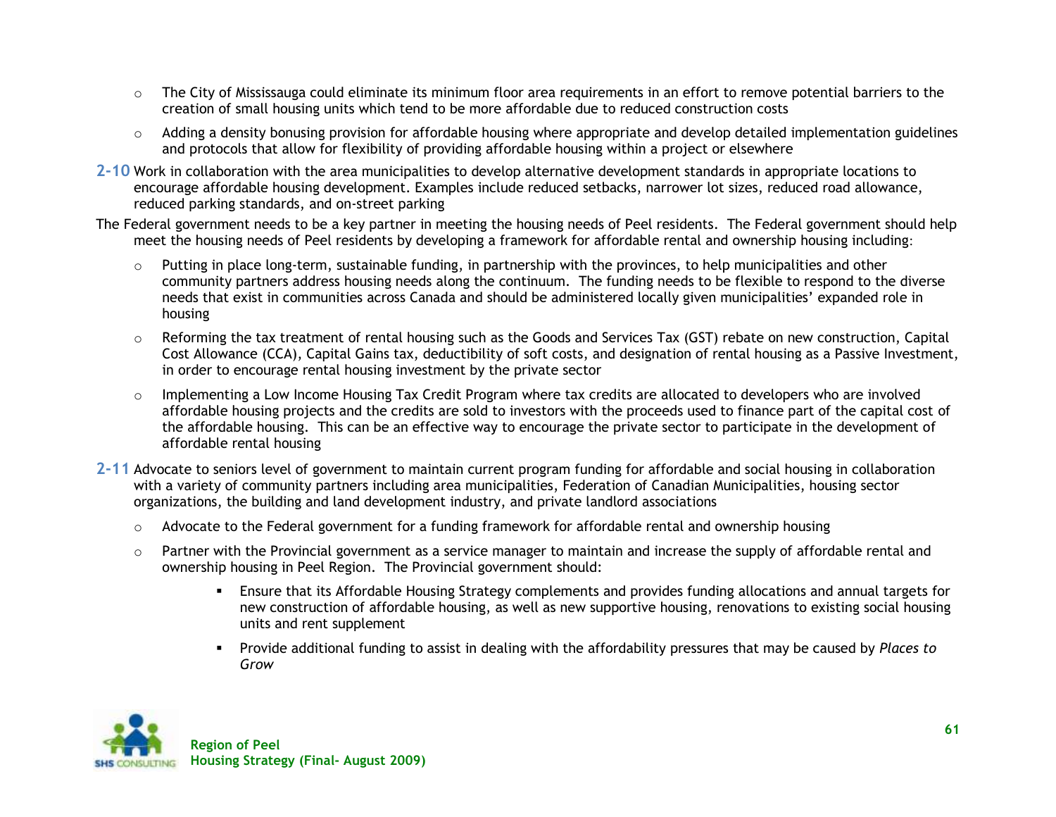- The City of Mississauga could eliminate its minimum floor area requirements in an effort to remove potential barriers to the creation of small housing units which tend to be more affordable due to reduced construction costs
- Adding a density bonusing provision for affordable housing where appropriate and develop detailed implementation guidelines and protocols that allow for flexibility of providing affordable housing within a project or elsewhere

**2-10** Work in collaboration with the area municipalities to develop alternative development standards in appropriate locations to encourage affordable housing development. Examples include reduced setbacks, narrower lot sizes, reduced road allowance, reduced parking standards, and on-street parking

The Federal government needs to be a key partner in meeting the housing needs of Peel residents. The Federal government should help meet the housing needs of Peel residents by developing a framework for affordable rental and ownership housing including:

- Putting in place long-term, sustainable funding, in partnership with the provinces, to help municipalities and other community partners address housing needs along the continuum. The funding needs to be flexible to respond to the diverse needs that exist in communities across Canada and should be administered locally given municipalities' expanded role in housing
- Reforming the tax treatment of rental housing such as the Goods and Services Tax (GST) rebate on new construction, Capital Cost Allowance (CCA), Capital Gains tax, deductibility of soft costs, and designation of rental housing as a Passive Investment, in order to encourage rental housing investment by the private sector
- Implementing a Low Income Housing Tax Credit Program where tax credits are allocated to developers who are involved affordable housing projects and the credits are sold to investors with the proceeds used to finance part of the capital cost of the affordable housing. This can be an effective way to encourage the private sector to participate in the development of affordable rental housing

**2-11** Advocate to seniors level of government to maintain current program funding for affordable and social housing in collaboration with a variety of community partners including area municipalities, Federation of Canadian Municipalities, housing sector organizations, the building and land development industry, and private landlord associations

- Advocate to the Federal government for a funding framework for affordable rental and ownership housing
- Partner with the Provincial government as a service manager to maintain and increase the supply of affordable rental and ownership housing in Peel Region. The Provincial government should:
    - Ensure that its Affordable Housing Strategy complements and provides funding allocations and annual targets for new construction of affordable housing, as well as new supportive housing, renovations to existing social housing units and rent supplement
    - Provide additional funding to assist in dealing with the affordability pressures that may be caused by *Places to Grow*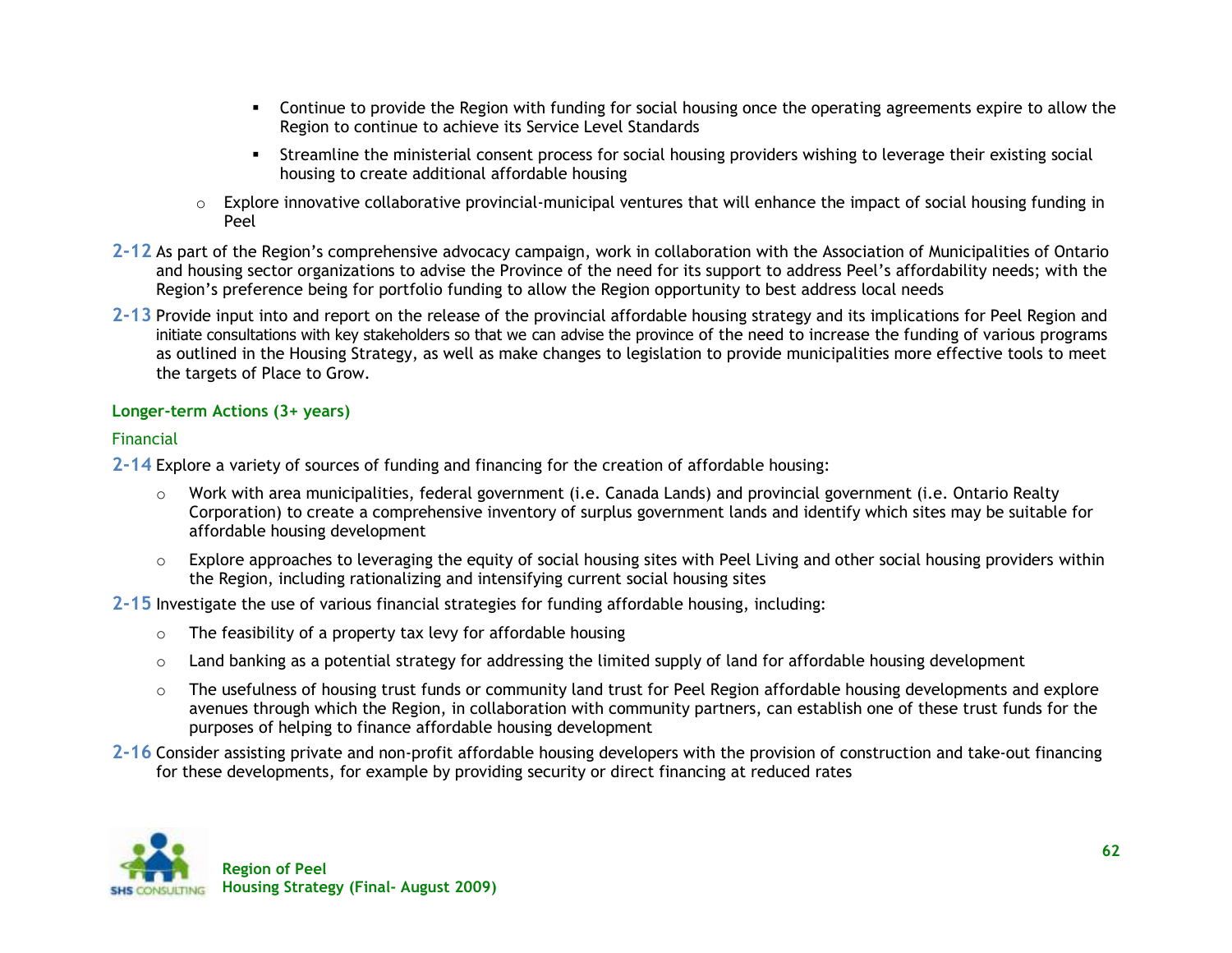- Continue to provide the Region with funding for social housing once the operating agreements expire to allow the Region to continue to achieve its Service Level Standards
- Streamline the ministerial consent process for social housing providers wishing to leverage their existing social housing to create additional affordable housing

- Explore innovative collaborative provincial-municipal ventures that will enhance the impact of social housing funding in Peel

**2-12** As part of the Region's comprehensive advocacy campaign, work in collaboration with the Association of Municipalities of Ontario and housing sector organizations to advise the Province of the need for its support to address Peel's affordability needs; with the Region's preference being for portfolio funding to allow the Region opportunity to best address local needs

**2-13** Provide input into and report on the release of the provincial affordable housing strategy and its implications for Peel Region and initiate consultations with key stakeholders so that we can advise the province of the need to increase the funding of various programs as outlined in the Housing Strategy, as well as make changes to legislation to provide municipalities more effective tools to meet the targets of Place to Grow.

### Longer-term Actions (3+ years)

#### Financial

**2-14** Explore a variety of sources of funding and financing for the creation of affordable housing:

- Work with area municipalities, federal government (i.e. Canada Lands) and provincial government (i.e. Ontario Realty Corporation) to create a comprehensive inventory of surplus government lands and identify which sites may be suitable for affordable housing development
- Explore approaches to leveraging the equity of social housing sites with Peel Living and other social housing providers within the Region, including rationalizing and intensifying current social housing sites

**2-15** Investigate the use of various financial strategies for funding affordable housing, including:

- The feasibility of a property tax levy for affordable housing
- Land banking as a potential strategy for addressing the limited supply of land for affordable housing development
- The usefulness of housing trust funds or community land trust for Peel Region affordable housing developments and explore avenues through which the Region, in collaboration with community partners, can establish one of these trust funds for the purposes of helping to finance affordable housing development

**2-16** Consider assisting private and non-profit affordable housing developers with the provision of construction and take-out financing for these developments, for example by providing security or direct financing at reduced rates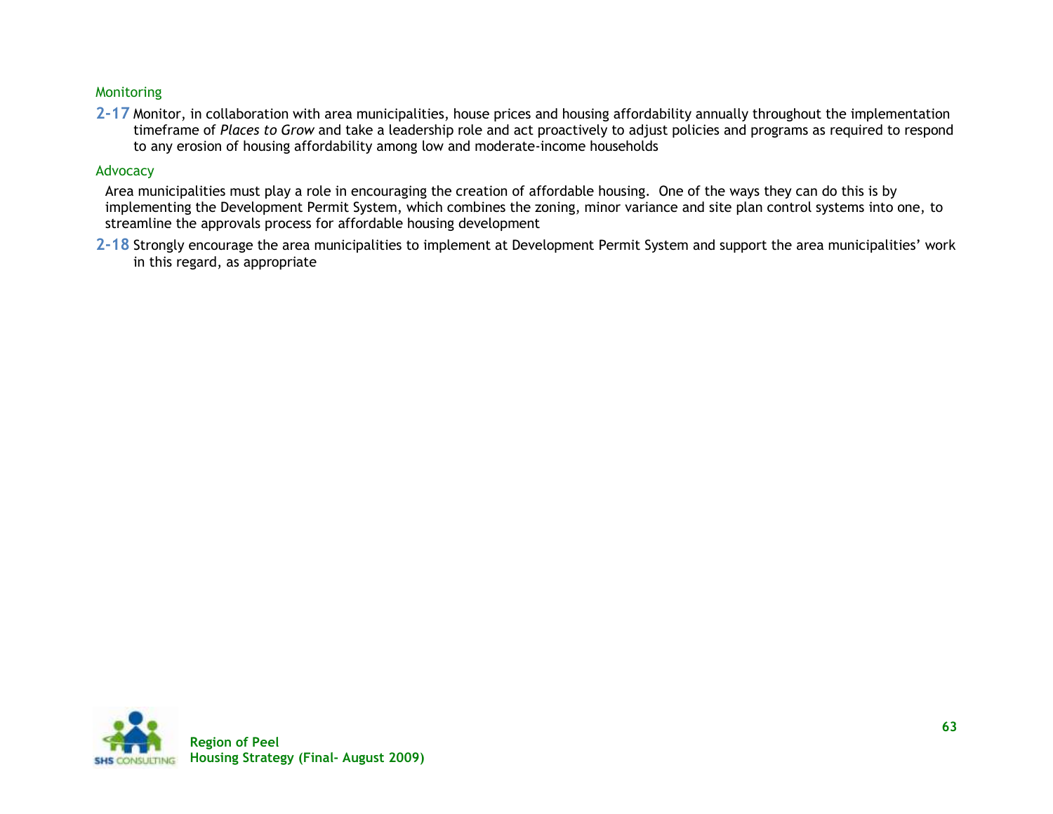### Monitoring

**2-17** Monitor, in collaboration with area municipalities, house prices and housing affordability annually throughout the implementation timeframe of *Places to Grow* and take a leadership role and act proactively to adjust policies and programs as required to respond to any erosion of housing affordability among low and moderate-income households

### Advocacy

Area municipalities must play a role in encouraging the creation of affordable housing. One of the ways they can do this is by implementing the Development Permit System, which combines the zoning, minor variance and site plan control systems into one, to streamline the approvals process for affordable housing development

**2-18** Strongly encourage the area municipalities to implement at Development Permit System and support the area municipalities' work in this regard, as appropriate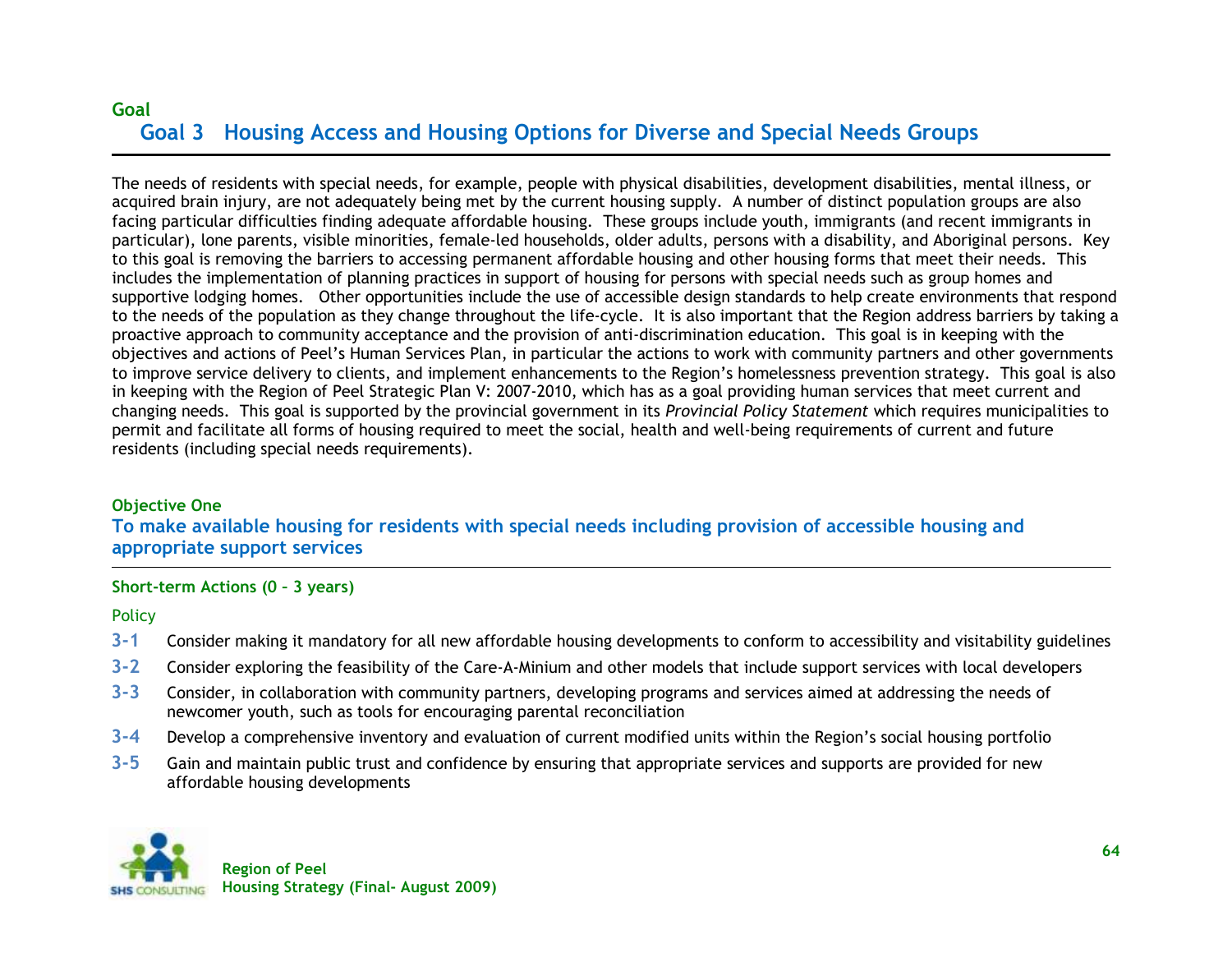Goal

## Goal 3 Housing Access and Housing Options for Diverse and Special Needs Groups

The needs of residents with special needs, for example, people with physical disabilities, development disabilities, mental illness, or acquired brain injury, are not adequately being met by the current housing supply. A number of distinct population groups are also facing particular difficulties finding adequate affordable housing. These groups include youth, immigrants (and recent immigrants in particular), lone parents, visible minorities, female-led households, older adults, persons with a disability, and Aboriginal persons. Key to this goal is removing the barriers to accessing permanent affordable housing and other housing forms that meet their needs. This includes the implementation of planning practices in support of housing for persons with special needs such as group homes and supportive lodging homes. Other opportunities include the use of accessible design standards to help create environments that respond to the needs of the population as they change throughout the life-cycle. It is also important that the Region address barriers by taking a proactive approach to community acceptance and the provision of anti-discrimination education. This goal is in keeping with the objectives and actions of Peel's Human Services Plan, in particular the actions to work with community partners and other governments to improve service delivery to clients, and implement enhancements to the Region's homelessness prevention strategy. This goal is also in keeping with the Region of Peel Strategic Plan V: 2007-2010, which has as a goal providing human services that meet current and changing needs. This goal is supported by the provincial government in its *Provincial Policy Statement* which requires municipalities to permit and facilitate all forms of housing required to meet the social, health and well-being requirements of current and future residents (including special needs requirements).

### Objective One

### To make available housing for residents with special needs including provision of accessible housing and appropriate support services

**Short-term Actions (0 – 3 years)**

Policy

**3-1** Consider making it mandatory for all new affordable housing developments to conform to accessibility and visitability guidelines

**3-2** Consider exploring the feasibility of the Care-A-Minium and other models that include support services with local developers

**3-3** Consider, in collaboration with community partners, developing programs and services aimed at addressing the needs of newcomer youth, such as tools for encouraging parental reconciliation

**3-4** Develop a comprehensive inventory and evaluation of current modified units within the Region's social housing portfolio

**3-5** Gain and maintain public trust and confidence by ensuring that appropriate services and supports are provided for new affordable housing developments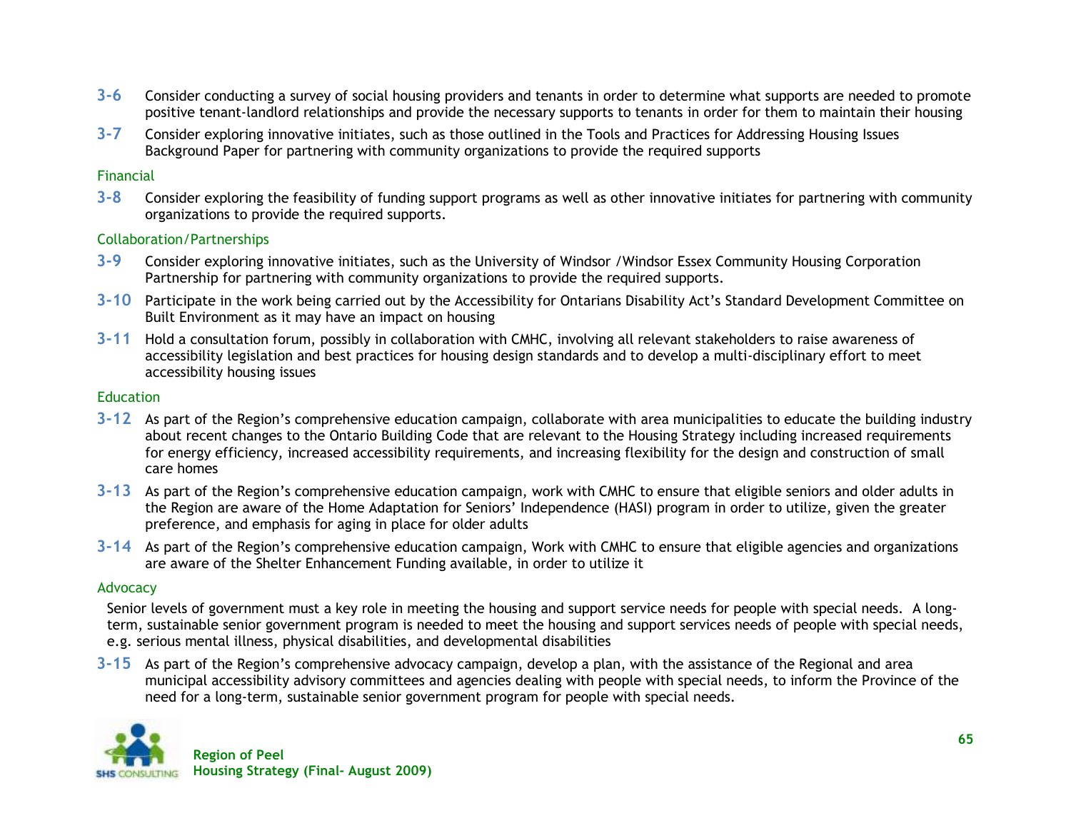**3-6** Consider conducting a survey of social housing providers and tenants in order to determine what supports are needed to promote positive tenant-landlord relationships and provide the necessary supports to tenants in order for them to maintain their housing

**3-7** Consider exploring innovative initiates, such as those outlined in the Tools and Practices for Addressing Housing Issues Background Paper for partnering with community organizations to provide the required supports

### Financial

**3-8** Consider exploring the feasibility of funding support programs as well as other innovative initiates for partnering with community organizations to provide the required supports.

### Collaboration/Partnerships

**3-9** Consider exploring innovative initiates, such as the University of Windsor /Windsor Essex Community Housing Corporation Partnership for partnering with community organizations to provide the required supports.

**3-10** Participate in the work being carried out by the Accessibility for Ontarians Disability Act's Standard Development Committee on Built Environment as it may have an impact on housing

**3-11** Hold a consultation forum, possibly in collaboration with CMHC, involving all relevant stakeholders to raise awareness of accessibility legislation and best practices for housing design standards and to develop a multi-disciplinary effort to meet accessibility housing issues

### Education

**3-12** As part of the Region's comprehensive education campaign, collaborate with area municipalities to educate the building industry about recent changes to the Ontario Building Code that are relevant to the Housing Strategy including increased requirements for energy efficiency, increased accessibility requirements, and increasing flexibility for the design and construction of small care homes

**3-13** As part of the Region's comprehensive education campaign, work with CMHC to ensure that eligible seniors and older adults in the Region are aware of the Home Adaptation for Seniors' Independence (HASI) program in order to utilize, given the greater preference, and emphasis for aging in place for older adults

**3-14** As part of the Region's comprehensive education campaign, Work with CMHC to ensure that eligible agencies and organizations are aware of the Shelter Enhancement Funding available, in order to utilize it

### Advocacy

Senior levels of government must a key role in meeting the housing and support service needs for people with special needs. A long-term, sustainable senior government program is needed to meet the housing and support services needs of people with special needs, e.g. serious mental illness, physical disabilities, and developmental disabilities

**3-15** As part of the Region's comprehensive advocacy campaign, develop a plan, with the assistance of the Regional and area municipal accessibility advisory committees and agencies dealing with people with special needs, to inform the Province of the need for a long-term, sustainable senior government program for people with special needs.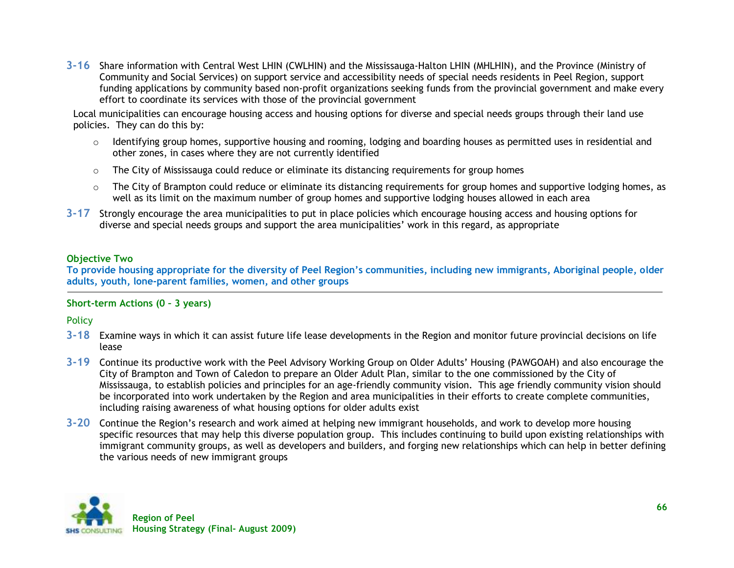**3-16** Share information with Central West LHIN (CWLHIN) and the Mississauga-Halton LHIN (MHLHIN), and the Province (Ministry of Community and Social Services) on support service and accessibility needs of special needs residents in Peel Region, support funding applications by community based non-profit organizations seeking funds from the provincial government and make every effort to coordinate its services with those of the provincial government

Local municipalities can encourage housing access and housing options for diverse and special needs groups through their land use policies. They can do this by:

- Identifying group homes, supportive housing and rooming, lodging and boarding houses as permitted uses in residential and other zones, in cases where they are not currently identified
- The City of Mississauga could reduce or eliminate its distancing requirements for group homes
- The City of Brampton could reduce or eliminate its distancing requirements for group homes and supportive lodging homes, as well as its limit on the maximum number of group homes and supportive lodging houses allowed in each area

**3-17** Strongly encourage the area municipalities to put in place policies which encourage housing access and housing options for diverse and special needs groups and support the area municipalities' work in this regard, as appropriate

### Objective Two

**To provide housing appropriate for the diversity of Peel Region's communities, including new immigrants, Aboriginal people, older adults, youth, lone-parent families, women, and other groups**

#### Short-term Actions (0 – 3 years)

Policy

**3-18** Examine ways in which it can assist future life lease developments in the Region and monitor future provincial decisions on life lease

**3-19** Continue its productive work with the Peel Advisory Working Group on Older Adults' Housing (PAWGOAH) and also encourage the City of Brampton and Town of Caledon to prepare an Older Adult Plan, similar to the one commissioned by the City of Mississauga, to establish policies and principles for an age-friendly community vision. This age friendly community vision should be incorporated into work undertaken by the Region and area municipalities in their efforts to create complete communities, including raising awareness of what housing options for older adults exist

**3-20** Continue the Region's research and work aimed at helping new immigrant households, and work to develop more housing specific resources that may help this diverse population group. This includes continuing to build upon existing relationships with immigrant community groups, as well as developers and builders, and forging new relationships which can help in better defining the various needs of new immigrant groups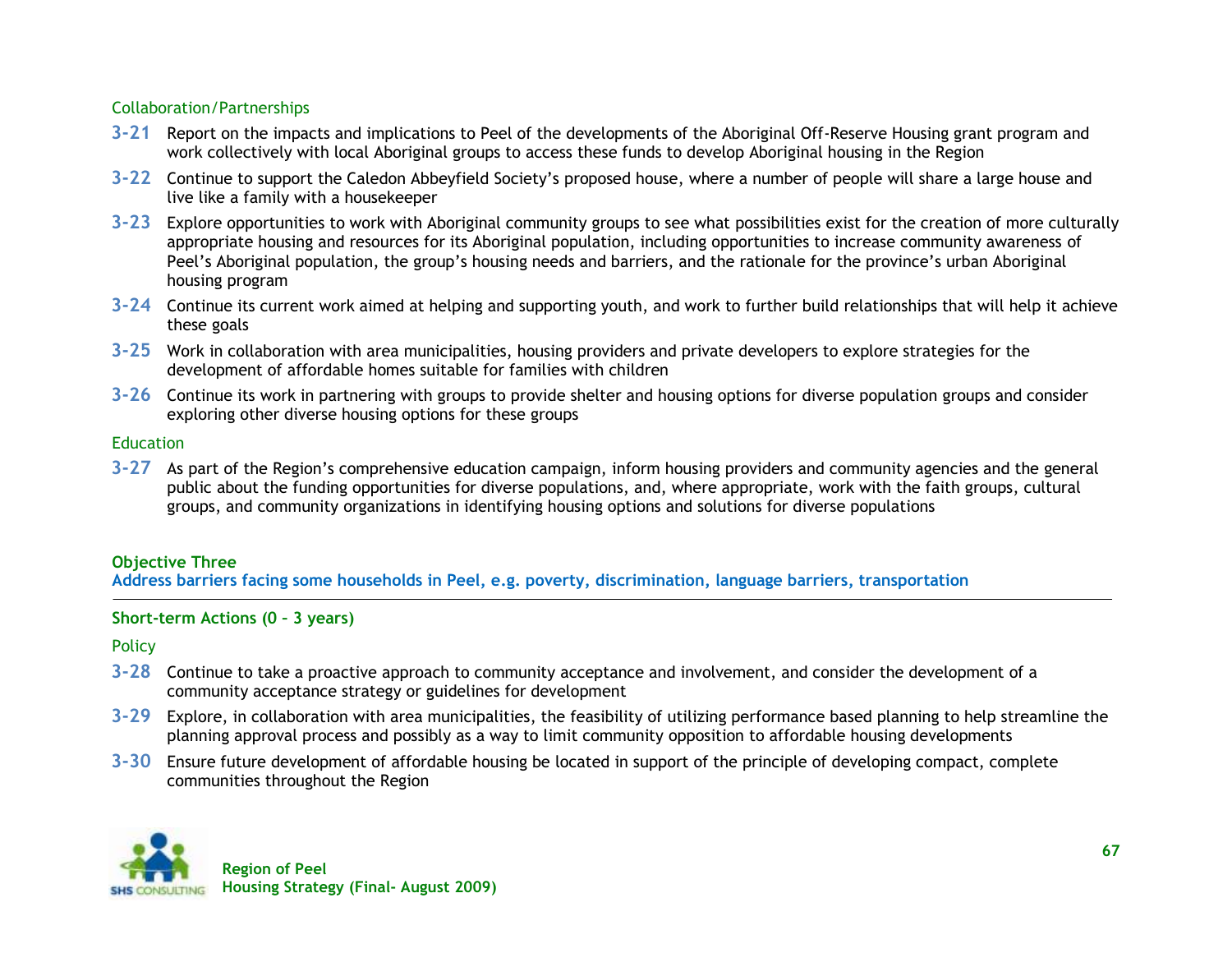Collaboration/Partnerships

**3-21** Report on the impacts and implications to Peel of the developments of the Aboriginal Off-Reserve Housing grant program and work collectively with local Aboriginal groups to access these funds to develop Aboriginal housing in the Region

**3-22** Continue to support the Caledon Abbeyfield Society's proposed house, where a number of people will share a large house and live like a family with a housekeeper

**3-23** Explore opportunities to work with Aboriginal community groups to see what possibilities exist for the creation of more culturally appropriate housing and resources for its Aboriginal population, including opportunities to increase community awareness of Peel's Aboriginal population, the group's housing needs and barriers, and the rationale for the province's urban Aboriginal housing program

**3-24** Continue its current work aimed at helping and supporting youth, and work to further build relationships that will help it achieve these goals

**3-25** Work in collaboration with area municipalities, housing providers and private developers to explore strategies for the development of affordable homes suitable for families with children

**3-26** Continue its work in partnering with groups to provide shelter and housing options for diverse population groups and consider exploring other diverse housing options for these groups

Education

**3-27** As part of the Region's comprehensive education campaign, inform housing providers and community agencies and the general public about the funding opportunities for diverse populations, and, where appropriate, work with the faith groups, cultural groups, and community organizations in identifying housing options and solutions for diverse populations

**Objective Three**
**Address barriers facing some households in Peel, e.g. poverty, discrimination, language barriers, transportation**

**Short-term Actions (0 – 3 years)**

Policy

**3-28** Continue to take a proactive approach to community acceptance and involvement, and consider the development of a community acceptance strategy or guidelines for development

**3-29** Explore, in collaboration with area municipalities, the feasibility of utilizing performance based planning to help streamline the planning approval process and possibly as a way to limit community opposition to affordable housing developments

**3-30** Ensure future development of affordable housing be located in support of the principle of developing compact, complete communities throughout the Region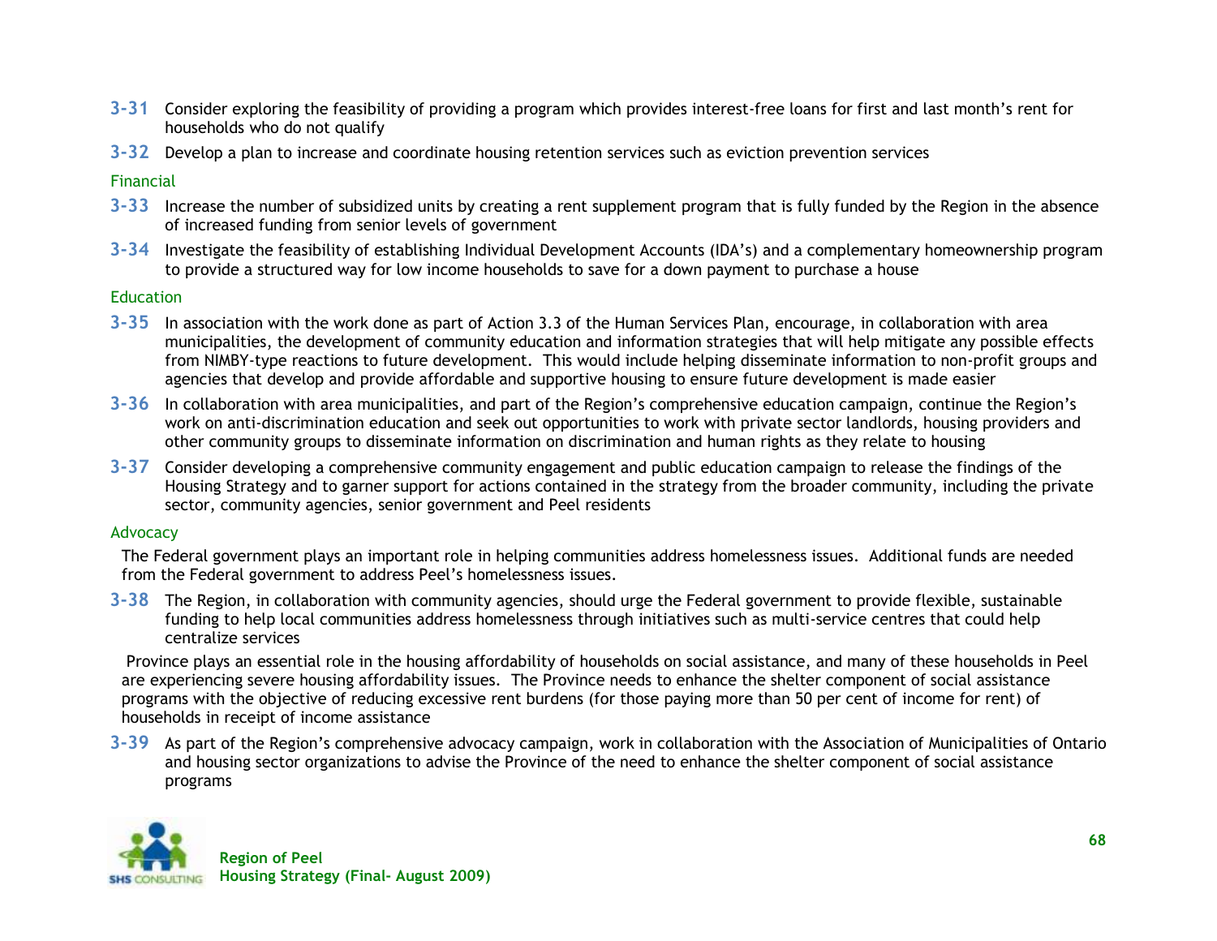**3-31** Consider exploring the feasibility of providing a program which provides interest-free loans for first and last month's rent for households who do not qualify

**3-32** Develop a plan to increase and coordinate housing retention services such as eviction prevention services

### Financial

**3-33** Increase the number of subsidized units by creating a rent supplement program that is fully funded by the Region in the absence of increased funding from senior levels of government

**3-34** Investigate the feasibility of establishing Individual Development Accounts (IDA's) and a complementary homeownership program to provide a structured way for low income households to save for a down payment to purchase a house

### Education

**3-35** In association with the work done as part of Action 3.3 of the Human Services Plan, encourage, in collaboration with area municipalities, the development of community education and information strategies that will help mitigate any possible effects from NIMBY-type reactions to future development. This would include helping disseminate information to non-profit groups and agencies that develop and provide affordable and supportive housing to ensure future development is made easier

**3-36** In collaboration with area municipalities, and part of the Region's comprehensive education campaign, continue the Region's work on anti-discrimination education and seek out opportunities to work with private sector landlords, housing providers and other community groups to disseminate information on discrimination and human rights as they relate to housing

**3-37** Consider developing a comprehensive community engagement and public education campaign to release the findings of the Housing Strategy and to garner support for actions contained in the strategy from the broader community, including the private sector, community agencies, senior government and Peel residents

### Advocacy

The Federal government plays an important role in helping communities address homelessness issues. Additional funds are needed from the Federal government to address Peel's homelessness issues.

**3-38** The Region, in collaboration with community agencies, should urge the Federal government to provide flexible, sustainable funding to help local communities address homelessness through initiatives such as multi-service centres that could help centralize services

Province plays an essential role in the housing affordability of households on social assistance, and many of these households in Peel are experiencing severe housing affordability issues. The Province needs to enhance the shelter component of social assistance programs with the objective of reducing excessive rent burdens (for those paying more than 50 per cent of income for rent) of households in receipt of income assistance

**3-39** As part of the Region's comprehensive advocacy campaign, work in collaboration with the Association of Municipalities of Ontario and housing sector organizations to advise the Province of the need to enhance the shelter component of social assistance programs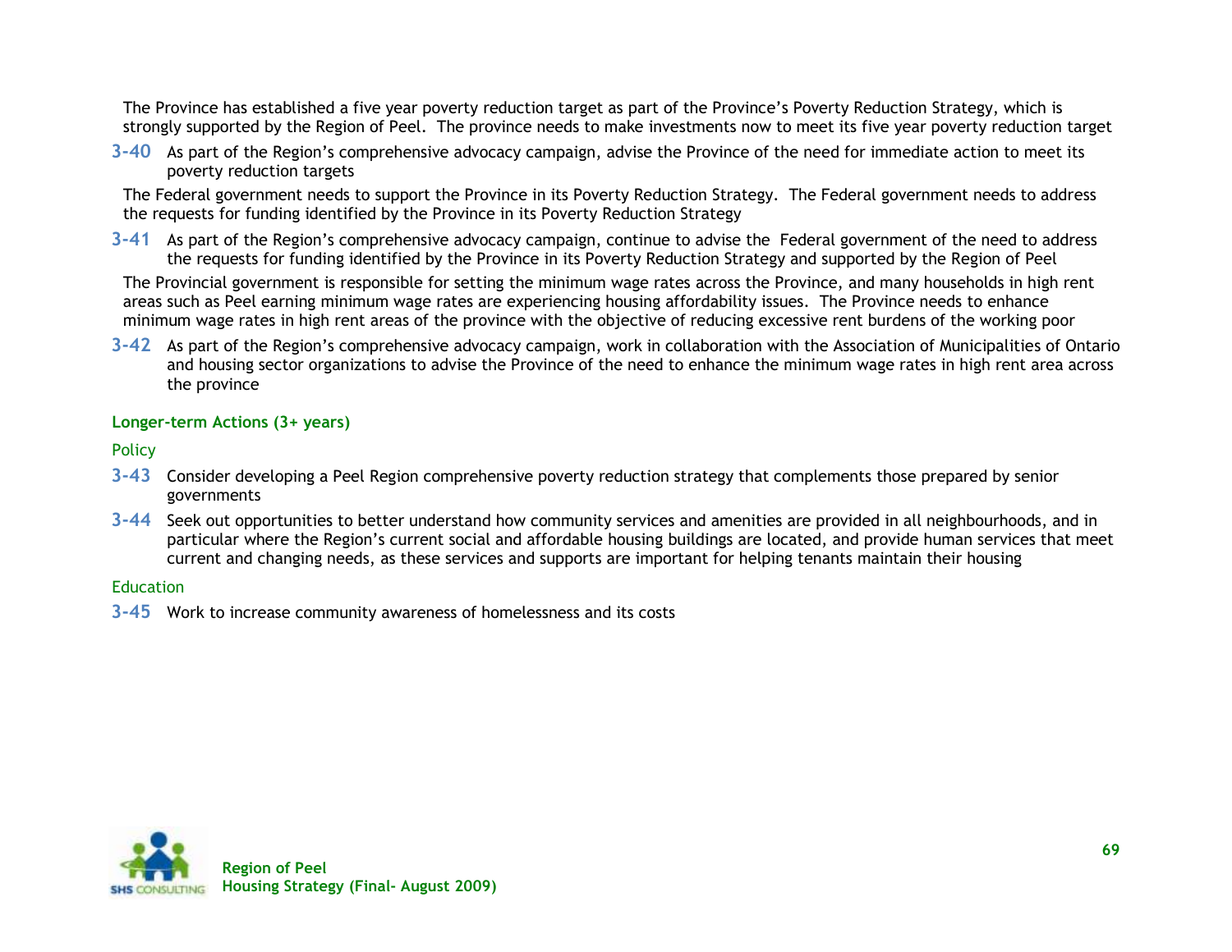The Province has established a five year poverty reduction target as part of the Province's Poverty Reduction Strategy, which is strongly supported by the Region of Peel. The province needs to make investments now to meet its five year poverty reduction target

**3-40** As part of the Region's comprehensive advocacy campaign, advise the Province of the need for immediate action to meet its poverty reduction targets

The Federal government needs to support the Province in its Poverty Reduction Strategy. The Federal government needs to address the requests for funding identified by the Province in its Poverty Reduction Strategy

**3-41** As part of the Region's comprehensive advocacy campaign, continue to advise the Federal government of the need to address the requests for funding identified by the Province in its Poverty Reduction Strategy and supported by the Region of Peel

The Provincial government is responsible for setting the minimum wage rates across the Province, and many households in high rent areas such as Peel earning minimum wage rates are experiencing housing affordability issues. The Province needs to enhance minimum wage rates in high rent areas of the province with the objective of reducing excessive rent burdens of the working poor

**3-42** As part of the Region's comprehensive advocacy campaign, work in collaboration with the Association of Municipalities of Ontario and housing sector organizations to advise the Province of the need to enhance the minimum wage rates in high rent area across the province

### Longer-term Actions (3+ years)

#### Policy

**3-43** Consider developing a Peel Region comprehensive poverty reduction strategy that complements those prepared by senior governments

**3-44** Seek out opportunities to better understand how community services and amenities are provided in all neighbourhoods, and in particular where the Region's current social and affordable housing buildings are located, and provide human services that meet current and changing needs, as these services and supports are important for helping tenants maintain their housing

#### Education

**3-45** Work to increase community awareness of homelessness and its costs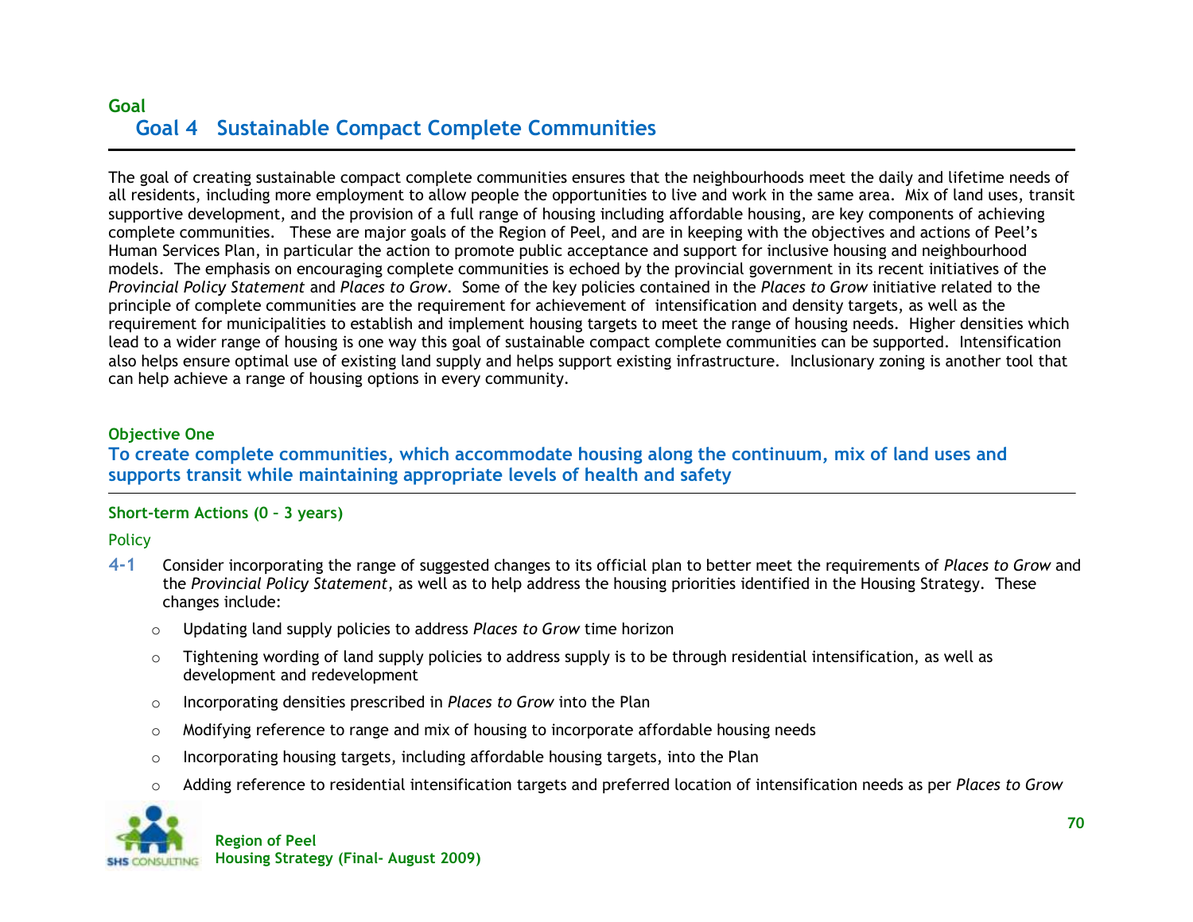Goal

## Goal 4 Sustainable Compact Complete Communities

The goal of creating sustainable compact complete communities ensures that the neighbourhoods meet the daily and lifetime needs of all residents, including more employment to allow people the opportunities to live and work in the same area. Mix of land uses, transit supportive development, and the provision of a full range of housing including affordable housing, are key components of achieving complete communities. These are major goals of the Region of Peel, and are in keeping with the objectives and actions of Peel's Human Services Plan, in particular the action to promote public acceptance and support for inclusive housing and neighbourhood models. The emphasis on encouraging complete communities is echoed by the provincial government in its recent initiatives of the *Provincial Policy Statement* and *Places to Grow*. Some of the key policies contained in the *Places to Grow* initiative related to the principle of complete communities are the requirement for achievement of intensification and density targets, as well as the requirement for municipalities to establish and implement housing targets to meet the range of housing needs. Higher densities which lead to a wider range of housing is one way this goal of sustainable compact complete communities can be supported. Intensification also helps ensure optimal use of existing land supply and helps support existing infrastructure. Inclusionary zoning is another tool that can help achieve a range of housing options in every community.

### Objective One

### To create complete communities, which accommodate housing along the continuum, mix of land uses and supports transit while maintaining appropriate levels of health and safety

#### Short-term Actions (0 – 3 years)

Policy

**4-1** Consider incorporating the range of suggested changes to its official plan to better meet the requirements of *Places to Grow* and the *Provincial Policy Statement*, as well as to help address the housing priorities identified in the Housing Strategy. These changes include:

- Updating land supply policies to address *Places to Grow* time horizon
- Tightening wording of land supply policies to address supply is to be through residential intensification, as well as development and redevelopment
- Incorporating densities prescribed in *Places to Grow* into the Plan
- Modifying reference to range and mix of housing to incorporate affordable housing needs
- Incorporating housing targets, including affordable housing targets, into the Plan
- Adding reference to residential intensification targets and preferred location of intensification needs as per *Places to Grow*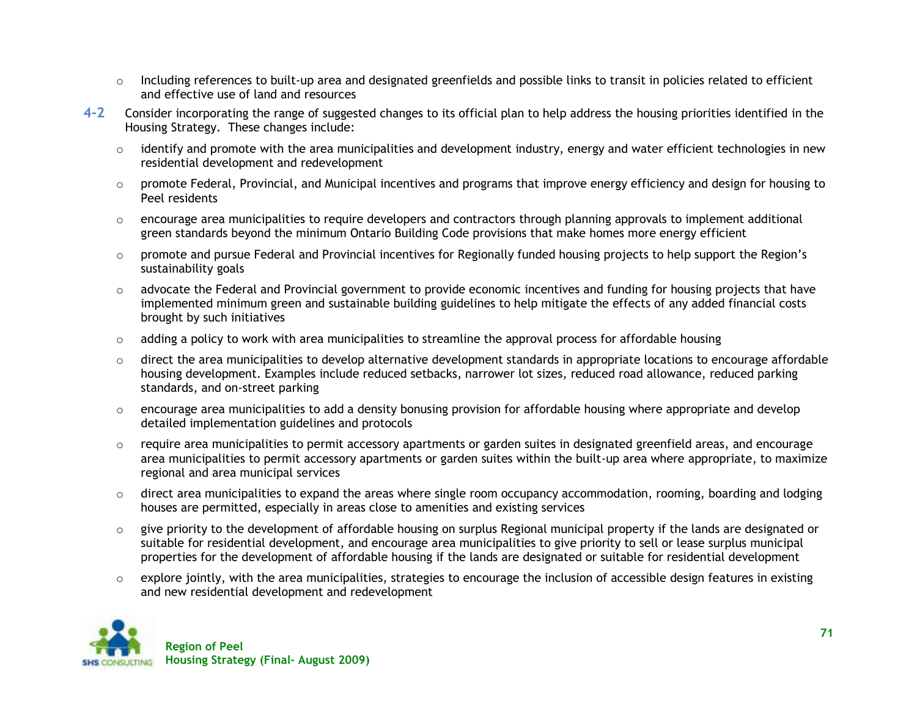- Including references to built-up area and designated greenfields and possible links to transit in policies related to efficient and effective use of land and resources

**4-2** Consider incorporating the range of suggested changes to its official plan to help address the housing priorities identified in the Housing Strategy. These changes include:

- identify and promote with the area municipalities and development industry, energy and water efficient technologies in new residential development and redevelopment
- promote Federal, Provincial, and Municipal incentives and programs that improve energy efficiency and design for housing to Peel residents
- encourage area municipalities to require developers and contractors through planning approvals to implement additional green standards beyond the minimum Ontario Building Code provisions that make homes more energy efficient
- promote and pursue Federal and Provincial incentives for Regionally funded housing projects to help support the Region's sustainability goals
- advocate the Federal and Provincial government to provide economic incentives and funding for housing projects that have implemented minimum green and sustainable building guidelines to help mitigate the effects of any added financial costs brought by such initiatives
- adding a policy to work with area municipalities to streamline the approval process for affordable housing
- direct the area municipalities to develop alternative development standards in appropriate locations to encourage affordable housing development. Examples include reduced setbacks, narrower lot sizes, reduced road allowance, reduced parking standards, and on-street parking
- encourage area municipalities to add a density bonusing provision for affordable housing where appropriate and develop detailed implementation guidelines and protocols
- require area municipalities to permit accessory apartments or garden suites in designated greenfield areas, and encourage area municipalities to permit accessory apartments or garden suites within the built-up area where appropriate, to maximize regional and area municipal services
- direct area municipalities to expand the areas where single room occupancy accommodation, rooming, boarding and lodging houses are permitted, especially in areas close to amenities and existing services
- give priority to the development of affordable housing on surplus Regional municipal property if the lands are designated or suitable for residential development, and encourage area municipalities to give priority to sell or lease surplus municipal properties for the development of affordable housing if the lands are designated or suitable for residential development
- explore jointly, with the area municipalities, strategies to encourage the inclusion of accessible design features in existing and new residential development and redevelopment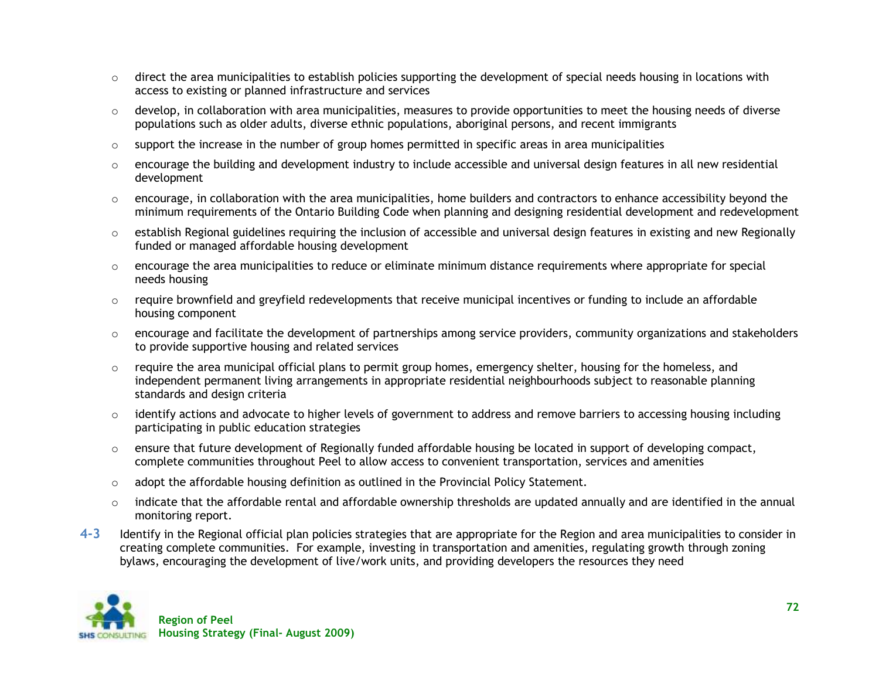- direct the area municipalities to establish policies supporting the development of special needs housing in locations with access to existing or planned infrastructure and services
- develop, in collaboration with area municipalities, measures to provide opportunities to meet the housing needs of diverse populations such as older adults, diverse ethnic populations, aboriginal persons, and recent immigrants
- support the increase in the number of group homes permitted in specific areas in area municipalities
- encourage the building and development industry to include accessible and universal design features in all new residential development
- encourage, in collaboration with the area municipalities, home builders and contractors to enhance accessibility beyond the minimum requirements of the Ontario Building Code when planning and designing residential development and redevelopment
- establish Regional guidelines requiring the inclusion of accessible and universal design features in existing and new Regionally funded or managed affordable housing development
- encourage the area municipalities to reduce or eliminate minimum distance requirements where appropriate for special needs housing
- require brownfield and greyfield redevelopments that receive municipal incentives or funding to include an affordable housing component
- encourage and facilitate the development of partnerships among service providers, community organizations and stakeholders to provide supportive housing and related services
- require the area municipal official plans to permit group homes, emergency shelter, housing for the homeless, and independent permanent living arrangements in appropriate residential neighbourhoods subject to reasonable planning standards and design criteria
- identify actions and advocate to higher levels of government to address and remove barriers to accessing housing including participating in public education strategies
- ensure that future development of Regionally funded affordable housing be located in support of developing compact, complete communities throughout Peel to allow access to convenient transportation, services and amenities
- adopt the affordable housing definition as outlined in the Provincial Policy Statement.
- indicate that the affordable rental and affordable ownership thresholds are updated annually and are identified in the annual monitoring report.

**4-3** Identify in the Regional official plan policies strategies that are appropriate for the Region and area municipalities to consider in creating complete communities. For example, investing in transportation and amenities, regulating growth through zoning bylaws, encouraging the development of live/work units, and providing developers the resources they need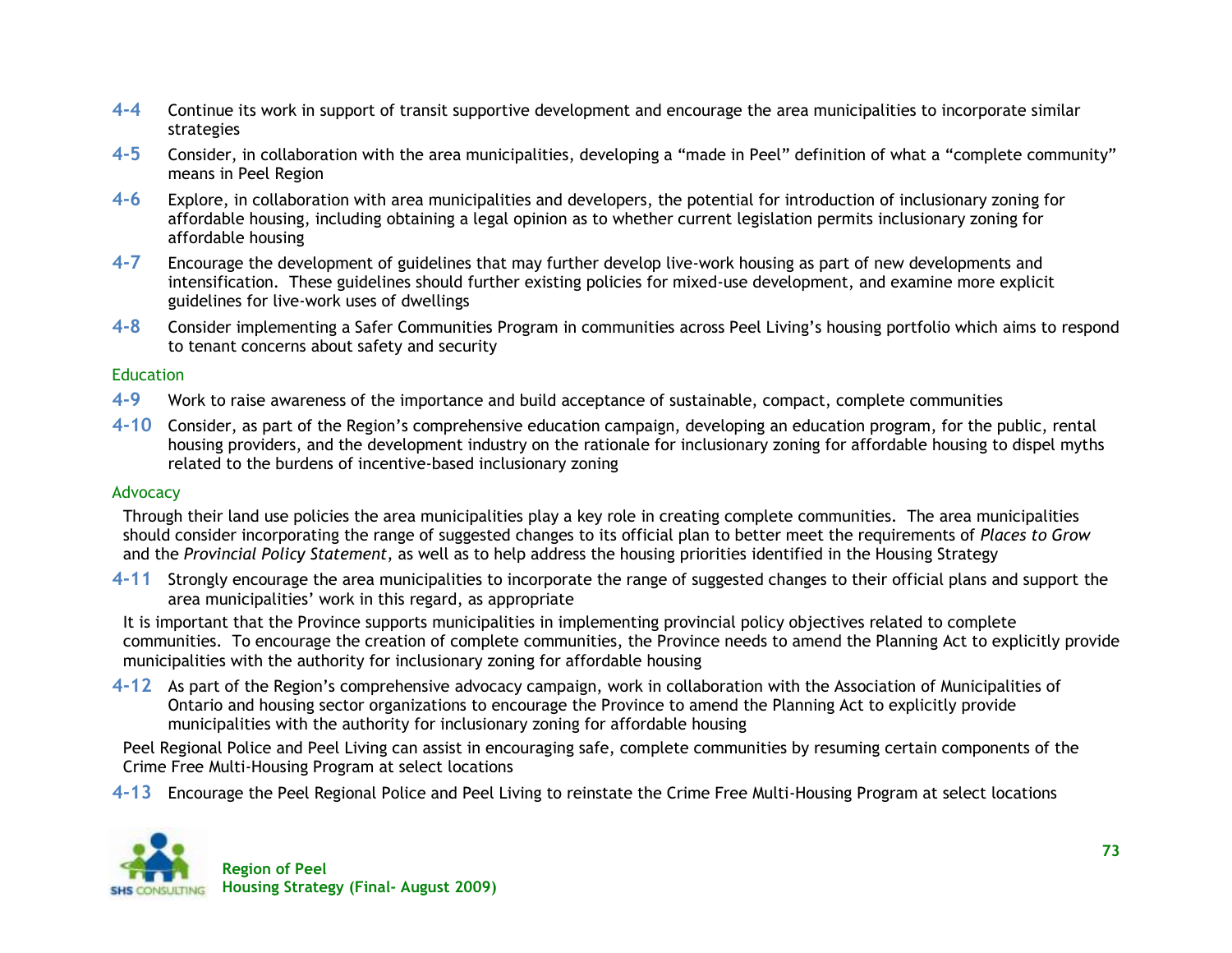**4-4** Continue its work in support of transit supportive development and encourage the area municipalities to incorporate similar strategies

**4-5** Consider, in collaboration with the area municipalities, developing a "made in Peel" definition of what a "complete community" means in Peel Region

**4-6** Explore, in collaboration with area municipalities and developers, the potential for introduction of inclusionary zoning for affordable housing, including obtaining a legal opinion as to whether current legislation permits inclusionary zoning for affordable housing

**4-7** Encourage the development of guidelines that may further develop live-work housing as part of new developments and intensification. These guidelines should further existing policies for mixed-use development, and examine more explicit guidelines for live-work uses of dwellings

**4-8** Consider implementing a Safer Communities Program in communities across Peel Living's housing portfolio which aims to respond to tenant concerns about safety and security

### Education

**4-9** Work to raise awareness of the importance and build acceptance of sustainable, compact, complete communities

**4-10** Consider, as part of the Region's comprehensive education campaign, developing an education program, for the public, rental housing providers, and the development industry on the rationale for inclusionary zoning for affordable housing to dispel myths related to the burdens of incentive-based inclusionary zoning

### Advocacy

Through their land use policies the area municipalities play a key role in creating complete communities. The area municipalities should consider incorporating the range of suggested changes to its official plan to better meet the requirements of *Places to Grow* and the *Provincial Policy Statement*, as well as to help address the housing priorities identified in the Housing Strategy

**4-11** Strongly encourage the area municipalities to incorporate the range of suggested changes to their official plans and support the area municipalities' work in this regard, as appropriate

It is important that the Province supports municipalities in implementing provincial policy objectives related to complete communities. To encourage the creation of complete communities, the Province needs to amend the Planning Act to explicitly provide municipalities with the authority for inclusionary zoning for affordable housing

**4-12** As part of the Region's comprehensive advocacy campaign, work in collaboration with the Association of Municipalities of Ontario and housing sector organizations to encourage the Province to amend the Planning Act to explicitly provide municipalities with the authority for inclusionary zoning for affordable housing

Peel Regional Police and Peel Living can assist in encouraging safe, complete communities by resuming certain components of the Crime Free Multi-Housing Program at select locations

**4-13** Encourage the Peel Regional Police and Peel Living to reinstate the Crime Free Multi-Housing Program at select locations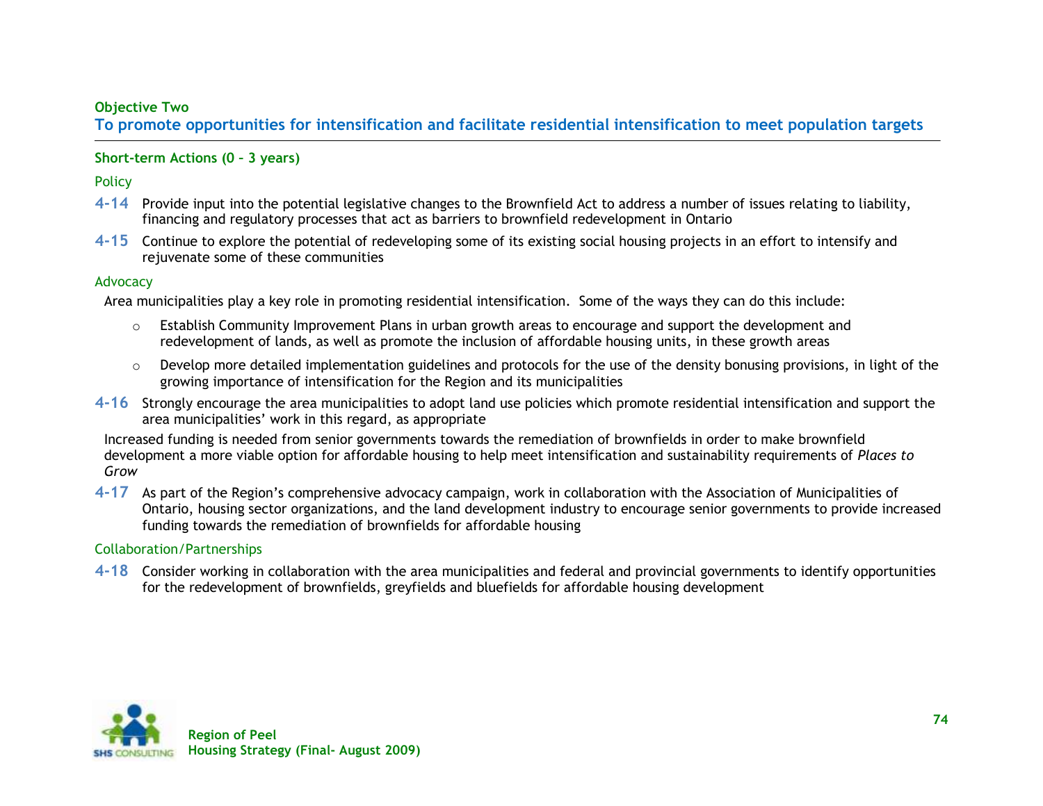### Objective Two

## To promote opportunities for intensification and facilitate residential intensification to meet population targets

#### Short-term Actions (0 – 3 years)

**Policy**

**4-14** Provide input into the potential legislative changes to the Brownfield Act to address a number of issues relating to liability, financing and regulatory processes that act as barriers to brownfield redevelopment in Ontario

**4-15** Continue to explore the potential of redeveloping some of its existing social housing projects in an effort to intensify and rejuvenate some of these communities

**Advocacy**

Area municipalities play a key role in promoting residential intensification. Some of the ways they can do this include:

- Establish Community Improvement Plans in urban growth areas to encourage and support the development and redevelopment of lands, as well as promote the inclusion of affordable housing units, in these growth areas
- Develop more detailed implementation guidelines and protocols for the use of the density bonusing provisions, in light of the growing importance of intensification for the Region and its municipalities

**4-16** Strongly encourage the area municipalities to adopt land use policies which promote residential intensification and support the area municipalities' work in this regard, as appropriate

Increased funding is needed from senior governments towards the remediation of brownfields in order to make brownfield development a more viable option for affordable housing to help meet intensification and sustainability requirements of *Places to Grow*

**4-17** As part of the Region's comprehensive advocacy campaign, work in collaboration with the Association of Municipalities of Ontario, housing sector organizations, and the land development industry to encourage senior governments to provide increased funding towards the remediation of brownfields for affordable housing

**Collaboration/Partnerships**

**4-18** Consider working in collaboration with the area municipalities and federal and provincial governments to identify opportunities for the redevelopment of brownfields, greyfields and bluefields for affordable housing development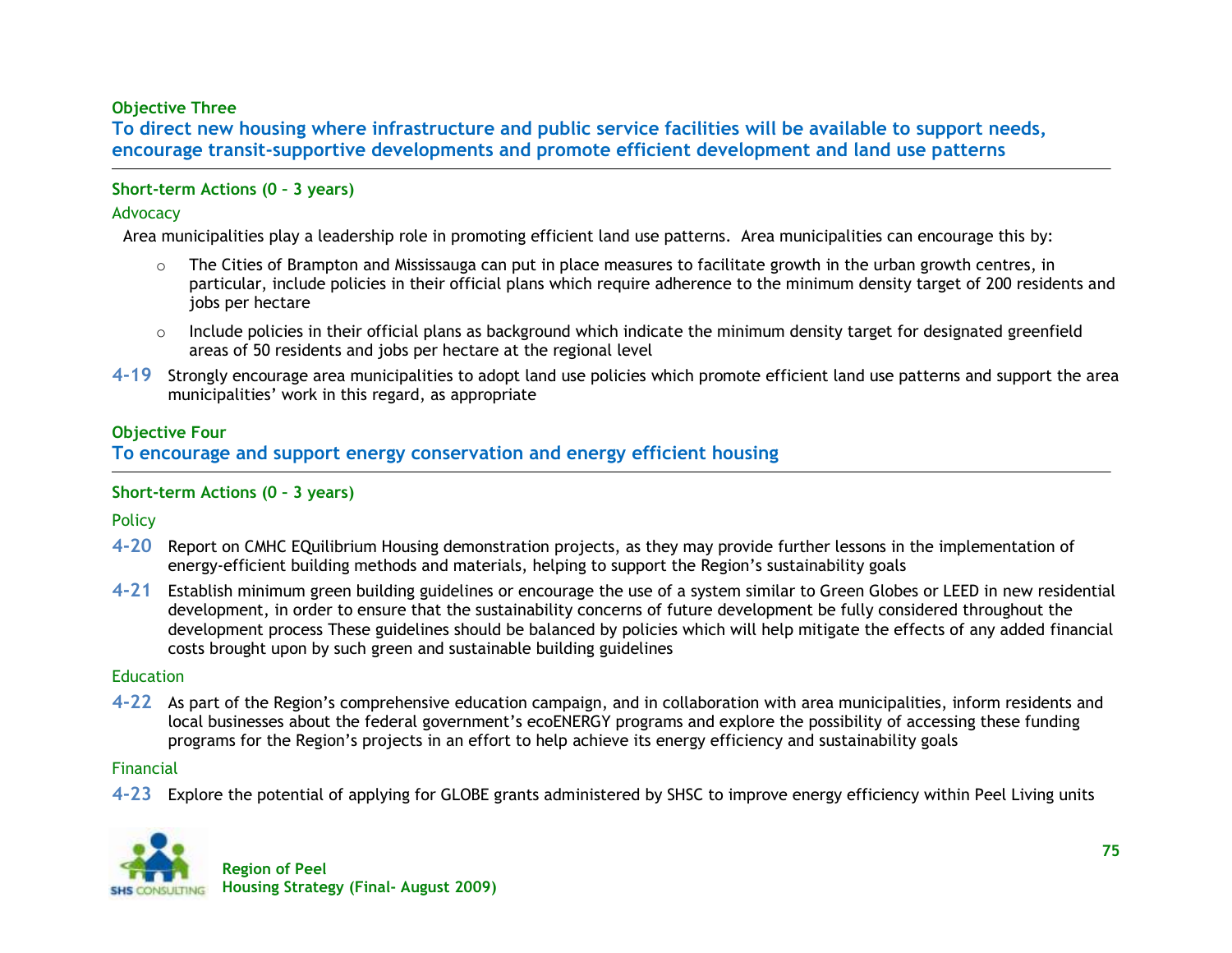### Objective Three

## To direct new housing where infrastructure and public service facilities will be available to support needs, encourage transit-supportive developments and promote efficient development and land use patterns

#### Short-term Actions (0 – 3 years)

Advocacy

Area municipalities play a leadership role in promoting efficient land use patterns. Area municipalities can encourage this by:

- The Cities of Brampton and Mississauga can put in place measures to facilitate growth in the urban growth centres, in particular, include policies in their official plans which require adherence to the minimum density target of 200 residents and jobs per hectare
- Include policies in their official plans as background which indicate the minimum density target for designated greenfield areas of 50 residents and jobs per hectare at the regional level

**4-19** Strongly encourage area municipalities to adopt land use policies which promote efficient land use patterns and support the area municipalities' work in this regard, as appropriate

### Objective Four

## To encourage and support energy conservation and energy efficient housing

#### Short-term Actions (0 – 3 years)

Policy

**4-20** Report on CMHC EQuilibrium Housing demonstration projects, as they may provide further lessons in the implementation of energy-efficient building methods and materials, helping to support the Region's sustainability goals

**4-21** Establish minimum green building guidelines or encourage the use of a system similar to Green Globes or LEED in new residential development, in order to ensure that the sustainability concerns of future development be fully considered throughout the development process These guidelines should be balanced by policies which will help mitigate the effects of any added financial costs brought upon by such green and sustainable building guidelines

Education

**4-22** As part of the Region's comprehensive education campaign, and in collaboration with area municipalities, inform residents and local businesses about the federal government's ecoENERGY programs and explore the possibility of accessing these funding programs for the Region's projects in an effort to help achieve its energy efficiency and sustainability goals

Financial

**4-23** Explore the potential of applying for GLOBE grants administered by SHSC to improve energy efficiency within Peel Living units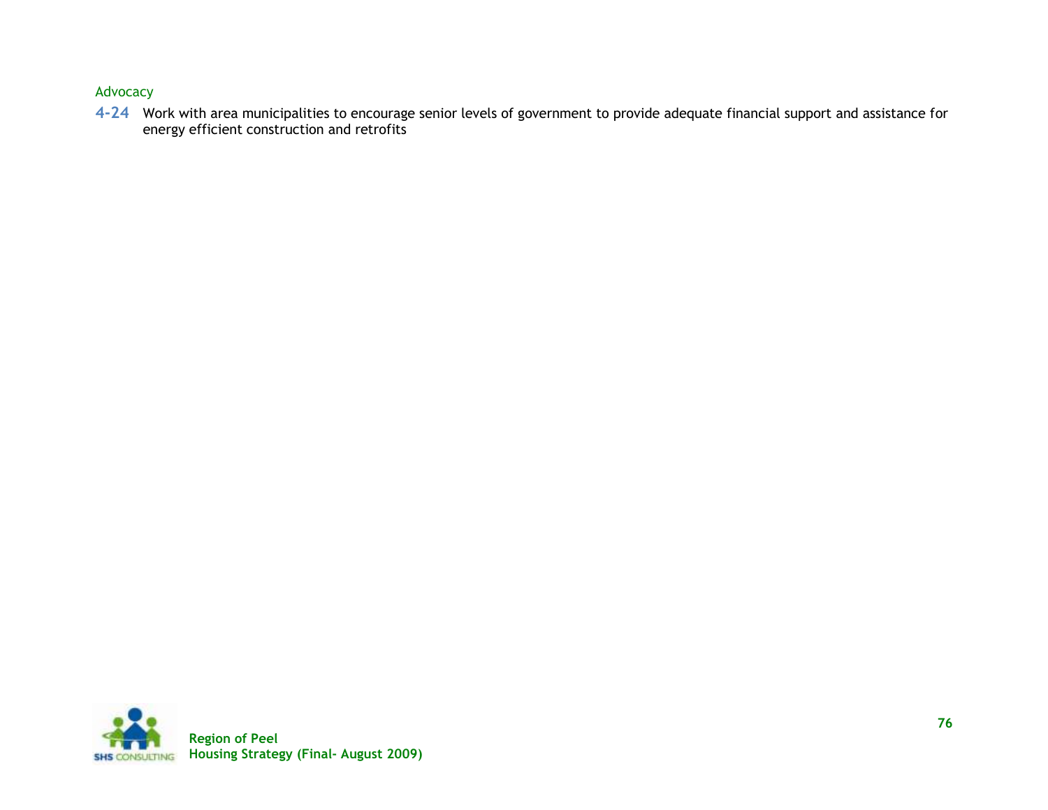Advocacy

**4-24** Work with area municipalities to encourage senior levels of government to provide adequate financial support and assistance for energy efficient construction and retrofits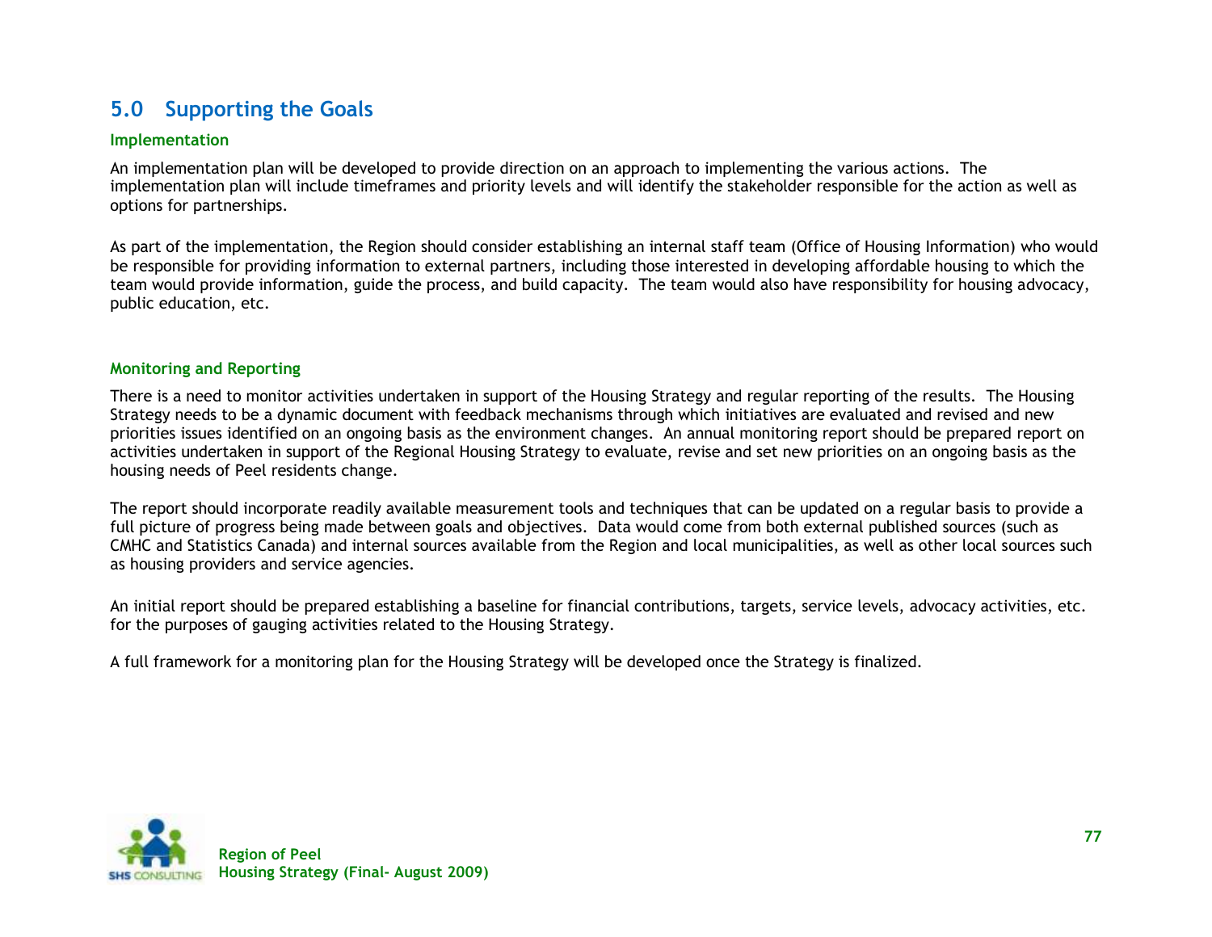## 5.0 Supporting the Goals

### Implementation

An implementation plan will be developed to provide direction on an approach to implementing the various actions. The implementation plan will include timeframes and priority levels and will identify the stakeholder responsible for the action as well as options for partnerships.

As part of the implementation, the Region should consider establishing an internal staff team (Office of Housing Information) who would be responsible for providing information to external partners, including those interested in developing affordable housing to which the team would provide information, guide the process, and build capacity. The team would also have responsibility for housing advocacy, public education, etc.

### Monitoring and Reporting

There is a need to monitor activities undertaken in support of the Housing Strategy and regular reporting of the results. The Housing Strategy needs to be a dynamic document with feedback mechanisms through which initiatives are evaluated and revised and new priorities issues identified on an ongoing basis as the environment changes. An annual monitoring report should be prepared report on activities undertaken in support of the Regional Housing Strategy to evaluate, revise and set new priorities on an ongoing basis as the housing needs of Peel residents change.

The report should incorporate readily available measurement tools and techniques that can be updated on a regular basis to provide a full picture of progress being made between goals and objectives. Data would come from both external published sources (such as CMHC and Statistics Canada) and internal sources available from the Region and local municipalities, as well as other local sources such as housing providers and service agencies.

An initial report should be prepared establishing a baseline for financial contributions, targets, service levels, advocacy activities, etc. for the purposes of gauging activities related to the Housing Strategy.

A full framework for a monitoring plan for the Housing Strategy will be developed once the Strategy is finalized.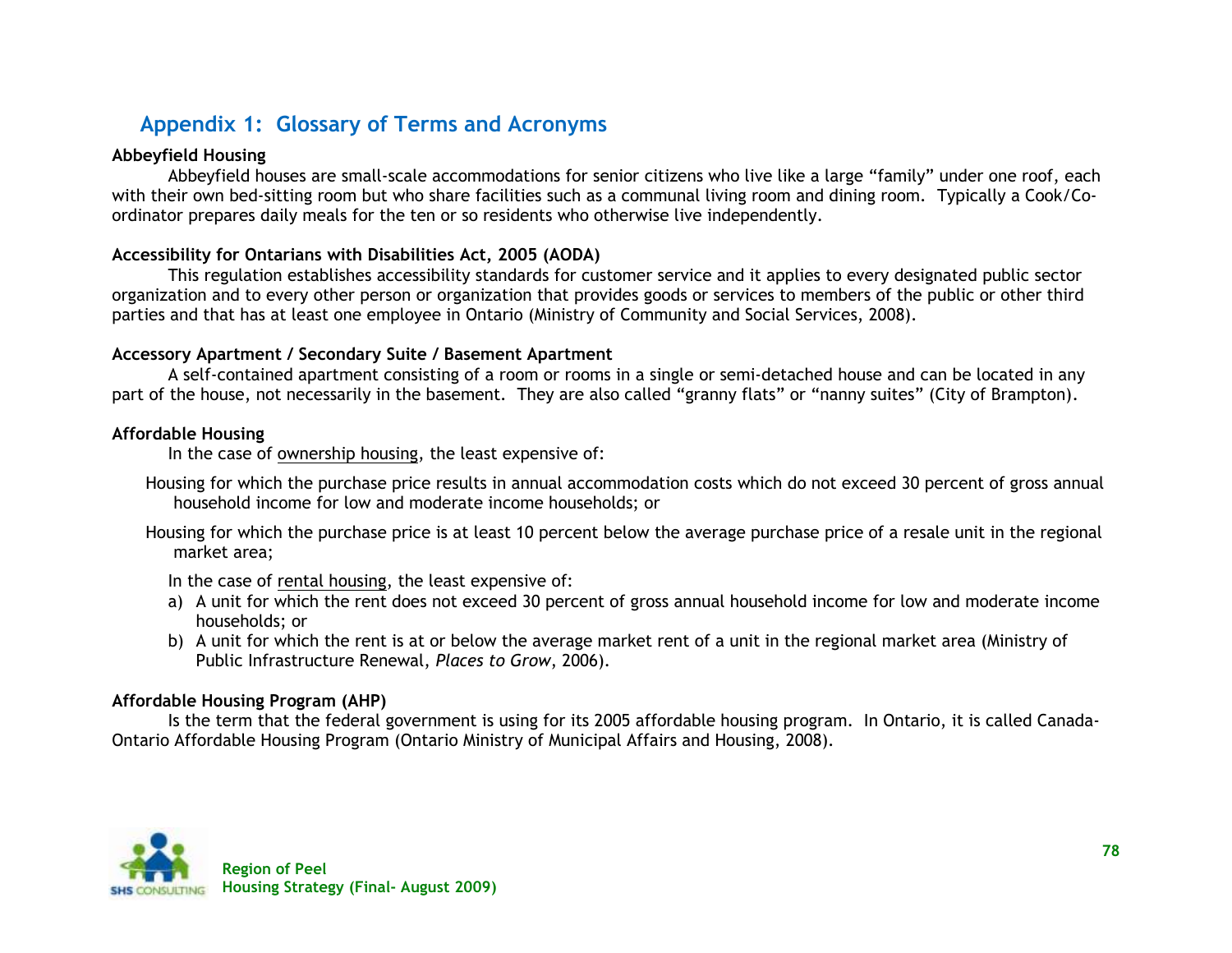## Appendix 1: Glossary of Terms and Acronyms

**Abbeyfield Housing**

Abbeyfield houses are small-scale accommodations for senior citizens who live like a large "family" under one roof, each with their own bed-sitting room but who share facilities such as a communal living room and dining room. Typically a Cook/Co-ordinator prepares daily meals for the ten or so residents who otherwise live independently.

**Accessibility for Ontarians with Disabilities Act, 2005 (AODA)**

This regulation establishes accessibility standards for customer service and it applies to every designated public sector organization and to every other person or organization that provides goods or services to members of the public or other third parties and that has at least one employee in Ontario (Ministry of Community and Social Services, 2008).

**Accessory Apartment / Secondary Suite / Basement Apartment**

A self-contained apartment consisting of a room or rooms in a single or semi-detached house and can be located in any part of the house, not necessarily in the basement. They are also called "granny flats" or "nanny suites" (City of Brampton).

**Affordable Housing**

In the case of <u>ownership housing</u>, the least expensive of:

Housing for which the purchase price results in annual accommodation costs which do not exceed 30 percent of gross annual household income for low and moderate income households; or

Housing for which the purchase price is at least 10 percent below the average purchase price of a resale unit in the regional market area;

In the case of <u>rental housing</u>, the least expensive of:

a) A unit for which the rent does not exceed 30 percent of gross annual household income for low and moderate income households; or
b) A unit for which the rent is at or below the average market rent of a unit in the regional market area (Ministry of Public Infrastructure Renewal, *Places to Grow*, 2006).

**Affordable Housing Program (AHP)**

Is the term that the federal government is using for its 2005 affordable housing program. In Ontario, it is called Canada-Ontario Affordable Housing Program (Ontario Ministry of Municipal Affairs and Housing, 2008).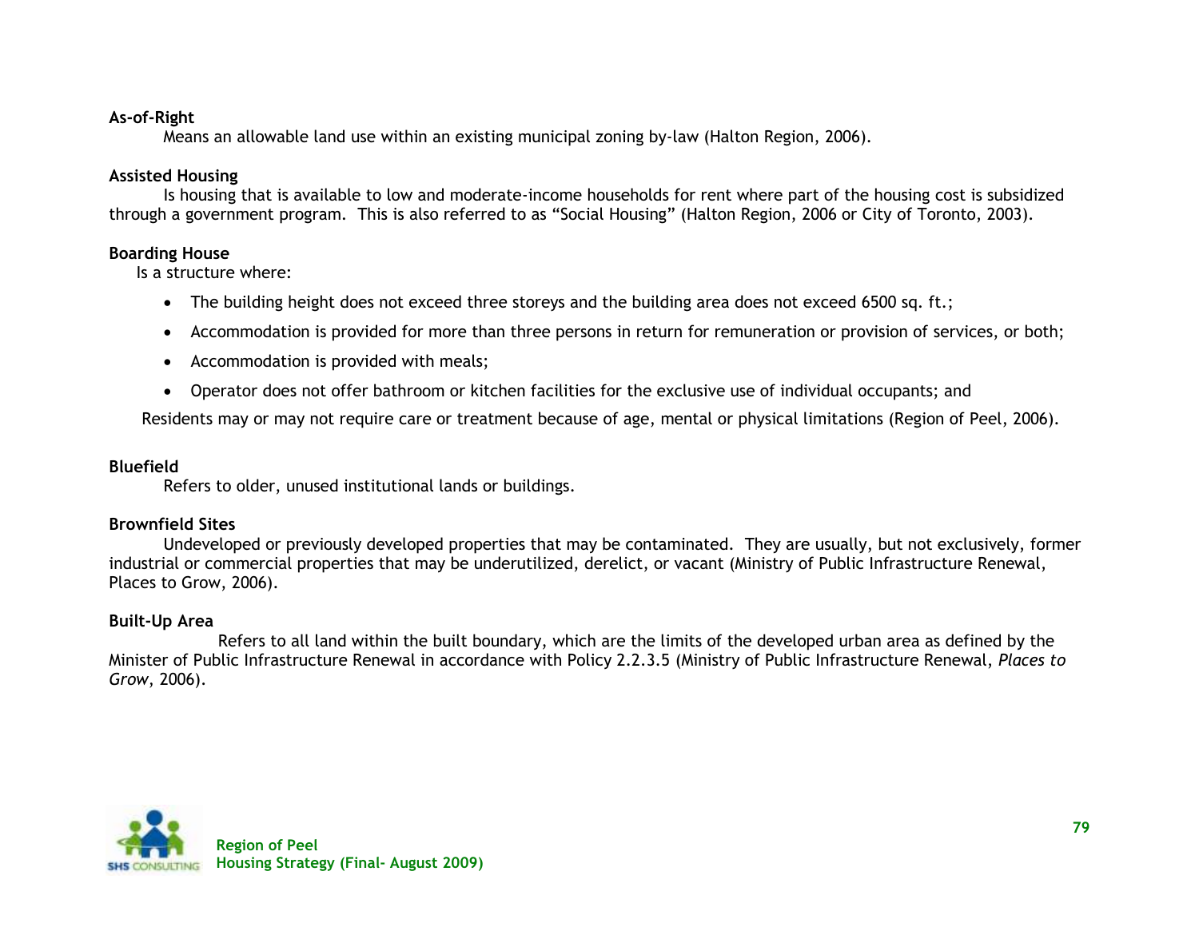**As-of-Right**

Means an allowable land use within an existing municipal zoning by-law (Halton Region, 2006).

**Assisted Housing**

Is housing that is available to low and moderate-income households for rent where part of the housing cost is subsidized through a government program. This is also referred to as "Social Housing" (Halton Region, 2006 or City of Toronto, 2003).

**Boarding House**

Is a structure where:

- The building height does not exceed three storeys and the building area does not exceed 6500 sq. ft.;
- Accommodation is provided for more than three persons in return for remuneration or provision of services, or both;
- Accommodation is provided with meals;
- Operator does not offer bathroom or kitchen facilities for the exclusive use of individual occupants; and

Residents may or may not require care or treatment because of age, mental or physical limitations (Region of Peel, 2006).

**Bluefield**

Refers to older, unused institutional lands or buildings.

**Brownfield Sites**

Undeveloped or previously developed properties that may be contaminated. They are usually, but not exclusively, former industrial or commercial properties that may be underutilized, derelict, or vacant (Ministry of Public Infrastructure Renewal, Places to Grow, 2006).

**Built-Up Area**

Refers to all land within the built boundary, which are the limits of the developed urban area as defined by the Minister of Public Infrastructure Renewal in accordance with Policy 2.2.3.5 (Ministry of Public Infrastructure Renewal, *Places to Grow*, 2006).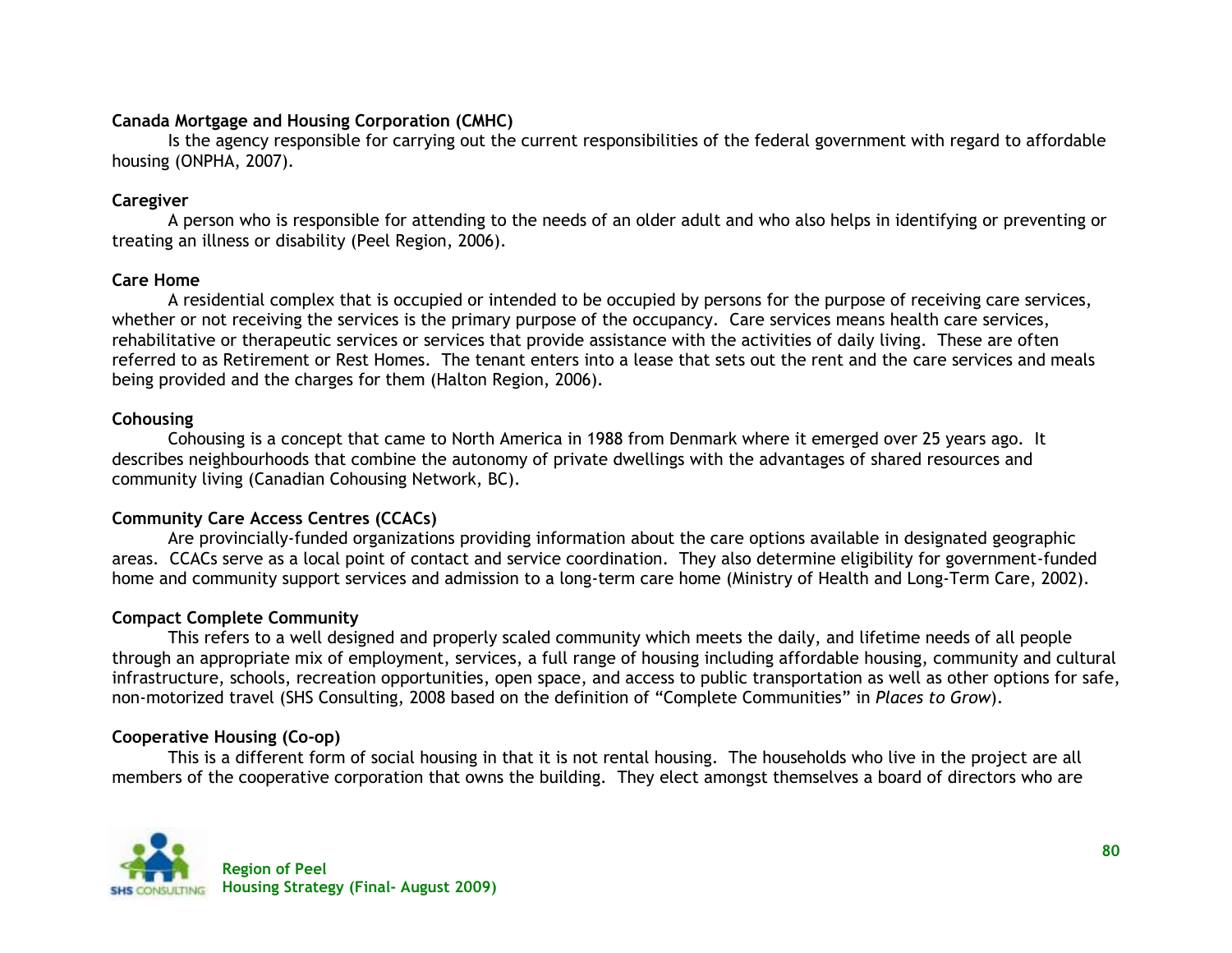**Canada Mortgage and Housing Corporation (CMHC)**

Is the agency responsible for carrying out the current responsibilities of the federal government with regard to affordable housing (ONPHA, 2007).

**Caregiver**

A person who is responsible for attending to the needs of an older adult and who also helps in identifying or preventing or treating an illness or disability (Peel Region, 2006).

**Care Home**

A residential complex that is occupied or intended to be occupied by persons for the purpose of receiving care services, whether or not receiving the services is the primary purpose of the occupancy. Care services means health care services, rehabilitative or therapeutic services or services that provide assistance with the activities of daily living. These are often referred to as Retirement or Rest Homes. The tenant enters into a lease that sets out the rent and the care services and meals being provided and the charges for them (Halton Region, 2006).

**Cohousing**

Cohousing is a concept that came to North America in 1988 from Denmark where it emerged over 25 years ago. It describes neighbourhoods that combine the autonomy of private dwellings with the advantages of shared resources and community living (Canadian Cohousing Network, BC).

**Community Care Access Centres (CCACs)**

Are provincially-funded organizations providing information about the care options available in designated geographic areas. CCACs serve as a local point of contact and service coordination. They also determine eligibility for government-funded home and community support services and admission to a long-term care home (Ministry of Health and Long-Term Care, 2002).

**Compact Complete Community**

This refers to a well designed and properly scaled community which meets the daily, and lifetime needs of all people through an appropriate mix of employment, services, a full range of housing including affordable housing, community and cultural infrastructure, schools, recreation opportunities, open space, and access to public transportation as well as other options for safe, non-motorized travel (SHS Consulting, 2008 based on the definition of "Complete Communities" in *Places to Grow*).

**Cooperative Housing (Co-op)**

This is a different form of social housing in that it is not rental housing. The households who live in the project are all members of the cooperative corporation that owns the building. They elect amongst themselves a board of directors who are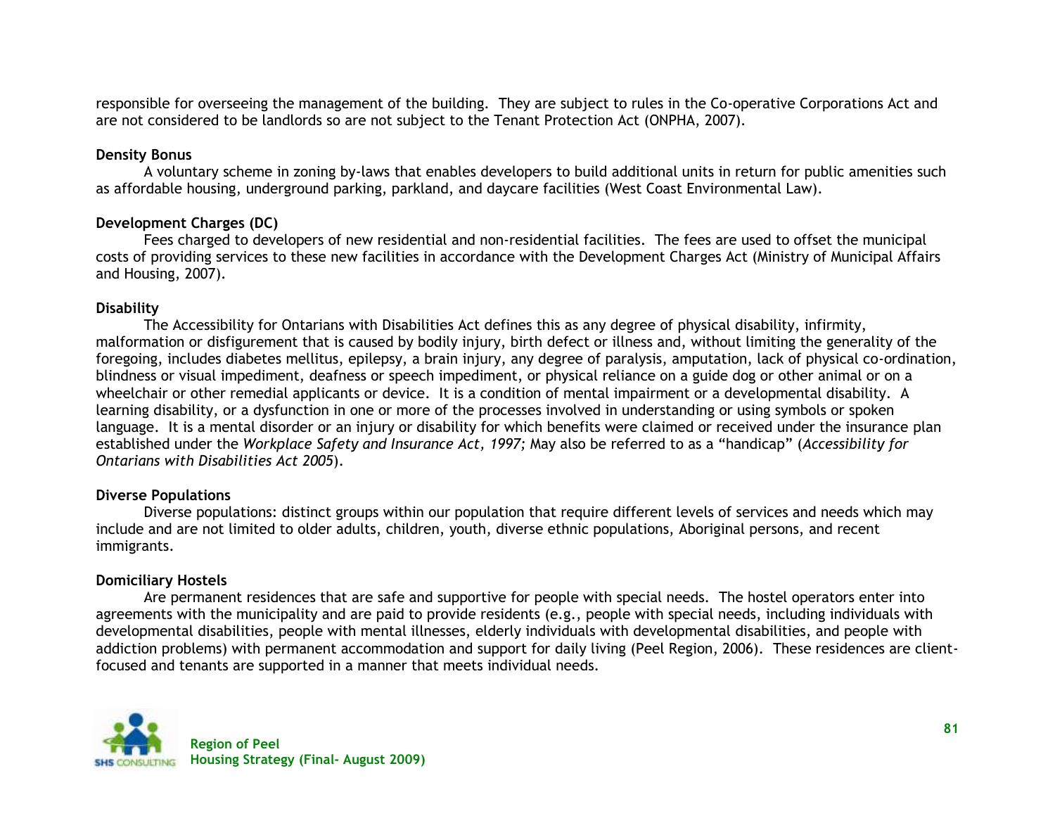responsible for overseeing the management of the building. They are subject to rules in the Co-operative Corporations Act and are not considered to be landlords so are not subject to the Tenant Protection Act (ONPHA, 2007).

**Density Bonus**

A voluntary scheme in zoning by-laws that enables developers to build additional units in return for public amenities such as affordable housing, underground parking, parkland, and daycare facilities (West Coast Environmental Law).

**Development Charges (DC)**

Fees charged to developers of new residential and non-residential facilities. The fees are used to offset the municipal costs of providing services to these new facilities in accordance with the Development Charges Act (Ministry of Municipal Affairs and Housing, 2007).

**Disability**

The Accessibility for Ontarians with Disabilities Act defines this as any degree of physical disability, infirmity, malformation or disfigurement that is caused by bodily injury, birth defect or illness and, without limiting the generality of the foregoing, includes diabetes mellitus, epilepsy, a brain injury, any degree of paralysis, amputation, lack of physical co-ordination, blindness or visual impediment, deafness or speech impediment, or physical reliance on a guide dog or other animal or on a wheelchair or other remedial applicants or device. It is a condition of mental impairment or a developmental disability. A learning disability, or a dysfunction in one or more of the processes involved in understanding or using symbols or spoken language. It is a mental disorder or an injury or disability for which benefits were claimed or received under the insurance plan established under the *Workplace Safety and Insurance Act, 1997;* May also be referred to as a "handicap" (*Accessibility for Ontarians with Disabilities Act 2005*).

**Diverse Populations**

Diverse populations: distinct groups within our population that require different levels of services and needs which may include and are not limited to older adults, children, youth, diverse ethnic populations, Aboriginal persons, and recent immigrants.

**Domiciliary Hostels**

Are permanent residences that are safe and supportive for people with special needs. The hostel operators enter into agreements with the municipality and are paid to provide residents (e.g., people with special needs, including individuals with developmental disabilities, people with mental illnesses, elderly individuals with developmental disabilities, and people with addiction problems) with permanent accommodation and support for daily living (Peel Region, 2006). These residences are client-focused and tenants are supported in a manner that meets individual needs.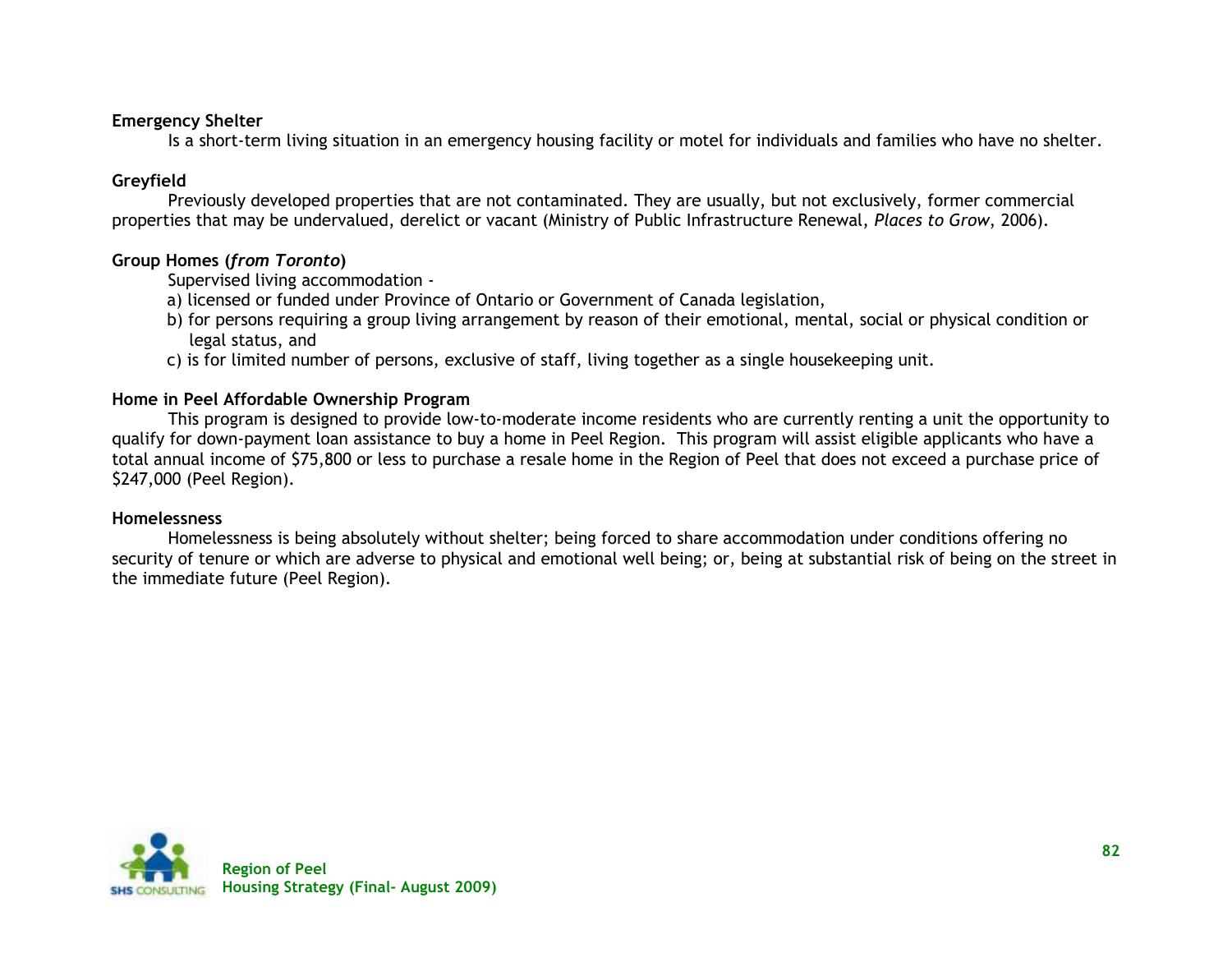**Emergency Shelter**

Is a short-term living situation in an emergency housing facility or motel for individuals and families who have no shelter.

**Greyfield**

Previously developed properties that are not contaminated. They are usually, but not exclusively, former commercial properties that may be undervalued, derelict or vacant (Ministry of Public Infrastructure Renewal, *Places to Grow*, 2006).

**Group Homes (*from Toronto*)**

Supervised living accommodation -

a) licensed or funded under Province of Ontario or Government of Canada legislation,
b) for persons requiring a group living arrangement by reason of their emotional, mental, social or physical condition or legal status, and
c) is for limited number of persons, exclusive of staff, living together as a single housekeeping unit.

**Home in Peel Affordable Ownership Program**

This program is designed to provide low-to-moderate income residents who are currently renting a unit the opportunity to qualify for down-payment loan assistance to buy a home in Peel Region. This program will assist eligible applicants who have a total annual income of $75,800 or less to purchase a resale home in the Region of Peel that does not exceed a purchase price of $247,000 (Peel Region).

**Homelessness**

Homelessness is being absolutely without shelter; being forced to share accommodation under conditions offering no security of tenure or which are adverse to physical and emotional well being; or, being at substantial risk of being on the street in the immediate future (Peel Region).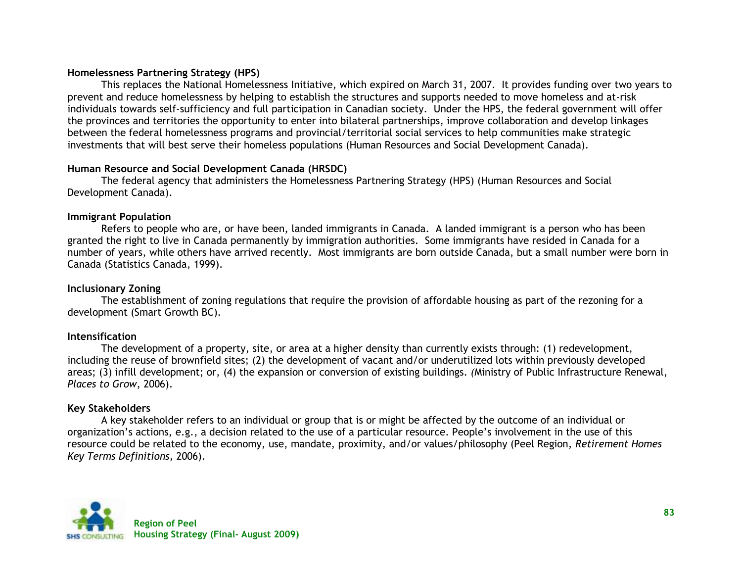**Homelessness Partnering Strategy (HPS)**

This replaces the National Homelessness Initiative, which expired on March 31, 2007. It provides funding over two years to prevent and reduce homelessness by helping to establish the structures and supports needed to move homeless and at-risk individuals towards self-sufficiency and full participation in Canadian society. Under the HPS, the federal government will offer the provinces and territories the opportunity to enter into bilateral partnerships, improve collaboration and develop linkages between the federal homelessness programs and provincial/territorial social services to help communities make strategic investments that will best serve their homeless populations (Human Resources and Social Development Canada).

**Human Resource and Social Development Canada (HRSDC)**

The federal agency that administers the Homelessness Partnering Strategy (HPS) (Human Resources and Social Development Canada).

**Immigrant Population**

Refers to people who are, or have been, landed immigrants in Canada. A landed immigrant is a person who has been granted the right to live in Canada permanently by immigration authorities. Some immigrants have resided in Canada for a number of years, while others have arrived recently. Most immigrants are born outside Canada, but a small number were born in Canada (Statistics Canada, 1999).

**Inclusionary Zoning**

The establishment of zoning regulations that require the provision of affordable housing as part of the rezoning for a development (Smart Growth BC).

**Intensification**

The development of a property, site, or area at a higher density than currently exists through: (1) redevelopment, including the reuse of brownfield sites; (2) the development of vacant and/or underutilized lots within previously developed areas; (3) infill development; or, (4) the expansion or conversion of existing buildings. (Ministry of Public Infrastructure Renewal, *Places to Grow*, 2006).

**Key Stakeholders**

A key stakeholder refers to an individual or group that is or might be affected by the outcome of an individual or organization's actions, e.g., a decision related to the use of a particular resource. People's involvement in the use of this resource could be related to the economy, use, mandate, proximity, and/or values/philosophy (Peel Region, *Retirement Homes Key Terms Definitions,* 2006).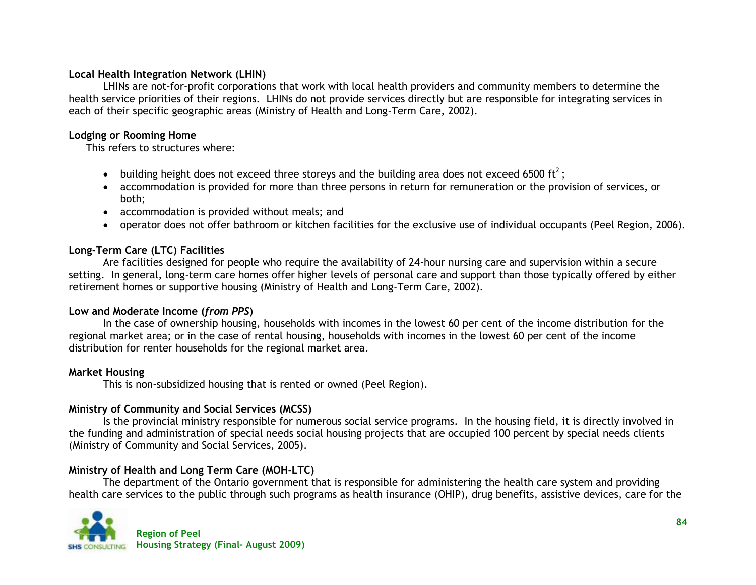**Local Health Integration Network (LHIN)**

LHINs are not-for-profit corporations that work with local health providers and community members to determine the health service priorities of their regions. LHINs do not provide services directly but are responsible for integrating services in each of their specific geographic areas (Ministry of Health and Long-Term Care, 2002).

**Lodging or Rooming Home**

This refers to structures where:

- building height does not exceed three storeys and the building area does not exceed 6500 $ft^2$;
- accommodation is provided for more than three persons in return for remuneration or the provision of services, or both;
- accommodation is provided without meals; and
- operator does not offer bathroom or kitchen facilities for the exclusive use of individual occupants (Peel Region, 2006).

**Long-Term Care (LTC) Facilities**

Are facilities designed for people who require the availability of 24-hour nursing care and supervision within a secure setting. In general, long-term care homes offer higher levels of personal care and support than those typically offered by either retirement homes or supportive housing (Ministry of Health and Long-Term Care, 2002).

**Low and Moderate Income (*from PPS*)**

In the case of ownership housing, households with incomes in the lowest 60 per cent of the income distribution for the regional market area; or in the case of rental housing, households with incomes in the lowest 60 per cent of the income distribution for renter households for the regional market area.

**Market Housing**

This is non-subsidized housing that is rented or owned (Peel Region).

**Ministry of Community and Social Services (MCSS)**

Is the provincial ministry responsible for numerous social service programs. In the housing field, it is directly involved in the funding and administration of special needs social housing projects that are occupied 100 percent by special needs clients (Ministry of Community and Social Services, 2005).

**Ministry of Health and Long Term Care (MOH-LTC)**

The department of the Ontario government that is responsible for administering the health care system and providing health care services to the public through such programs as health insurance (OHIP), drug benefits, assistive devices, care for the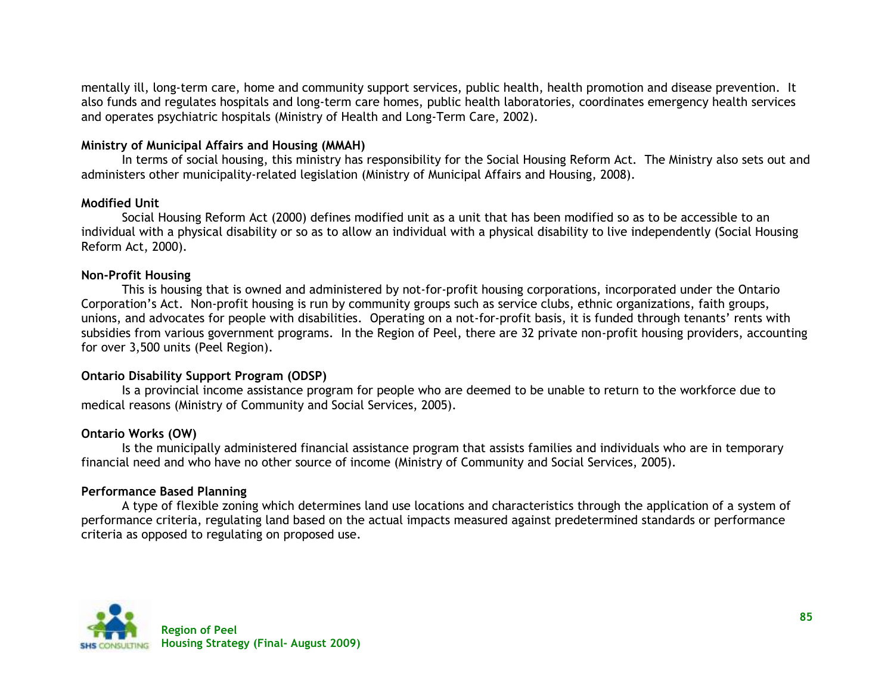mentally ill, long-term care, home and community support services, public health, health promotion and disease prevention. It also funds and regulates hospitals and long-term care homes, public health laboratories, coordinates emergency health services and operates psychiatric hospitals (Ministry of Health and Long-Term Care, 2002).

**Ministry of Municipal Affairs and Housing (MMAH)**

In terms of social housing, this ministry has responsibility for the Social Housing Reform Act. The Ministry also sets out and administers other municipality-related legislation (Ministry of Municipal Affairs and Housing, 2008).

**Modified Unit**

Social Housing Reform Act (2000) defines modified unit as a unit that has been modified so as to be accessible to an individual with a physical disability or so as to allow an individual with a physical disability to live independently (Social Housing Reform Act, 2000).

**Non-Profit Housing**

This is housing that is owned and administered by not-for-profit housing corporations, incorporated under the Ontario Corporation's Act. Non-profit housing is run by community groups such as service clubs, ethnic organizations, faith groups, unions, and advocates for people with disabilities. Operating on a not-for-profit basis, it is funded through tenants' rents with subsidies from various government programs. In the Region of Peel, there are 32 private non-profit housing providers, accounting for over 3,500 units (Peel Region).

**Ontario Disability Support Program (ODSP)**

Is a provincial income assistance program for people who are deemed to be unable to return to the workforce due to medical reasons (Ministry of Community and Social Services, 2005).

**Ontario Works (OW)**

Is the municipally administered financial assistance program that assists families and individuals who are in temporary financial need and who have no other source of income (Ministry of Community and Social Services, 2005).

**Performance Based Planning**

A type of flexible zoning which determines land use locations and characteristics through the application of a system of performance criteria, regulating land based on the actual impacts measured against predetermined standards or performance criteria as opposed to regulating on proposed use.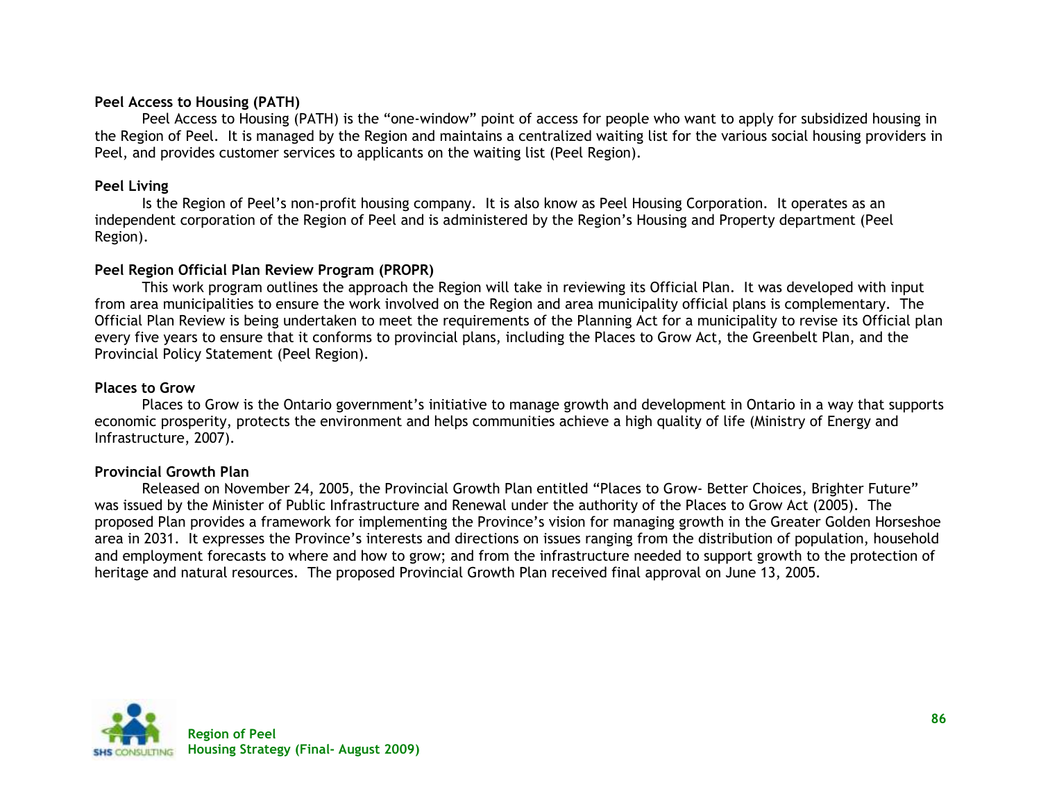**Peel Access to Housing (PATH)**

Peel Access to Housing (PATH) is the “one-window” point of access for people who want to apply for subsidized housing in the Region of Peel. It is managed by the Region and maintains a centralized waiting list for the various social housing providers in Peel, and provides customer services to applicants on the waiting list (Peel Region).

**Peel Living**

Is the Region of Peel’s non-profit housing company. It is also know as Peel Housing Corporation. It operates as an independent corporation of the Region of Peel and is administered by the Region’s Housing and Property department (Peel Region).

**Peel Region Official Plan Review Program (PROPR)**

This work program outlines the approach the Region will take in reviewing its Official Plan. It was developed with input from area municipalities to ensure the work involved on the Region and area municipality official plans is complementary. The Official Plan Review is being undertaken to meet the requirements of the Planning Act for a municipality to revise its Official plan every five years to ensure that it conforms to provincial plans, including the Places to Grow Act, the Greenbelt Plan, and the Provincial Policy Statement (Peel Region).

**Places to Grow**

Places to Grow is the Ontario government’s initiative to manage growth and development in Ontario in a way that supports economic prosperity, protects the environment and helps communities achieve a high quality of life (Ministry of Energy and Infrastructure, 2007).

**Provincial Growth Plan**

Released on November 24, 2005, the Provincial Growth Plan entitled “Places to Grow- Better Choices, Brighter Future” was issued by the Minister of Public Infrastructure and Renewal under the authority of the Places to Grow Act (2005). The proposed Plan provides a framework for implementing the Province’s vision for managing growth in the Greater Golden Horseshoe area in 2031. It expresses the Province’s interests and directions on issues ranging from the distribution of population, household and employment forecasts to where and how to grow; and from the infrastructure needed to support growth to the protection of heritage and natural resources. The proposed Provincial Growth Plan received final approval on June 13, 2005.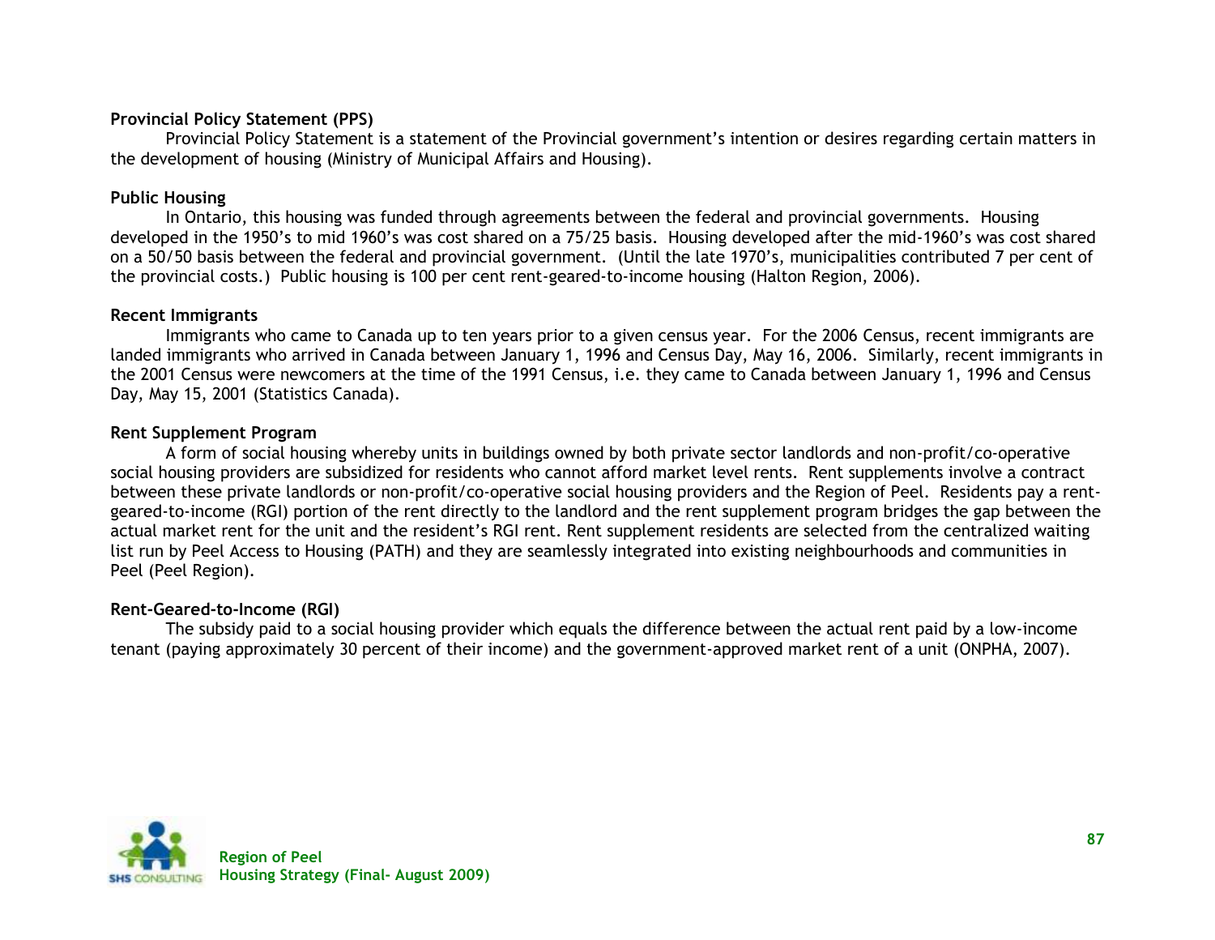**Provincial Policy Statement (PPS)**

Provincial Policy Statement is a statement of the Provincial government's intention or desires regarding certain matters in the development of housing (Ministry of Municipal Affairs and Housing).

**Public Housing**

In Ontario, this housing was funded through agreements between the federal and provincial governments. Housing developed in the 1950's to mid 1960's was cost shared on a 75/25 basis. Housing developed after the mid-1960's was cost shared on a 50/50 basis between the federal and provincial government. (Until the late 1970's, municipalities contributed 7 per cent of the provincial costs.) Public housing is 100 per cent rent-geared-to-income housing (Halton Region, 2006).

**Recent Immigrants**

Immigrants who came to Canada up to ten years prior to a given census year. For the 2006 Census, recent immigrants are landed immigrants who arrived in Canada between January 1, 1996 and Census Day, May 16, 2006. Similarly, recent immigrants in the 2001 Census were newcomers at the time of the 1991 Census, i.e. they came to Canada between January 1, 1996 and Census Day, May 15, 2001 (Statistics Canada).

**Rent Supplement Program**

A form of social housing whereby units in buildings owned by both private sector landlords and non-profit/co-operative social housing providers are subsidized for residents who cannot afford market level rents. Rent supplements involve a contract between these private landlords or non-profit/co-operative social housing providers and the Region of Peel. Residents pay a rent-geared-to-income (RGI) portion of the rent directly to the landlord and the rent supplement program bridges the gap between the actual market rent for the unit and the resident's RGI rent. Rent supplement residents are selected from the centralized waiting list run by Peel Access to Housing (PATH) and they are seamlessly integrated into existing neighbourhoods and communities in Peel (Peel Region).

**Rent-Geared-to-Income (RGI)**

The subsidy paid to a social housing provider which equals the difference between the actual rent paid by a low-income tenant (paying approximately 30 percent of their income) and the government-approved market rent of a unit (ONPHA, 2007).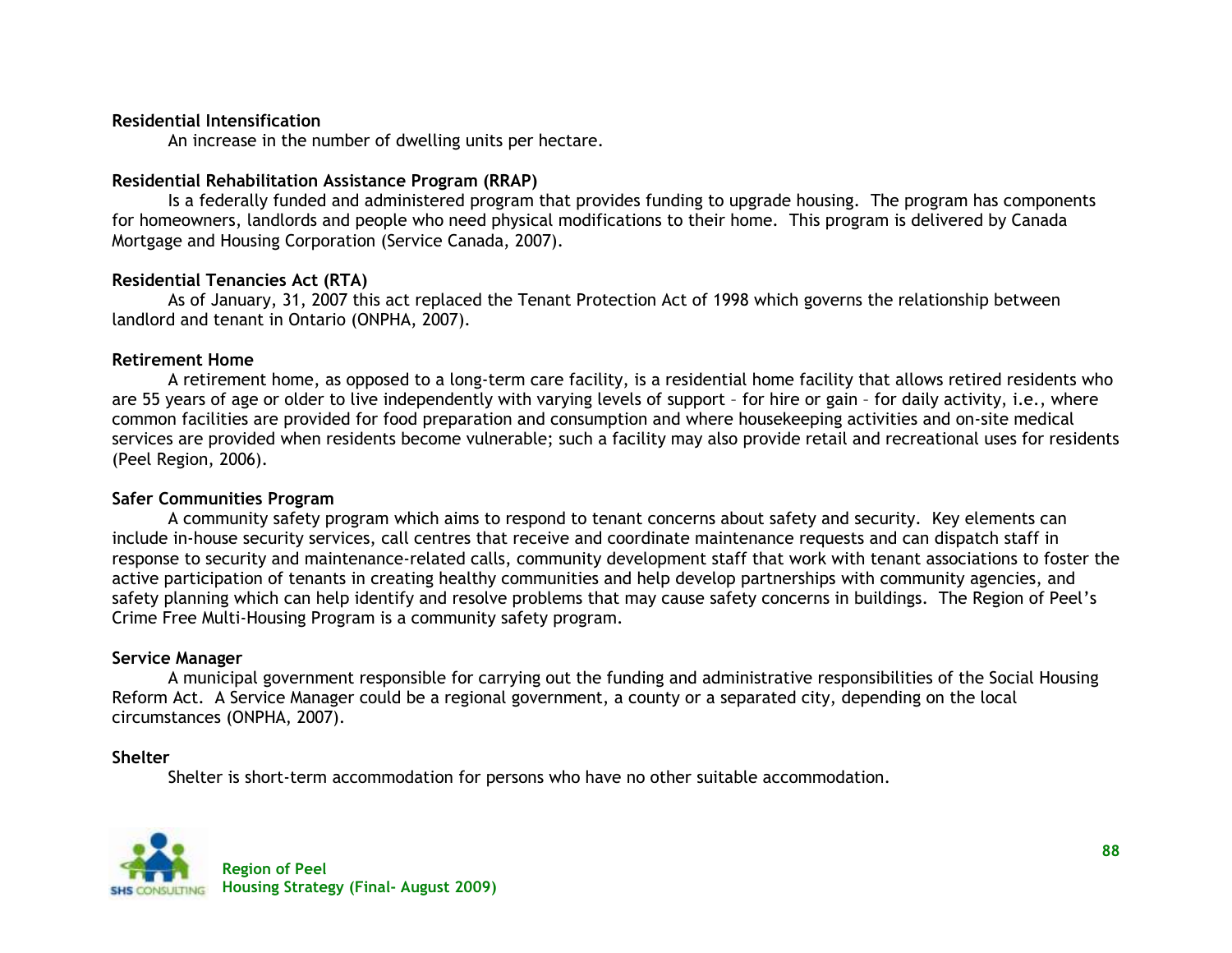**Residential Intensification**

An increase in the number of dwelling units per hectare.

**Residential Rehabilitation Assistance Program (RRAP)**

Is a federally funded and administered program that provides funding to upgrade housing. The program has components for homeowners, landlords and people who need physical modifications to their home. This program is delivered by Canada Mortgage and Housing Corporation (Service Canada, 2007).

**Residential Tenancies Act (RTA)**

As of January, 31, 2007 this act replaced the Tenant Protection Act of 1998 which governs the relationship between landlord and tenant in Ontario (ONPHA, 2007).

**Retirement Home**

A retirement home, as opposed to a long-term care facility, is a residential home facility that allows retired residents who are 55 years of age or older to live independently with varying levels of support – for hire or gain – for daily activity, i.e., where common facilities are provided for food preparation and consumption and where housekeeping activities and on-site medical services are provided when residents become vulnerable; such a facility may also provide retail and recreational uses for residents (Peel Region, 2006).

**Safer Communities Program**

A community safety program which aims to respond to tenant concerns about safety and security. Key elements can include in-house security services, call centres that receive and coordinate maintenance requests and can dispatch staff in response to security and maintenance-related calls, community development staff that work with tenant associations to foster the active participation of tenants in creating healthy communities and help develop partnerships with community agencies, and safety planning which can help identify and resolve problems that may cause safety concerns in buildings. The Region of Peel's Crime Free Multi-Housing Program is a community safety program.

**Service Manager**

A municipal government responsible for carrying out the funding and administrative responsibilities of the Social Housing Reform Act. A Service Manager could be a regional government, a county or a separated city, depending on the local circumstances (ONPHA, 2007).

**Shelter**

Shelter is short-term accommodation for persons who have no other suitable accommodation.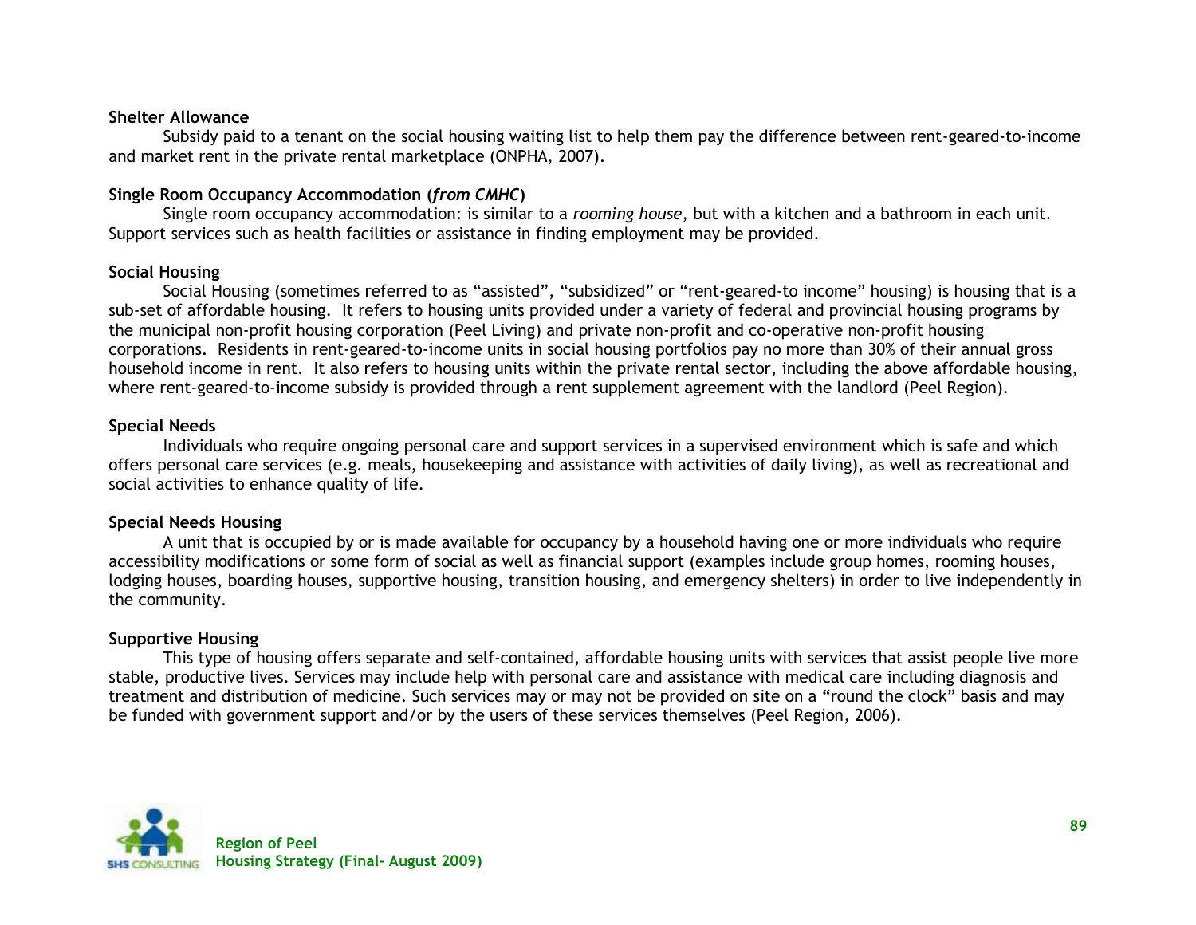**Shelter Allowance**

Subsidy paid to a tenant on the social housing waiting list to help them pay the difference between rent-geared-to-income and market rent in the private rental marketplace (ONPHA, 2007).

**Single Room Occupancy Accommodation (*from CMHC*)**

Single room occupancy accommodation: is similar to a *rooming house*, but with a kitchen and a bathroom in each unit. Support services such as health facilities or assistance in finding employment may be provided.

**Social Housing**

Social Housing (sometimes referred to as "assisted", "subsidized" or "rent-geared-to income" housing) is housing that is a sub-set of affordable housing. It refers to housing units provided under a variety of federal and provincial housing programs by the municipal non-profit housing corporation (Peel Living) and private non-profit and co-operative non-profit housing corporations. Residents in rent-geared-to-income units in social housing portfolios pay no more than 30% of their annual gross household income in rent. It also refers to housing units within the private rental sector, including the above affordable housing, where rent-geared-to-income subsidy is provided through a rent supplement agreement with the landlord (Peel Region).

**Special Needs**

Individuals who require ongoing personal care and support services in a supervised environment which is safe and which offers personal care services (e.g. meals, housekeeping and assistance with activities of daily living), as well as recreational and social activities to enhance quality of life.

**Special Needs Housing**

A unit that is occupied by or is made available for occupancy by a household having one or more individuals who require accessibility modifications or some form of social as well as financial support (examples include group homes, rooming houses, lodging houses, boarding houses, supportive housing, transition housing, and emergency shelters) in order to live independently in the community.

**Supportive Housing**

This type of housing offers separate and self-contained, affordable housing units with services that assist people live more stable, productive lives. Services may include help with personal care and assistance with medical care including diagnosis and treatment and distribution of medicine. Such services may or may not be provided on site on a "round the clock" basis and may be funded with government support and/or by the users of these services themselves (Peel Region, 2006).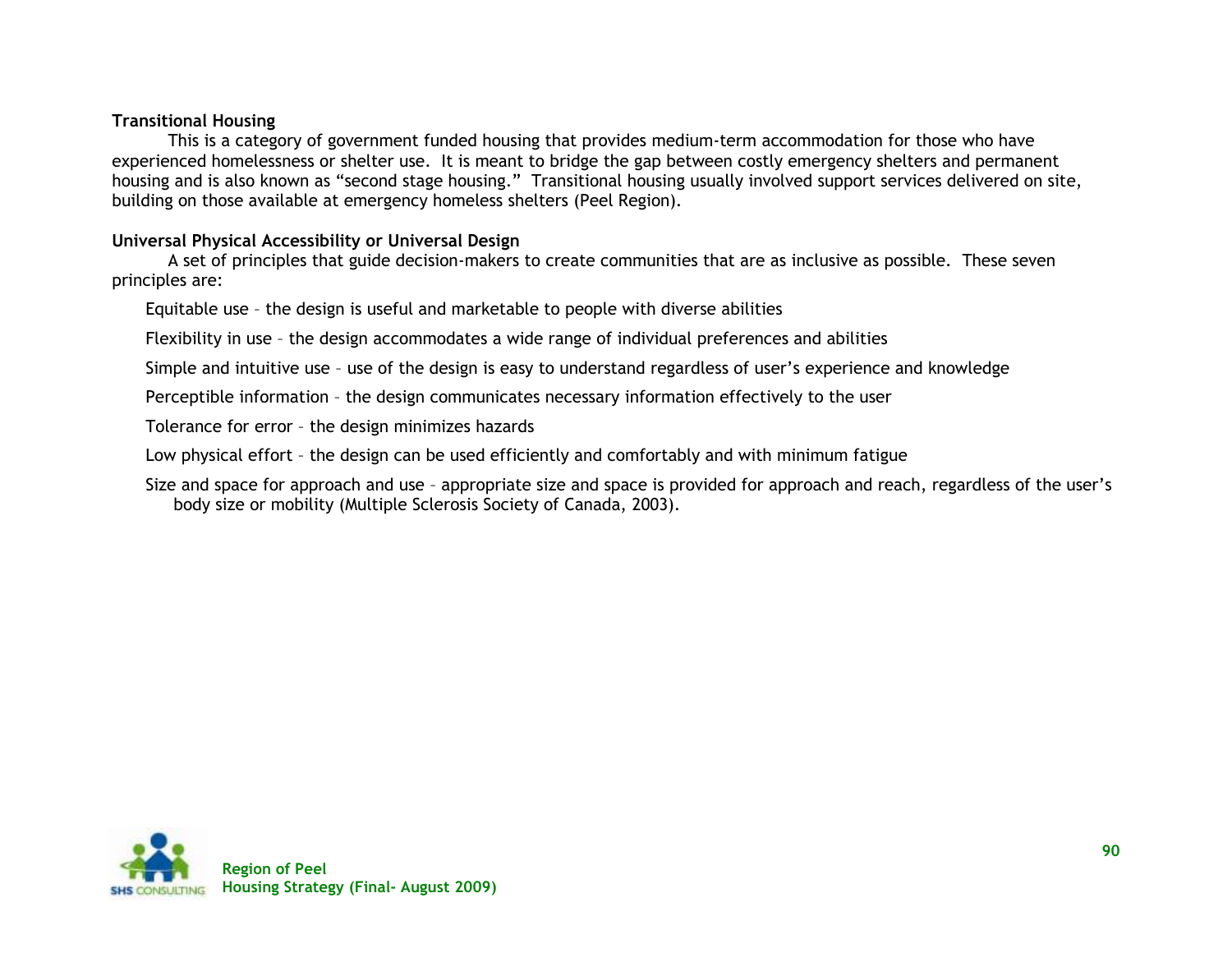**Transitional Housing**

This is a category of government funded housing that provides medium-term accommodation for those who have experienced homelessness or shelter use. It is meant to bridge the gap between costly emergency shelters and permanent housing and is also known as "second stage housing." Transitional housing usually involved support services delivered on site, building on those available at emergency homeless shelters (Peel Region).

**Universal Physical Accessibility or Universal Design**

A set of principles that guide decision-makers to create communities that are as inclusive as possible. These seven principles are:

- Equitable use – the design is useful and marketable to people with diverse abilities
- Flexibility in use – the design accommodates a wide range of individual preferences and abilities
- Simple and intuitive use – use of the design is easy to understand regardless of user's experience and knowledge
- Perceptible information – the design communicates necessary information effectively to the user
- Tolerance for error – the design minimizes hazards
- Low physical effort – the design can be used efficiently and comfortably and with minimum fatigue
- Size and space for approach and use – appropriate size and space is provided for approach and reach, regardless of the user's body size or mobility (Multiple Sclerosis Society of Canada, 2003).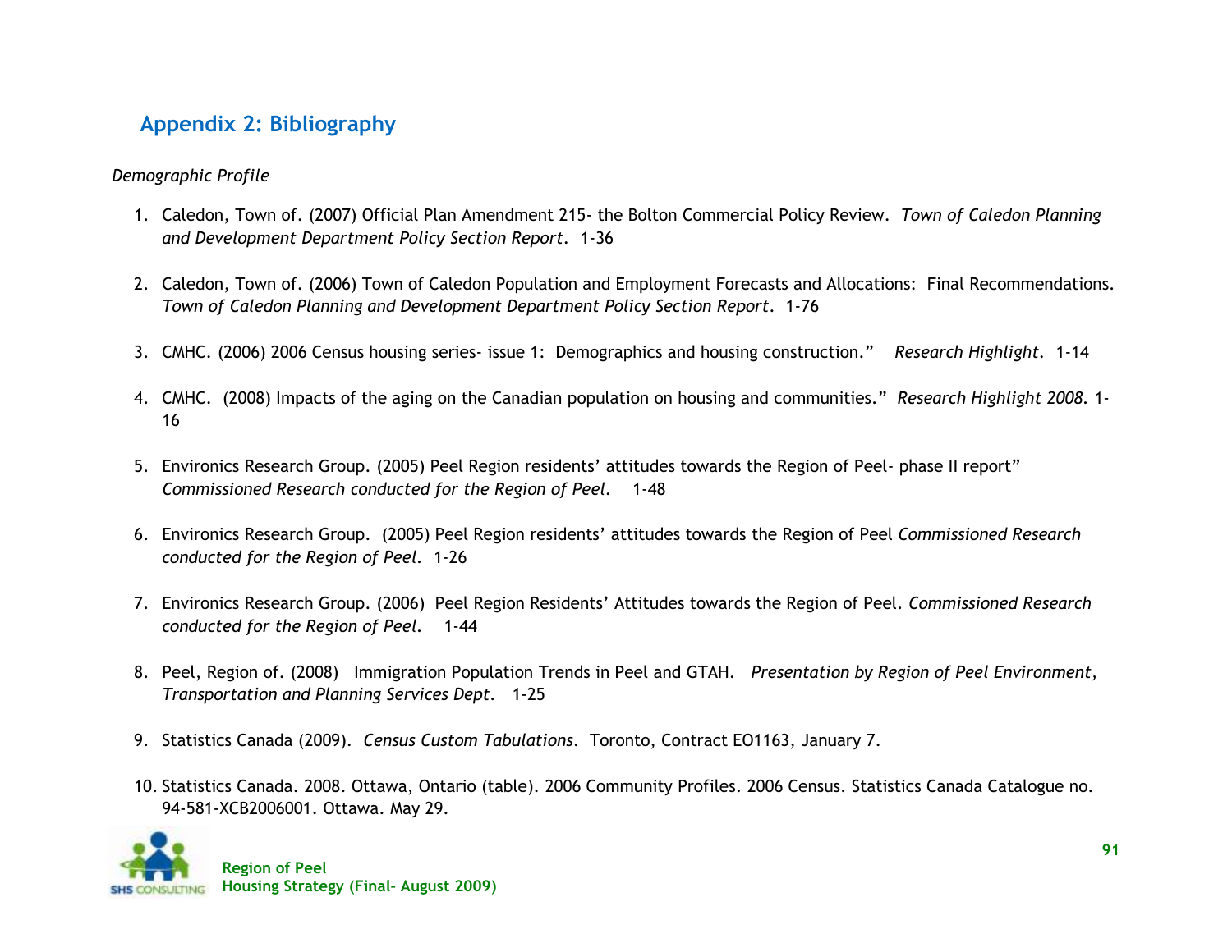## Appendix 2: Bibliography

*Demographic Profile*

1. Caledon, Town of. (2007) Official Plan Amendment 215- the Bolton Commercial Policy Review. *Town of Caledon Planning and Development Department Policy Section Report*. 1-36

2. Caledon, Town of. (2006) Town of Caledon Population and Employment Forecasts and Allocations: Final Recommendations. *Town of Caledon Planning and Development Department Policy Section Report*. 1-76

3. CMHC. (2006) 2006 Census housing series- issue 1: Demographics and housing construction." *Research Highlight*. 1-14

4. CMHC. (2008) Impacts of the aging on the Canadian population on housing and communities." *Research Highlight 2008*. 1-16

5. Environics Research Group. (2005) Peel Region residents' attitudes towards the Region of Peel- phase II report" *Commissioned Research conducted for the Region of Peel*. 1-48

6. Environics Research Group. (2005) Peel Region residents' attitudes towards the Region of Peel *Commissioned Research conducted for the Region of Peel*. 1-26

7. Environics Research Group. (2006) Peel Region Residents' Attitudes towards the Region of Peel. *Commissioned Research conducted for the Region of Peel*. 1-44

8. Peel, Region of. (2008) Immigration Population Trends in Peel and GTAH. *Presentation by Region of Peel Environment, Transportation and Planning Services Dept*. 1-25

9. Statistics Canada (2009). *Census Custom Tabulations*. Toronto, Contract EO1163, January 7.

10. Statistics Canada. 2008. Ottawa, Ontario (table). 2006 Community Profiles. 2006 Census. Statistics Canada Catalogue no. 94-581-XCB2006001. Ottawa. May 29.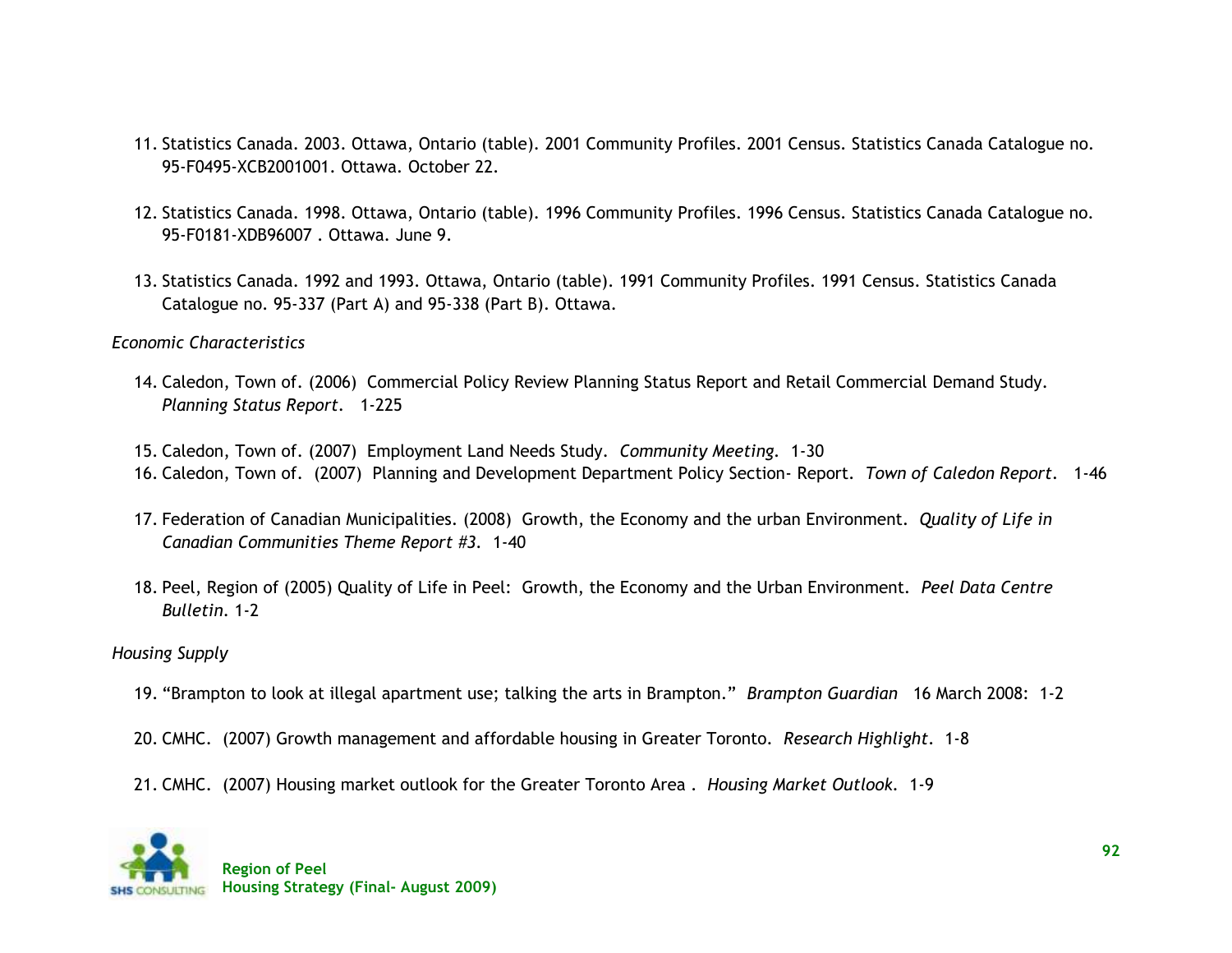11. Statistics Canada. 2003. Ottawa, Ontario (table). 2001 Community Profiles. 2001 Census. Statistics Canada Catalogue no. 95-F0495-XCB2001001. Ottawa. October 22.

12. Statistics Canada. 1998. Ottawa, Ontario (table). 1996 Community Profiles. 1996 Census. Statistics Canada Catalogue no. 95-F0181-XDB96007 . Ottawa. June 9.

13. Statistics Canada. 1992 and 1993. Ottawa, Ontario (table). 1991 Community Profiles. 1991 Census. Statistics Canada Catalogue no. 95-337 (Part A) and 95-338 (Part B). Ottawa.

*Economic Characteristics*

14. Caledon, Town of. (2006) Commercial Policy Review Planning Status Report and Retail Commercial Demand Study. *Planning Status Report*. 1-225

15. Caledon, Town of. (2007) Employment Land Needs Study. *Community Meeting*. 1-30
16. Caledon, Town of. (2007) Planning and Development Department Policy Section- Report. *Town of Caledon Report*. 1-46

17. Federation of Canadian Municipalities. (2008) Growth, the Economy and the urban Environment. *Quality of Life in Canadian Communities Theme Report #3*. 1-40

18. Peel, Region of (2005) Quality of Life in Peel: Growth, the Economy and the Urban Environment. *Peel Data Centre Bulletin*. 1-2

*Housing Supply*

19. "Brampton to look at illegal apartment use; talking the arts in Brampton." *Brampton Guardian* 16 March 2008: 1-2

20. CMHC. (2007) Growth management and affordable housing in Greater Toronto. *Research Highlight*. 1-8

21. CMHC. (2007) Housing market outlook for the Greater Toronto Area . *Housing Market Outlook*. 1-9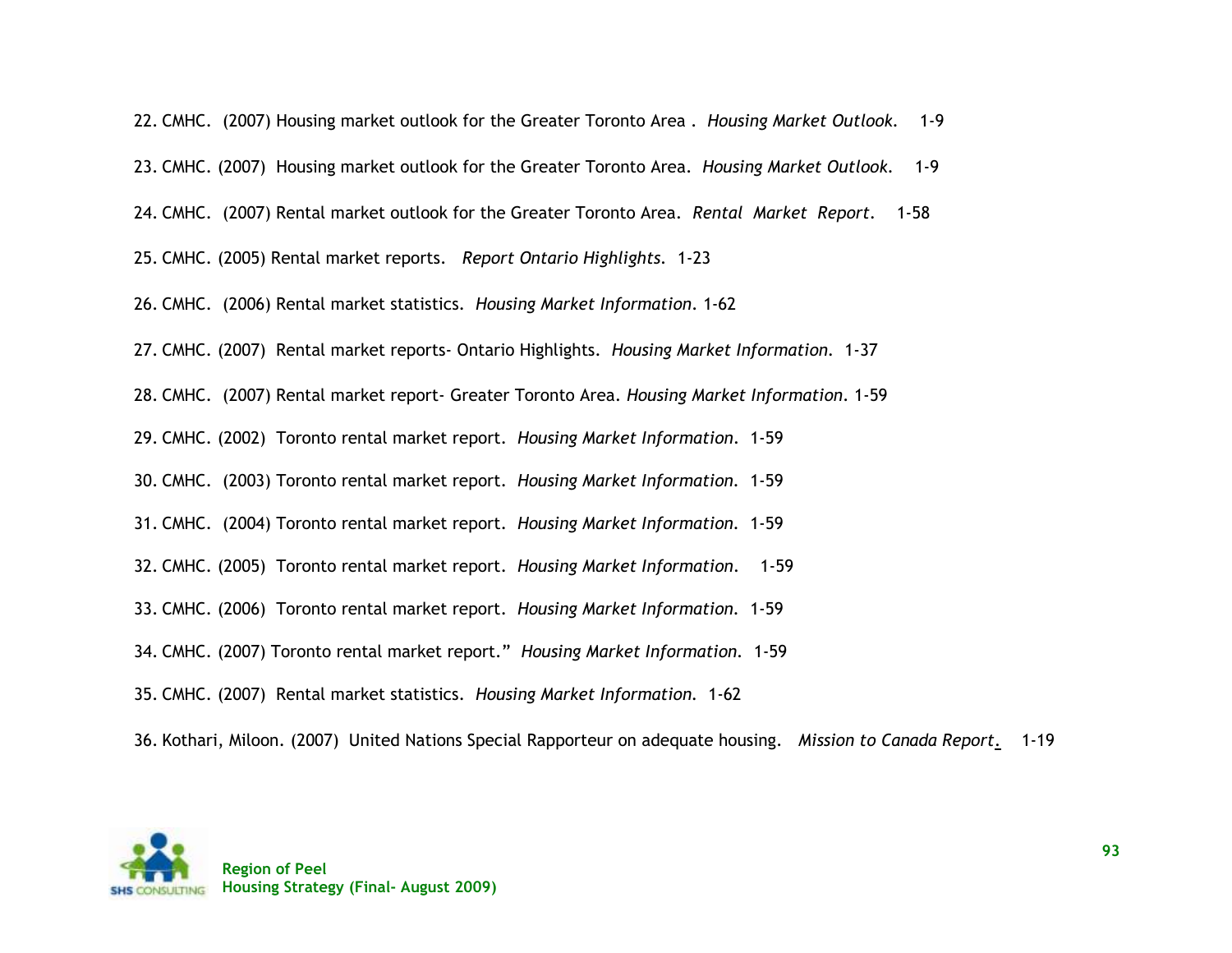22. CMHC. (2007) Housing market outlook for the Greater Toronto Area . *Housing Market Outlook*. 1-9

23. CMHC. (2007) Housing market outlook for the Greater Toronto Area. *Housing Market Outlook*. 1-9

24. CMHC. (2007) Rental market outlook for the Greater Toronto Area. *Rental Market Report*. 1-58

25. CMHC. (2005) Rental market reports. *Report Ontario Highlights*. 1-23

26. CMHC. (2006) Rental market statistics. *Housing Market Information*. 1-62

27. CMHC. (2007) Rental market reports- Ontario Highlights. *Housing Market Information*. 1-37

28. CMHC. (2007) Rental market report- Greater Toronto Area. *Housing Market Information*. 1-59

29. CMHC. (2002) Toronto rental market report. *Housing Market Information*. 1-59

30. CMHC. (2003) Toronto rental market report. *Housing Market Information*. 1-59

31. CMHC. (2004) Toronto rental market report. *Housing Market Information*. 1-59

32. CMHC. (2005) Toronto rental market report. *Housing Market Information*. 1-59

33. CMHC. (2006) Toronto rental market report. *Housing Market Information*. 1-59

34. CMHC. (2007) Toronto rental market report." *Housing Market Information*. 1-59

35. CMHC. (2007) Rental market statistics. *Housing Market Information*. 1-62

36. Kothari, Miloon. (2007) United Nations Special Rapporteur on adequate housing. *Mission to Canada Report*. 1-19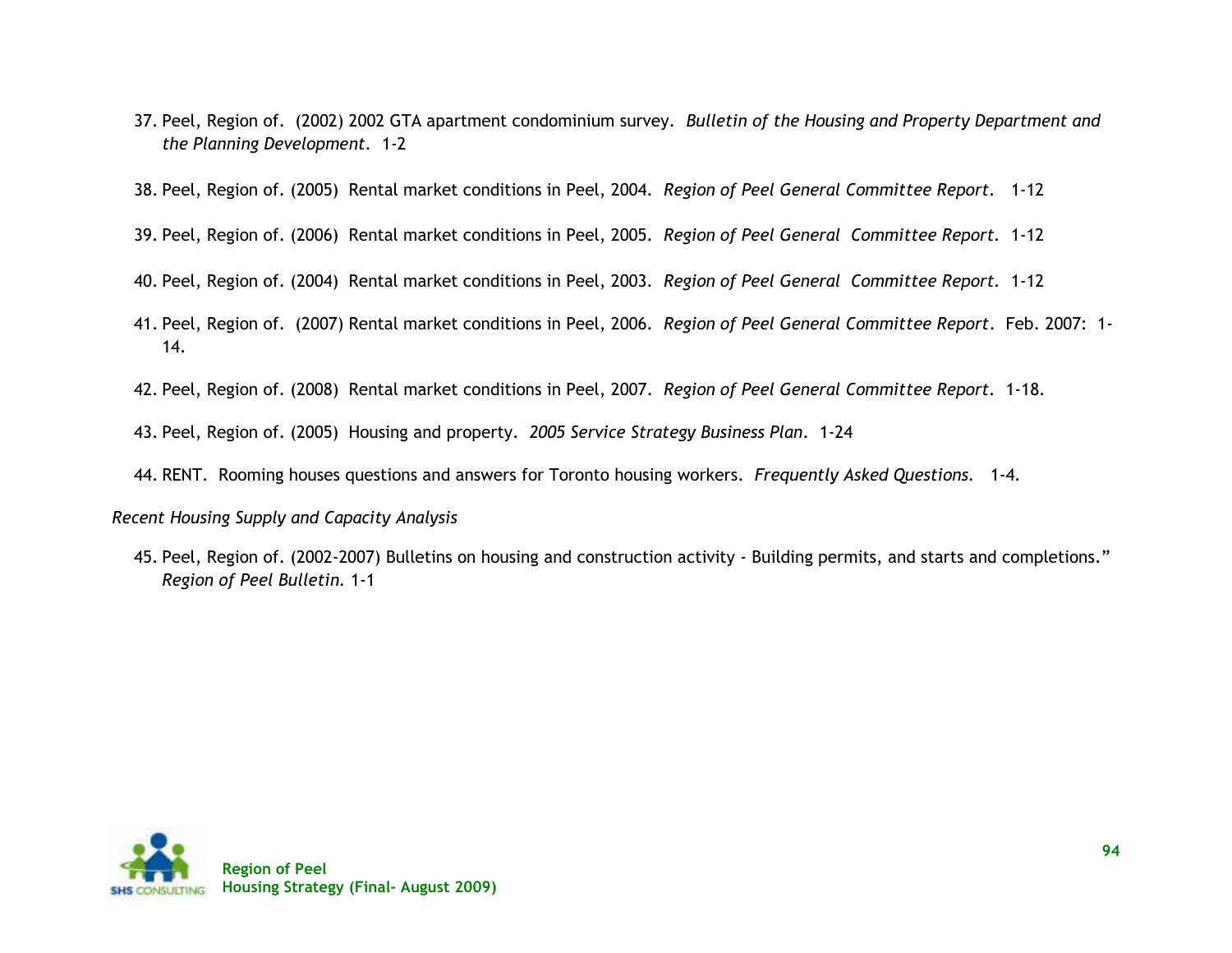37. Peel, Region of. (2002) 2002 GTA apartment condominium survey. *Bulletin of the Housing and Property Department and the Planning Development*. 1-2

38. Peel, Region of. (2005) Rental market conditions in Peel, 2004. *Region of Peel General Committee Report*. 1-12

39. Peel, Region of. (2006) Rental market conditions in Peel, 2005. *Region of Peel General Committee Report*. 1-12

40. Peel, Region of. (2004) Rental market conditions in Peel, 2003. *Region of Peel General Committee Report*. 1-12

41. Peel, Region of. (2007) Rental market conditions in Peel, 2006. *Region of Peel General Committee Report*. Feb. 2007: 1-14.

42. Peel, Region of. (2008) Rental market conditions in Peel, 2007. *Region of Peel General Committee Report*. 1-18.

43. Peel, Region of. (2005) Housing and property. *2005 Service Strategy Business Plan*. 1-24

44. RENT. Rooming houses questions and answers for Toronto housing workers. *Frequently Asked Questions*. 1-4.

*Recent Housing Supply and Capacity Analysis*

45. Peel, Region of. (2002-2007) Bulletins on housing and construction activity - Building permits, and starts and completions." *Region of Peel Bulletin*. 1-1